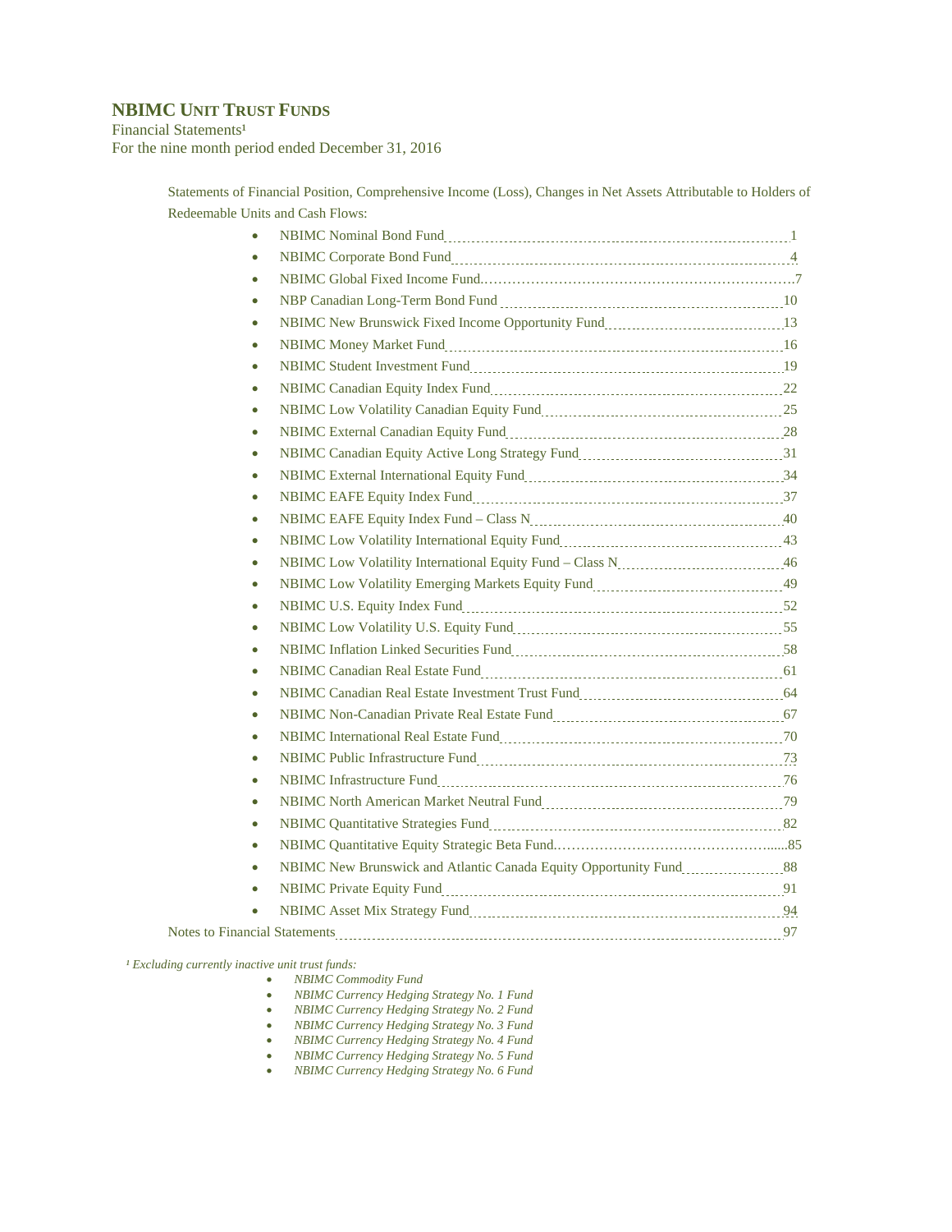# NBIMC UNIT TRUST FUNDS

Financial Statements[1]

For the nine month period ended December 31, 2016

Statements of Financial Position, Comprehensive Income (Loss), Changes in Net Assets Attributable to Holders of Redeemable Units and Cash Flows:

- NBIMC Nominal Bond Fund ........ 1
- NBIMC Corporate Bond Fund ........ 4
- NBIMC Global Fixed Income Fund ........ 7
- NBP Canadian Long-Term Bond Fund ........ 10
- NBIMC New Brunswick Fixed Income Opportunity Fund ........ 13
- NBIMC Money Market Fund ........ 16
- NBIMC Student Investment Fund ........ 19
- NBIMC Canadian Equity Index Fund ........ 22
- NBIMC Low Volatility Canadian Equity Fund ........ 25
- NBIMC External Canadian Equity Fund ........ 28
- NBIMC Canadian Equity Active Long Strategy Fund ........ 31
- NBIMC External International Equity Fund ........ 34
- NBIMC EAFE Equity Index Fund ........ 37
- NBIMC EAFE Equity Index Fund – Class N ........ 40
- NBIMC Low Volatility International Equity Fund ........ 43
- NBIMC Low Volatility International Equity Fund – Class N ........ 46
- NBIMC Low Volatility Emerging Markets Equity Fund ........ 49
- NBIMC U.S. Equity Index Fund ........ 52
- NBIMC Low Volatility U.S. Equity Fund ........ 55
- NBIMC Inflation Linked Securities Fund ........ 58
- NBIMC Canadian Real Estate Fund ........ 61
- NBIMC Canadian Real Estate Investment Trust Fund ........ 64
- NBIMC Non-Canadian Private Real Estate Fund ........ 67
- NBIMC International Real Estate Fund ........ 70
- NBIMC Public Infrastructure Fund ........ 73
- NBIMC Infrastructure Fund ........ 76
- NBIMC North American Market Neutral Fund ........ 79
- NBIMC Quantitative Strategies Fund ........ 82
- NBIMC Quantitative Equity Strategic Beta Fund ........ 85
- NBIMC New Brunswick and Atlantic Canada Equity Opportunity Fund ........ 88
- NBIMC Private Equity Fund ........ 91
- NBIMC Asset Mix Strategy Fund ........ 94

Notes to Financial Statements ........ 97

*[1] Excluding currently inactive unit trust funds:*

- *NBIMC Commodity Fund*
- *NBIMC Currency Hedging Strategy No. 1 Fund*
- *NBIMC Currency Hedging Strategy No. 2 Fund*
- *NBIMC Currency Hedging Strategy No. 3 Fund*
- *NBIMC Currency Hedging Strategy No. 4 Fund*
- *NBIMC Currency Hedging Strategy No. 5 Fund*
- *NBIMC Currency Hedging Strategy No. 6 Fund*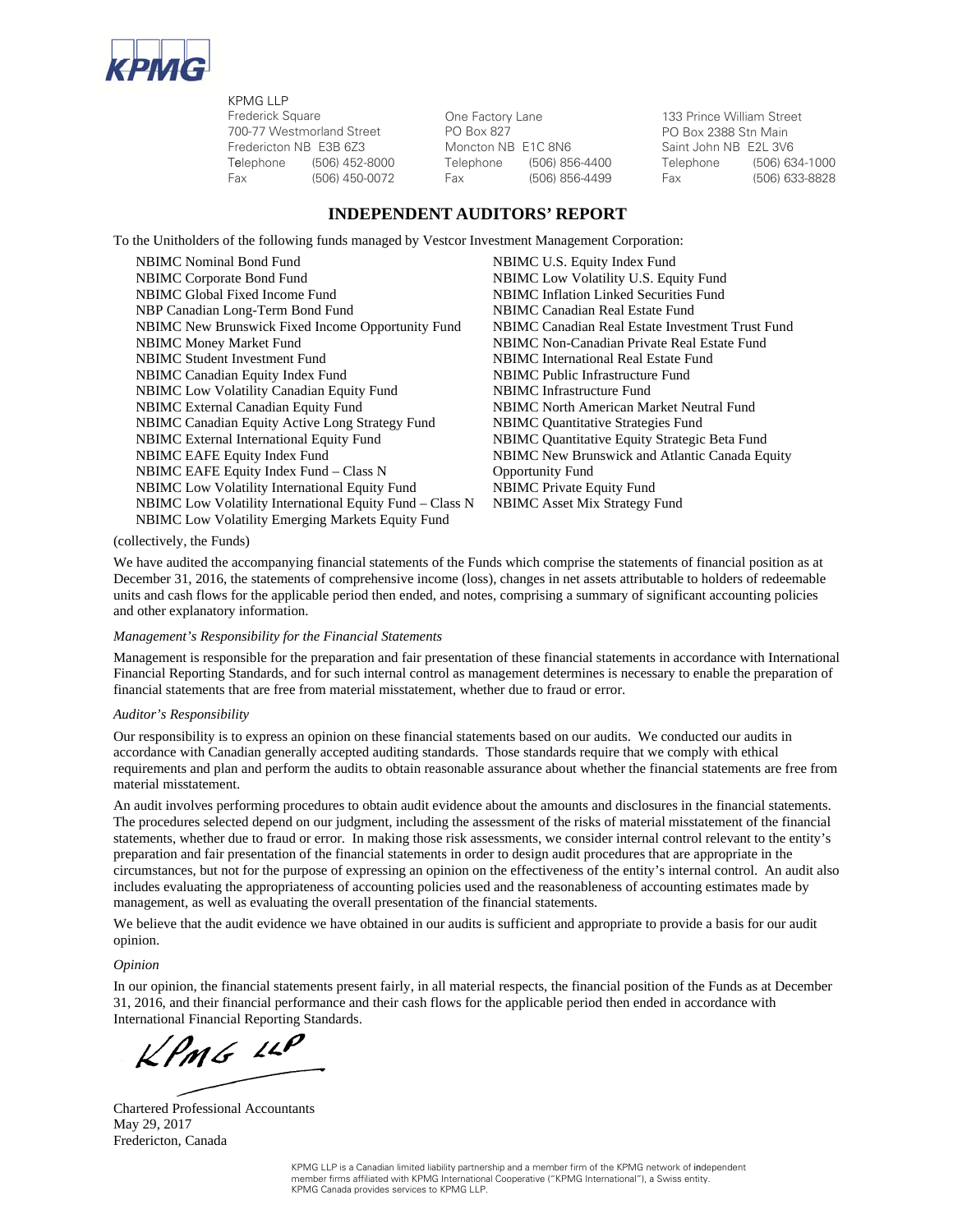KPMG LLP
Frederick Square
700-77 Westmorland Street
Fredericton NB E3B 6Z3
Telephone (506) 452-8000
Fax (506) 450-0072

One Factory Lane
PO Box 827
Moncton NB E1C 8N6
Telephone (506) 856-4400
Fax (506) 856-4499

133 Prince William Street
PO Box 2388 Stn Main
Saint John NB E2L 3V6
Telephone (506) 634-1000
Fax (506) 633-8828

# INDEPENDENT AUDITORS' REPORT

To the Unitholders of the following funds managed by Vestcor Investment Management Corporation:

NBIMC Nominal Bond Fund
NBIMC Corporate Bond Fund
NBIMC Global Fixed Income Fund
NBP Canadian Long-Term Bond Fund
NBIMC New Brunswick Fixed Income Opportunity Fund
NBIMC Money Market Fund
NBIMC Student Investment Fund
NBIMC Canadian Equity Index Fund
NBIMC Low Volatility Canadian Equity Fund
NBIMC External Canadian Equity Fund
NBIMC Canadian Equity Active Long Strategy Fund
NBIMC External International Equity Fund
NBIMC EAFE Equity Index Fund
NBIMC EAFE Equity Index Fund – Class N
NBIMC Low Volatility International Equity Fund
NBIMC Low Volatility International Equity Fund – Class N
NBIMC Low Volatility Emerging Markets Equity Fund
NBIMC U.S. Equity Index Fund
NBIMC Low Volatility U.S. Equity Fund
NBIMC Inflation Linked Securities Fund
NBIMC Canadian Real Estate Fund
NBIMC Canadian Real Estate Investment Trust Fund
NBIMC Non-Canadian Private Real Estate Fund
NBIMC International Real Estate Fund
NBIMC Public Infrastructure Fund
NBIMC Infrastructure Fund
NBIMC North American Market Neutral Fund
NBIMC Quantitative Strategies Fund
NBIMC Quantitative Equity Strategic Beta Fund
NBIMC New Brunswick and Atlantic Canada Equity Opportunity Fund
NBIMC Private Equity Fund
NBIMC Asset Mix Strategy Fund

(collectively, the Funds)

We have audited the accompanying financial statements of the Funds which comprise the statements of financial position as at December 31, 2016, the statements of comprehensive income (loss), changes in net assets attributable to holders of redeemable units and cash flows for the applicable period then ended, and notes, comprising a summary of significant accounting policies and other explanatory information.

*Management's Responsibility for the Financial Statements*

Management is responsible for the preparation and fair presentation of these financial statements in accordance with International Financial Reporting Standards, and for such internal control as management determines is necessary to enable the preparation of financial statements that are free from material misstatement, whether due to fraud or error.

*Auditor's Responsibility*

Our responsibility is to express an opinion on these financial statements based on our audits. We conducted our audits in accordance with Canadian generally accepted auditing standards. Those standards require that we comply with ethical requirements and plan and perform the audits to obtain reasonable assurance about whether the financial statements are free from material misstatement.

An audit involves performing procedures to obtain audit evidence about the amounts and disclosures in the financial statements. The procedures selected depend on our judgment, including the assessment of the risks of material misstatement of the financial statements, whether due to fraud or error. In making those risk assessments, we consider internal control relevant to the entity's preparation and fair presentation of the financial statements in order to design audit procedures that are appropriate in the circumstances, but not for the purpose of expressing an opinion on the effectiveness of the entity's internal control. An audit also includes evaluating the appropriateness of accounting policies used and the reasonableness of accounting estimates made by management, as well as evaluating the overall presentation of the financial statements.

We believe that the audit evidence we have obtained in our audits is sufficient and appropriate to provide a basis for our audit opinion.

*Opinion*

In our opinion, the financial statements present fairly, in all material respects, the financial position of the Funds as at December 31, 2016, and their financial performance and their cash flows for the applicable period then ended in accordance with International Financial Reporting Standards.

KPMG LLP

Chartered Professional Accountants
May 29, 2017
Fredericton, Canada

KPMG LLP is a Canadian limited liability partnership and a member firm of the KPMG network of independent member firms affiliated with KPMG International Cooperative ("KPMG International"), a Swiss entity. KPMG Canada provides services to KPMG LLP.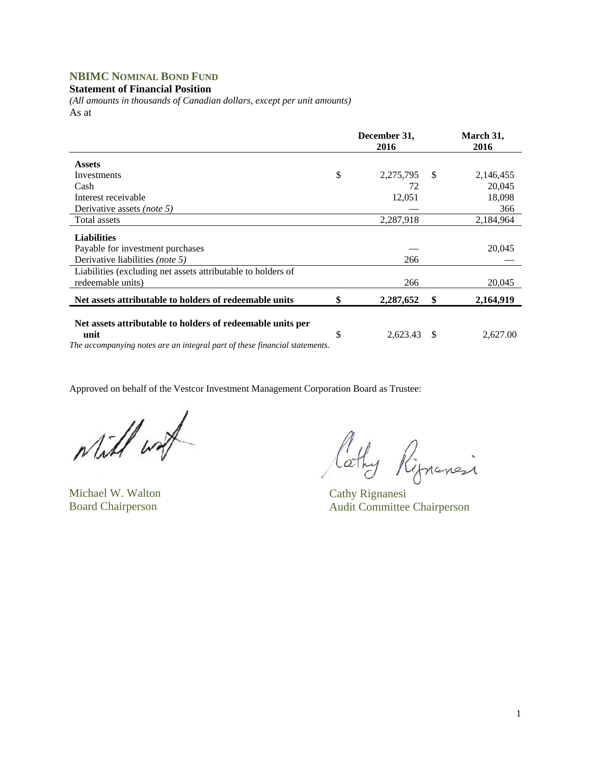## NBIMC NOMINAL BOND FUND

**Statement of Financial Position**

*(All amounts in thousands of Canadian dollars, except per unit amounts)*

As at

| | December 31, 2016 | March 31, 2016 |
|---|---|---|
| **Assets** | | |
| Investments | $ 2,275,795 | $ 2,146,455 |
| Cash | 72 | 20,045 |
| Interest receivable | 12,051 | 18,098 |
| Derivative assets *(note 5)* | — | 366 |
| Total assets | 2,287,918 | 2,184,964 |
| **Liabilities** | | |
| Payable for investment purchases | — | 20,045 |
| Derivative liabilities *(note 5)* | 266 | — |
| Liabilities (excluding net assets attributable to holders of redeemable units) | 266 | 20,045 |
| **Net assets attributable to holders of redeemable units** | **$ 2,287,652** | **$ 2,164,919** |
| **Net assets attributable to holders of redeemable units per unit** | $ 2,623.43 | $ 2,627.00 |

*The accompanying notes are an integral part of these financial statements.*

Approved on behalf of the Vestcor Investment Management Corporation Board as Trustee:

Michael W. Walton
Board Chairperson

Cathy Rignanesi
Audit Committee Chairperson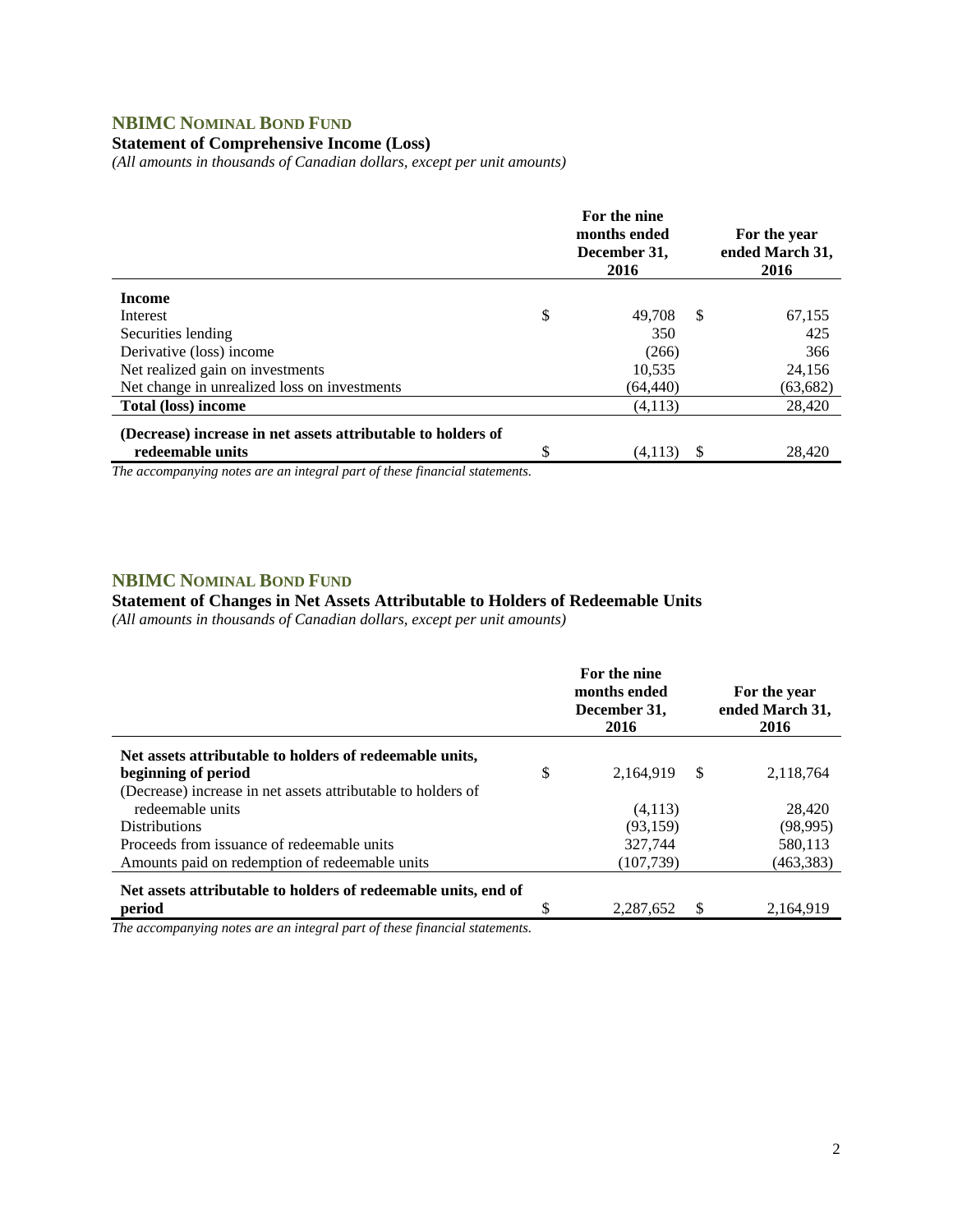## NBIMC Nominal Bond Fund

### Statement of Comprehensive Income (Loss)

*(All amounts in thousands of Canadian dollars, except per unit amounts)*

| | For the nine months ended December 31, 2016 | For the year ended March 31, 2016 |
|---|---|---|
| **Income** | | |
| Interest | $ 49,708 | $ 67,155 |
| Securities lending | 350 | 425 |
| Derivative (loss) income | (266) | 366 |
| Net realized gain on investments | 10,535 | 24,156 |
| Net change in unrealized loss on investments | (64,440) | (63,682) |
| **Total (loss) income** | (4,113) | 28,420 |
| **(Decrease) increase in net assets attributable to holders of redeemable units** | $ (4,113) | $ 28,420 |

*The accompanying notes are an integral part of these financial statements.*

## NBIMC Nominal Bond Fund

### Statement of Changes in Net Assets Attributable to Holders of Redeemable Units

*(All amounts in thousands of Canadian dollars, except per unit amounts)*

| | For the nine months ended December 31, 2016 | For the year ended March 31, 2016 |
|---|---|---|
| **Net assets attributable to holders of redeemable units, beginning of period** | $ 2,164,919 | $ 2,118,764 |
| (Decrease) increase in net assets attributable to holders of redeemable units | (4,113) | 28,420 |
| Distributions | (93,159) | (98,995) |
| Proceeds from issuance of redeemable units | 327,744 | 580,113 |
| Amounts paid on redemption of redeemable units | (107,739) | (463,383) |
| **Net assets attributable to holders of redeemable units, end of period** | $ 2,287,652 | $ 2,164,919 |

*The accompanying notes are an integral part of these financial statements.*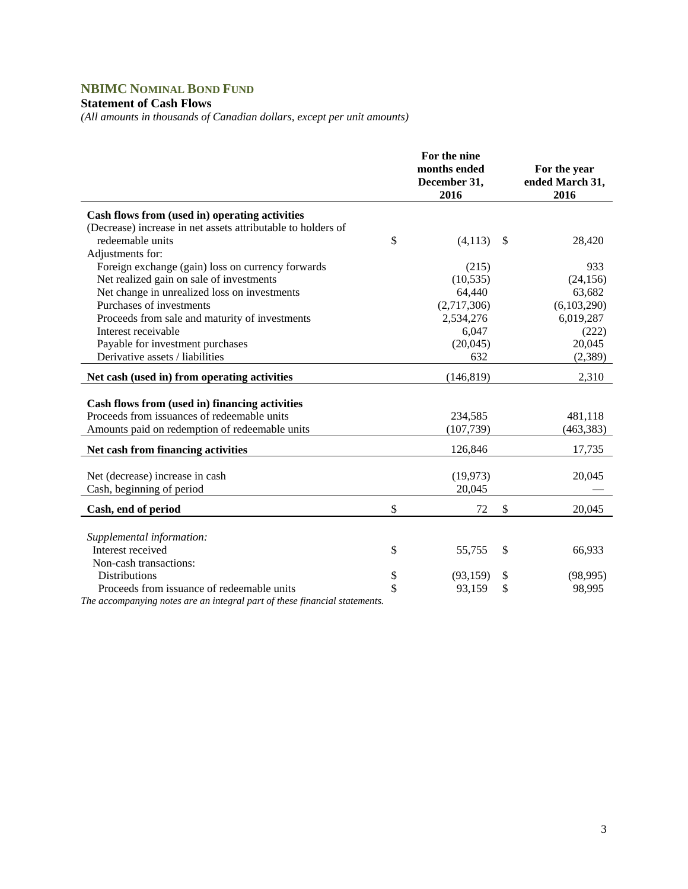# NBIMC NOMINAL BOND FUND

**Statement of Cash Flows**

*(All amounts in thousands of Canadian dollars, except per unit amounts)*

| | For the nine months ended December 31, 2016 | For the year ended March 31, 2016 |
|---|---|---|
| **Cash flows from (used in) operating activities** | | |
| (Decrease) increase in net assets attributable to holders of redeemable units | $ (4,113) | $ 28,420 |
| Adjustments for: | | |
| Foreign exchange (gain) loss on currency forwards | (215) | 933 |
| Net realized gain on sale of investments | (10,535) | (24,156) |
| Net change in unrealized loss on investments | 64,440 | 63,682 |
| Purchases of investments | (2,717,306) | (6,103,290) |
| Proceeds from sale and maturity of investments | 2,534,276 | 6,019,287 |
| Interest receivable | 6,047 | (222) |
| Payable for investment purchases | (20,045) | 20,045 |
| Derivative assets / liabilities | 632 | (2,389) |
| **Net cash (used in) from operating activities** | (146,819) | 2,310 |
| | | |
| **Cash flows from (used in) financing activities** | | |
| Proceeds from issuances of redeemable units | 234,585 | 481,118 |
| Amounts paid on redemption of redeemable units | (107,739) | (463,383) |
| **Net cash from financing activities** | 126,846 | 17,735 |
| | | |
| Net (decrease) increase in cash | (19,973) | 20,045 |
| Cash, beginning of period | 20,045 | — |
| **Cash, end of period** | $ 72 | $ 20,045 |
| | | |
| *Supplemental information:* | | |
| Interest received | $ 55,755 | $ 66,933 |
| Non-cash transactions: | | |
| Distributions | $ (93,159) | $ (98,995) |
| Proceeds from issuance of redeemable units | $ 93,159 | $ 98,995 |

*The accompanying notes are an integral part of these financial statements.*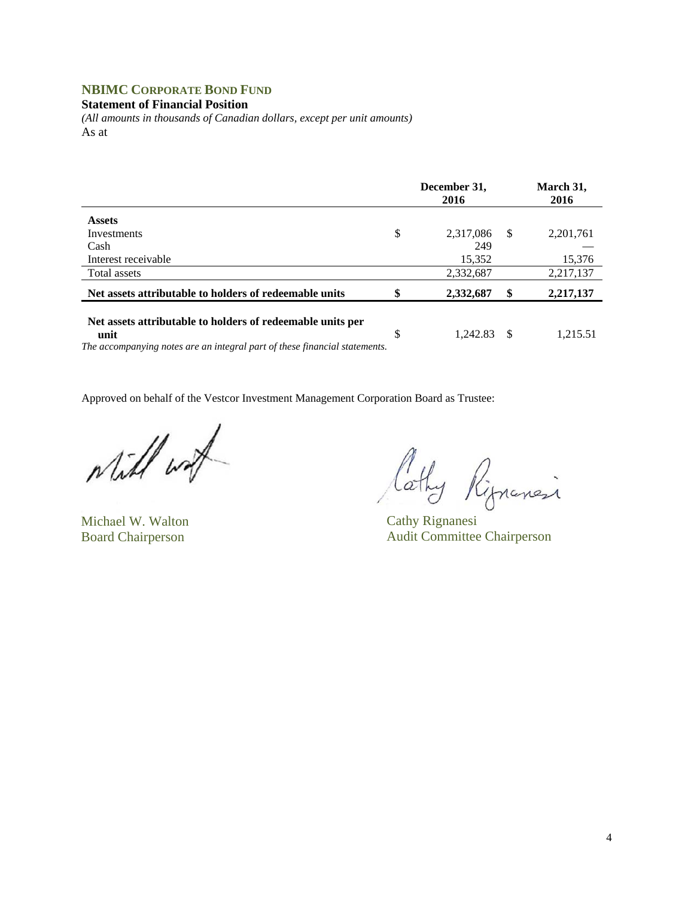## NBIMC Corporate Bond Fund

**Statement of Financial Position**

*(All amounts in thousands of Canadian dollars, except per unit amounts)*

As at

| | December 31, 2016 | March 31, 2016 |
|---|---|---|
| **Assets** | | |
| Investments | $ 2,317,086 | $ 2,201,761 |
| Cash | 249 | — |
| Interest receivable | 15,352 | 15,376 |
| Total assets | 2,332,687 | 2,217,137 |
| **Net assets attributable to holders of redeemable units** | **$ 2,332,687** | **$ 2,217,137** |
| **Net assets attributable to holders of redeemable units per unit** | $ 1,242.83 | $ 1,215.51 |

*The accompanying notes are an integral part of these financial statements.*

Approved on behalf of the Vestcor Investment Management Corporation Board as Trustee:

Michael W. Walton
Board Chairperson

Cathy Rignanesi
Audit Committee Chairperson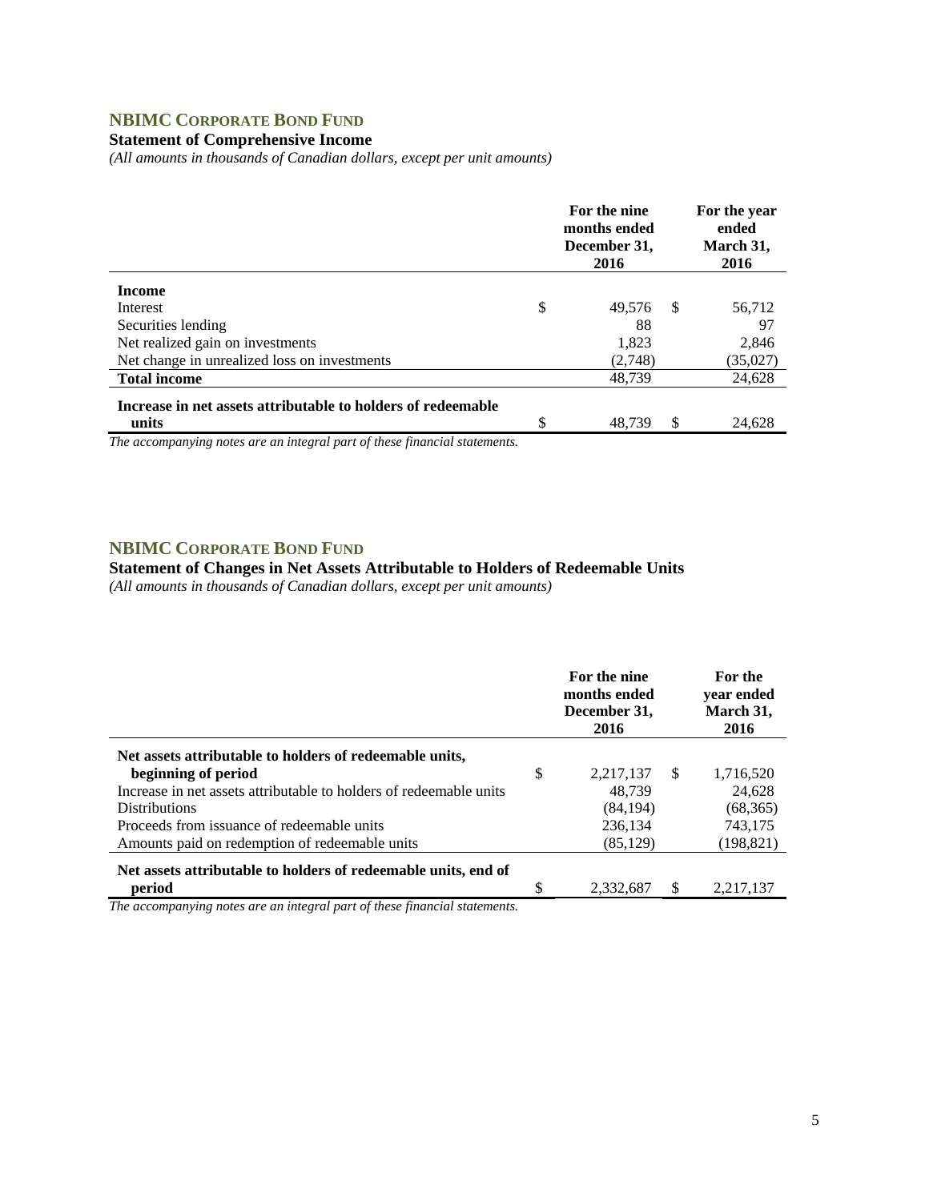## NBIMC CORPORATE BOND FUND

### Statement of Comprehensive Income

*(All amounts in thousands of Canadian dollars, except per unit amounts)*

| | For the nine months ended December 31, 2016 | For the year ended March 31, 2016 |
|---|---|---|
| **Income** | | |
| Interest | $ 49,576 | $ 56,712 |
| Securities lending | 88 | 97 |
| Net realized gain on investments | 1,823 | 2,846 |
| Net change in unrealized loss on investments | (2,748) | (35,027) |
| **Total income** | 48,739 | 24,628 |
| **Increase in net assets attributable to holders of redeemable units** | $ 48,739 | $ 24,628 |

*The accompanying notes are an integral part of these financial statements.*

## NBIMC CORPORATE BOND FUND

### Statement of Changes in Net Assets Attributable to Holders of Redeemable Units

*(All amounts in thousands of Canadian dollars, except per unit amounts)*

| | For the nine months ended December 31, 2016 | For the year ended March 31, 2016 |
|---|---|---|
| **Net assets attributable to holders of redeemable units, beginning of period** | $ 2,217,137 | $ 1,716,520 |
| Increase in net assets attributable to holders of redeemable units | 48,739 | 24,628 |
| Distributions | (84,194) | (68,365) |
| Proceeds from issuance of redeemable units | 236,134 | 743,175 |
| Amounts paid on redemption of redeemable units | (85,129) | (198,821) |
| **Net assets attributable to holders of redeemable units, end of period** | $ 2,332,687 | $ 2,217,137 |

*The accompanying notes are an integral part of these financial statements.*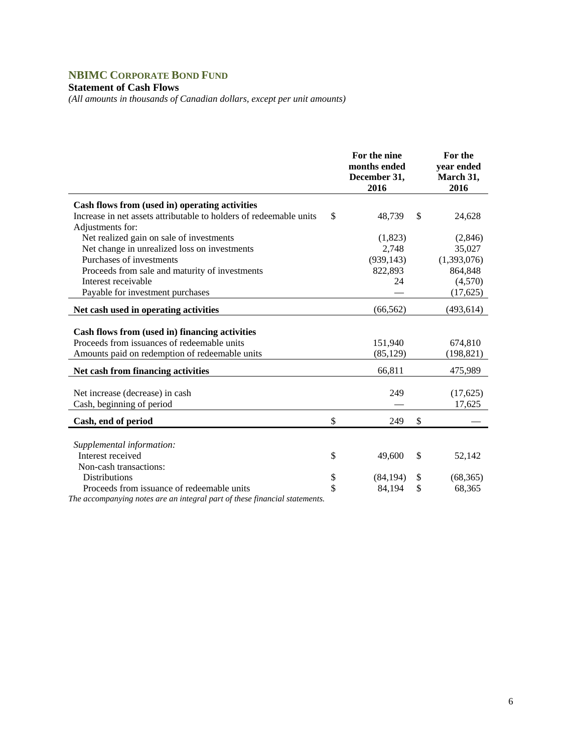# NBIMC CORPORATE BOND FUND

**Statement of Cash Flows**

*(All amounts in thousands of Canadian dollars, except per unit amounts)*

| | For the nine months ended December 31, 2016 | For the year ended March 31, 2016 |
|---|---|---|
| **Cash flows from (used in) operating activities** | | |
| Increase in net assets attributable to holders of redeemable units | $ 48,739 | $ 24,628 |
| Adjustments for: | | |
| Net realized gain on sale of investments | (1,823) | (2,846) |
| Net change in unrealized loss on investments | 2,748 | 35,027 |
| Purchases of investments | (939,143) | (1,393,076) |
| Proceeds from sale and maturity of investments | 822,893 | 864,848 |
| Interest receivable | 24 | (4,570) |
| Payable for investment purchases | — | (17,625) |
| **Net cash used in operating activities** | (66,562) | (493,614) |
| **Cash flows from (used in) financing activities** | | |
| Proceeds from issuances of redeemable units | 151,940 | 674,810 |
| Amounts paid on redemption of redeemable units | (85,129) | (198,821) |
| **Net cash from financing activities** | 66,811 | 475,989 |
| Net increase (decrease) in cash | 249 | (17,625) |
| Cash, beginning of period | — | 17,625 |
| **Cash, end of period** | $ 249 | $ — |
| *Supplemental information:* | | |
| Interest received | $ 49,600 | $ 52,142 |
| Non-cash transactions: | | |
| Distributions | $ (84,194) | $ (68,365) |
| Proceeds from issuance of redeemable units | $ 84,194 | $ 68,365 |

*The accompanying notes are an integral part of these financial statements.*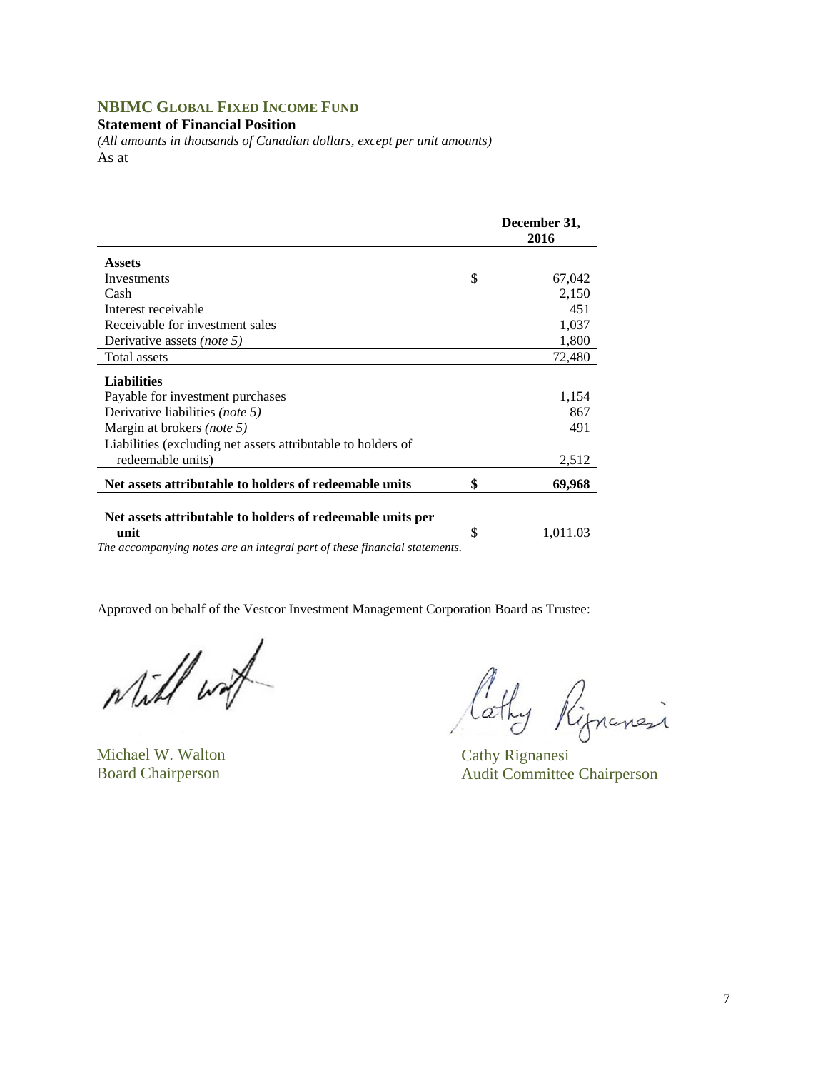# NBIMC Global Fixed Income Fund

**Statement of Financial Position**

*(All amounts in thousands of Canadian dollars, except per unit amounts)*

As at

| | | December 31, 2016 |
|---|---|---|
| **Assets** | | |
| Investments | $ | 67,042 |
| Cash | | 2,150 |
| Interest receivable | | 451 |
| Receivable for investment sales | | 1,037 |
| Derivative assets *(note 5)* | | 1,800 |
| Total assets | | 72,480 |
| **Liabilities** | | |
| Payable for investment purchases | | 1,154 |
| Derivative liabilities *(note 5)* | | 867 |
| Margin at brokers *(note 5)* | | 491 |
| Liabilities (excluding net assets attributable to holders of redeemable units) | | 2,512 |
| **Net assets attributable to holders of redeemable units** | **$** | **69,968** |
| **Net assets attributable to holders of redeemable units per unit** | $ | 1,011.03 |

*The accompanying notes are an integral part of these financial statements.*

Approved on behalf of the Vestcor Investment Management Corporation Board as Trustee:

Michael W. Walton
Board Chairperson

Cathy Rignanesi
Audit Committee Chairperson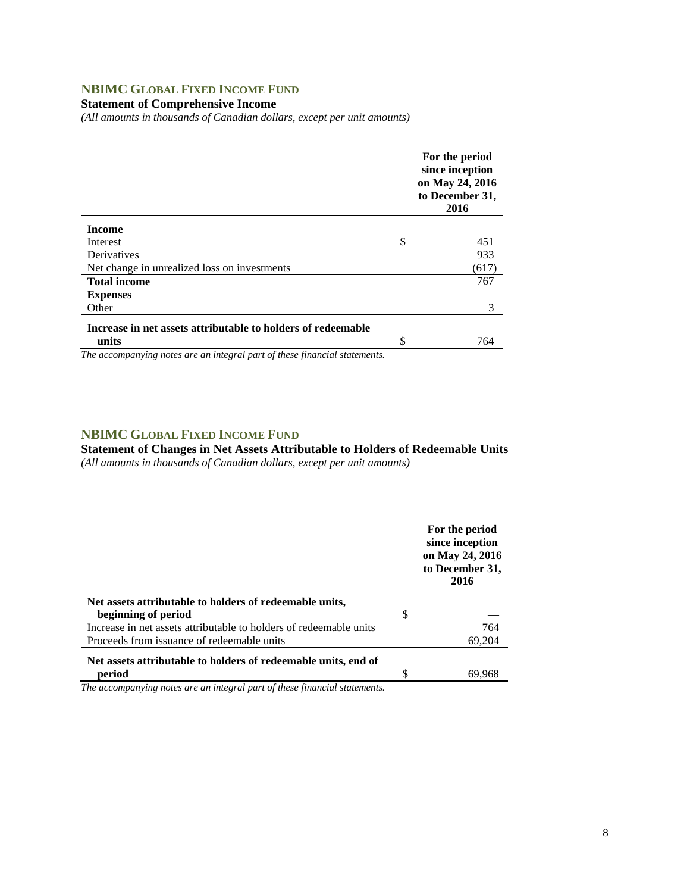## NBIMC GLOBAL FIXED INCOME FUND

**Statement of Comprehensive Income**

*(All amounts in thousands of Canadian dollars, except per unit amounts)*

| | For the period since inception on May 24, 2016 to December 31, 2016 |
|---|---|
| **Income** | |
| Interest | $ 451 |
| Derivatives | 933 |
| Net change in unrealized loss on investments | (617) |
| **Total income** | 767 |
| **Expenses** | |
| Other | 3 |
| **Increase in net assets attributable to holders of redeemable units** | $ 764 |

*The accompanying notes are an integral part of these financial statements.*

## NBIMC GLOBAL FIXED INCOME FUND

**Statement of Changes in Net Assets Attributable to Holders of Redeemable Units**

*(All amounts in thousands of Canadian dollars, except per unit amounts)*

| | For the period since inception on May 24, 2016 to December 31, 2016 |
|---|---|
| **Net assets attributable to holders of redeemable units, beginning of period** | $ — |
| Increase in net assets attributable to holders of redeemable units | 764 |
| Proceeds from issuance of redeemable units | 69,204 |
| **Net assets attributable to holders of redeemable units, end of period** | $ 69,968 |

*The accompanying notes are an integral part of these financial statements.*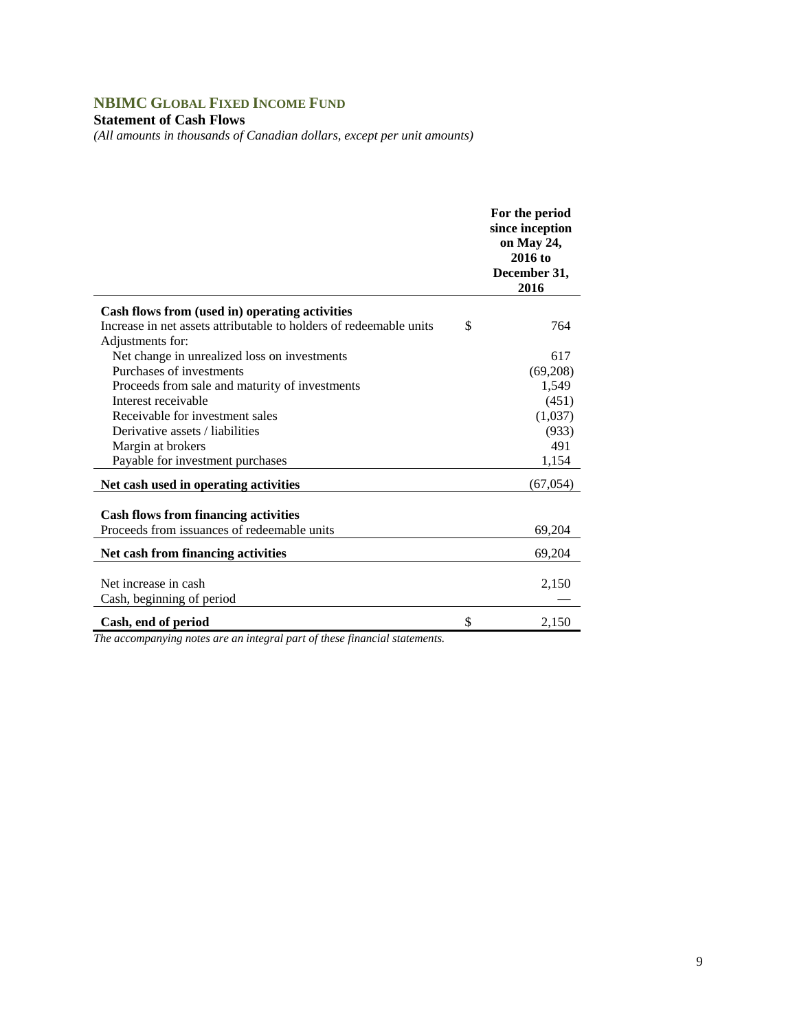# NBIMC GLOBAL FIXED INCOME FUND

**Statement of Cash Flows**

*(All amounts in thousands of Canadian dollars, except per unit amounts)*

| | | For the period since inception on May 24, 2016 to December 31, 2016 |
|---|---|---|
| **Cash flows from (used in) operating activities** | | |
| Increase in net assets attributable to holders of redeemable units | $ | 764 |
| Adjustments for: | | |
| Net change in unrealized loss on investments | | 617 |
| Purchases of investments | | (69,208) |
| Proceeds from sale and maturity of investments | | 1,549 |
| Interest receivable | | (451) |
| Receivable for investment sales | | (1,037) |
| Derivative assets / liabilities | | (933) |
| Margin at brokers | | 491 |
| Payable for investment purchases | | 1,154 |
| **Net cash used in operating activities** | | (67,054) |
| | | |
| **Cash flows from financing activities** | | |
| Proceeds from issuances of redeemable units | | 69,204 |
| **Net cash from financing activities** | | 69,204 |
| | | |
| Net increase in cash | | 2,150 |
| Cash, beginning of period | | — |
| **Cash, end of period** | $ | 2,150 |

*The accompanying notes are an integral part of these financial statements.*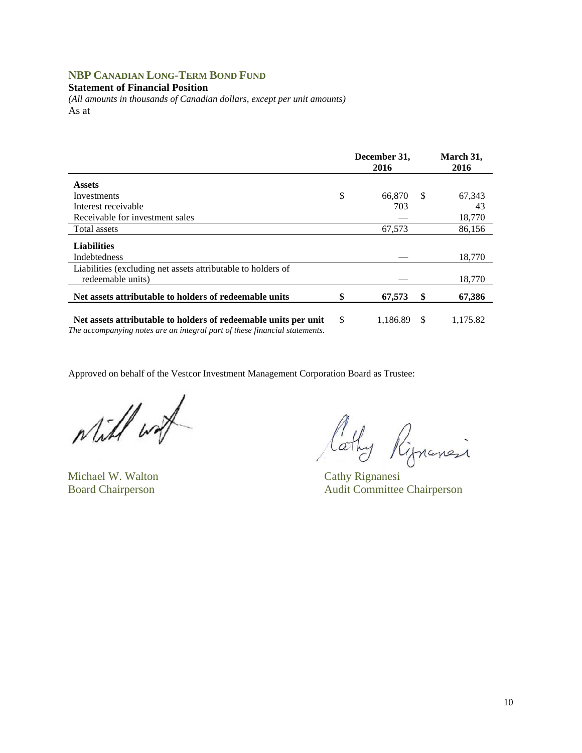## NBP CANADIAN LONG-TERM BOND FUND

**Statement of Financial Position**

*(All amounts in thousands of Canadian dollars, except per unit amounts)*

As at

| | December 31, 2016 | March 31, 2016 |
|---|---|---|
| **Assets** | | |
| Investments | $ 66,870 | $ 67,343 |
| Interest receivable | 703 | 43 |
| Receivable for investment sales | — | 18,770 |
| Total assets | 67,573 | 86,156 |
| **Liabilities** | | |
| Indebtedness | — | 18,770 |
| Liabilities (excluding net assets attributable to holders of redeemable units) | — | 18,770 |
| **Net assets attributable to holders of redeemable units** | **$ 67,573** | **$ 67,386** |
| **Net assets attributable to holders of redeemable units per unit** | $ 1,186.89 | $ 1,175.82 |

*The accompanying notes are an integral part of these financial statements.*

Approved on behalf of the Vestcor Investment Management Corporation Board as Trustee:

Michael W. Walton
Board Chairperson

Cathy Rignanesi
Audit Committee Chairperson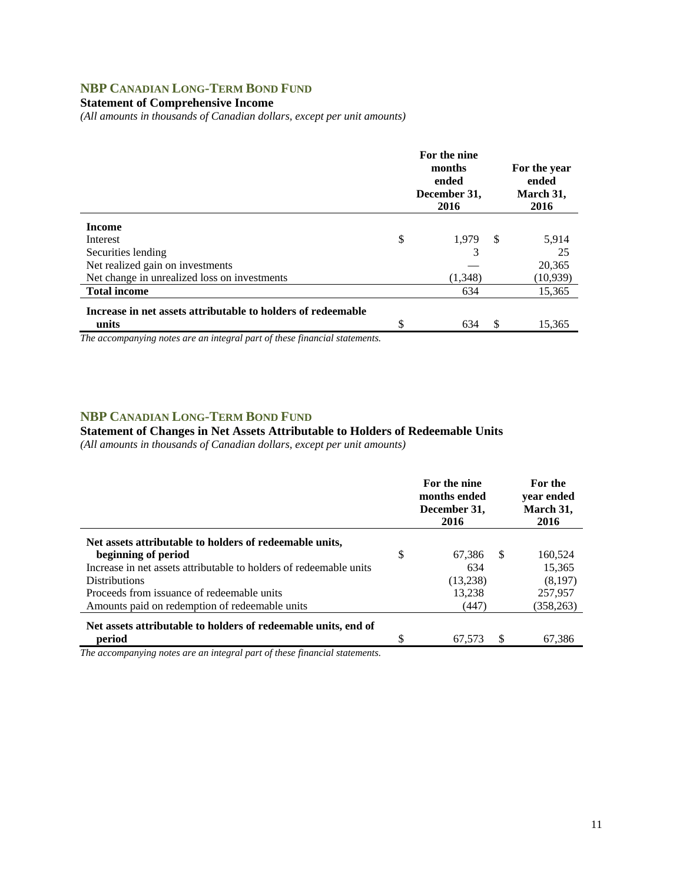## NBP CANADIAN LONG-TERM BOND FUND

### Statement of Comprehensive Income

*(All amounts in thousands of Canadian dollars, except per unit amounts)*

| | For the nine months ended December 31, 2016 | For the year ended March 31, 2016 |
|---|---|---|
| **Income** | | |
| Interest | $ 1,979 | $ 5,914 |
| Securities lending | 3 | 25 |
| Net realized gain on investments | — | 20,365 |
| Net change in unrealized loss on investments | (1,348) | (10,939) |
| **Total income** | 634 | 15,365 |
| **Increase in net assets attributable to holders of redeemable units** | $ 634 | $ 15,365 |

*The accompanying notes are an integral part of these financial statements.*

## NBP CANADIAN LONG-TERM BOND FUND

### Statement of Changes in Net Assets Attributable to Holders of Redeemable Units

*(All amounts in thousands of Canadian dollars, except per unit amounts)*

| | For the nine months ended December 31, 2016 | For the year ended March 31, 2016 |
|---|---|---|
| **Net assets attributable to holders of redeemable units, beginning of period** | $ 67,386 | $ 160,524 |
| Increase in net assets attributable to holders of redeemable units | 634 | 15,365 |
| Distributions | (13,238) | (8,197) |
| Proceeds from issuance of redeemable units | 13,238 | 257,957 |
| Amounts paid on redemption of redeemable units | (447) | (358,263) |
| **Net assets attributable to holders of redeemable units, end of period** | $ 67,573 | $ 67,386 |

*The accompanying notes are an integral part of these financial statements.*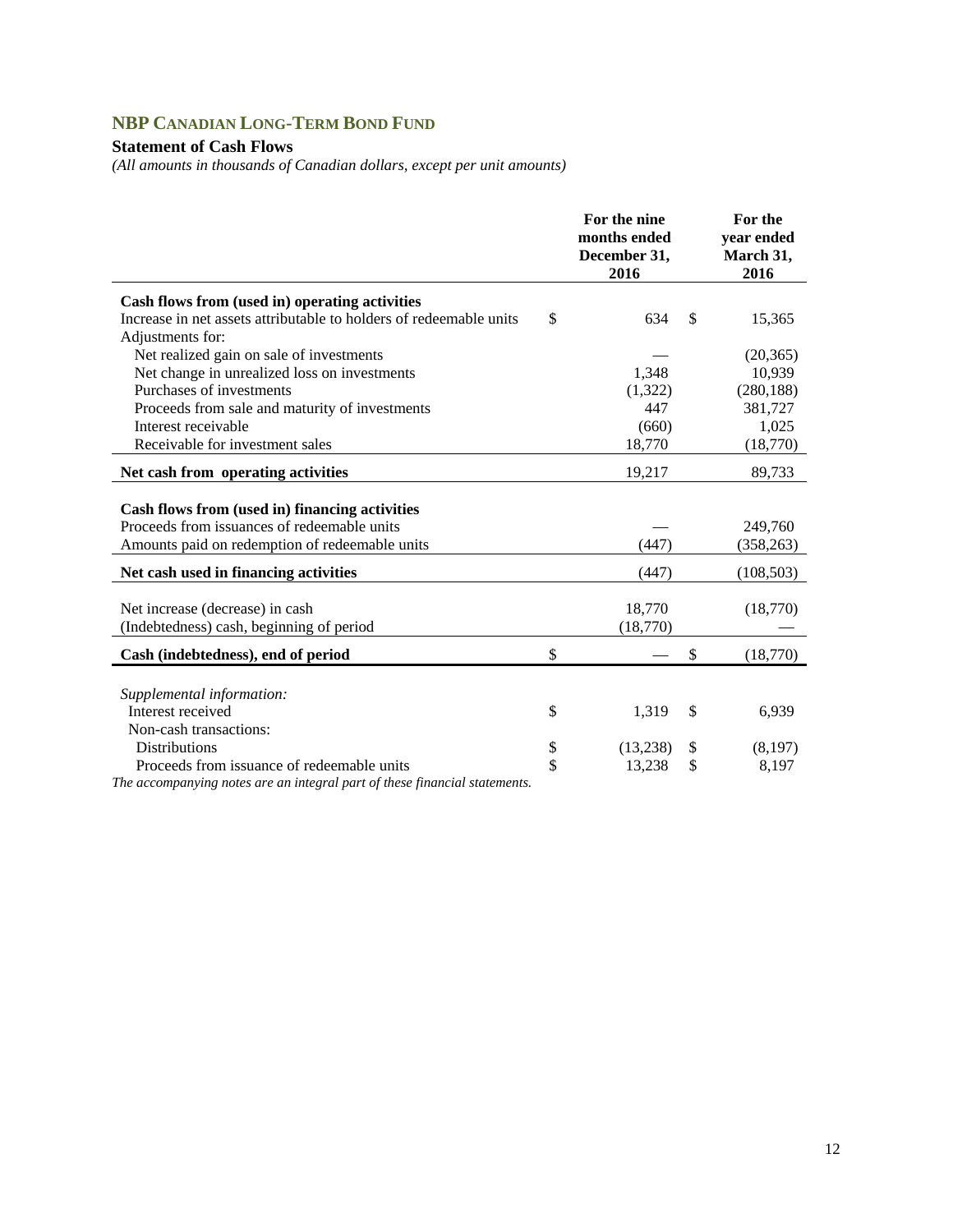## NBP CANADIAN LONG-TERM BOND FUND

### Statement of Cash Flows

*(All amounts in thousands of Canadian dollars, except per unit amounts)*

| | For the nine months ended December 31, 2016 | For the year ended March 31, 2016 |
|---|---|---|
| **Cash flows from (used in) operating activities** | | |
| Increase in net assets attributable to holders of redeemable units | $ 634 | $ 15,365 |
| Adjustments for: | | |
| Net realized gain on sale of investments | — | (20,365) |
| Net change in unrealized loss on investments | 1,348 | 10,939 |
| Purchases of investments | (1,322) | (280,188) |
| Proceeds from sale and maturity of investments | 447 | 381,727 |
| Interest receivable | (660) | 1,025 |
| Receivable for investment sales | 18,770 | (18,770) |
| **Net cash from operating activities** | 19,217 | 89,733 |
| **Cash flows from (used in) financing activities** | | |
| Proceeds from issuances of redeemable units | — | 249,760 |
| Amounts paid on redemption of redeemable units | (447) | (358,263) |
| **Net cash used in financing activities** | (447) | (108,503) |
| Net increase (decrease) in cash | 18,770 | (18,770) |
| (Indebtedness) cash, beginning of period | (18,770) | — |
| **Cash (indebtedness), end of period** | $ — | $ (18,770) |
| *Supplemental information:* | | |
| Interest received | $ 1,319 | $ 6,939 |
| Non-cash transactions: | | |
| Distributions | $ (13,238) | $ (8,197) |
| Proceeds from issuance of redeemable units | $ 13,238 | $ 8,197 |

*The accompanying notes are an integral part of these financial statements.*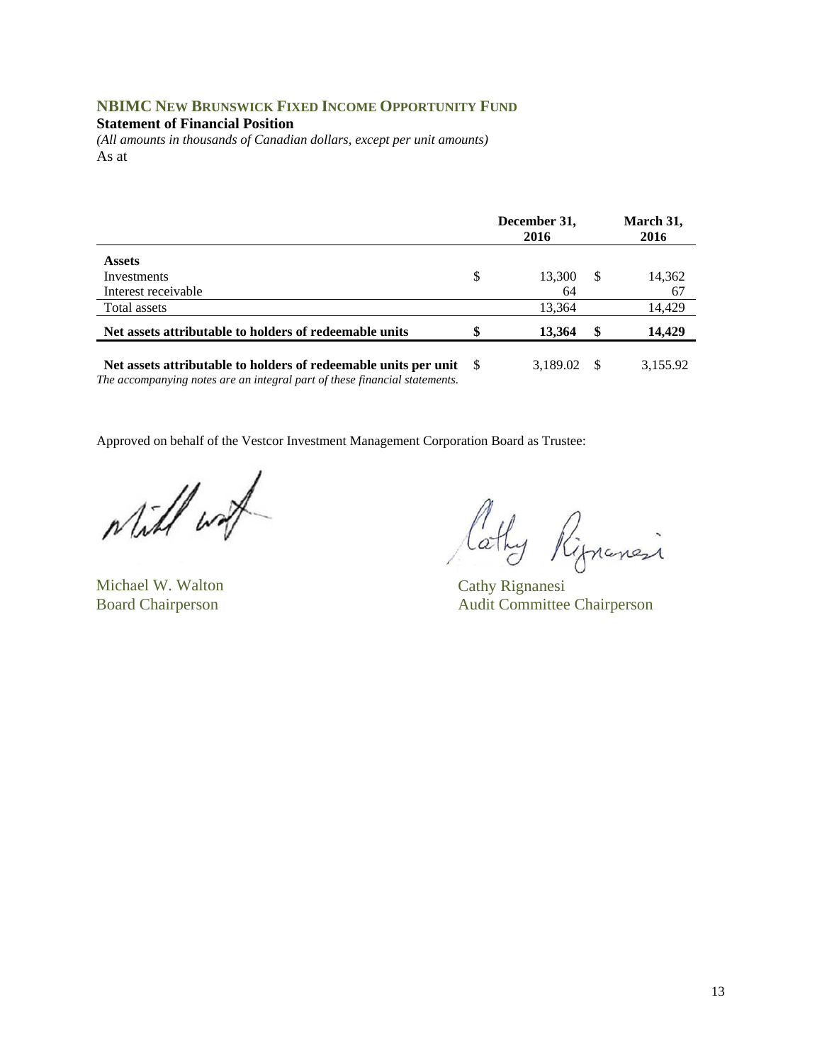# NBIMC NEW BRUNSWICK FIXED INCOME OPPORTUNITY FUND

**Statement of Financial Position**

*(All amounts in thousands of Canadian dollars, except per unit amounts)*

As at

| | December 31, 2016 | March 31, 2016 |
|---|---|---|
| **Assets** | | |
| Investments | $ 13,300 | $ 14,362 |
| Interest receivable | 64 | 67 |
| Total assets | 13,364 | 14,429 |
| **Net assets attributable to holders of redeemable units** | **$ 13,364** | **$ 14,429** |
| **Net assets attributable to holders of redeemable units per unit** | $ 3,189.02 | $ 3,155.92 |

*The accompanying notes are an integral part of these financial statements.*

Approved on behalf of the Vestcor Investment Management Corporation Board as Trustee:

Michael W. Walton
Board Chairperson

Cathy Rignanesi
Audit Committee Chairperson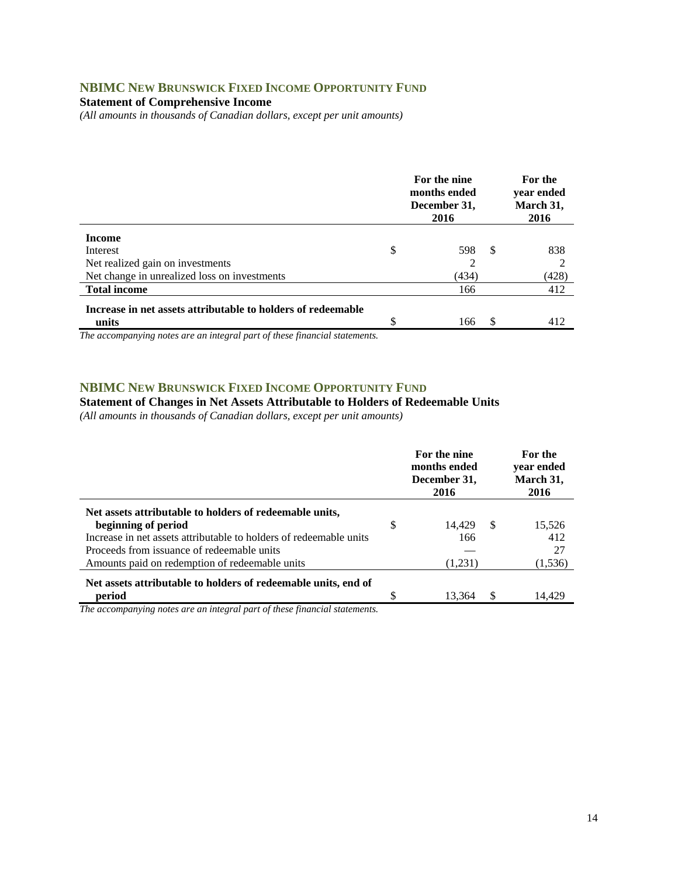## NBIMC New Brunswick Fixed Income Opportunity Fund

**Statement of Comprehensive Income**

*(All amounts in thousands of Canadian dollars, except per unit amounts)*

| | For the nine months ended December 31, 2016 | For the year ended March 31, 2016 |
|---|---|---|
| **Income** | | |
| Interest | $ 598 | $ 838 |
| Net realized gain on investments | 2 | 2 |
| Net change in unrealized loss on investments | (434) | (428) |
| **Total income** | 166 | 412 |
| **Increase in net assets attributable to holders of redeemable units** | $ 166 | $ 412 |

*The accompanying notes are an integral part of these financial statements.*

## NBIMC New Brunswick Fixed Income Opportunity Fund

**Statement of Changes in Net Assets Attributable to Holders of Redeemable Units**

*(All amounts in thousands of Canadian dollars, except per unit amounts)*

| | For the nine months ended December 31, 2016 | For the year ended March 31, 2016 |
|---|---|---|
| **Net assets attributable to holders of redeemable units, beginning of period** | $ 14,429 | $ 15,526 |
| Increase in net assets attributable to holders of redeemable units | 166 | 412 |
| Proceeds from issuance of redeemable units | — | 27 |
| Amounts paid on redemption of redeemable units | (1,231) | (1,536) |
| **Net assets attributable to holders of redeemable units, end of period** | $ 13,364 | $ 14,429 |

*The accompanying notes are an integral part of these financial statements.*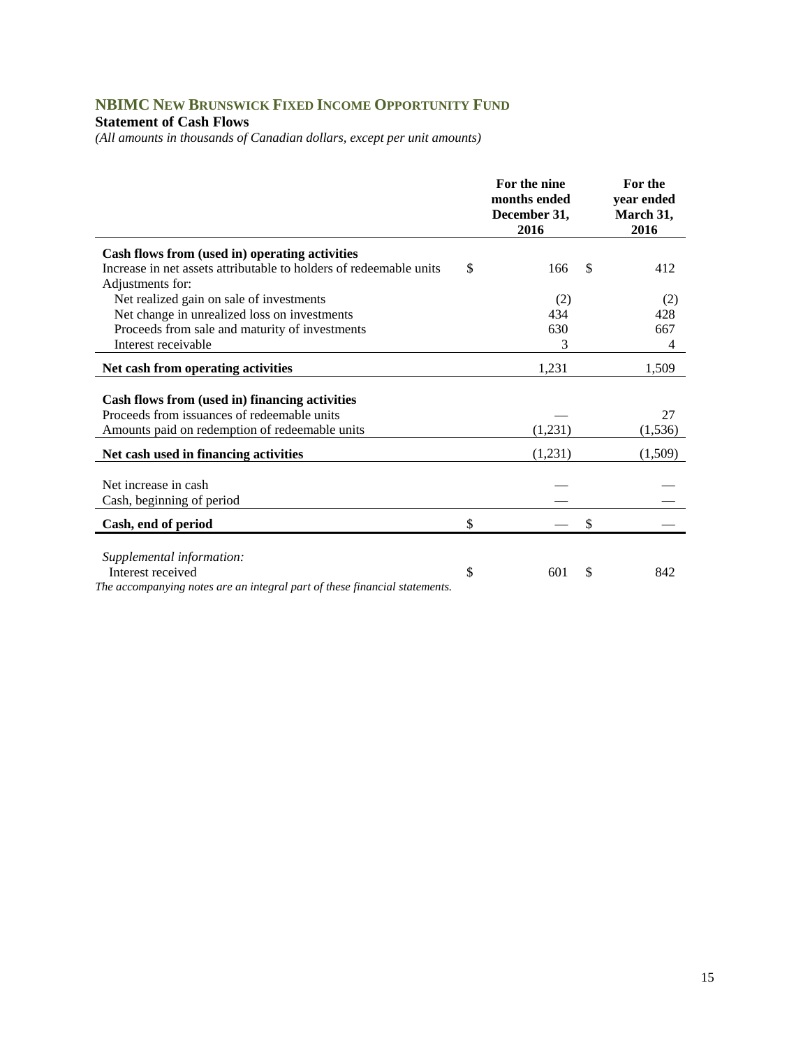# NBIMC New Brunswick Fixed Income Opportunity Fund

## Statement of Cash Flows

*(All amounts in thousands of Canadian dollars, except per unit amounts)*

| | For the nine months ended December 31, 2016 | For the year ended March 31, 2016 |
|---|---|---|
| **Cash flows from (used in) operating activities** | | |
| Increase in net assets attributable to holders of redeemable units | $ 166 | $ 412 |
| Adjustments for: | | |
| Net realized gain on sale of investments | (2) | (2) |
| Net change in unrealized loss on investments | 434 | 428 |
| Proceeds from sale and maturity of investments | 630 | 667 |
| Interest receivable | 3 | 4 |
| **Net cash from operating activities** | 1,231 | 1,509 |
| **Cash flows from (used in) financing activities** | | |
| Proceeds from issuances of redeemable units | — | 27 |
| Amounts paid on redemption of redeemable units | (1,231) | (1,536) |
| **Net cash used in financing activities** | (1,231) | (1,509) |
| Net increase in cash | — | — |
| Cash, beginning of period | — | — |
| **Cash, end of period** | $ — | $ — |
| *Supplemental information:* | | |
| Interest received | $ 601 | $ 842 |

*The accompanying notes are an integral part of these financial statements.*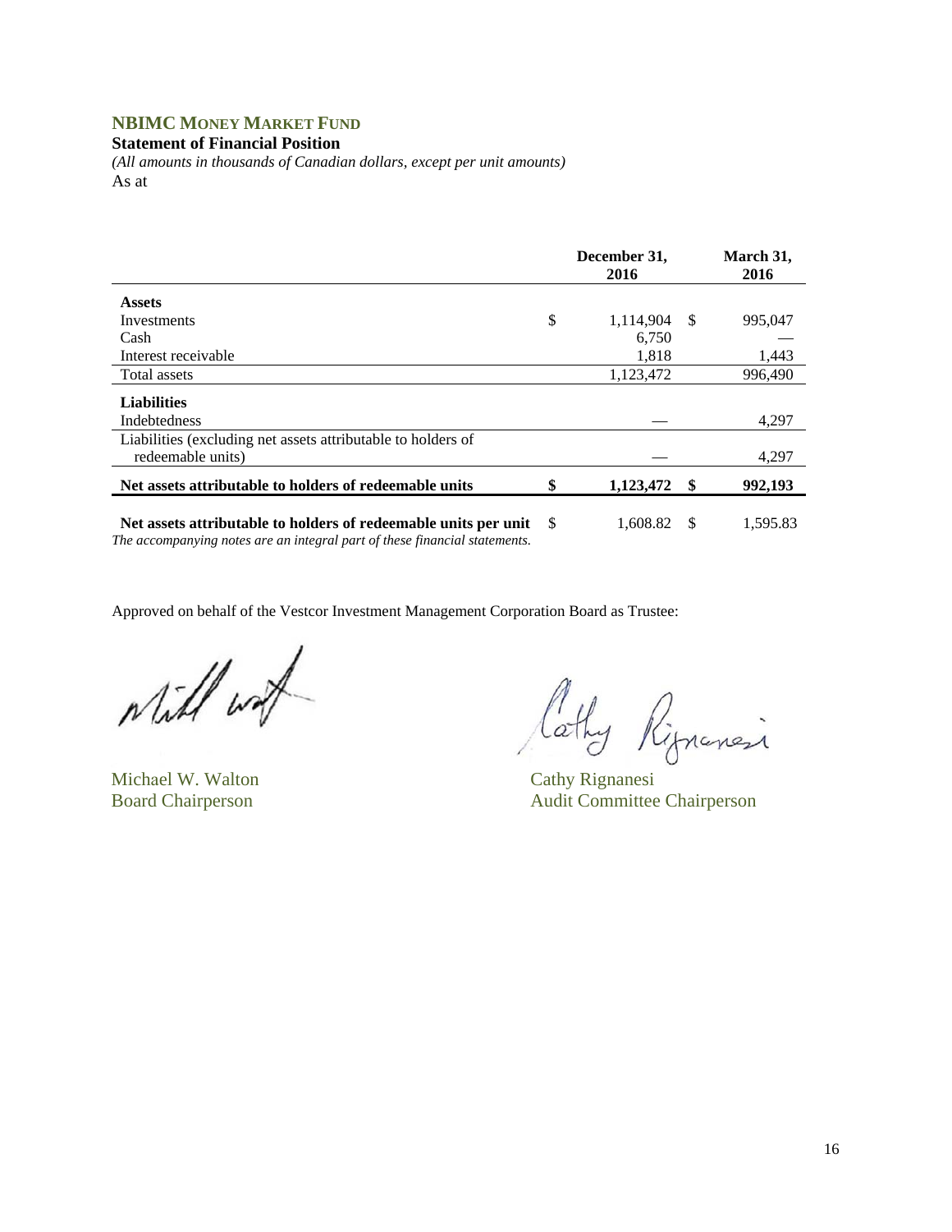## NBIMC MONEY MARKET FUND

**Statement of Financial Position**

*(All amounts in thousands of Canadian dollars, except per unit amounts)*

As at

| | December 31, 2016 | March 31, 2016 |
|---|---|---|
| **Assets** | | |
| Investments | $ 1,114,904 | $ 995,047 |
| Cash | 6,750 | — |
| Interest receivable | 1,818 | 1,443 |
| Total assets | 1,123,472 | 996,490 |
| **Liabilities** | | |
| Indebtedness | — | 4,297 |
| Liabilities (excluding net assets attributable to holders of redeemable units) | — | 4,297 |
| **Net assets attributable to holders of redeemable units** | **$ 1,123,472** | **$ 992,193** |
| **Net assets attributable to holders of redeemable units per unit** | $ 1,608.82 | $ 1,595.83 |

*The accompanying notes are an integral part of these financial statements.*

Approved on behalf of the Vestcor Investment Management Corporation Board as Trustee:

Michael W. Walton
Board Chairperson

Cathy Rignanesi
Audit Committee Chairperson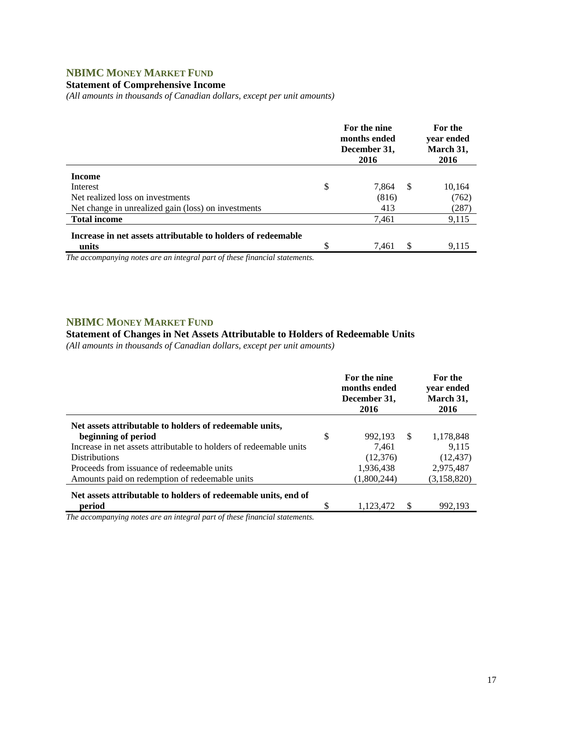## NBIMC MONEY MARKET FUND

### Statement of Comprehensive Income

*(All amounts in thousands of Canadian dollars, except per unit amounts)*

| | For the nine months ended December 31, 2016 | For the year ended March 31, 2016 |
|---|---|---|
| **Income** | | |
| Interest | $ 7,864 | $ 10,164 |
| Net realized loss on investments | (816) | (762) |
| Net change in unrealized gain (loss) on investments | 413 | (287) |
| **Total income** | 7,461 | 9,115 |
| **Increase in net assets attributable to holders of redeemable units** | $ 7,461 | $ 9,115 |

*The accompanying notes are an integral part of these financial statements.*

## NBIMC MONEY MARKET FUND

### Statement of Changes in Net Assets Attributable to Holders of Redeemable Units

*(All amounts in thousands of Canadian dollars, except per unit amounts)*

| | For the nine months ended December 31, 2016 | For the year ended March 31, 2016 |
|---|---|---|
| **Net assets attributable to holders of redeemable units, beginning of period** | $ 992,193 | $ 1,178,848 |
| Increase in net assets attributable to holders of redeemable units | 7,461 | 9,115 |
| Distributions | (12,376) | (12,437) |
| Proceeds from issuance of redeemable units | 1,936,438 | 2,975,487 |
| Amounts paid on redemption of redeemable units | (1,800,244) | (3,158,820) |
| **Net assets attributable to holders of redeemable units, end of period** | $ 1,123,472 | $ 992,193 |

*The accompanying notes are an integral part of these financial statements.*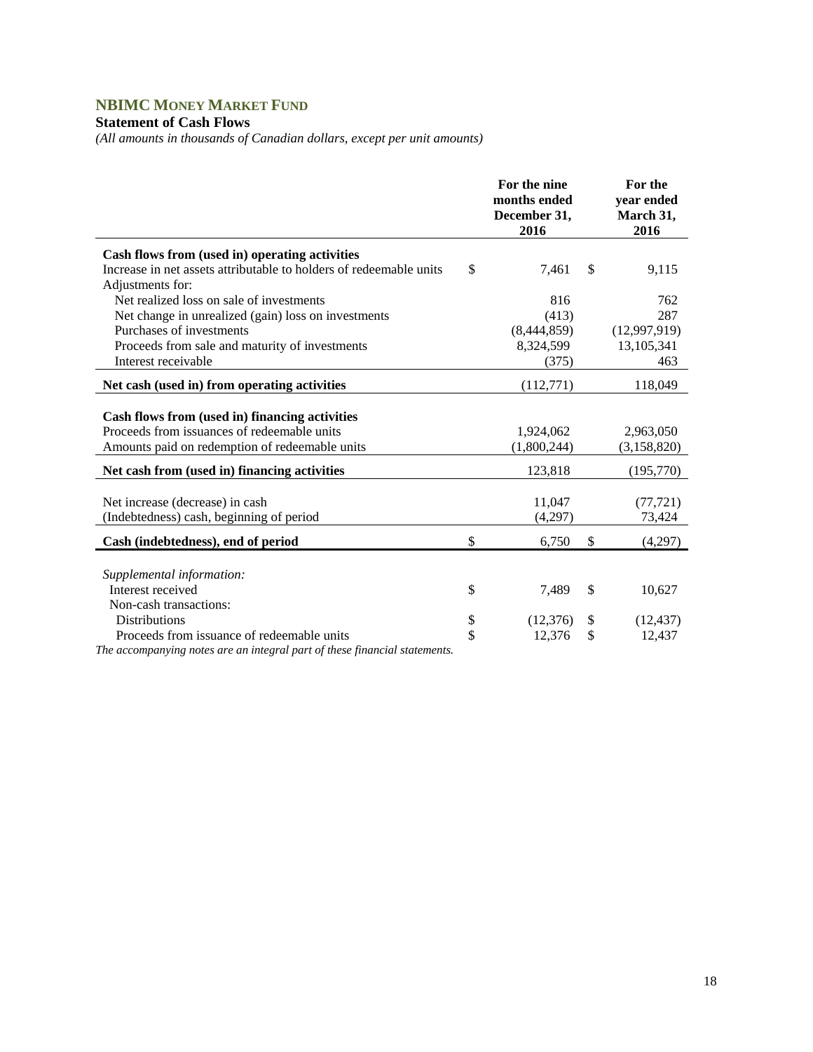# NBIMC MONEY MARKET FUND

**Statement of Cash Flows**

*(All amounts in thousands of Canadian dollars, except per unit amounts)*

| | For the nine months ended December 31, 2016 | For the year ended March 31, 2016 |
|---|---|---|
| **Cash flows from (used in) operating activities** | | |
| Increase in net assets attributable to holders of redeemable units | $ 7,461 | $ 9,115 |
| Adjustments for: | | |
| Net realized loss on sale of investments | 816 | 762 |
| Net change in unrealized (gain) loss on investments | (413) | 287 |
| Purchases of investments | (8,444,859) | (12,997,919) |
| Proceeds from sale and maturity of investments | 8,324,599 | 13,105,341 |
| Interest receivable | (375) | 463 |
| **Net cash (used in) from operating activities** | (112,771) | 118,049 |
| **Cash flows from (used in) financing activities** | | |
| Proceeds from issuances of redeemable units | 1,924,062 | 2,963,050 |
| Amounts paid on redemption of redeemable units | (1,800,244) | (3,158,820) |
| **Net cash from (used in) financing activities** | 123,818 | (195,770) |
| Net increase (decrease) in cash | 11,047 | (77,721) |
| (Indebtedness) cash, beginning of period | (4,297) | 73,424 |
| **Cash (indebtedness), end of period** | $ 6,750 | $ (4,297) |
| *Supplemental information:* | | |
| Interest received | $ 7,489 | $ 10,627 |
| Non-cash transactions: | | |
| Distributions | $ (12,376) | $ (12,437) |
| Proceeds from issuance of redeemable units | $ 12,376 | $ 12,437 |

*The accompanying notes are an integral part of these financial statements.*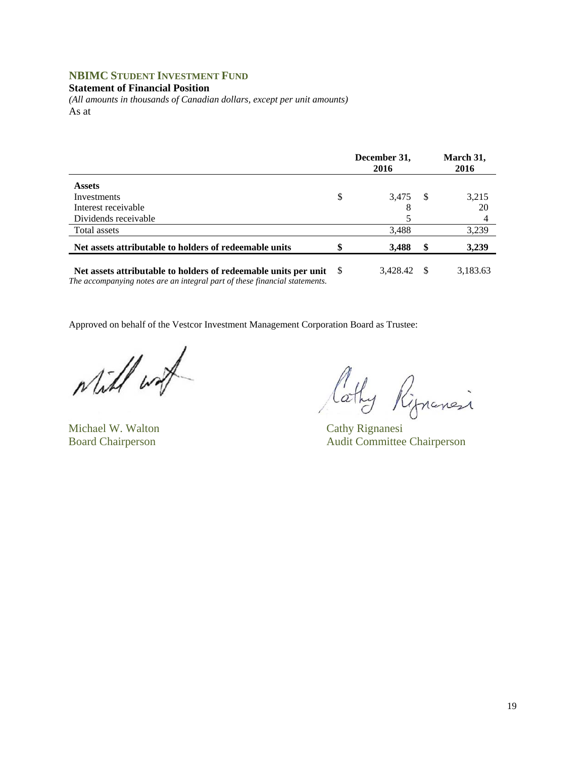## NBIMC STUDENT INVESTMENT FUND

**Statement of Financial Position**

*(All amounts in thousands of Canadian dollars, except per unit amounts)*

As at

| | December 31, 2016 | March 31, 2016 |
|---|---|---|
| **Assets** | | |
| Investments | $ 3,475 | $ 3,215 |
| Interest receivable | 8 | 20 |
| Dividends receivable | 5 | 4 |
| Total assets | 3,488 | 3,239 |
| **Net assets attributable to holders of redeemable units** | **$ 3,488** | **$ 3,239** |
| **Net assets attributable to holders of redeemable units per unit** | $ 3,428.42 | $ 3,183.63 |

*The accompanying notes are an integral part of these financial statements.*

Approved on behalf of the Vestcor Investment Management Corporation Board as Trustee:

Michael W. Walton
Board Chairperson

Cathy Rignanesi
Audit Committee Chairperson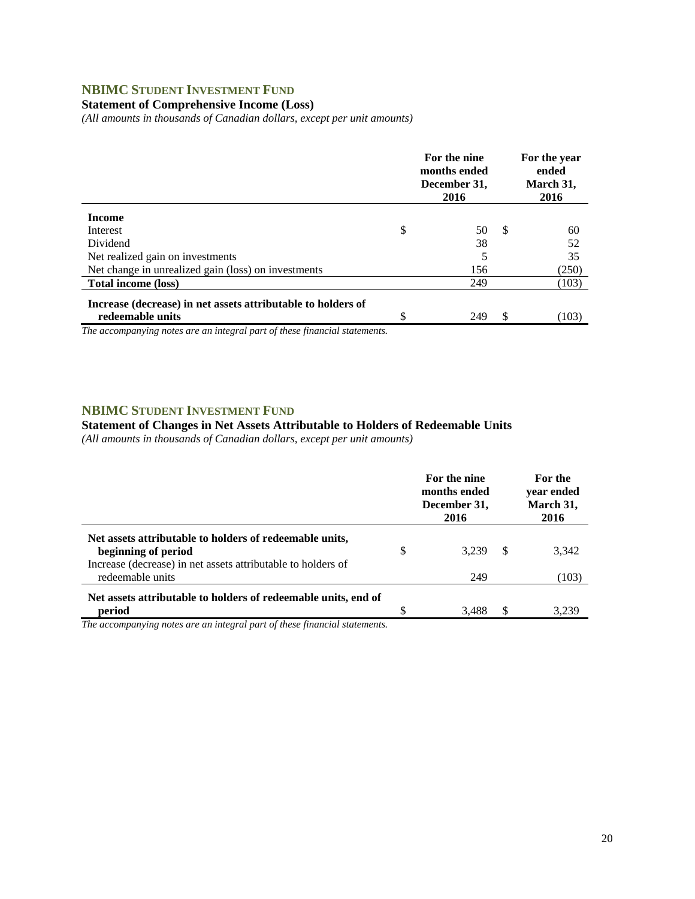## NBIMC STUDENT INVESTMENT FUND

### Statement of Comprehensive Income (Loss)

*(All amounts in thousands of Canadian dollars, except per unit amounts)*

| | For the nine months ended December 31, 2016 | For the year ended March 31, 2016 |
|---|---|---|
| **Income** | | |
| Interest | $ 50 | $ 60 |
| Dividend | 38 | 52 |
| Net realized gain on investments | 5 | 35 |
| Net change in unrealized gain (loss) on investments | 156 | (250) |
| **Total income (loss)** | 249 | (103) |
| **Increase (decrease) in net assets attributable to holders of redeemable units** | $ 249 | $ (103) |

*The accompanying notes are an integral part of these financial statements.*

## NBIMC STUDENT INVESTMENT FUND

### Statement of Changes in Net Assets Attributable to Holders of Redeemable Units

*(All amounts in thousands of Canadian dollars, except per unit amounts)*

| | For the nine months ended December 31, 2016 | For the year ended March 31, 2016 |
|---|---|---|
| **Net assets attributable to holders of redeemable units, beginning of period** | $ 3,239 | $ 3,342 |
| Increase (decrease) in net assets attributable to holders of redeemable units | 249 | (103) |
| **Net assets attributable to holders of redeemable units, end of period** | $ 3,488 | $ 3,239 |

*The accompanying notes are an integral part of these financial statements.*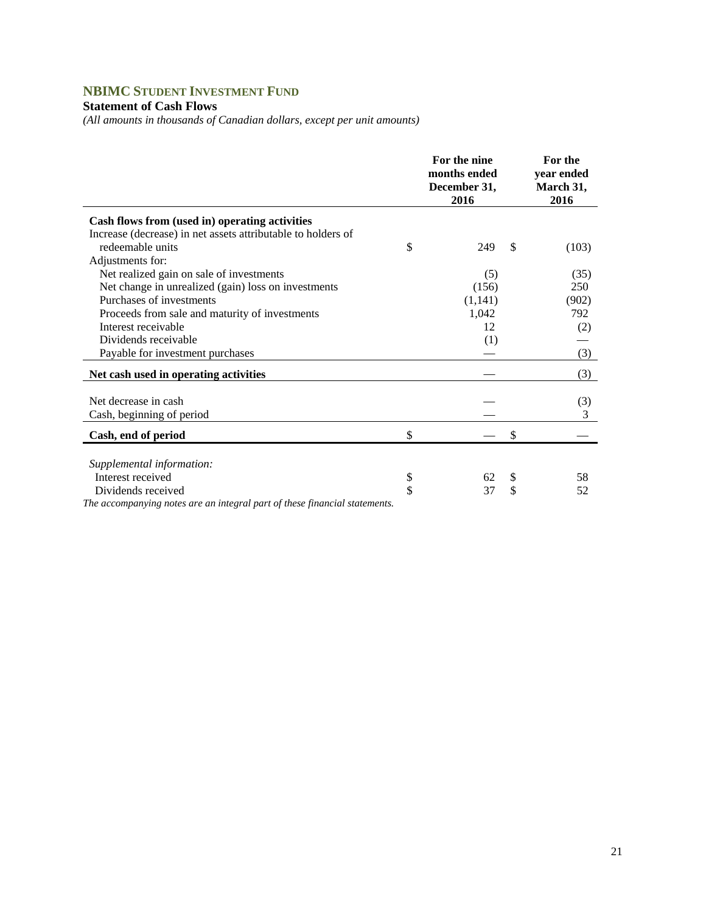## NBIMC STUDENT INVESTMENT FUND

**Statement of Cash Flows**

*(All amounts in thousands of Canadian dollars, except per unit amounts)*

| | For the nine months ended December 31, 2016 | For the year ended March 31, 2016 |
|---|---|---|
| **Cash flows from (used in) operating activities** | | |
| Increase (decrease) in net assets attributable to holders of redeemable units | $ 249 | $ (103) |
| Adjustments for: | | |
| Net realized gain on sale of investments | (5) | (35) |
| Net change in unrealized (gain) loss on investments | (156) | 250 |
| Purchases of investments | (1,141) | (902) |
| Proceeds from sale and maturity of investments | 1,042 | 792 |
| Interest receivable | 12 | (2) |
| Dividends receivable | (1) | — |
| Payable for investment purchases | — | (3) |
| **Net cash used in operating activities** | — | (3) |
| Net decrease in cash | — | (3) |
| Cash, beginning of period | — | 3 |
| **Cash, end of period** | $ — | $ — |
| *Supplemental information:* | | |
| Interest received | $ 62 | $ 58 |
| Dividends received | $ 37 | $ 52 |

*The accompanying notes are an integral part of these financial statements.*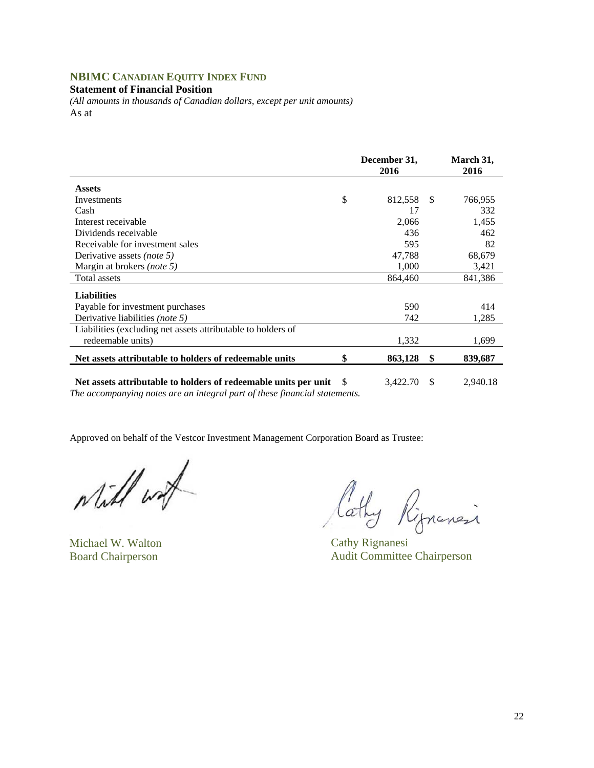## NBIMC Canadian Equity Index Fund

**Statement of Financial Position**

*(All amounts in thousands of Canadian dollars, except per unit amounts)*

As at

| | December 31, 2016 | March 31, 2016 |
|---|---|---|
| **Assets** | | |
| Investments | $ 812,558 | $ 766,955 |
| Cash | 17 | 332 |
| Interest receivable | 2,066 | 1,455 |
| Dividends receivable | 436 | 462 |
| Receivable for investment sales | 595 | 82 |
| Derivative assets *(note 5)* | 47,788 | 68,679 |
| Margin at brokers *(note 5)* | 1,000 | 3,421 |
| Total assets | 864,460 | 841,386 |
| **Liabilities** | | |
| Payable for investment purchases | 590 | 414 |
| Derivative liabilities *(note 5)* | 742 | 1,285 |
| Liabilities (excluding net assets attributable to holders of redeemable units) | 1,332 | 1,699 |
| **Net assets attributable to holders of redeemable units** | **$ 863,128** | **$ 839,687** |
| **Net assets attributable to holders of redeemable units per unit** | $ 3,422.70 | $ 2,940.18 |

*The accompanying notes are an integral part of these financial statements.*

Approved on behalf of the Vestcor Investment Management Corporation Board as Trustee:

Michael W. Walton
Board Chairperson

Cathy Rignanesi
Audit Committee Chairperson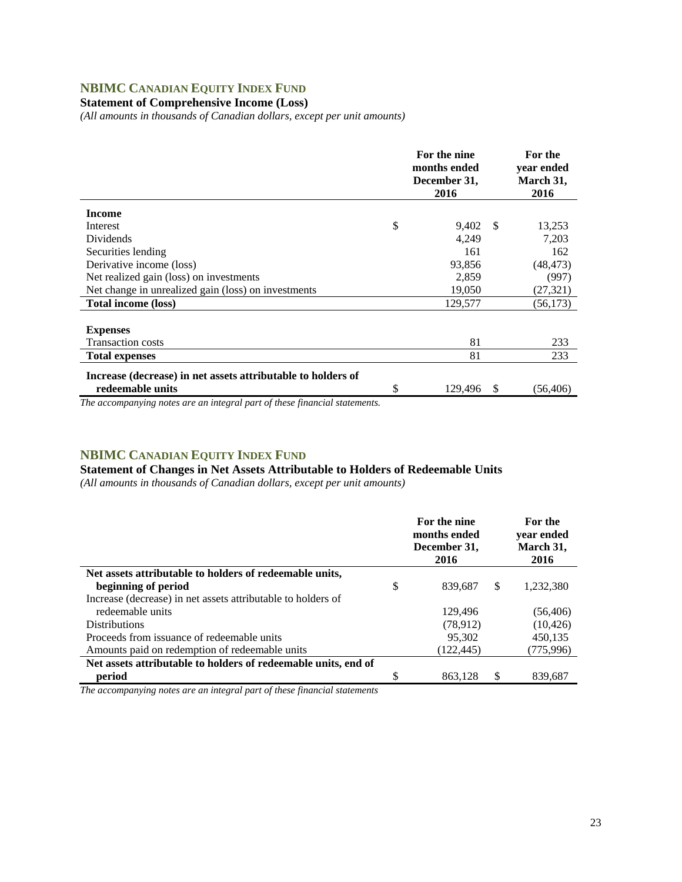## NBIMC Canadian Equity Index Fund

**Statement of Comprehensive Income (Loss)**

*(All amounts in thousands of Canadian dollars, except per unit amounts)*

| | For the nine months ended December 31, 2016 | For the year ended March 31, 2016 |
|---|---|---|
| **Income** | | |
| Interest | $ 9,402 | $ 13,253 |
| Dividends | 4,249 | 7,203 |
| Securities lending | 161 | 162 |
| Derivative income (loss) | 93,856 | (48,473) |
| Net realized gain (loss) on investments | 2,859 | (997) |
| Net change in unrealized gain (loss) on investments | 19,050 | (27,321) |
| **Total income (loss)** | 129,577 | (56,173) |
| **Expenses** | | |
| Transaction costs | 81 | 233 |
| **Total expenses** | 81 | 233 |
| **Increase (decrease) in net assets attributable to holders of redeemable units** | $ 129,496 | $ (56,406) |

*The accompanying notes are an integral part of these financial statements.*

## NBIMC Canadian Equity Index Fund

**Statement of Changes in Net Assets Attributable to Holders of Redeemable Units**

*(All amounts in thousands of Canadian dollars, except per unit amounts)*

| | For the nine months ended December 31, 2016 | For the year ended March 31, 2016 |
|---|---|---|
| **Net assets attributable to holders of redeemable units, beginning of period** | $ 839,687 | $ 1,232,380 |
| Increase (decrease) in net assets attributable to holders of redeemable units | 129,496 | (56,406) |
| Distributions | (78,912) | (10,426) |
| Proceeds from issuance of redeemable units | 95,302 | 450,135 |
| Amounts paid on redemption of redeemable units | (122,445) | (775,996) |
| **Net assets attributable to holders of redeemable units, end of period** | $ 863,128 | $ 839,687 |

*The accompanying notes are an integral part of these financial statements*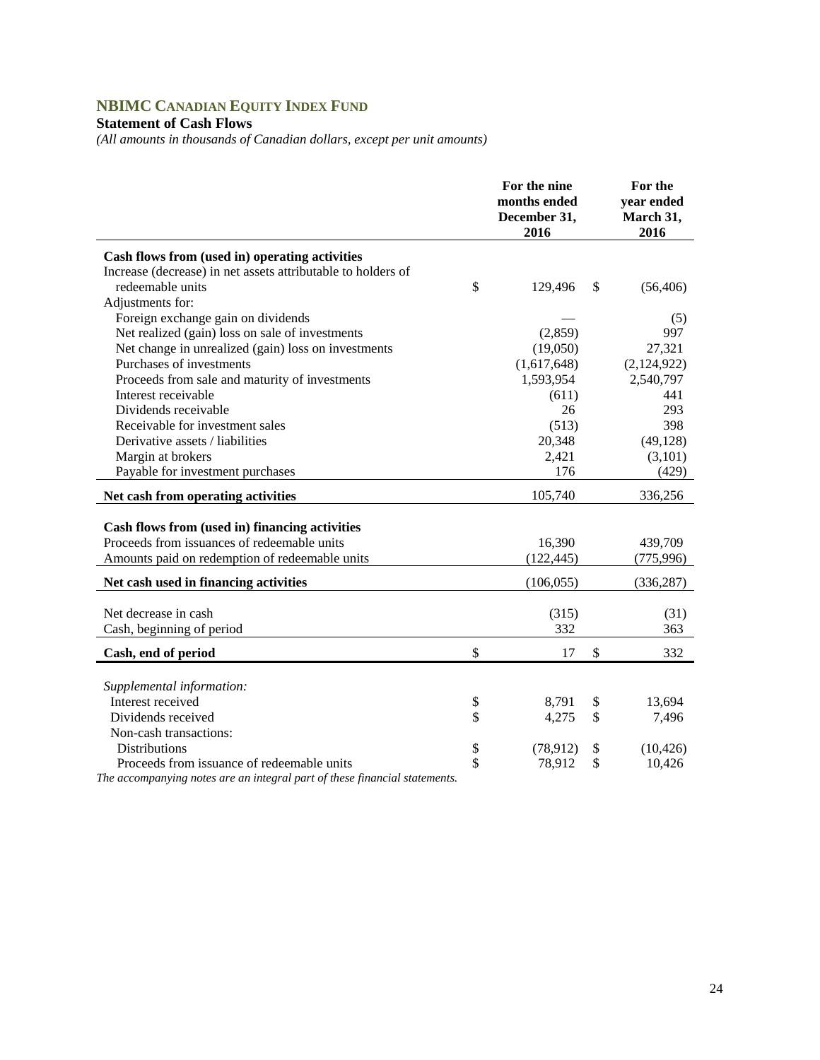## NBIMC CANADIAN EQUITY INDEX FUND

**Statement of Cash Flows**

*(All amounts in thousands of Canadian dollars, except per unit amounts)*

| | For the nine months ended December 31, 2016 | For the year ended March 31, 2016 |
|---|---|---|
| **Cash flows from (used in) operating activities** | | |
| Increase (decrease) in net assets attributable to holders of redeemable units | $ 129,496 | $ (56,406) |
| Adjustments for: | | |
| Foreign exchange gain on dividends | — | (5) |
| Net realized (gain) loss on sale of investments | (2,859) | 997 |
| Net change in unrealized (gain) loss on investments | (19,050) | 27,321 |
| Purchases of investments | (1,617,648) | (2,124,922) |
| Proceeds from sale and maturity of investments | 1,593,954 | 2,540,797 |
| Interest receivable | (611) | 441 |
| Dividends receivable | 26 | 293 |
| Receivable for investment sales | (513) | 398 |
| Derivative assets / liabilities | 20,348 | (49,128) |
| Margin at brokers | 2,421 | (3,101) |
| Payable for investment purchases | 176 | (429) |
| **Net cash from operating activities** | 105,740 | 336,256 |
| **Cash flows from (used in) financing activities** | | |
| Proceeds from issuances of redeemable units | 16,390 | 439,709 |
| Amounts paid on redemption of redeemable units | (122,445) | (775,996) |
| **Net cash used in financing activities** | (106,055) | (336,287) |
| Net decrease in cash | (315) | (31) |
| Cash, beginning of period | 332 | 363 |
| **Cash, end of period** | $ 17 | $ 332 |
| *Supplemental information:* | | |
| Interest received | $ 8,791 | $ 13,694 |
| Dividends received | $ 4,275 | $ 7,496 |
| Non-cash transactions: | | |
| Distributions | $ (78,912) | $ (10,426) |
| Proceeds from issuance of redeemable units | $ 78,912 | $ 10,426 |

*The accompanying notes are an integral part of these financial statements.*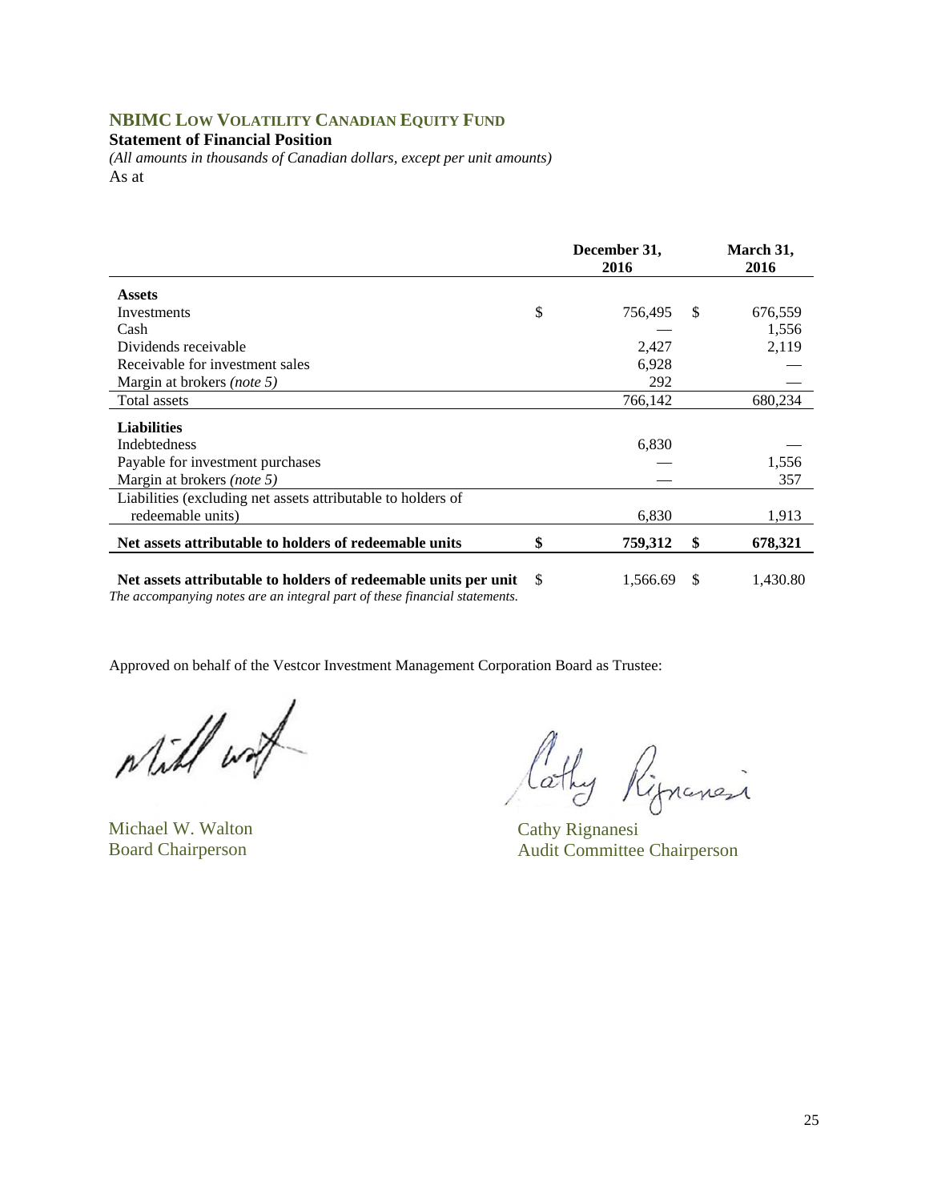## NBIMC LOW VOLATILITY CANADIAN EQUITY FUND

**Statement of Financial Position**

*(All amounts in thousands of Canadian dollars, except per unit amounts)*

As at

| | December 31, 2016 | March 31, 2016 |
|---|---|---|
| **Assets** | | |
| Investments | $ 756,495 | $ 676,559 |
| Cash | — | 1,556 |
| Dividends receivable | 2,427 | 2,119 |
| Receivable for investment sales | 6,928 | — |
| Margin at brokers *(note 5)* | 292 | — |
| Total assets | 766,142 | 680,234 |
| **Liabilities** | | |
| Indebtedness | 6,830 | — |
| Payable for investment purchases | — | 1,556 |
| Margin at brokers *(note 5)* | — | 357 |
| Liabilities (excluding net assets attributable to holders of redeemable units) | 6,830 | 1,913 |
| **Net assets attributable to holders of redeemable units** | **$ 759,312** | **$ 678,321** |
| **Net assets attributable to holders of redeemable units per unit** | $ 1,566.69 | $ 1,430.80 |

*The accompanying notes are an integral part of these financial statements.*

Approved on behalf of the Vestcor Investment Management Corporation Board as Trustee:

Michael W. Walton
Board Chairperson

Cathy Rignanesi
Audit Committee Chairperson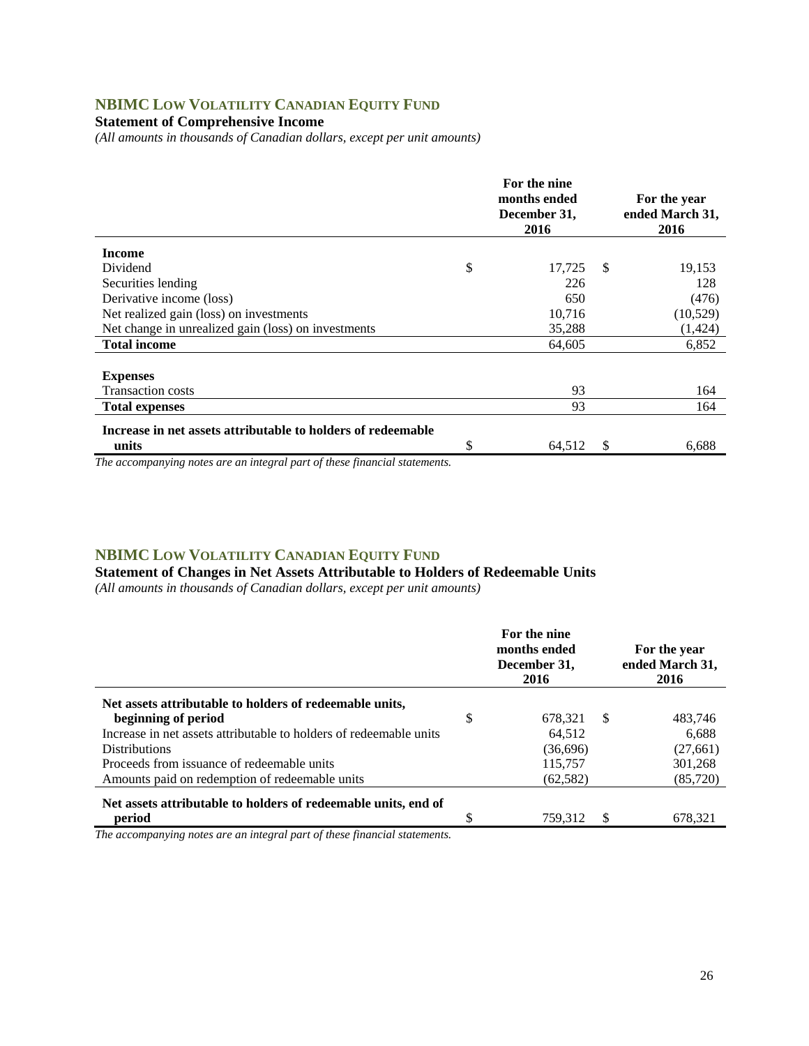## NBIMC Low Volatility Canadian Equity Fund

**Statement of Comprehensive Income**

*(All amounts in thousands of Canadian dollars, except per unit amounts)*

| | For the nine months ended December 31, 2016 | For the year ended March 31, 2016 |
|---|---|---|
| **Income** | | |
| Dividend | $ 17,725 | $ 19,153 |
| Securities lending | 226 | 128 |
| Derivative income (loss) | 650 | (476) |
| Net realized gain (loss) on investments | 10,716 | (10,529) |
| Net change in unrealized gain (loss) on investments | 35,288 | (1,424) |
| **Total income** | 64,605 | 6,852 |
| **Expenses** | | |
| Transaction costs | 93 | 164 |
| **Total expenses** | 93 | 164 |
| **Increase in net assets attributable to holders of redeemable units** | $ 64,512 | $ 6,688 |

*The accompanying notes are an integral part of these financial statements.*

## NBIMC Low Volatility Canadian Equity Fund

**Statement of Changes in Net Assets Attributable to Holders of Redeemable Units**

*(All amounts in thousands of Canadian dollars, except per unit amounts)*

| | For the nine months ended December 31, 2016 | For the year ended March 31, 2016 |
|---|---|---|
| **Net assets attributable to holders of redeemable units, beginning of period** | $ 678,321 | $ 483,746 |
| Increase in net assets attributable to holders of redeemable units | 64,512 | 6,688 |
| Distributions | (36,696) | (27,661) |
| Proceeds from issuance of redeemable units | 115,757 | 301,268 |
| Amounts paid on redemption of redeemable units | (62,582) | (85,720) |
| **Net assets attributable to holders of redeemable units, end of period** | $ 759,312 | $ 678,321 |

*The accompanying notes are an integral part of these financial statements.*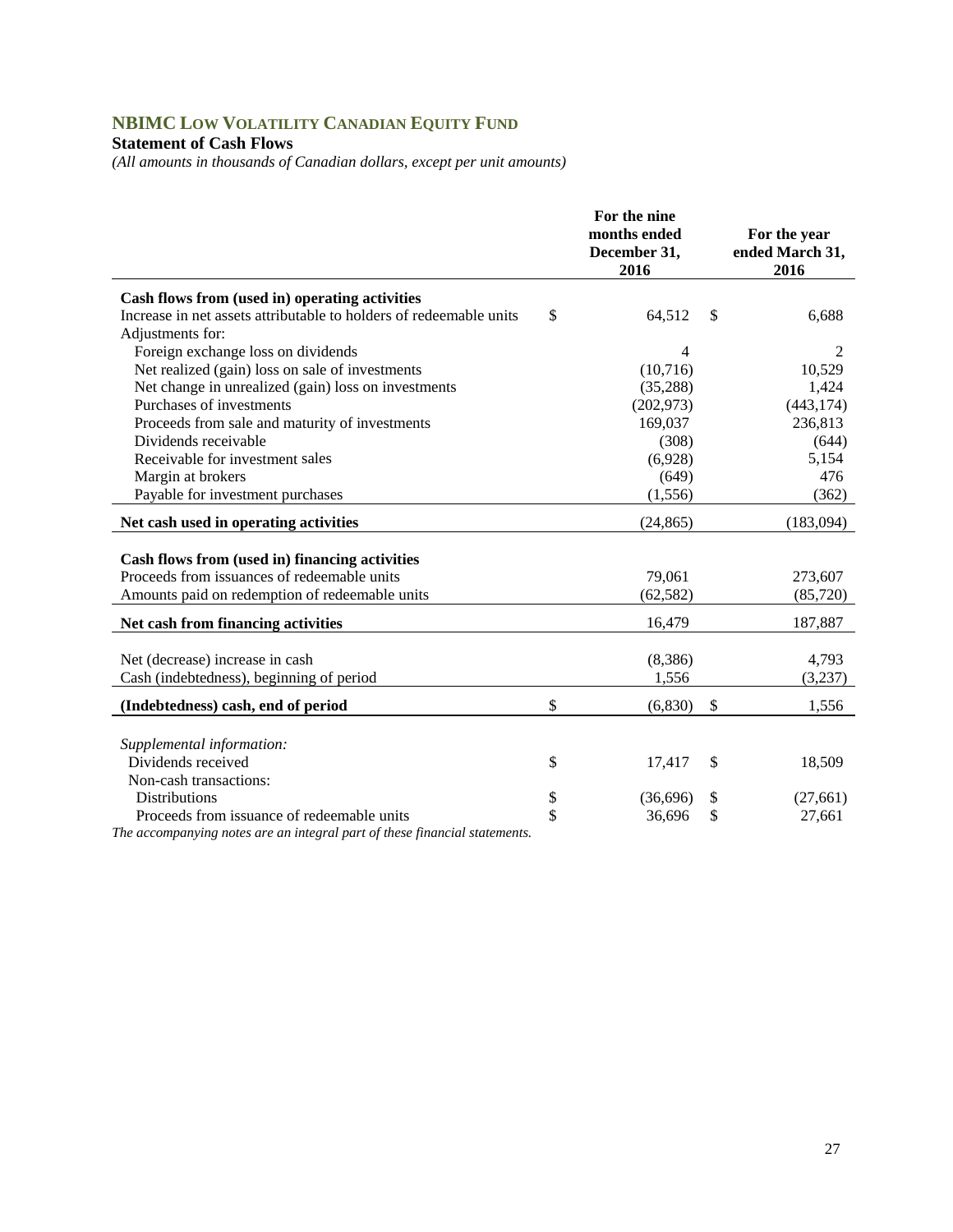## NBIMC Low Volatility Canadian Equity Fund

**Statement of Cash Flows**

*(All amounts in thousands of Canadian dollars, except per unit amounts)*

| | For the nine months ended December 31, 2016 | For the year ended March 31, 2016 |
|---|---|---|
| **Cash flows from (used in) operating activities** | | |
| Increase in net assets attributable to holders of redeemable units | $ 64,512 | $ 6,688 |
| Adjustments for: | | |
| Foreign exchange loss on dividends | 4 | 2 |
| Net realized (gain) loss on sale of investments | (10,716) | 10,529 |
| Net change in unrealized (gain) loss on investments | (35,288) | 1,424 |
| Purchases of investments | (202,973) | (443,174) |
| Proceeds from sale and maturity of investments | 169,037 | 236,813 |
| Dividends receivable | (308) | (644) |
| Receivable for investment sales | (6,928) | 5,154 |
| Margin at brokers | (649) | 476 |
| Payable for investment purchases | (1,556) | (362) |
| **Net cash used in operating activities** | (24,865) | (183,094) |
| **Cash flows from (used in) financing activities** | | |
| Proceeds from issuances of redeemable units | 79,061 | 273,607 |
| Amounts paid on redemption of redeemable units | (62,582) | (85,720) |
| **Net cash from financing activities** | 16,479 | 187,887 |
| Net (decrease) increase in cash | (8,386) | 4,793 |
| Cash (indebtedness), beginning of period | 1,556 | (3,237) |
| **(Indebtedness) cash, end of period** | $ (6,830) | $ 1,556 |
| *Supplemental information:* | | |
| Dividends received | $ 17,417 | $ 18,509 |
| Non-cash transactions: | | |
| Distributions | $ (36,696) | $ (27,661) |
| Proceeds from issuance of redeemable units | $ 36,696 | $ 27,661 |

*The accompanying notes are an integral part of these financial statements.*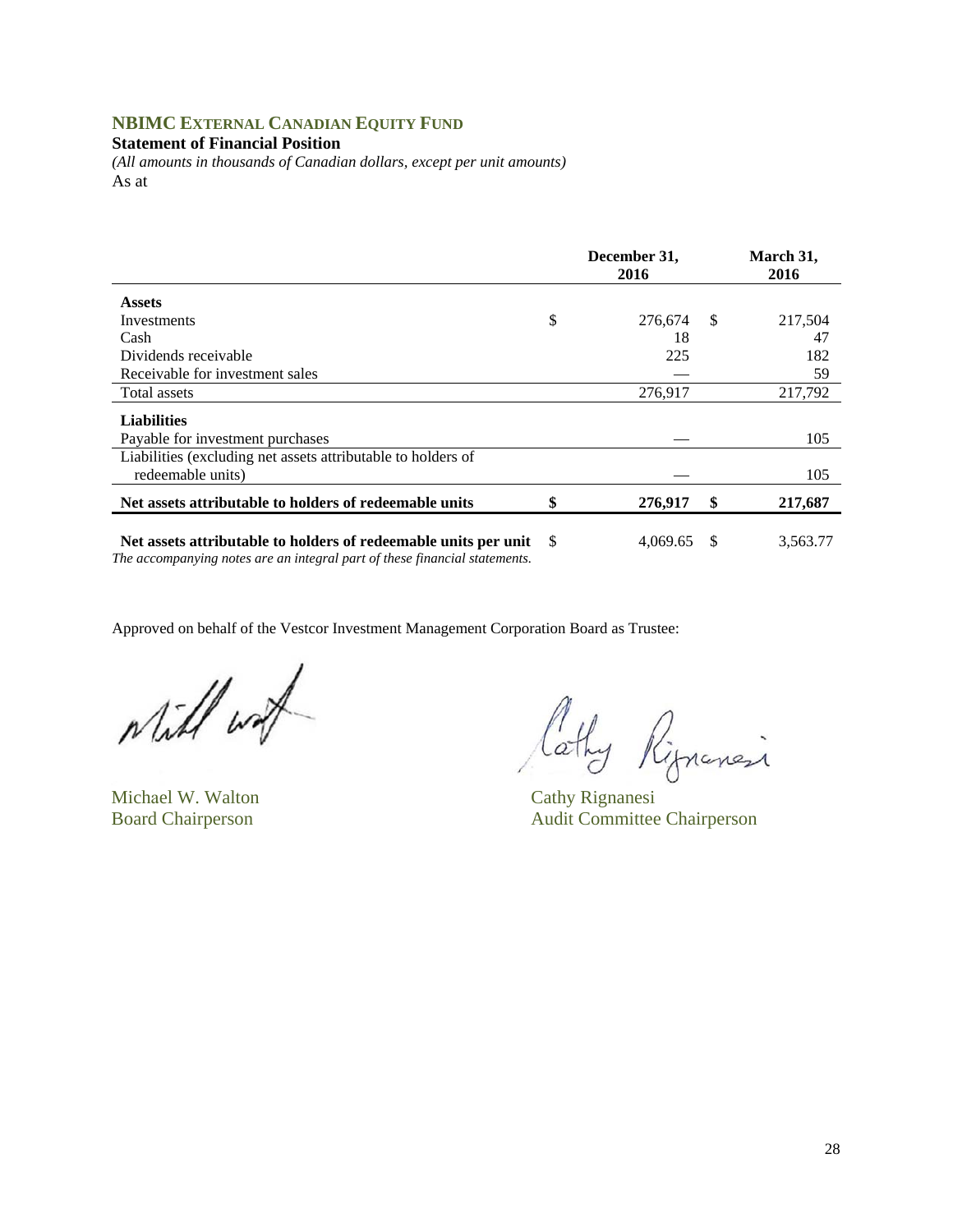## NBIMC EXTERNAL CANADIAN EQUITY FUND

**Statement of Financial Position**

*(All amounts in thousands of Canadian dollars, except per unit amounts)*

As at

| | December 31, 2016 | March 31, 2016 |
|---|---|---|
| **Assets** | | |
| Investments | $ 276,674 | $ 217,504 |
| Cash | 18 | 47 |
| Dividends receivable | 225 | 182 |
| Receivable for investment sales | — | 59 |
| Total assets | 276,917 | 217,792 |
| **Liabilities** | | |
| Payable for investment purchases | — | 105 |
| Liabilities (excluding net assets attributable to holders of redeemable units) | — | 105 |
| **Net assets attributable to holders of redeemable units** | **$ 276,917** | **$ 217,687** |
| **Net assets attributable to holders of redeemable units per unit** | $ 4,069.65 | $ 3,563.77 |

*The accompanying notes are an integral part of these financial statements.*

Approved on behalf of the Vestcor Investment Management Corporation Board as Trustee:

Michael W. Walton
Board Chairperson

Cathy Rignanesi
Audit Committee Chairperson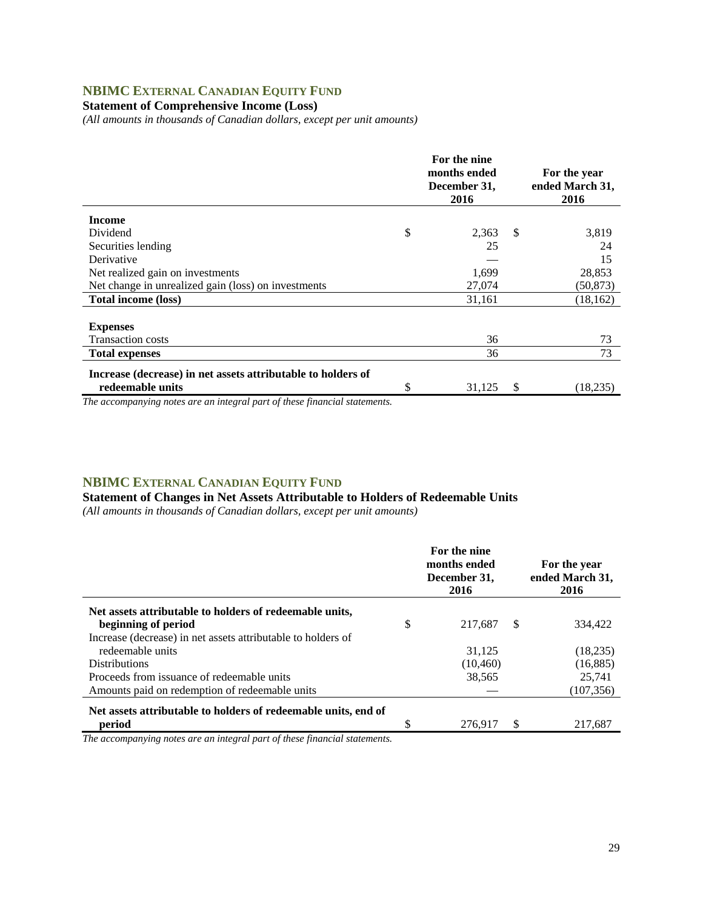## NBIMC EXTERNAL CANADIAN EQUITY FUND

**Statement of Comprehensive Income (Loss)**

*(All amounts in thousands of Canadian dollars, except per unit amounts)*

| | For the nine months ended December 31, 2016 | For the year ended March 31, 2016 |
|---|---|---|
| **Income** | | |
| Dividend | $ 2,363 | $ 3,819 |
| Securities lending | 25 | 24 |
| Derivative | — | 15 |
| Net realized gain on investments | 1,699 | 28,853 |
| Net change in unrealized gain (loss) on investments | 27,074 | (50,873) |
| **Total income (loss)** | 31,161 | (18,162) |
| **Expenses** | | |
| Transaction costs | 36 | 73 |
| **Total expenses** | 36 | 73 |
| **Increase (decrease) in net assets attributable to holders of redeemable units** | $ 31,125 | $ (18,235) |

*The accompanying notes are an integral part of these financial statements.*

## NBIMC EXTERNAL CANADIAN EQUITY FUND

**Statement of Changes in Net Assets Attributable to Holders of Redeemable Units**

*(All amounts in thousands of Canadian dollars, except per unit amounts)*

| | For the nine months ended December 31, 2016 | For the year ended March 31, 2016 |
|---|---|---|
| **Net assets attributable to holders of redeemable units, beginning of period** | $ 217,687 | $ 334,422 |
| Increase (decrease) in net assets attributable to holders of redeemable units | 31,125 | (18,235) |
| Distributions | (10,460) | (16,885) |
| Proceeds from issuance of redeemable units | 38,565 | 25,741 |
| Amounts paid on redemption of redeemable units | — | (107,356) |
| **Net assets attributable to holders of redeemable units, end of period** | $ 276,917 | $ 217,687 |

*The accompanying notes are an integral part of these financial statements.*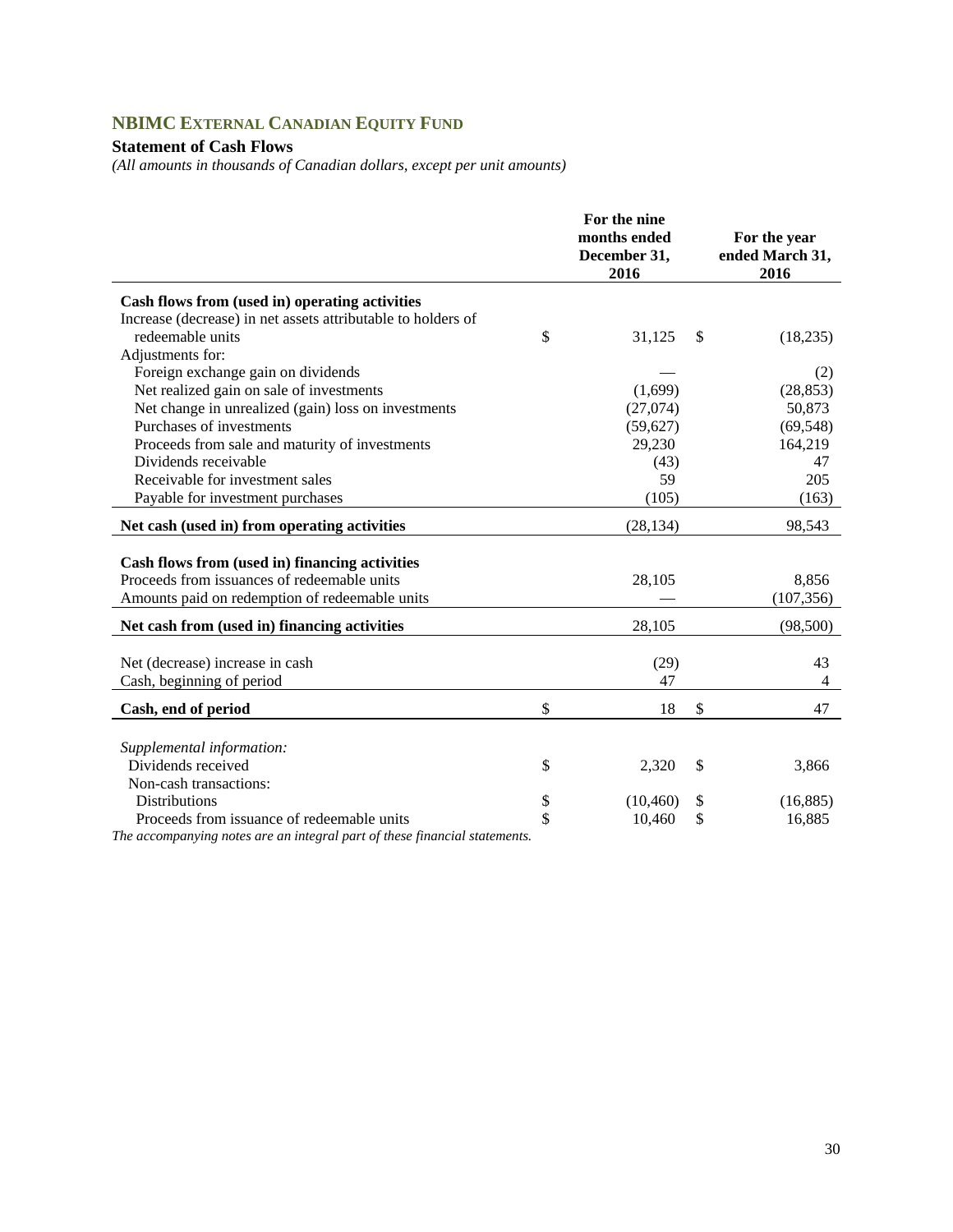## NBIMC External Canadian Equity Fund

### Statement of Cash Flows

*(All amounts in thousands of Canadian dollars, except per unit amounts)*

| | For the nine months ended December 31, 2016 | For the year ended March 31, 2016 |
|---|---|---|
| **Cash flows from (used in) operating activities** | | |
| Increase (decrease) in net assets attributable to holders of redeemable units | $ 31,125 | $ (18,235) |
| Adjustments for: | | |
| Foreign exchange gain on dividends | — | (2) |
| Net realized gain on sale of investments | (1,699) | (28,853) |
| Net change in unrealized (gain) loss on investments | (27,074) | 50,873 |
| Purchases of investments | (59,627) | (69,548) |
| Proceeds from sale and maturity of investments | 29,230 | 164,219 |
| Dividends receivable | (43) | 47 |
| Receivable for investment sales | 59 | 205 |
| Payable for investment purchases | (105) | (163) |
| **Net cash (used in) from operating activities** | (28,134) | 98,543 |
| **Cash flows from (used in) financing activities** | | |
| Proceeds from issuances of redeemable units | 28,105 | 8,856 |
| Amounts paid on redemption of redeemable units | — | (107,356) |
| **Net cash from (used in) financing activities** | 28,105 | (98,500) |
| Net (decrease) increase in cash | (29) | 43 |
| Cash, beginning of period | 47 | 4 |
| **Cash, end of period** | $ 18 | $ 47 |
| *Supplemental information:* | | |
| Dividends received | $ 2,320 | $ 3,866 |
| Non-cash transactions: | | |
| Distributions | $ (10,460) | $ (16,885) |
| Proceeds from issuance of redeemable units | $ 10,460 | $ 16,885 |

*The accompanying notes are an integral part of these financial statements.*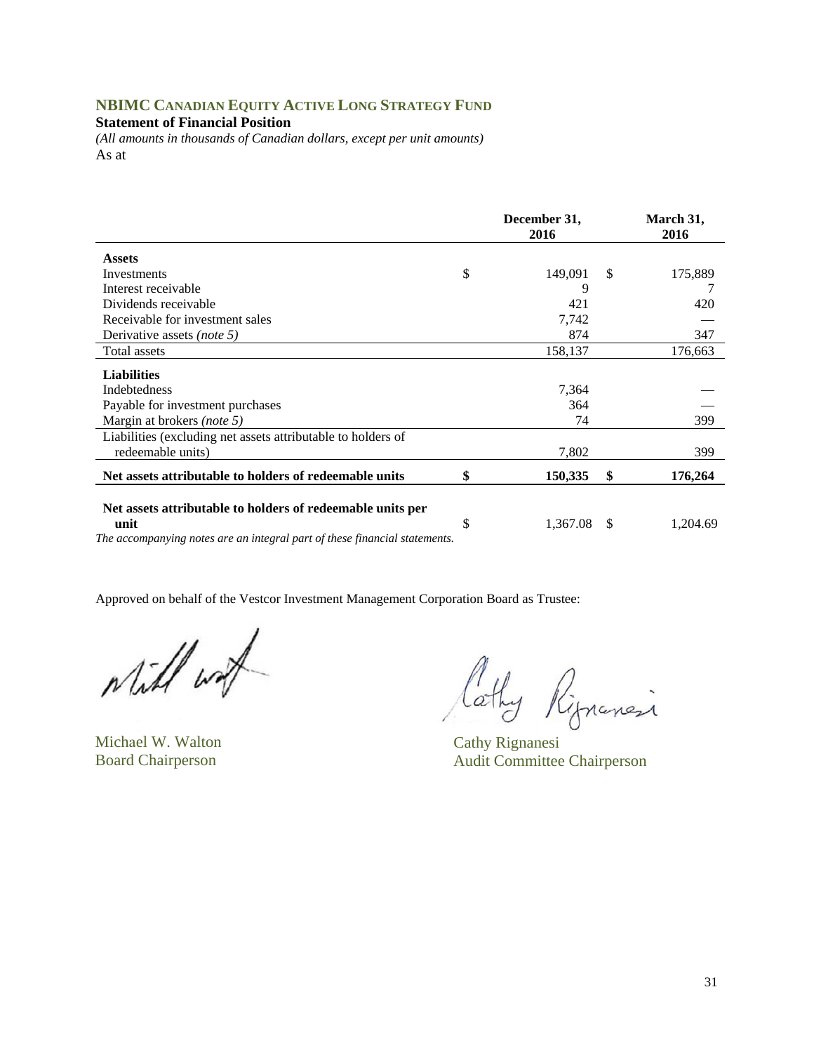## NBIMC CANADIAN EQUITY ACTIVE LONG STRATEGY FUND

**Statement of Financial Position**

*(All amounts in thousands of Canadian dollars, except per unit amounts)*

As at

| | December 31, 2016 | March 31, 2016 |
|---|---|---|
| **Assets** | | |
| Investments | $ 149,091 | $ 175,889 |
| Interest receivable | 9 | 7 |
| Dividends receivable | 421 | 420 |
| Receivable for investment sales | 7,742 | — |
| Derivative assets *(note 5)* | 874 | 347 |
| Total assets | 158,137 | 176,663 |
| **Liabilities** | | |
| Indebtedness | 7,364 | — |
| Payable for investment purchases | 364 | — |
| Margin at brokers *(note 5)* | 74 | 399 |
| Liabilities (excluding net assets attributable to holders of redeemable units) | 7,802 | 399 |
| **Net assets attributable to holders of redeemable units** | **$ 150,335** | **$ 176,264** |
| **Net assets attributable to holders of redeemable units per unit** | $ 1,367.08 | $ 1,204.69 |

*The accompanying notes are an integral part of these financial statements.*

Approved on behalf of the Vestcor Investment Management Corporation Board as Trustee:

Michael W. Walton
Board Chairperson

Cathy Rignanesi
Audit Committee Chairperson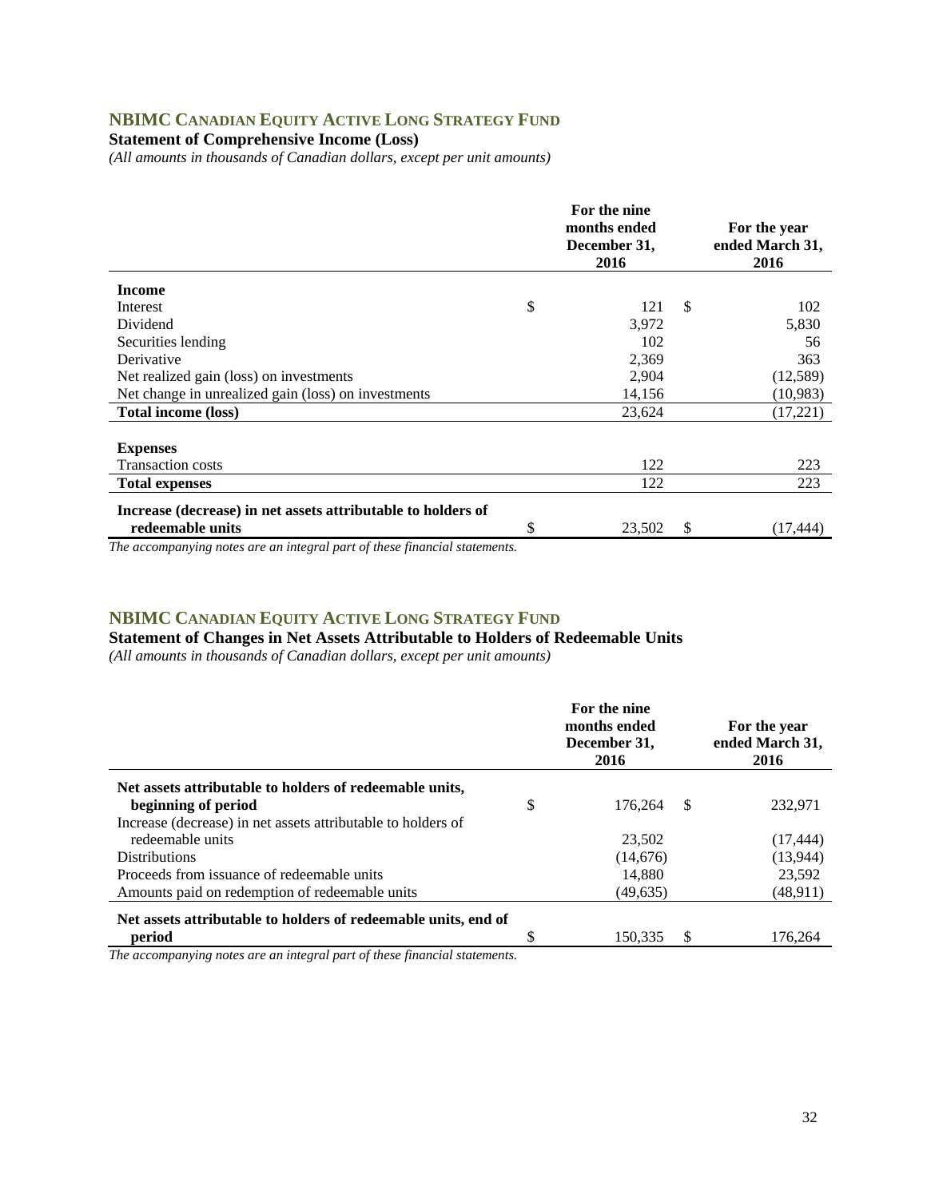## NBIMC CANADIAN EQUITY ACTIVE LONG STRATEGY FUND

**Statement of Comprehensive Income (Loss)**

*(All amounts in thousands of Canadian dollars, except per unit amounts)*

| | For the nine months ended December 31, 2016 | For the year ended March 31, 2016 |
|---|---|---|
| **Income** | | |
| Interest | $ 121 | $ 102 |
| Dividend | 3,972 | 5,830 |
| Securities lending | 102 | 56 |
| Derivative | 2,369 | 363 |
| Net realized gain (loss) on investments | 2,904 | (12,589) |
| Net change in unrealized gain (loss) on investments | 14,156 | (10,983) |
| **Total income (loss)** | 23,624 | (17,221) |
| **Expenses** | | |
| Transaction costs | 122 | 223 |
| **Total expenses** | 122 | 223 |
| **Increase (decrease) in net assets attributable to holders of redeemable units** | $ 23,502 | $ (17,444) |

*The accompanying notes are an integral part of these financial statements.*

## NBIMC CANADIAN EQUITY ACTIVE LONG STRATEGY FUND

**Statement of Changes in Net Assets Attributable to Holders of Redeemable Units**

*(All amounts in thousands of Canadian dollars, except per unit amounts)*

| | For the nine months ended December 31, 2016 | For the year ended March 31, 2016 |
|---|---|---|
| **Net assets attributable to holders of redeemable units, beginning of period** | $ 176,264 | $ 232,971 |
| Increase (decrease) in net assets attributable to holders of redeemable units | 23,502 | (17,444) |
| Distributions | (14,676) | (13,944) |
| Proceeds from issuance of redeemable units | 14,880 | 23,592 |
| Amounts paid on redemption of redeemable units | (49,635) | (48,911) |
| **Net assets attributable to holders of redeemable units, end of period** | $ 150,335 | $ 176,264 |

*The accompanying notes are an integral part of these financial statements.*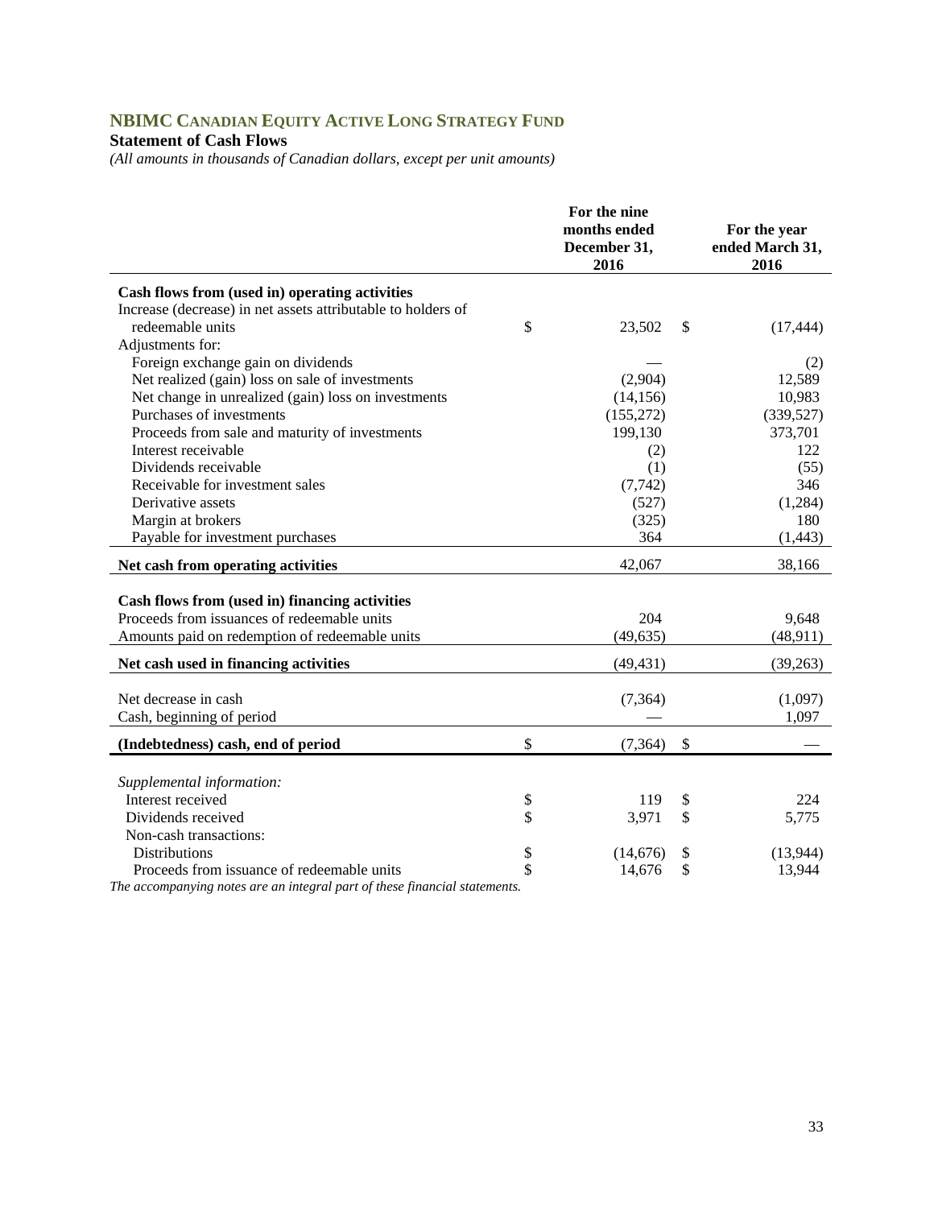## NBIMC CANADIAN EQUITY ACTIVE LONG STRATEGY FUND

### Statement of Cash Flows

*(All amounts in thousands of Canadian dollars, except per unit amounts)*

| | For the nine months ended December 31, 2016 | For the year ended March 31, 2016 |
|---|---|---|
| **Cash flows from (used in) operating activities** | | |
| Increase (decrease) in net assets attributable to holders of redeemable units | $ 23,502 | $ (17,444) |
| Adjustments for: | | |
| Foreign exchange gain on dividends | — | (2) |
| Net realized (gain) loss on sale of investments | (2,904) | 12,589 |
| Net change in unrealized (gain) loss on investments | (14,156) | 10,983 |
| Purchases of investments | (155,272) | (339,527) |
| Proceeds from sale and maturity of investments | 199,130 | 373,701 |
| Interest receivable | (2) | 122 |
| Dividends receivable | (1) | (55) |
| Receivable for investment sales | (7,742) | 346 |
| Derivative assets | (527) | (1,284) |
| Margin at brokers | (325) | 180 |
| Payable for investment purchases | 364 | (1,443) |
| **Net cash from operating activities** | 42,067 | 38,166 |
| **Cash flows from (used in) financing activities** | | |
| Proceeds from issuances of redeemable units | 204 | 9,648 |
| Amounts paid on redemption of redeemable units | (49,635) | (48,911) |
| **Net cash used in financing activities** | (49,431) | (39,263) |
| Net decrease in cash | (7,364) | (1,097) |
| Cash, beginning of period | — | 1,097 |
| **(Indebtedness) cash, end of period** | $ (7,364) | $ — |
| *Supplemental information:* | | |
| Interest received | $ 119 | $ 224 |
| Dividends received | $ 3,971 | $ 5,775 |
| Non-cash transactions: | | |
| Distributions | $ (14,676) | $ (13,944) |
| Proceeds from issuance of redeemable units | $ 14,676 | $ 13,944 |

*The accompanying notes are an integral part of these financial statements.*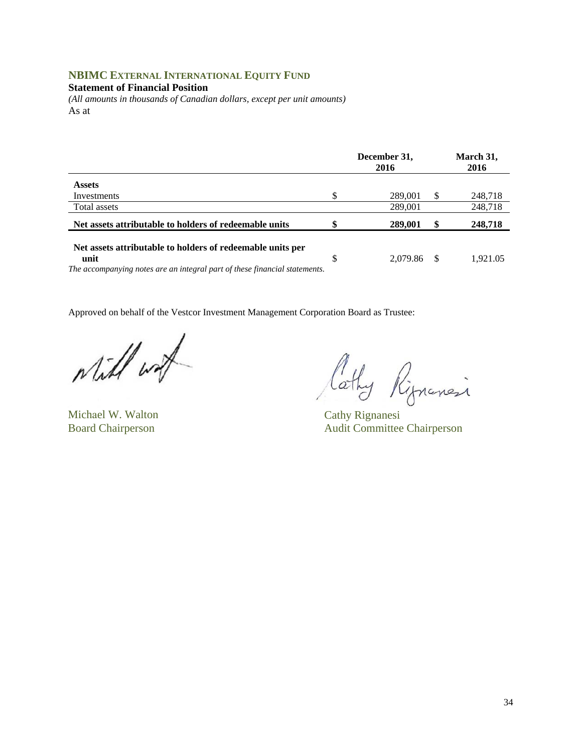## NBIMC External International Equity Fund

**Statement of Financial Position**

*(All amounts in thousands of Canadian dollars, except per unit amounts)*

As at

| | | December 31, 2016 | | March 31, 2016 |
|---|---|---|---|---|
| **Assets** | | | | |
| Investments | $ | 289,001 | $ | 248,718 |
| Total assets | | 289,001 | | 248,718 |
| **Net assets attributable to holders of redeemable units** | **$** | **289,001** | **$** | **248,718** |
| **Net assets attributable to holders of redeemable units per unit** | $ | 2,079.86 | $ | 1,921.05 |

*The accompanying notes are an integral part of these financial statements.*

Approved on behalf of the Vestcor Investment Management Corporation Board as Trustee:

Michael W. Walton
Board Chairperson

Cathy Rignanesi
Audit Committee Chairperson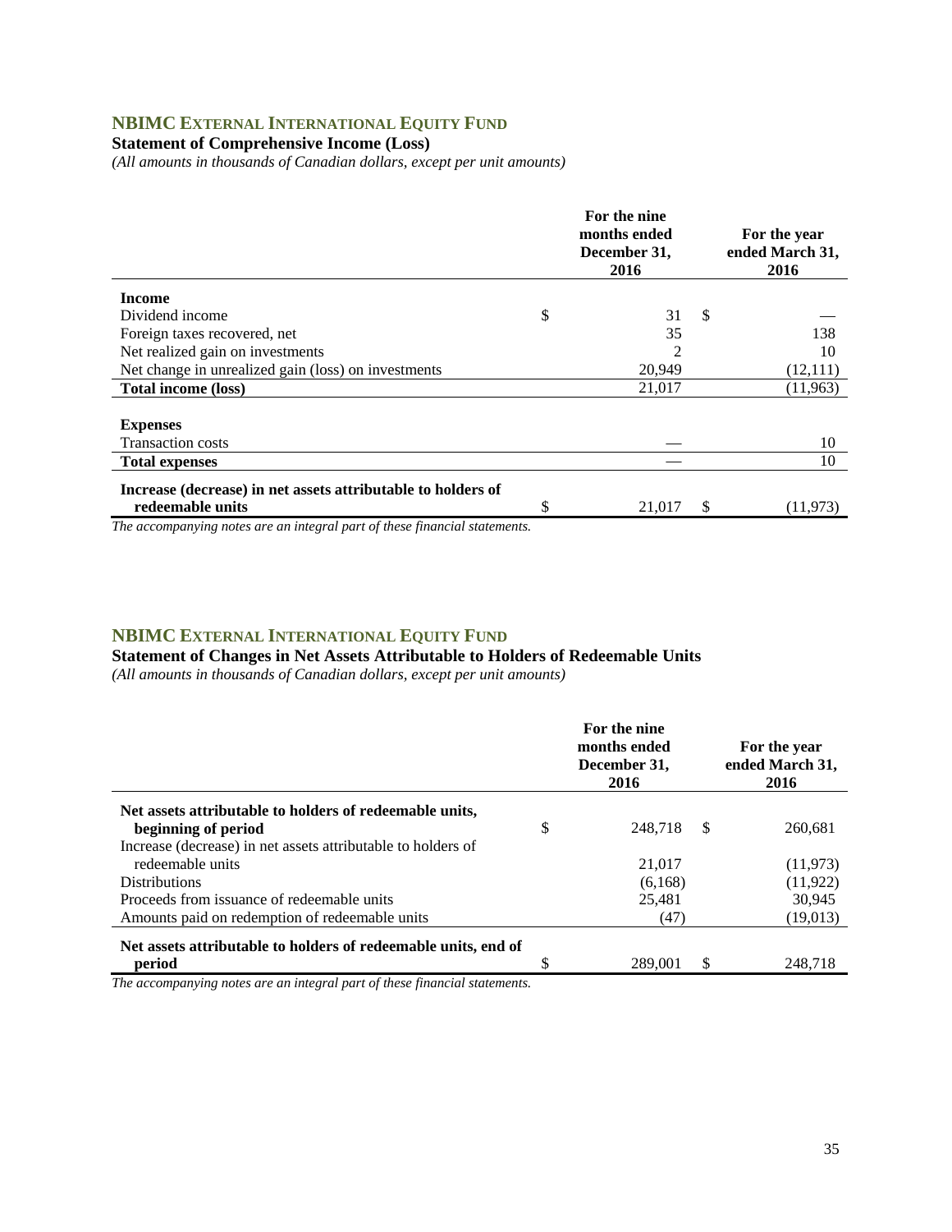## NBIMC EXTERNAL INTERNATIONAL EQUITY FUND

**Statement of Comprehensive Income (Loss)**

*(All amounts in thousands of Canadian dollars, except per unit amounts)*

| | For the nine months ended December 31, 2016 | For the year ended March 31, 2016 |
|---|---|---|
| **Income** | | |
| Dividend income | $ 31 | $ — |
| Foreign taxes recovered, net | 35 | 138 |
| Net realized gain on investments | 2 | 10 |
| Net change in unrealized gain (loss) on investments | 20,949 | (12,111) |
| **Total income (loss)** | 21,017 | (11,963) |
| **Expenses** | | |
| Transaction costs | — | 10 |
| **Total expenses** | — | 10 |
| **Increase (decrease) in net assets attributable to holders of redeemable units** | $ 21,017 | $ (11,973) |

*The accompanying notes are an integral part of these financial statements.*

## NBIMC EXTERNAL INTERNATIONAL EQUITY FUND

**Statement of Changes in Net Assets Attributable to Holders of Redeemable Units**

*(All amounts in thousands of Canadian dollars, except per unit amounts)*

| | For the nine months ended December 31, 2016 | For the year ended March 31, 2016 |
|---|---|---|
| **Net assets attributable to holders of redeemable units, beginning of period** | $ 248,718 | $ 260,681 |
| Increase (decrease) in net assets attributable to holders of redeemable units | 21,017 | (11,973) |
| Distributions | (6,168) | (11,922) |
| Proceeds from issuance of redeemable units | 25,481 | 30,945 |
| Amounts paid on redemption of redeemable units | (47) | (19,013) |
| **Net assets attributable to holders of redeemable units, end of period** | $ 289,001 | $ 248,718 |

*The accompanying notes are an integral part of these financial statements.*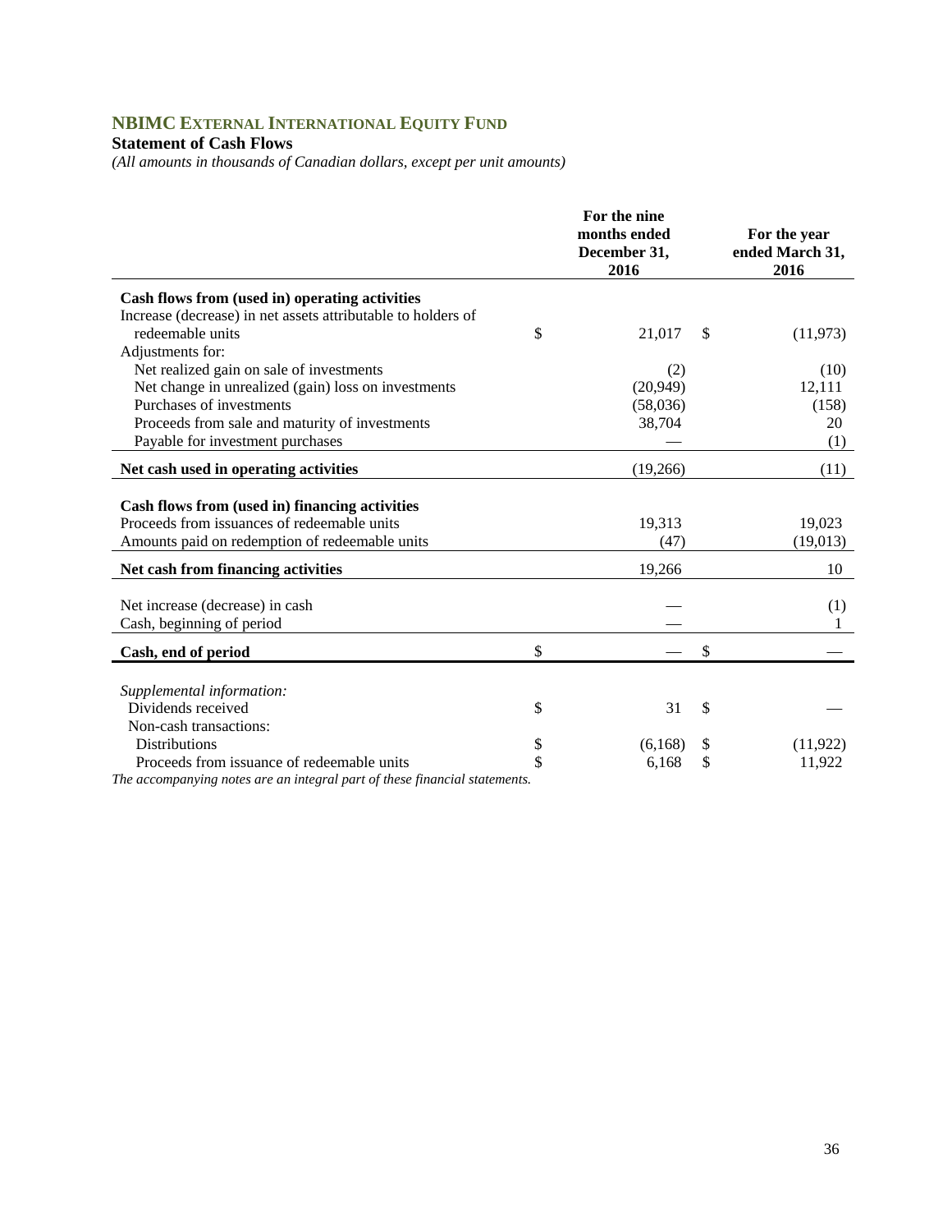## NBIMC External International Equity Fund

**Statement of Cash Flows**

*(All amounts in thousands of Canadian dollars, except per unit amounts)*

| | For the nine months ended December 31, 2016 | For the year ended March 31, 2016 |
|---|---|---|
| **Cash flows from (used in) operating activities** | | |
| Increase (decrease) in net assets attributable to holders of redeemable units | $ 21,017 | $ (11,973) |
| Adjustments for: | | |
| Net realized gain on sale of investments | (2) | (10) |
| Net change in unrealized (gain) loss on investments | (20,949) | 12,111 |
| Purchases of investments | (58,036) | (158) |
| Proceeds from sale and maturity of investments | 38,704 | 20 |
| Payable for investment purchases | — | (1) |
| **Net cash used in operating activities** | (19,266) | (11) |
| **Cash flows from (used in) financing activities** | | |
| Proceeds from issuances of redeemable units | 19,313 | 19,023 |
| Amounts paid on redemption of redeemable units | (47) | (19,013) |
| **Net cash from financing activities** | 19,266 | 10 |
| Net increase (decrease) in cash | — | (1) |
| Cash, beginning of period | — | 1 |
| **Cash, end of period** | $ — | $ — |
| *Supplemental information:* | | |
| Dividends received | $ 31 | $ — |
| Non-cash transactions: | | |
| Distributions | $ (6,168) | $ (11,922) |
| Proceeds from issuance of redeemable units | $ 6,168 | $ 11,922 |

*The accompanying notes are an integral part of these financial statements.*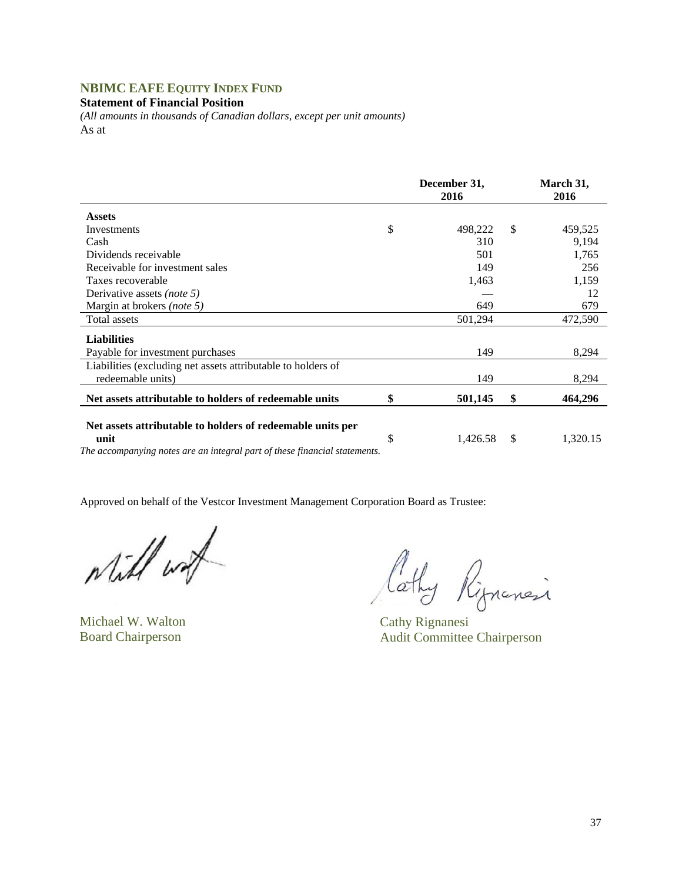## NBIMC EAFE EQUITY INDEX FUND

**Statement of Financial Position**

*(All amounts in thousands of Canadian dollars, except per unit amounts)*

As at

| | December 31, 2016 | March 31, 2016 |
|---|---|---|
| **Assets** | | |
| Investments | $ 498,222 | $ 459,525 |
| Cash | 310 | 9,194 |
| Dividends receivable | 501 | 1,765 |
| Receivable for investment sales | 149 | 256 |
| Taxes recoverable | 1,463 | 1,159 |
| Derivative assets *(note 5)* | — | 12 |
| Margin at brokers *(note 5)* | 649 | 679 |
| Total assets | 501,294 | 472,590 |
| **Liabilities** | | |
| Payable for investment purchases | 149 | 8,294 |
| Liabilities (excluding net assets attributable to holders of redeemable units) | 149 | 8,294 |
| **Net assets attributable to holders of redeemable units** | **$ 501,145** | **$ 464,296** |
| **Net assets attributable to holders of redeemable units per unit** | $ 1,426.58 | $ 1,320.15 |

*The accompanying notes are an integral part of these financial statements.*

Approved on behalf of the Vestcor Investment Management Corporation Board as Trustee:

Michael W. Walton
Board Chairperson

Cathy Rignanesi
Audit Committee Chairperson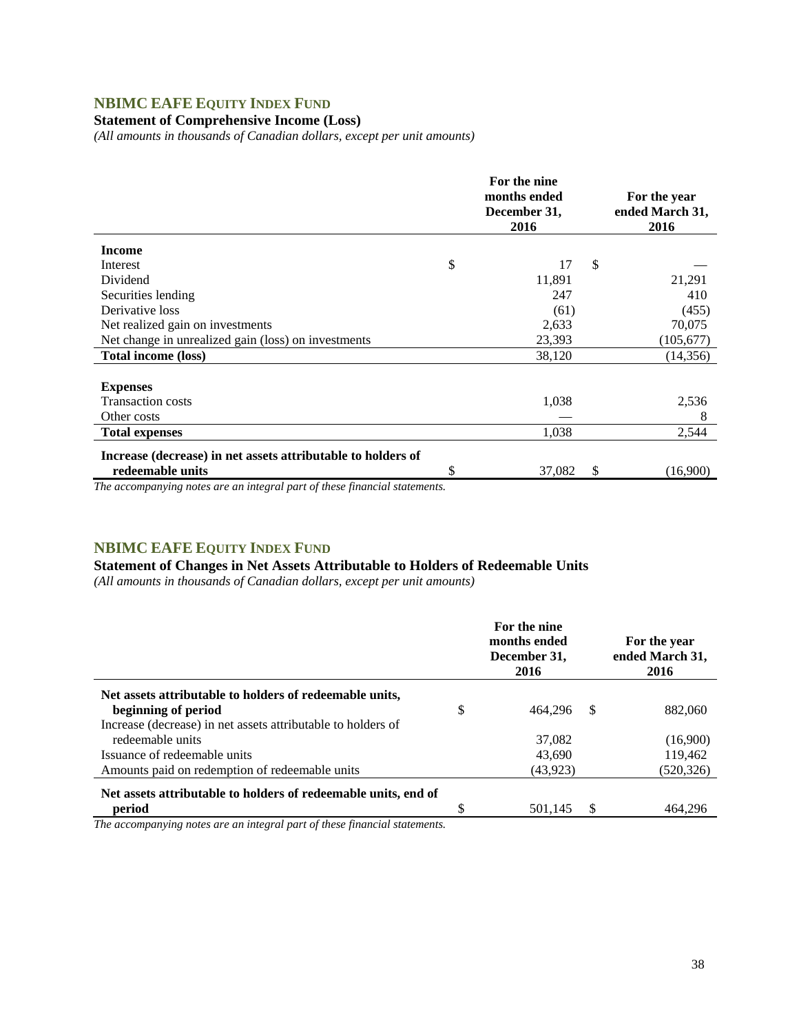## NBIMC EAFE Equity Index Fund

### Statement of Comprehensive Income (Loss)

*(All amounts in thousands of Canadian dollars, except per unit amounts)*

| | For the nine months ended December 31, 2016 | For the year ended March 31, 2016 |
|---|---|---|
| **Income** | | |
| Interest | $ 17 | $ — |
| Dividend | 11,891 | 21,291 |
| Securities lending | 247 | 410 |
| Derivative loss | (61) | (455) |
| Net realized gain on investments | 2,633 | 70,075 |
| Net change in unrealized gain (loss) on investments | 23,393 | (105,677) |
| **Total income (loss)** | 38,120 | (14,356) |
| **Expenses** | | |
| Transaction costs | 1,038 | 2,536 |
| Other costs | — | 8 |
| **Total expenses** | 1,038 | 2,544 |
| **Increase (decrease) in net assets attributable to holders of redeemable units** | $ 37,082 | $ (16,900) |

*The accompanying notes are an integral part of these financial statements.*

## NBIMC EAFE Equity Index Fund

### Statement of Changes in Net Assets Attributable to Holders of Redeemable Units

*(All amounts in thousands of Canadian dollars, except per unit amounts)*

| | For the nine months ended December 31, 2016 | For the year ended March 31, 2016 |
|---|---|---|
| **Net assets attributable to holders of redeemable units, beginning of period** | $ 464,296 | $ 882,060 |
| Increase (decrease) in net assets attributable to holders of redeemable units | 37,082 | (16,900) |
| Issuance of redeemable units | 43,690 | 119,462 |
| Amounts paid on redemption of redeemable units | (43,923) | (520,326) |
| **Net assets attributable to holders of redeemable units, end of period** | $ 501,145 | $ 464,296 |

*The accompanying notes are an integral part of these financial statements.*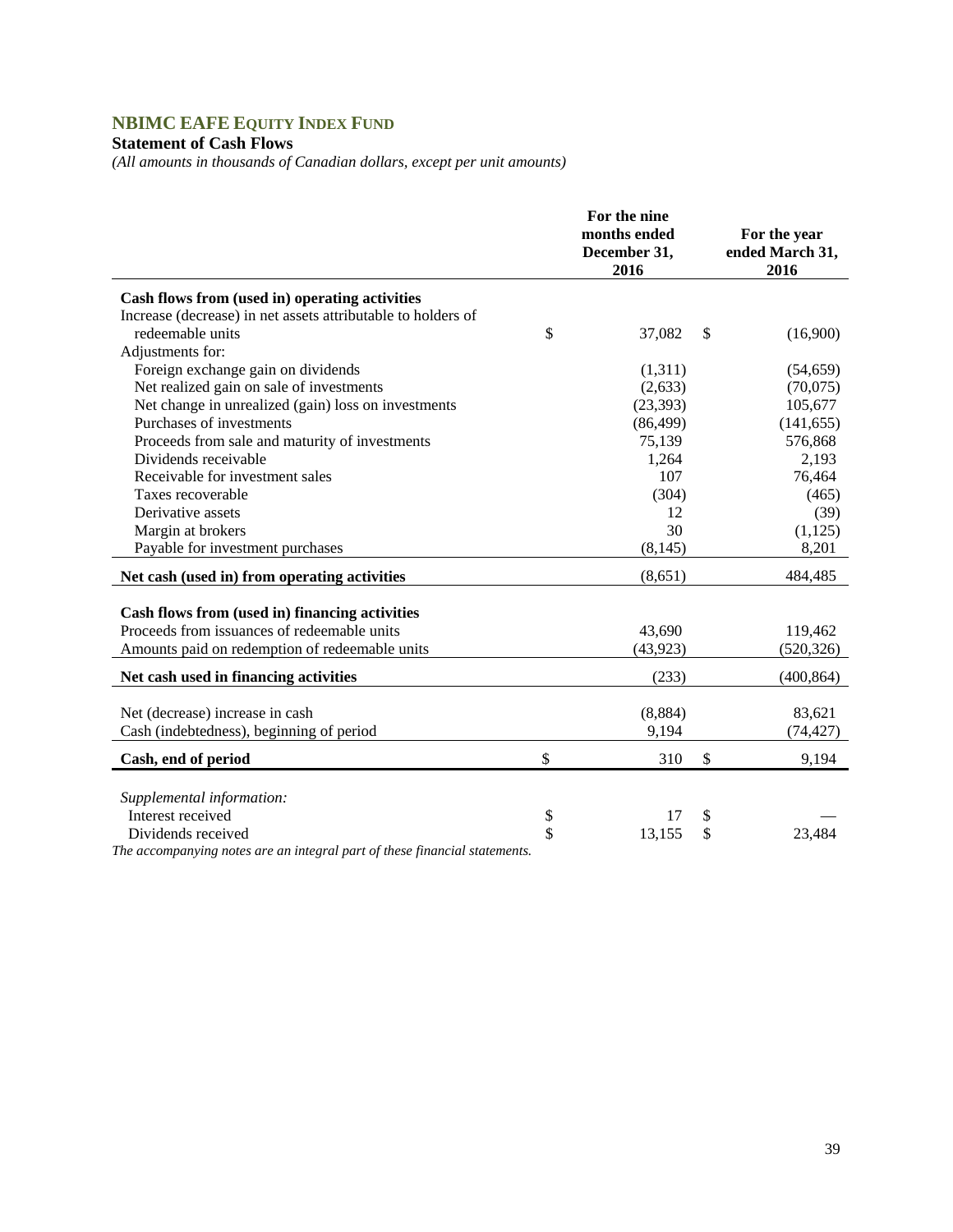## NBIMC EAFE EQUITY INDEX FUND

**Statement of Cash Flows**

*(All amounts in thousands of Canadian dollars, except per unit amounts)*

| | For the nine months ended December 31, 2016 | For the year ended March 31, 2016 |
|---|---|---|
| **Cash flows from (used in) operating activities** | | |
| Increase (decrease) in net assets attributable to holders of redeemable units | $ 37,082 | $ (16,900) |
| Adjustments for: | | |
| Foreign exchange gain on dividends | (1,311) | (54,659) |
| Net realized gain on sale of investments | (2,633) | (70,075) |
| Net change in unrealized (gain) loss on investments | (23,393) | 105,677 |
| Purchases of investments | (86,499) | (141,655) |
| Proceeds from sale and maturity of investments | 75,139 | 576,868 |
| Dividends receivable | 1,264 | 2,193 |
| Receivable for investment sales | 107 | 76,464 |
| Taxes recoverable | (304) | (465) |
| Derivative assets | 12 | (39) |
| Margin at brokers | 30 | (1,125) |
| Payable for investment purchases | (8,145) | 8,201 |
| **Net cash (used in) from operating activities** | (8,651) | 484,485 |
| | | |
| **Cash flows from (used in) financing activities** | | |
| Proceeds from issuances of redeemable units | 43,690 | 119,462 |
| Amounts paid on redemption of redeemable units | (43,923) | (520,326) |
| **Net cash used in financing activities** | (233) | (400,864) |
| | | |
| Net (decrease) increase in cash | (8,884) | 83,621 |
| Cash (indebtedness), beginning of period | 9,194 | (74,427) |
| **Cash, end of period** | $ 310 | $ 9,194 |
| | | |
| *Supplemental information:* | | |
| Interest received | $ 17 | $ — |
| Dividends received | $ 13,155 | $ 23,484 |

*The accompanying notes are an integral part of these financial statements.*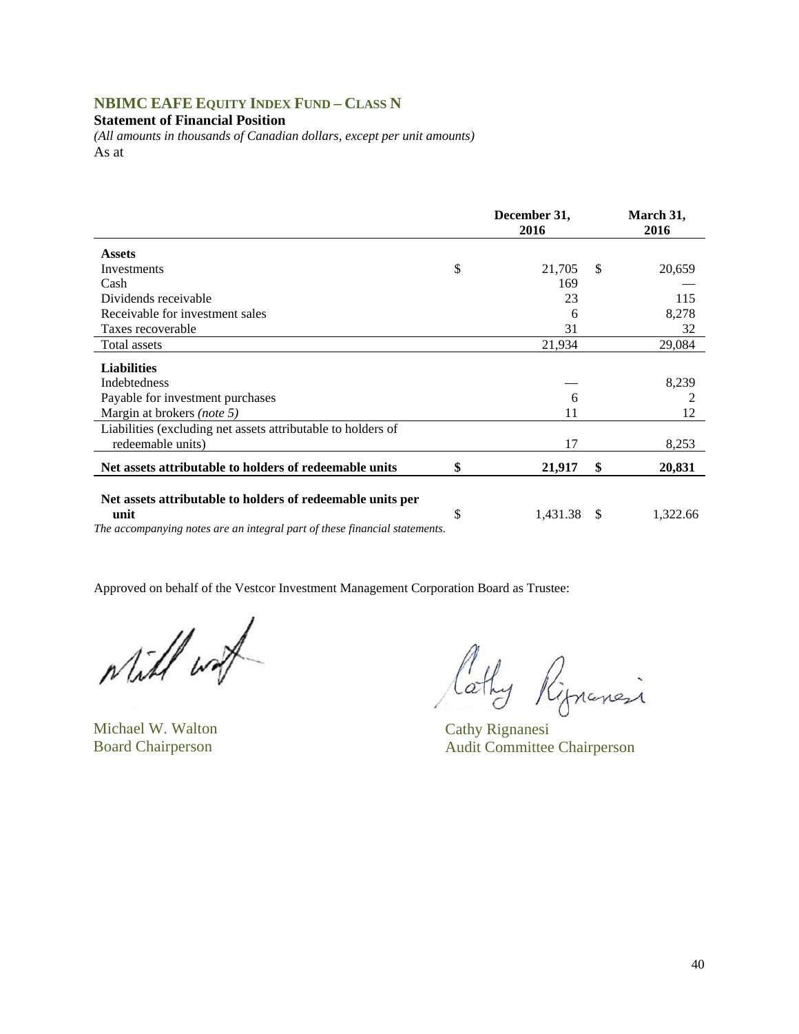## NBIMC EAFE EQUITY INDEX FUND – CLASS N

**Statement of Financial Position**

*(All amounts in thousands of Canadian dollars, except per unit amounts)*

As at

| | December 31, 2016 | March 31, 2016 |
|---|---|---|
| **Assets** | | |
| Investments | $ 21,705 | $ 20,659 |
| Cash | 169 | — |
| Dividends receivable | 23 | 115 |
| Receivable for investment sales | 6 | 8,278 |
| Taxes recoverable | 31 | 32 |
| Total assets | 21,934 | 29,084 |
| **Liabilities** | | |
| Indebtedness | — | 8,239 |
| Payable for investment purchases | 6 | 2 |
| Margin at brokers *(note 5)* | 11 | 12 |
| Liabilities (excluding net assets attributable to holders of redeemable units) | 17 | 8,253 |
| **Net assets attributable to holders of redeemable units** | **$ 21,917** | **$ 20,831** |
| **Net assets attributable to holders of redeemable units per unit** | $ 1,431.38 | $ 1,322.66 |

*The accompanying notes are an integral part of these financial statements.*

Approved on behalf of the Vestcor Investment Management Corporation Board as Trustee:

Michael W. Walton
Board Chairperson

Cathy Rignanesi
Audit Committee Chairperson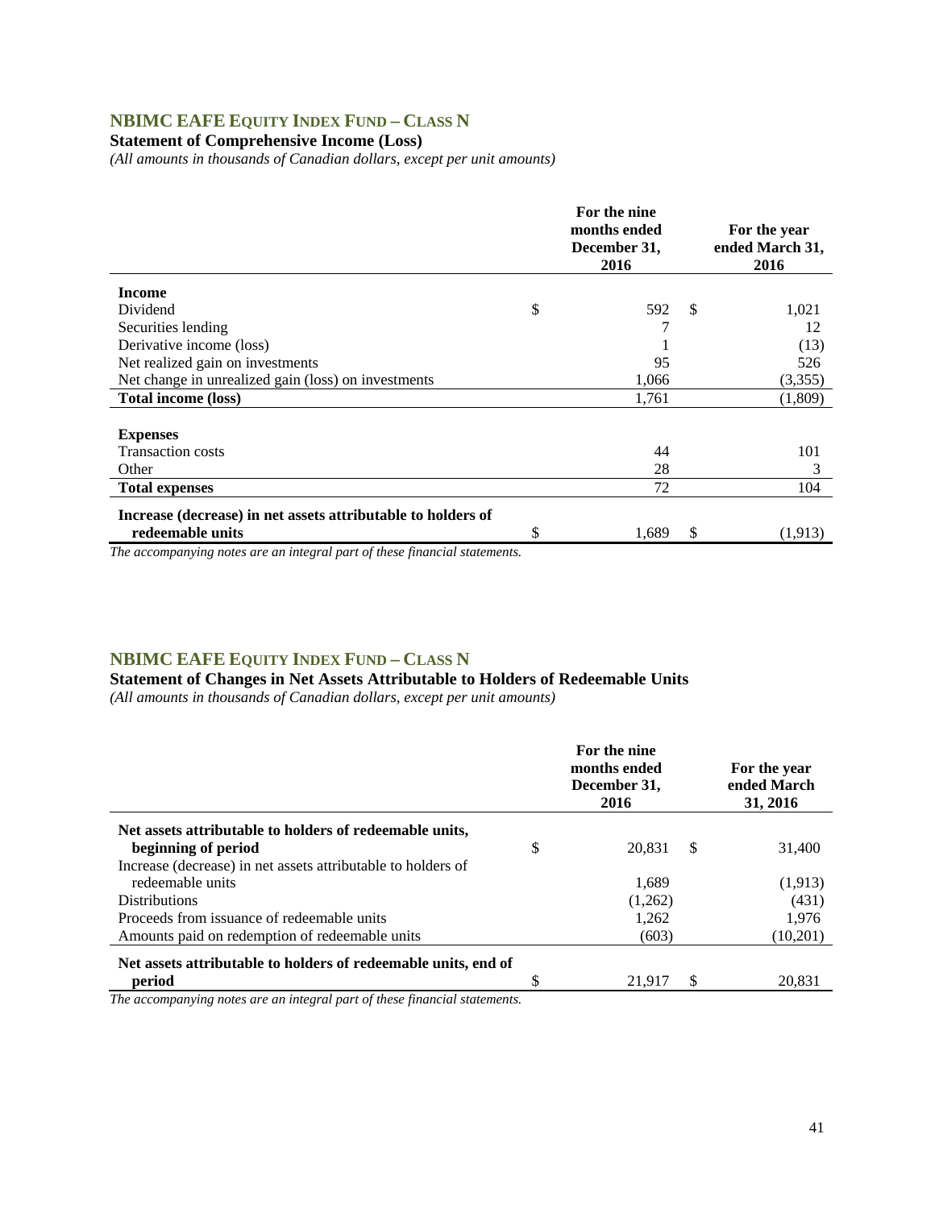## NBIMC EAFE EQUITY INDEX FUND – CLASS N

**Statement of Comprehensive Income (Loss)**

*(All amounts in thousands of Canadian dollars, except per unit amounts)*

| | For the nine months ended December 31, 2016 | For the year ended March 31, 2016 |
|---|---|---|
| **Income** | | |
| Dividend | $ 592 | $ 1,021 |
| Securities lending | 7 | 12 |
| Derivative income (loss) | 1 | (13) |
| Net realized gain on investments | 95 | 526 |
| Net change in unrealized gain (loss) on investments | 1,066 | (3,355) |
| **Total income (loss)** | 1,761 | (1,809) |
| **Expenses** | | |
| Transaction costs | 44 | 101 |
| Other | 28 | 3 |
| **Total expenses** | 72 | 104 |
| **Increase (decrease) in net assets attributable to holders of redeemable units** | $ 1,689 | $ (1,913) |

*The accompanying notes are an integral part of these financial statements.*

## NBIMC EAFE EQUITY INDEX FUND – CLASS N

**Statement of Changes in Net Assets Attributable to Holders of Redeemable Units**

*(All amounts in thousands of Canadian dollars, except per unit amounts)*

| | For the nine months ended December 31, 2016 | For the year ended March 31, 2016 |
|---|---|---|
| **Net assets attributable to holders of redeemable units, beginning of period** | $ 20,831 | $ 31,400 |
| Increase (decrease) in net assets attributable to holders of redeemable units | 1,689 | (1,913) |
| Distributions | (1,262) | (431) |
| Proceeds from issuance of redeemable units | 1,262 | 1,976 |
| Amounts paid on redemption of redeemable units | (603) | (10,201) |
| **Net assets attributable to holders of redeemable units, end of period** | $ 21,917 | $ 20,831 |

*The accompanying notes are an integral part of these financial statements.*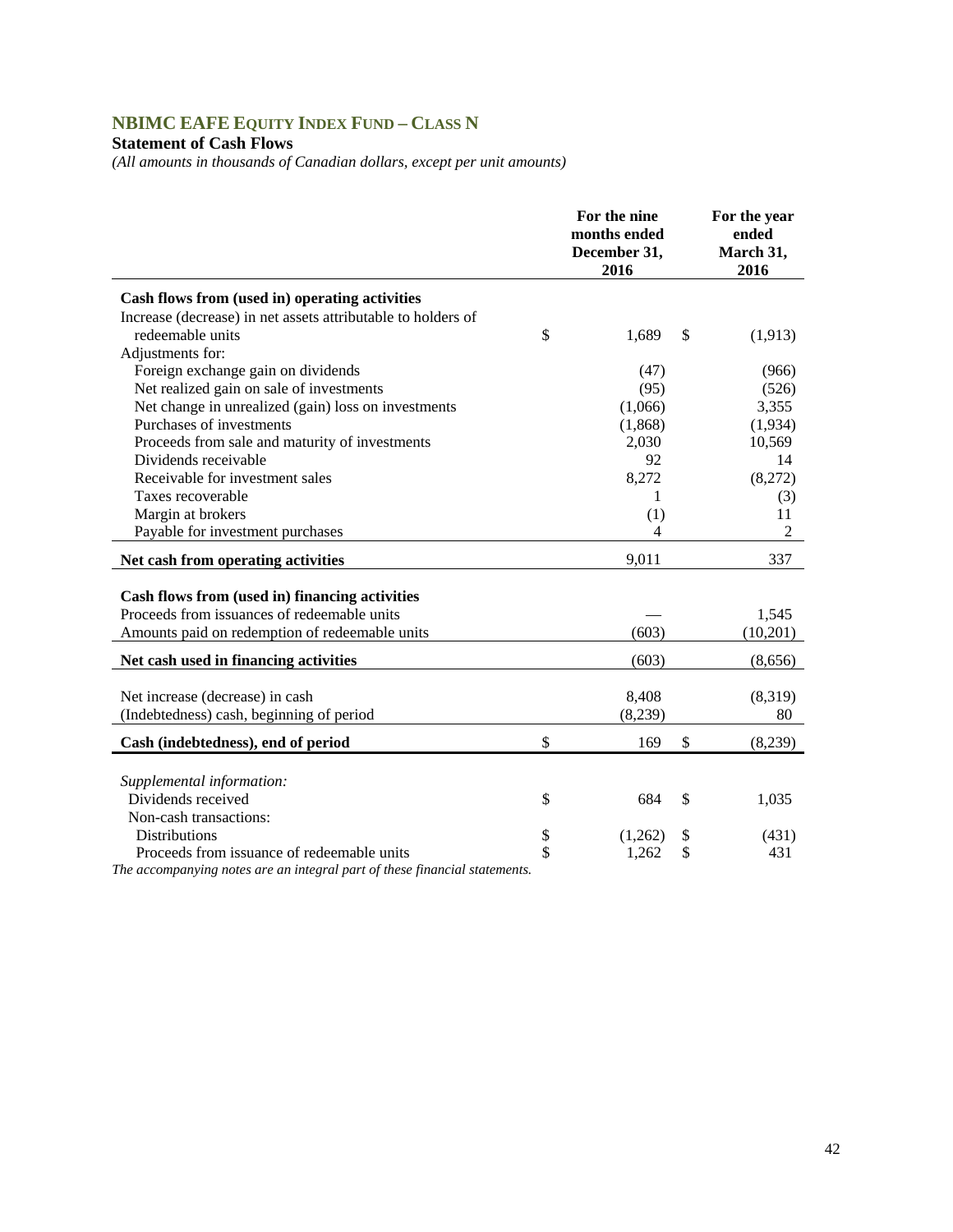## NBIMC EAFE EQUITY INDEX FUND – CLASS N

**Statement of Cash Flows**

*(All amounts in thousands of Canadian dollars, except per unit amounts)*

| | For the nine months ended December 31, 2016 | For the year ended March 31, 2016 |
|---|---|---|
| **Cash flows from (used in) operating activities** | | |
| Increase (decrease) in net assets attributable to holders of redeemable units | $ 1,689 | $ (1,913) |
| Adjustments for: | | |
| Foreign exchange gain on dividends | (47) | (966) |
| Net realized gain on sale of investments | (95) | (526) |
| Net change in unrealized (gain) loss on investments | (1,066) | 3,355 |
| Purchases of investments | (1,868) | (1,934) |
| Proceeds from sale and maturity of investments | 2,030 | 10,569 |
| Dividends receivable | 92 | 14 |
| Receivable for investment sales | 8,272 | (8,272) |
| Taxes recoverable | 1 | (3) |
| Margin at brokers | (1) | 11 |
| Payable for investment purchases | 4 | 2 |
| **Net cash from operating activities** | 9,011 | 337 |
| **Cash flows from (used in) financing activities** | | |
| Proceeds from issuances of redeemable units | — | 1,545 |
| Amounts paid on redemption of redeemable units | (603) | (10,201) |
| **Net cash used in financing activities** | (603) | (8,656) |
| Net increase (decrease) in cash | 8,408 | (8,319) |
| (Indebtedness) cash, beginning of period | (8,239) | 80 |
| **Cash (indebtedness), end of period** | $ 169 | $ (8,239) |
| *Supplemental information:* | | |
| Dividends received | $ 684 | $ 1,035 |
| Non-cash transactions: | | |
| Distributions | $ (1,262) | $ (431) |
| Proceeds from issuance of redeemable units | $ 1,262 | $ 431 |

*The accompanying notes are an integral part of these financial statements.*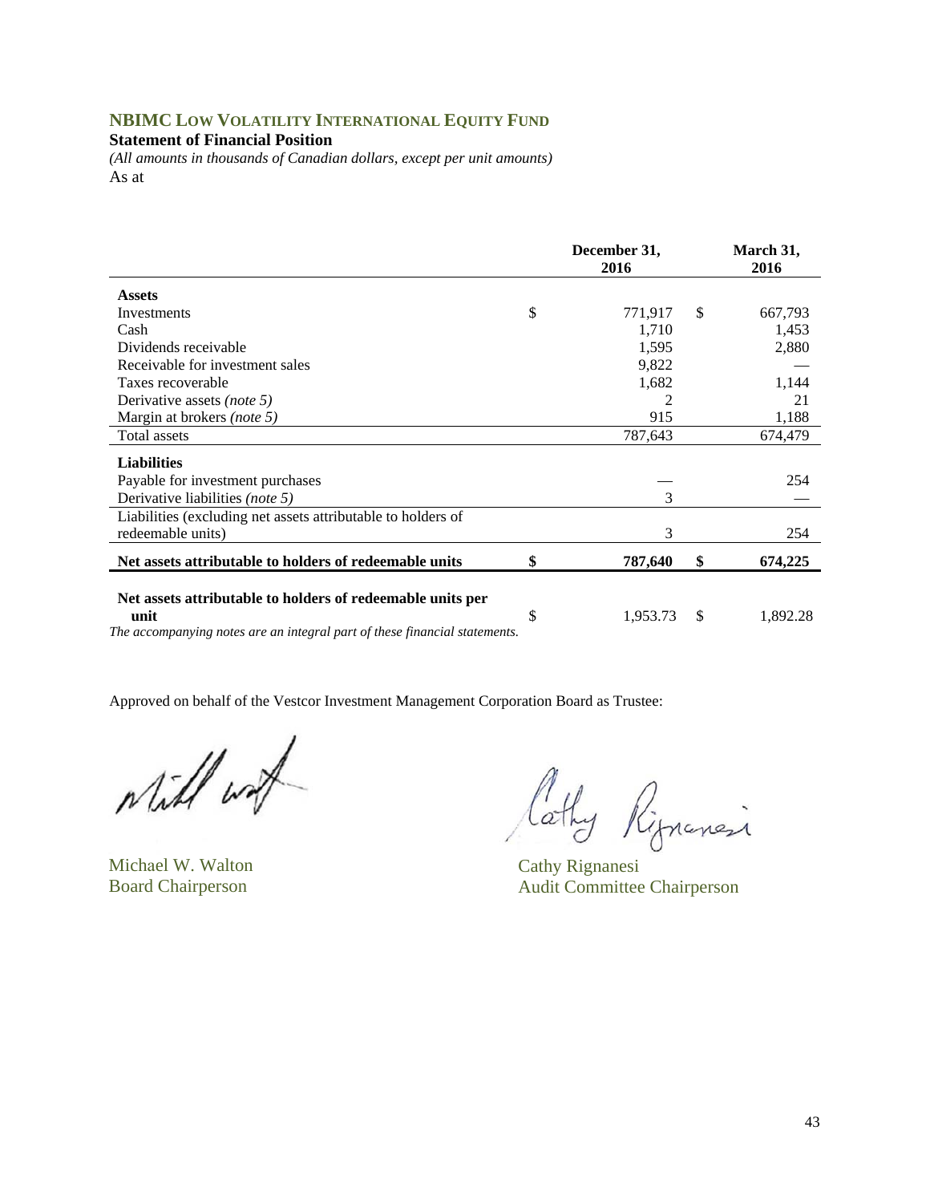## NBIMC Low Volatility International Equity Fund

**Statement of Financial Position**

*(All amounts in thousands of Canadian dollars, except per unit amounts)*

As at

| | December 31, 2016 | March 31, 2016 |
|---|---|---|
| **Assets** | | |
| Investments | $ 771,917 | $ 667,793 |
| Cash | 1,710 | 1,453 |
| Dividends receivable | 1,595 | 2,880 |
| Receivable for investment sales | 9,822 | — |
| Taxes recoverable | 1,682 | 1,144 |
| Derivative assets *(note 5)* | 2 | 21 |
| Margin at brokers *(note 5)* | 915 | 1,188 |
| Total assets | 787,643 | 674,479 |
| **Liabilities** | | |
| Payable for investment purchases | — | 254 |
| Derivative liabilities *(note 5)* | 3 | — |
| Liabilities (excluding net assets attributable to holders of redeemable units) | 3 | 254 |
| **Net assets attributable to holders of redeemable units** | **$ 787,640** | **$ 674,225** |
| **Net assets attributable to holders of redeemable units per unit** | $ 1,953.73 | $ 1,892.28 |

*The accompanying notes are an integral part of these financial statements.*

Approved on behalf of the Vestcor Investment Management Corporation Board as Trustee:

Michael W. Walton
Board Chairperson

Cathy Rignanesi
Audit Committee Chairperson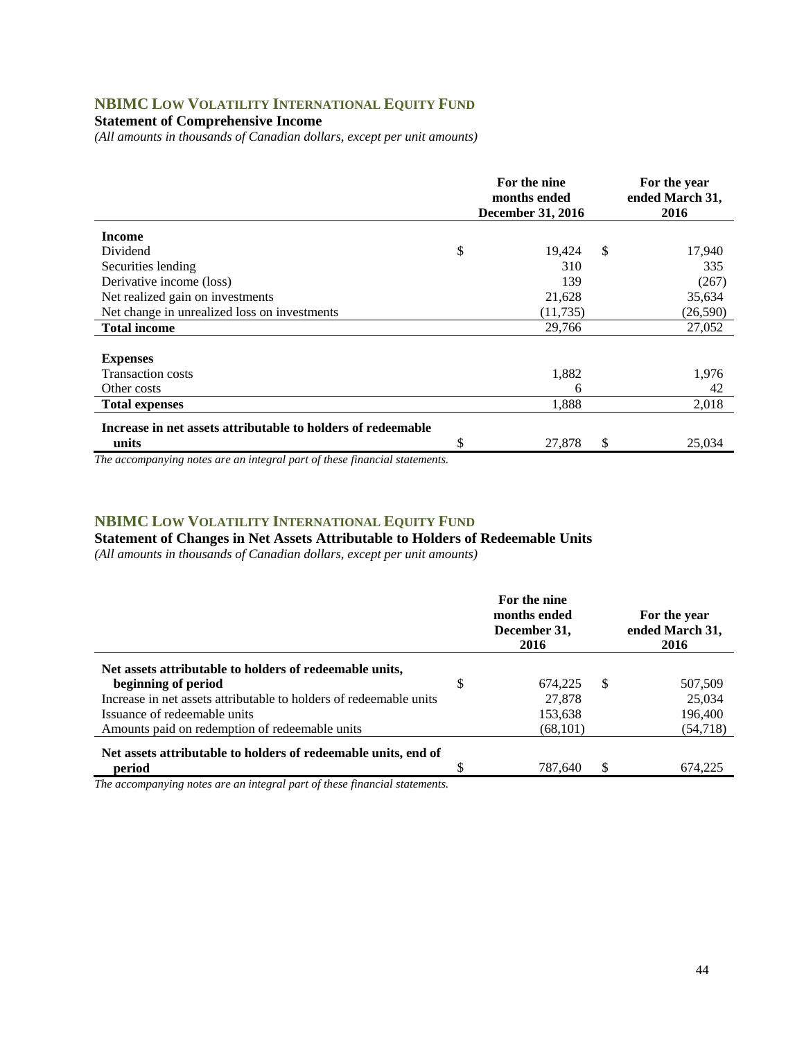## NBIMC Low Volatility International Equity Fund

### Statement of Comprehensive Income

*(All amounts in thousands of Canadian dollars, except per unit amounts)*

| | For the nine months ended December 31, 2016 | For the year ended March 31, 2016 |
|---|---|---|
| **Income** | | |
| Dividend | $ 19,424 | $ 17,940 |
| Securities lending | 310 | 335 |
| Derivative income (loss) | 139 | (267) |
| Net realized gain on investments | 21,628 | 35,634 |
| Net change in unrealized loss on investments | (11,735) | (26,590) |
| **Total income** | 29,766 | 27,052 |
| **Expenses** | | |
| Transaction costs | 1,882 | 1,976 |
| Other costs | 6 | 42 |
| **Total expenses** | 1,888 | 2,018 |
| **Increase in net assets attributable to holders of redeemable units** | $ 27,878 | $ 25,034 |

*The accompanying notes are an integral part of these financial statements.*

## NBIMC Low Volatility International Equity Fund

### Statement of Changes in Net Assets Attributable to Holders of Redeemable Units

*(All amounts in thousands of Canadian dollars, except per unit amounts)*

| | For the nine months ended December 31, 2016 | For the year ended March 31, 2016 |
|---|---|---|
| **Net assets attributable to holders of redeemable units, beginning of period** | $ 674,225 | $ 507,509 |
| Increase in net assets attributable to holders of redeemable units | 27,878 | 25,034 |
| Issuance of redeemable units | 153,638 | 196,400 |
| Amounts paid on redemption of redeemable units | (68,101) | (54,718) |
| **Net assets attributable to holders of redeemable units, end of period** | $ 787,640 | $ 674,225 |

*The accompanying notes are an integral part of these financial statements.*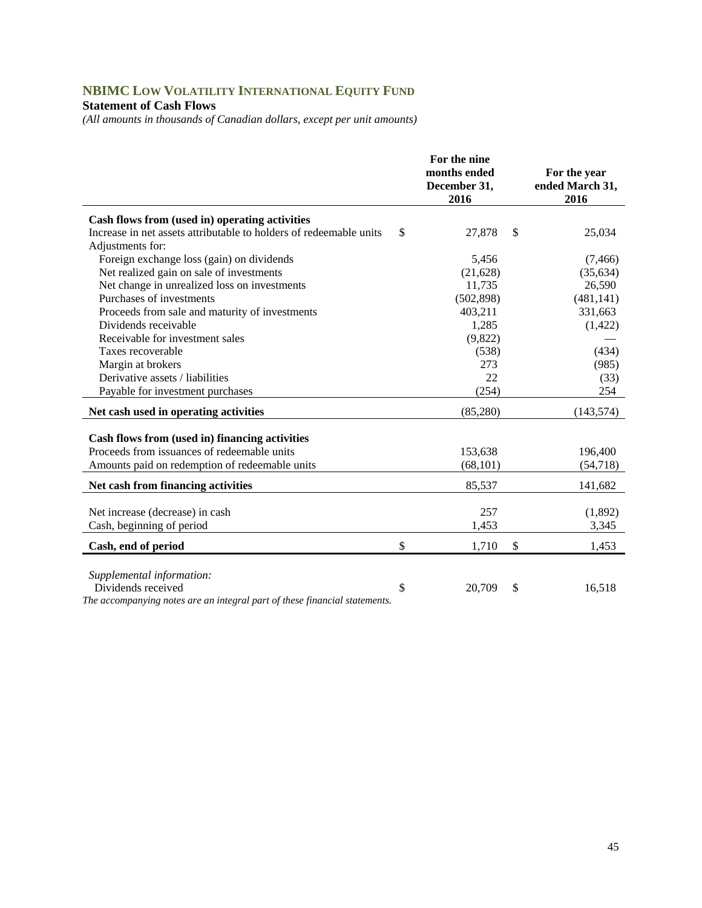## NBIMC Low Volatility International Equity Fund

**Statement of Cash Flows**

*(All amounts in thousands of Canadian dollars, except per unit amounts)*

| | For the nine months ended December 31, 2016 | For the year ended March 31, 2016 |
|---|---|---|
| **Cash flows from (used in) operating activities** | | |
| Increase in net assets attributable to holders of redeemable units | $ 27,878 | $ 25,034 |
| Adjustments for: | | |
| Foreign exchange loss (gain) on dividends | 5,456 | (7,466) |
| Net realized gain on sale of investments | (21,628) | (35,634) |
| Net change in unrealized loss on investments | 11,735 | 26,590 |
| Purchases of investments | (502,898) | (481,141) |
| Proceeds from sale and maturity of investments | 403,211 | 331,663 |
| Dividends receivable | 1,285 | (1,422) |
| Receivable for investment sales | (9,822) | — |
| Taxes recoverable | (538) | (434) |
| Margin at brokers | 273 | (985) |
| Derivative assets / liabilities | 22 | (33) |
| Payable for investment purchases | (254) | 254 |
| **Net cash used in operating activities** | (85,280) | (143,574) |
| **Cash flows from (used in) financing activities** | | |
| Proceeds from issuances of redeemable units | 153,638 | 196,400 |
| Amounts paid on redemption of redeemable units | (68,101) | (54,718) |
| **Net cash from financing activities** | 85,537 | 141,682 |
| Net increase (decrease) in cash | 257 | (1,892) |
| Cash, beginning of period | 1,453 | 3,345 |
| **Cash, end of period** | $ 1,710 | $ 1,453 |
| *Supplemental information:* | | |
| Dividends received | $ 20,709 | $ 16,518 |

*The accompanying notes are an integral part of these financial statements.*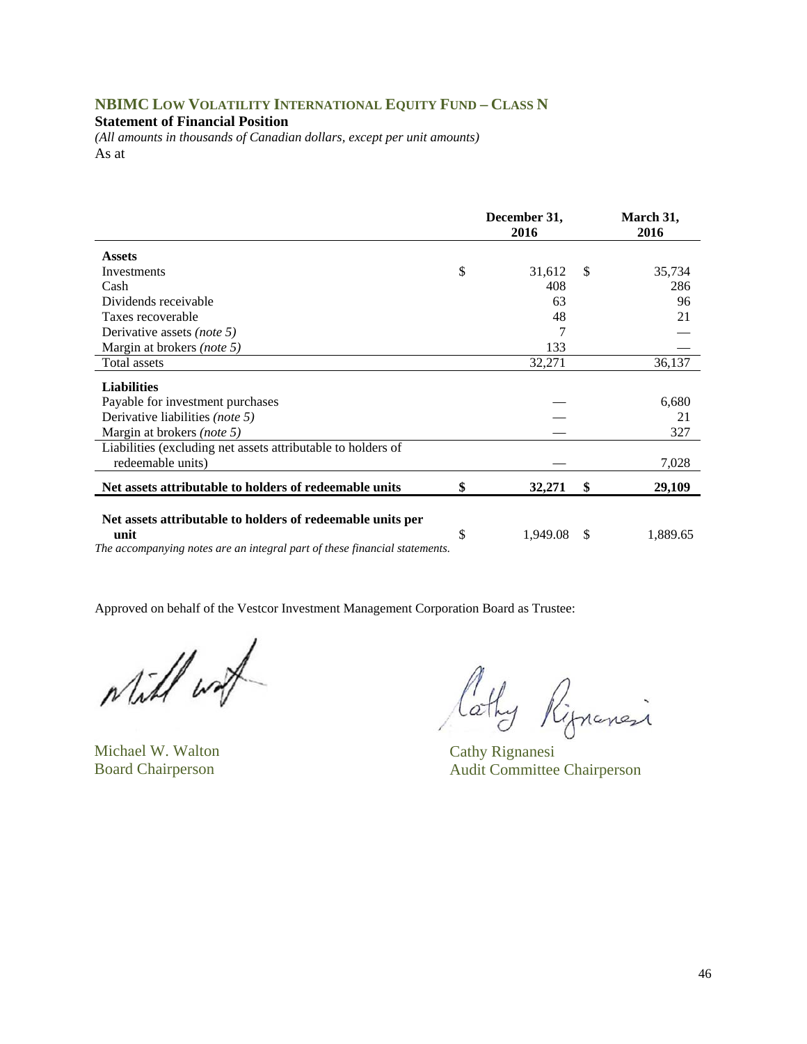## NBIMC LOW VOLATILITY INTERNATIONAL EQUITY FUND – CLASS N

**Statement of Financial Position**

*(All amounts in thousands of Canadian dollars, except per unit amounts)*

As at

| | December 31, 2016 | March 31, 2016 |
|---|---|---|
| **Assets** | | |
| Investments | $ 31,612 | $ 35,734 |
| Cash | 408 | 286 |
| Dividends receivable | 63 | 96 |
| Taxes recoverable | 48 | 21 |
| Derivative assets *(note 5)* | 7 | — |
| Margin at brokers *(note 5)* | 133 | — |
| Total assets | 32,271 | 36,137 |
| **Liabilities** | | |
| Payable for investment purchases | — | 6,680 |
| Derivative liabilities *(note 5)* | — | 21 |
| Margin at brokers *(note 5)* | — | 327 |
| Liabilities (excluding net assets attributable to holders of redeemable units) | — | 7,028 |
| **Net assets attributable to holders of redeemable units** | **$ 32,271** | **$ 29,109** |
| **Net assets attributable to holders of redeemable units per unit** | $ 1,949.08 | $ 1,889.65 |

*The accompanying notes are an integral part of these financial statements.*

Approved on behalf of the Vestcor Investment Management Corporation Board as Trustee:

Michael W. Walton
Board Chairperson

Cathy Rignanesi
Audit Committee Chairperson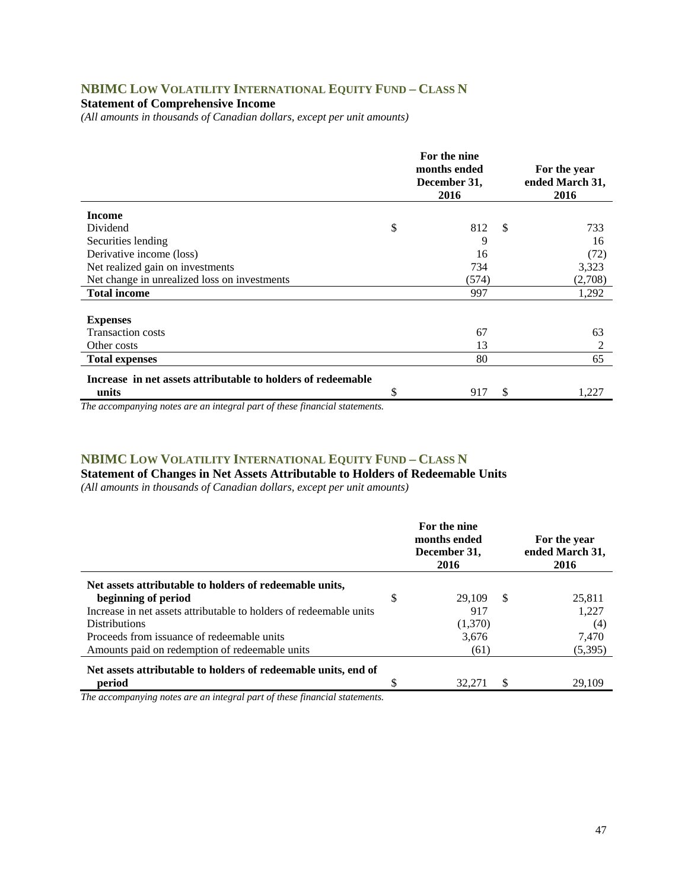## NBIMC LOW VOLATILITY INTERNATIONAL EQUITY FUND – CLASS N

### Statement of Comprehensive Income

*(All amounts in thousands of Canadian dollars, except per unit amounts)*

| | For the nine months ended December 31, 2016 | For the year ended March 31, 2016 |
|---|---|---|
| **Income** | | |
| Dividend | $ 812 | $ 733 |
| Securities lending | 9 | 16 |
| Derivative income (loss) | 16 | (72) |
| Net realized gain on investments | 734 | 3,323 |
| Net change in unrealized loss on investments | (574) | (2,708) |
| **Total income** | 997 | 1,292 |
| **Expenses** | | |
| Transaction costs | 67 | 63 |
| Other costs | 13 | 2 |
| **Total expenses** | 80 | 65 |
| **Increase in net assets attributable to holders of redeemable units** | $ 917 | $ 1,227 |

*The accompanying notes are an integral part of these financial statements.*

## NBIMC LOW VOLATILITY INTERNATIONAL EQUITY FUND – CLASS N

### Statement of Changes in Net Assets Attributable to Holders of Redeemable Units

*(All amounts in thousands of Canadian dollars, except per unit amounts)*

| | For the nine months ended December 31, 2016 | For the year ended March 31, 2016 |
|---|---|---|
| **Net assets attributable to holders of redeemable units, beginning of period** | $ 29,109 | $ 25,811 |
| Increase in net assets attributable to holders of redeemable units | 917 | 1,227 |
| Distributions | (1,370) | (4) |
| Proceeds from issuance of redeemable units | 3,676 | 7,470 |
| Amounts paid on redemption of redeemable units | (61) | (5,395) |
| **Net assets attributable to holders of redeemable units, end of period** | $ 32,271 | $ 29,109 |

*The accompanying notes are an integral part of these financial statements.*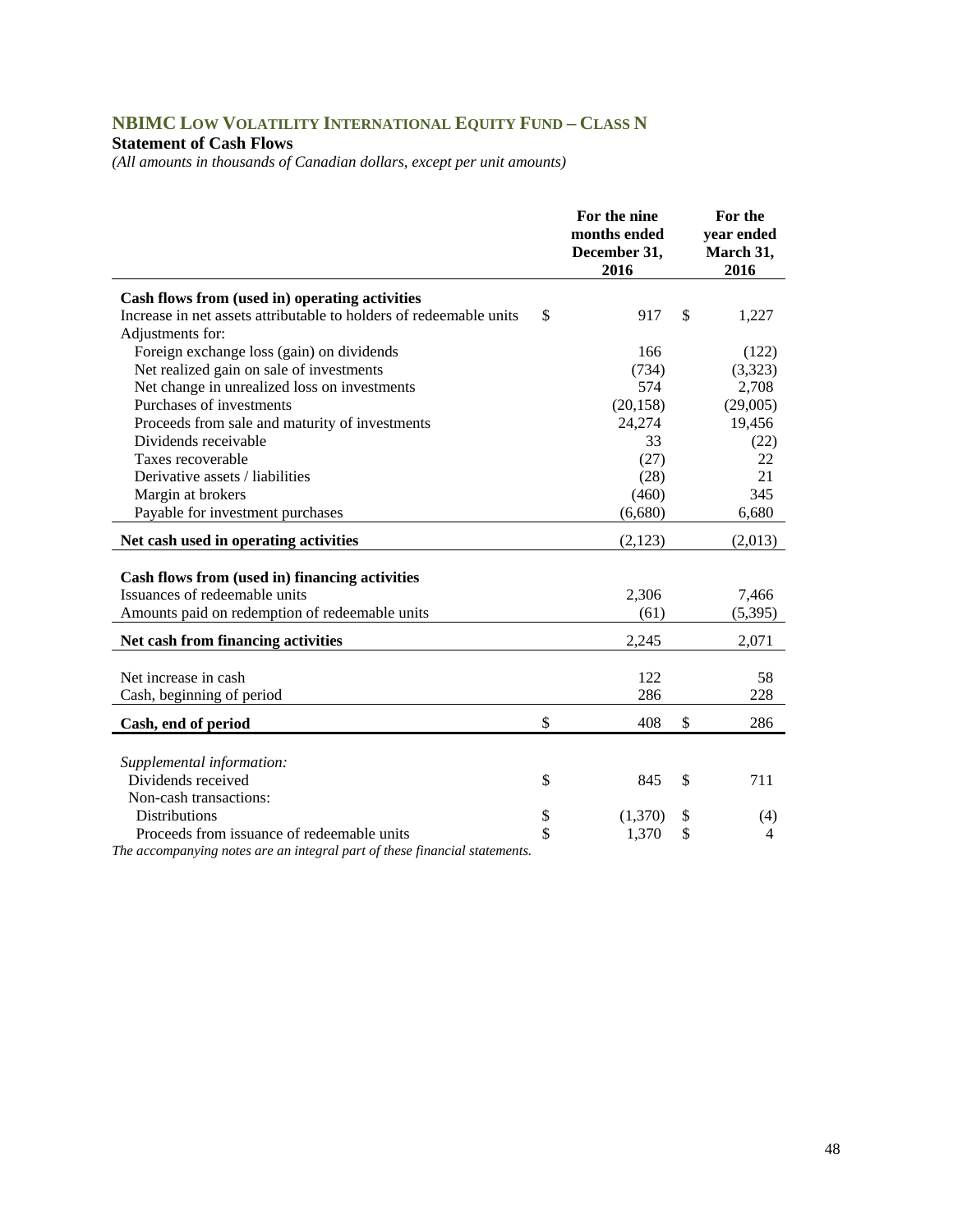## NBIMC LOW VOLATILITY INTERNATIONAL EQUITY FUND – CLASS N

### Statement of Cash Flows

*(All amounts in thousands of Canadian dollars, except per unit amounts)*

| | For the nine months ended December 31, 2016 | For the year ended March 31, 2016 |
|---|---|---|
| **Cash flows from (used in) operating activities** | | |
| Increase in net assets attributable to holders of redeemable units | $ 917 | $ 1,227 |
| Adjustments for: | | |
| Foreign exchange loss (gain) on dividends | 166 | (122) |
| Net realized gain on sale of investments | (734) | (3,323) |
| Net change in unrealized loss on investments | 574 | 2,708 |
| Purchases of investments | (20,158) | (29,005) |
| Proceeds from sale and maturity of investments | 24,274 | 19,456 |
| Dividends receivable | 33 | (22) |
| Taxes recoverable | (27) | 22 |
| Derivative assets / liabilities | (28) | 21 |
| Margin at brokers | (460) | 345 |
| Payable for investment purchases | (6,680) | 6,680 |
| **Net cash used in operating activities** | (2,123) | (2,013) |
| | | |
| **Cash flows from (used in) financing activities** | | |
| Issuances of redeemable units | 2,306 | 7,466 |
| Amounts paid on redemption of redeemable units | (61) | (5,395) |
| **Net cash from financing activities** | 2,245 | 2,071 |
| | | |
| Net increase in cash | 122 | 58 |
| Cash, beginning of period | 286 | 228 |
| **Cash, end of period** | $ 408 | $ 286 |
| | | |
| *Supplemental information:* | | |
| Dividends received | $ 845 | $ 711 |
| Non-cash transactions: | | |
| Distributions | $ (1,370) | $ (4) |
| Proceeds from issuance of redeemable units | $ 1,370 | $ 4 |

*The accompanying notes are an integral part of these financial statements.*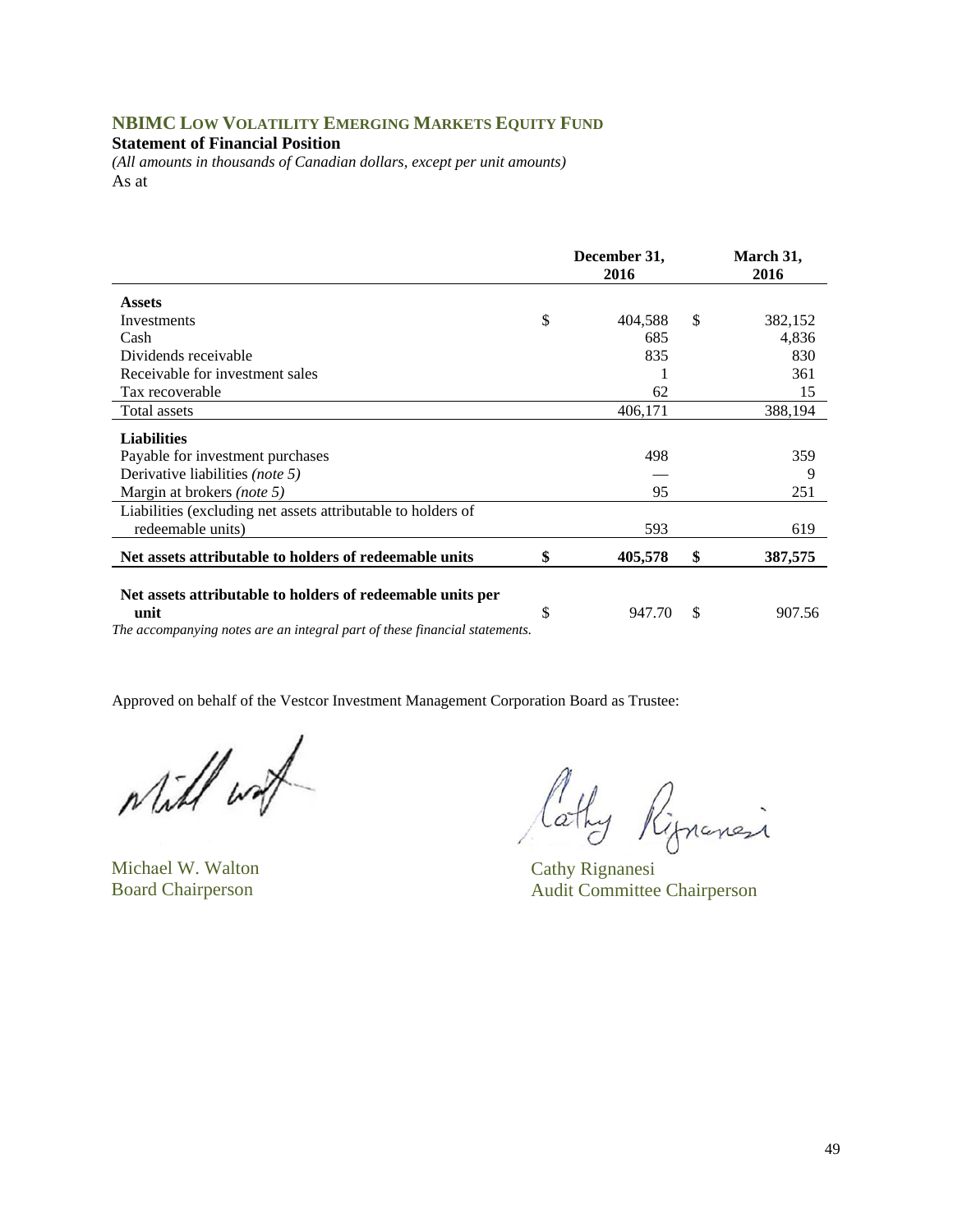## NBIMC LOW VOLATILITY EMERGING MARKETS EQUITY FUND

**Statement of Financial Position**

*(All amounts in thousands of Canadian dollars, except per unit amounts)*

As at

| | December 31, 2016 | March 31, 2016 |
|---|---|---|
| **Assets** | | |
| Investments | $ 404,588 | $ 382,152 |
| Cash | 685 | 4,836 |
| Dividends receivable | 835 | 830 |
| Receivable for investment sales | 1 | 361 |
| Tax recoverable | 62 | 15 |
| Total assets | 406,171 | 388,194 |
| **Liabilities** | | |
| Payable for investment purchases | 498 | 359 |
| Derivative liabilities *(note 5)* | — | 9 |
| Margin at brokers *(note 5)* | 95 | 251 |
| Liabilities (excluding net assets attributable to holders of redeemable units) | 593 | 619 |
| **Net assets attributable to holders of redeemable units** | **$ 405,578** | **$ 387,575** |
| **Net assets attributable to holders of redeemable units per unit** | $ 947.70 | $ 907.56 |

*The accompanying notes are an integral part of these financial statements.*

Approved on behalf of the Vestcor Investment Management Corporation Board as Trustee:

Michael W. Walton
Board Chairperson

Cathy Rignanesi
Audit Committee Chairperson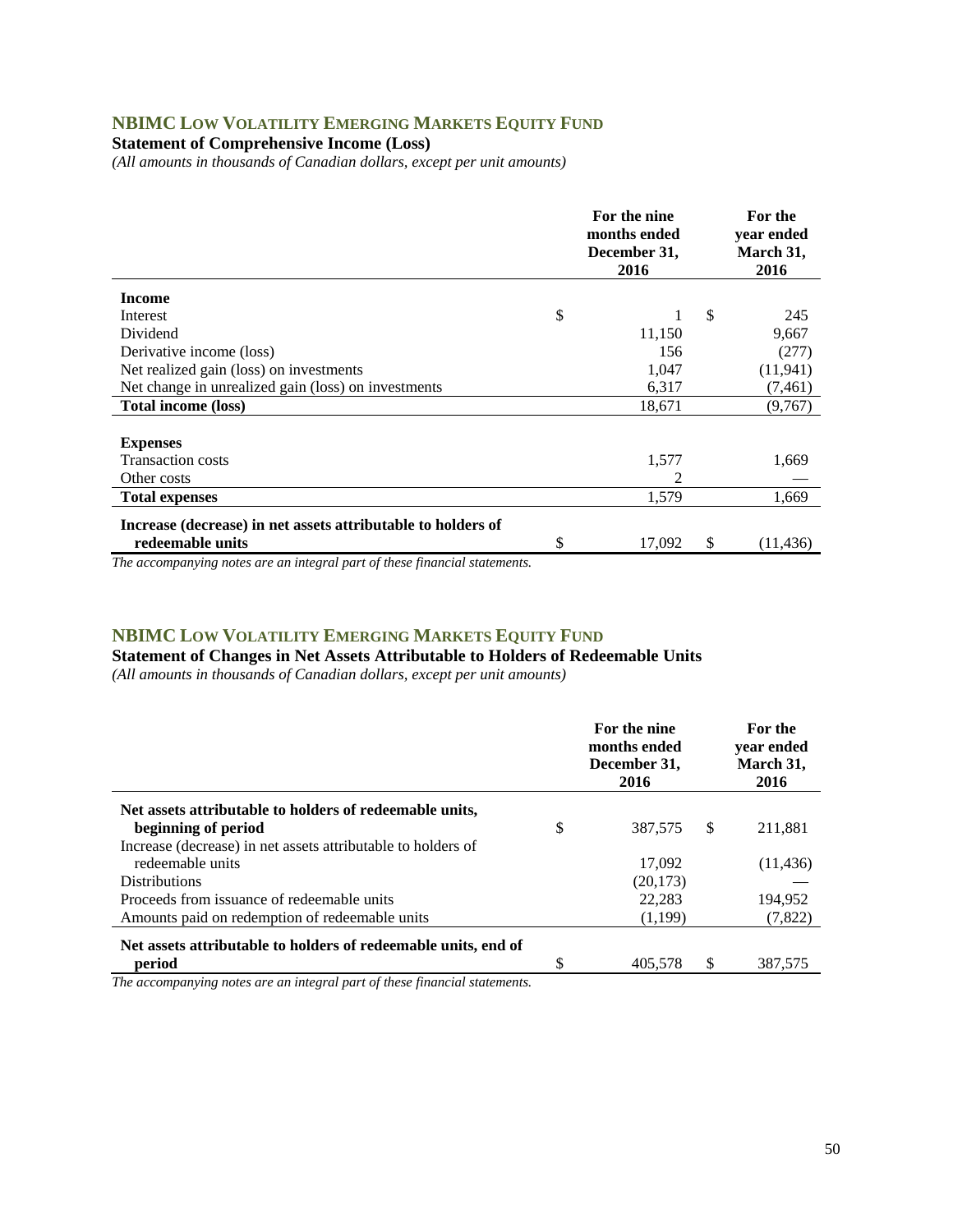## NBIMC Low Volatility Emerging Markets Equity Fund

**Statement of Comprehensive Income (Loss)**

*(All amounts in thousands of Canadian dollars, except per unit amounts)*

| | For the nine months ended December 31, 2016 | For the year ended March 31, 2016 |
|---|---|---|
| **Income** | | |
| Interest | $ 1 | $ 245 |
| Dividend | 11,150 | 9,667 |
| Derivative income (loss) | 156 | (277) |
| Net realized gain (loss) on investments | 1,047 | (11,941) |
| Net change in unrealized gain (loss) on investments | 6,317 | (7,461) |
| **Total income (loss)** | 18,671 | (9,767) |
| **Expenses** | | |
| Transaction costs | 1,577 | 1,669 |
| Other costs | 2 | — |
| **Total expenses** | 1,579 | 1,669 |
| **Increase (decrease) in net assets attributable to holders of redeemable units** | $ 17,092 | $ (11,436) |

*The accompanying notes are an integral part of these financial statements.*

## NBIMC Low Volatility Emerging Markets Equity Fund

**Statement of Changes in Net Assets Attributable to Holders of Redeemable Units**

*(All amounts in thousands of Canadian dollars, except per unit amounts)*

| | For the nine months ended December 31, 2016 | For the year ended March 31, 2016 |
|---|---|---|
| **Net assets attributable to holders of redeemable units, beginning of period** | $ 387,575 | $ 211,881 |
| Increase (decrease) in net assets attributable to holders of redeemable units | 17,092 | (11,436) |
| Distributions | (20,173) | — |
| Proceeds from issuance of redeemable units | 22,283 | 194,952 |
| Amounts paid on redemption of redeemable units | (1,199) | (7,822) |
| **Net assets attributable to holders of redeemable units, end of period** | $ 405,578 | $ 387,575 |

*The accompanying notes are an integral part of these financial statements.*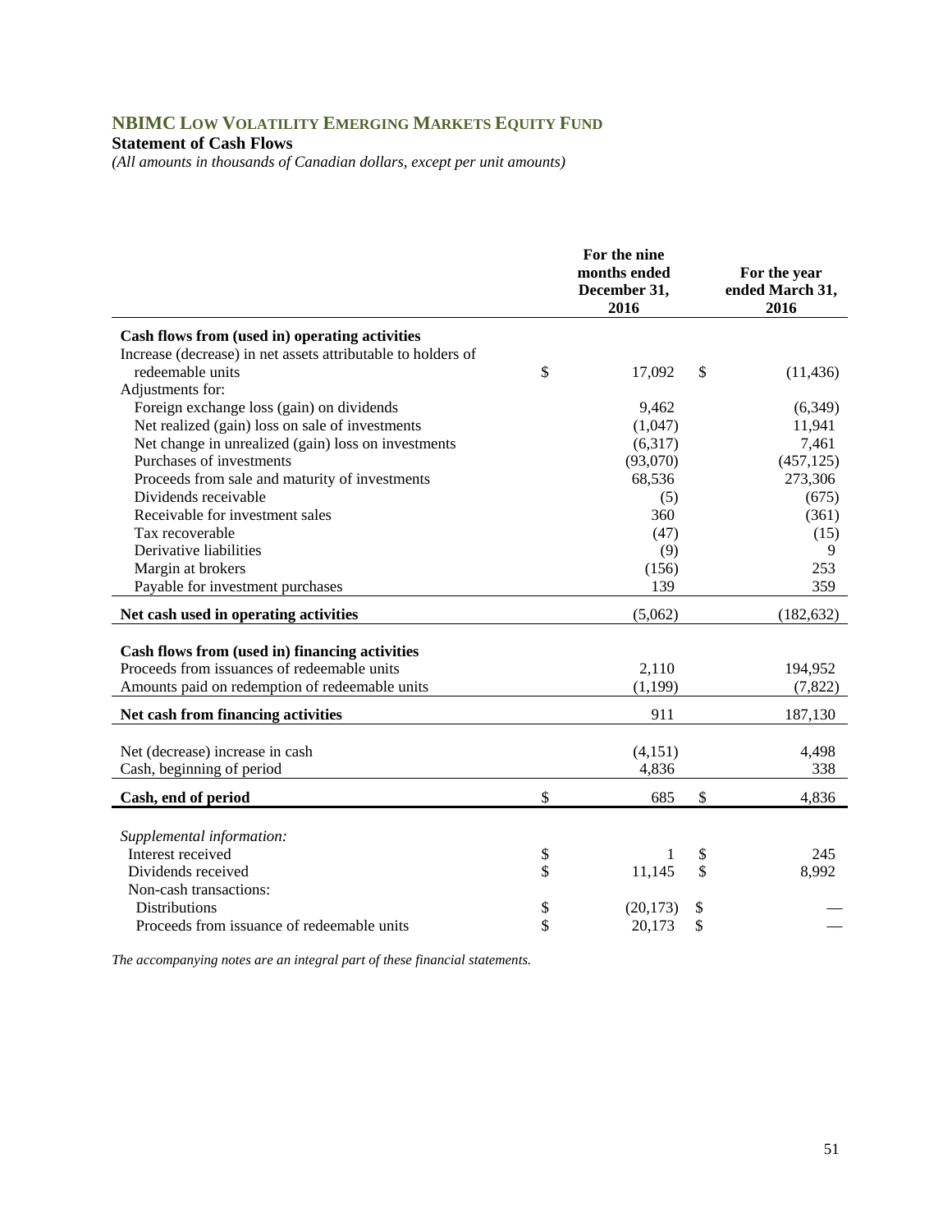## NBIMC Low Volatility Emerging Markets Equity Fund

**Statement of Cash Flows**

*(All amounts in thousands of Canadian dollars, except per unit amounts)*

| | For the nine months ended December 31, 2016 | For the year ended March 31, 2016 |
|---|---|---|
| **Cash flows from (used in) operating activities** | | |
| Increase (decrease) in net assets attributable to holders of redeemable units | $ 17,092 | $ (11,436) |
| Adjustments for: | | |
| Foreign exchange loss (gain) on dividends | 9,462 | (6,349) |
| Net realized (gain) loss on sale of investments | (1,047) | 11,941 |
| Net change in unrealized (gain) loss on investments | (6,317) | 7,461 |
| Purchases of investments | (93,070) | (457,125) |
| Proceeds from sale and maturity of investments | 68,536 | 273,306 |
| Dividends receivable | (5) | (675) |
| Receivable for investment sales | 360 | (361) |
| Tax recoverable | (47) | (15) |
| Derivative liabilities | (9) | 9 |
| Margin at brokers | (156) | 253 |
| Payable for investment purchases | 139 | 359 |
| **Net cash used in operating activities** | (5,062) | (182,632) |
| | | |
| **Cash flows from (used in) financing activities** | | |
| Proceeds from issuances of redeemable units | 2,110 | 194,952 |
| Amounts paid on redemption of redeemable units | (1,199) | (7,822) |
| **Net cash from financing activities** | 911 | 187,130 |
| | | |
| Net (decrease) increase in cash | (4,151) | 4,498 |
| Cash, beginning of period | 4,836 | 338 |
| **Cash, end of period** | $ 685 | $ 4,836 |
| | | |
| *Supplemental information:* | | |
| Interest received | $ 1 | $ 245 |
| Dividends received | $ 11,145 | $ 8,992 |
| Non-cash transactions: | | |
| Distributions | $ (20,173) | $ — |
| Proceeds from issuance of redeemable units | $ 20,173 | $ — |

*The accompanying notes are an integral part of these financial statements.*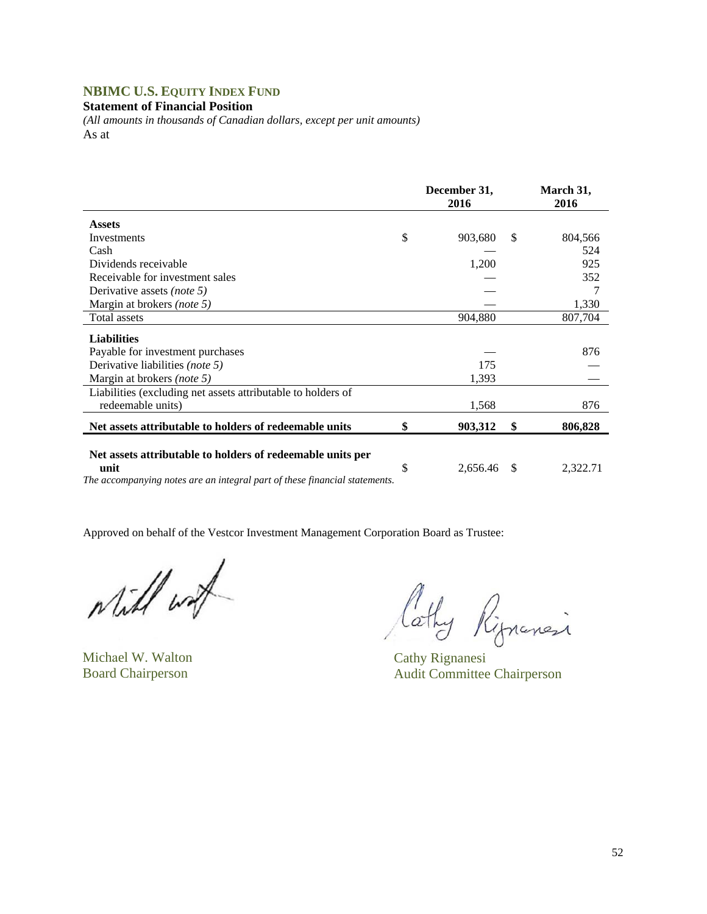## NBIMC U.S. EQUITY INDEX FUND

**Statement of Financial Position**

*(All amounts in thousands of Canadian dollars, except per unit amounts)*

As at

| | December 31, 2016 | March 31, 2016 |
|---|---|---|
| **Assets** | | |
| Investments | $ 903,680 | $ 804,566 |
| Cash | — | 524 |
| Dividends receivable | 1,200 | 925 |
| Receivable for investment sales | — | 352 |
| Derivative assets *(note 5)* | — | 7 |
| Margin at brokers *(note 5)* | — | 1,330 |
| Total assets | 904,880 | 807,704 |
| **Liabilities** | | |
| Payable for investment purchases | — | 876 |
| Derivative liabilities *(note 5)* | 175 | — |
| Margin at brokers *(note 5)* | 1,393 | — |
| Liabilities (excluding net assets attributable to holders of redeemable units) | 1,568 | 876 |
| **Net assets attributable to holders of redeemable units** | **$ 903,312** | **$ 806,828** |
| **Net assets attributable to holders of redeemable units per unit** | $ 2,656.46 | $ 2,322.71 |

*The accompanying notes are an integral part of these financial statements.*

Approved on behalf of the Vestcor Investment Management Corporation Board as Trustee:

Michael W. Walton
Board Chairperson

Cathy Rignanesi
Audit Committee Chairperson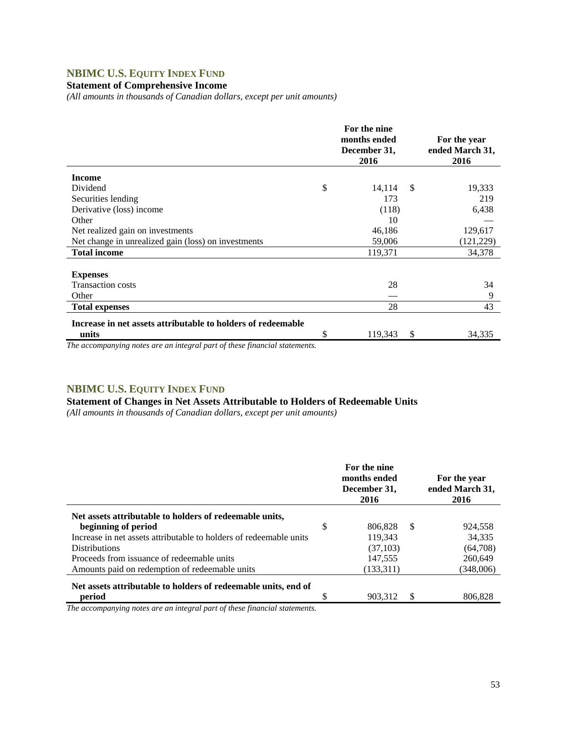## NBIMC U.S. EQUITY INDEX FUND

### Statement of Comprehensive Income

*(All amounts in thousands of Canadian dollars, except per unit amounts)*

| | For the nine months ended December 31, 2016 | For the year ended March 31, 2016 |
|---|---|---|
| **Income** | | |
| Dividend | $ 14,114 | $ 19,333 |
| Securities lending | 173 | 219 |
| Derivative (loss) income | (118) | 6,438 |
| Other | 10 | — |
| Net realized gain on investments | 46,186 | 129,617 |
| Net change in unrealized gain (loss) on investments | 59,006 | (121,229) |
| **Total income** | 119,371 | 34,378 |
| **Expenses** | | |
| Transaction costs | 28 | 34 |
| Other | — | 9 |
| **Total expenses** | 28 | 43 |
| **Increase in net assets attributable to holders of redeemable units** | $ 119,343 | $ 34,335 |

*The accompanying notes are an integral part of these financial statements.*

## NBIMC U.S. EQUITY INDEX FUND

### Statement of Changes in Net Assets Attributable to Holders of Redeemable Units

*(All amounts in thousands of Canadian dollars, except per unit amounts)*

| | For the nine months ended December 31, 2016 | For the year ended March 31, 2016 |
|---|---|---|
| **Net assets attributable to holders of redeemable units, beginning of period** | $ 806,828 | $ 924,558 |
| Increase in net assets attributable to holders of redeemable units | 119,343 | 34,335 |
| Distributions | (37,103) | (64,708) |
| Proceeds from issuance of redeemable units | 147,555 | 260,649 |
| Amounts paid on redemption of redeemable units | (133,311) | (348,006) |
| **Net assets attributable to holders of redeemable units, end of period** | $ 903,312 | $ 806,828 |

*The accompanying notes are an integral part of these financial statements.*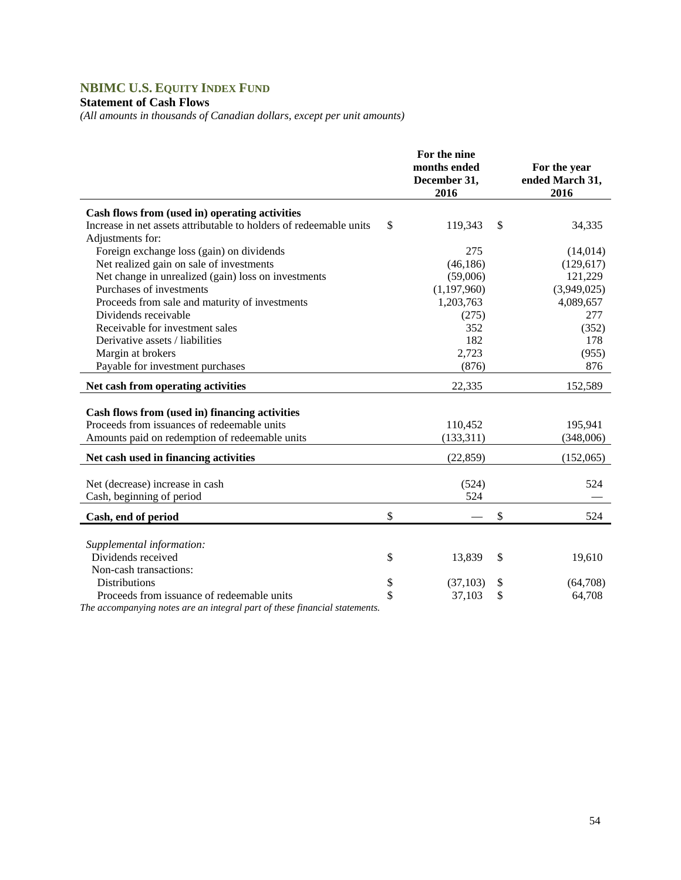# NBIMC U.S. EQUITY INDEX FUND

**Statement of Cash Flows**

*(All amounts in thousands of Canadian dollars, except per unit amounts)*

| | For the nine months ended December 31, 2016 | For the year ended March 31, 2016 |
|---|---|---|
| **Cash flows from (used in) operating activities** | | |
| Increase in net assets attributable to holders of redeemable units | $ 119,343 | $ 34,335 |
| Adjustments for: | | |
| Foreign exchange loss (gain) on dividends | 275 | (14,014) |
| Net realized gain on sale of investments | (46,186) | (129,617) |
| Net change in unrealized (gain) loss on investments | (59,006) | 121,229 |
| Purchases of investments | (1,197,960) | (3,949,025) |
| Proceeds from sale and maturity of investments | 1,203,763 | 4,089,657 |
| Dividends receivable | (275) | 277 |
| Receivable for investment sales | 352 | (352) |
| Derivative assets / liabilities | 182 | 178 |
| Margin at brokers | 2,723 | (955) |
| Payable for investment purchases | (876) | 876 |
| **Net cash from operating activities** | 22,335 | 152,589 |
| **Cash flows from (used in) financing activities** | | |
| Proceeds from issuances of redeemable units | 110,452 | 195,941 |
| Amounts paid on redemption of redeemable units | (133,311) | (348,006) |
| **Net cash used in financing activities** | (22,859) | (152,065) |
| Net (decrease) increase in cash | (524) | 524 |
| Cash, beginning of period | 524 | — |
| **Cash, end of period** | $ — | $ 524 |
| *Supplemental information:* | | |
| Dividends received | $ 13,839 | $ 19,610 |
| Non-cash transactions: | | |
| Distributions | $ (37,103) | $ (64,708) |
| Proceeds from issuance of redeemable units | $ 37,103 | $ 64,708 |

*The accompanying notes are an integral part of these financial statements.*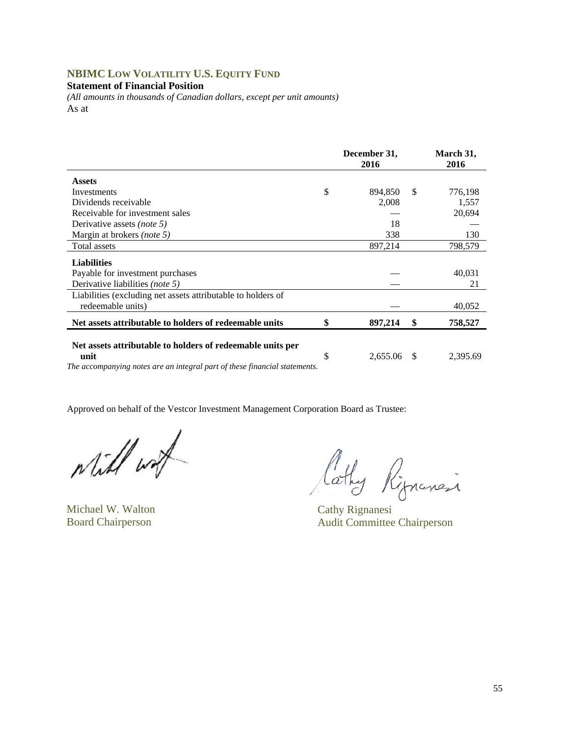## NBIMC LOW VOLATILITY U.S. EQUITY FUND

**Statement of Financial Position**

*(All amounts in thousands of Canadian dollars, except per unit amounts)*

As at

| | December 31, 2016 | March 31, 2016 |
|---|---|---|
| **Assets** | | |
| Investments | $ 894,850 | $ 776,198 |
| Dividends receivable | 2,008 | 1,557 |
| Receivable for investment sales | — | 20,694 |
| Derivative assets *(note 5)* | 18 | — |
| Margin at brokers *(note 5)* | 338 | 130 |
| Total assets | 897,214 | 798,579 |
| **Liabilities** | | |
| Payable for investment purchases | — | 40,031 |
| Derivative liabilities *(note 5)* | — | 21 |
| Liabilities (excluding net assets attributable to holders of redeemable units) | — | 40,052 |
| **Net assets attributable to holders of redeemable units** | **$ 897,214** | **$ 758,527** |
| **Net assets attributable to holders of redeemable units per unit** | $ 2,655.06 | $ 2,395.69 |

*The accompanying notes are an integral part of these financial statements.*

Approved on behalf of the Vestcor Investment Management Corporation Board as Trustee:

Michael W. Walton
Board Chairperson

Cathy Rignanesi
Audit Committee Chairperson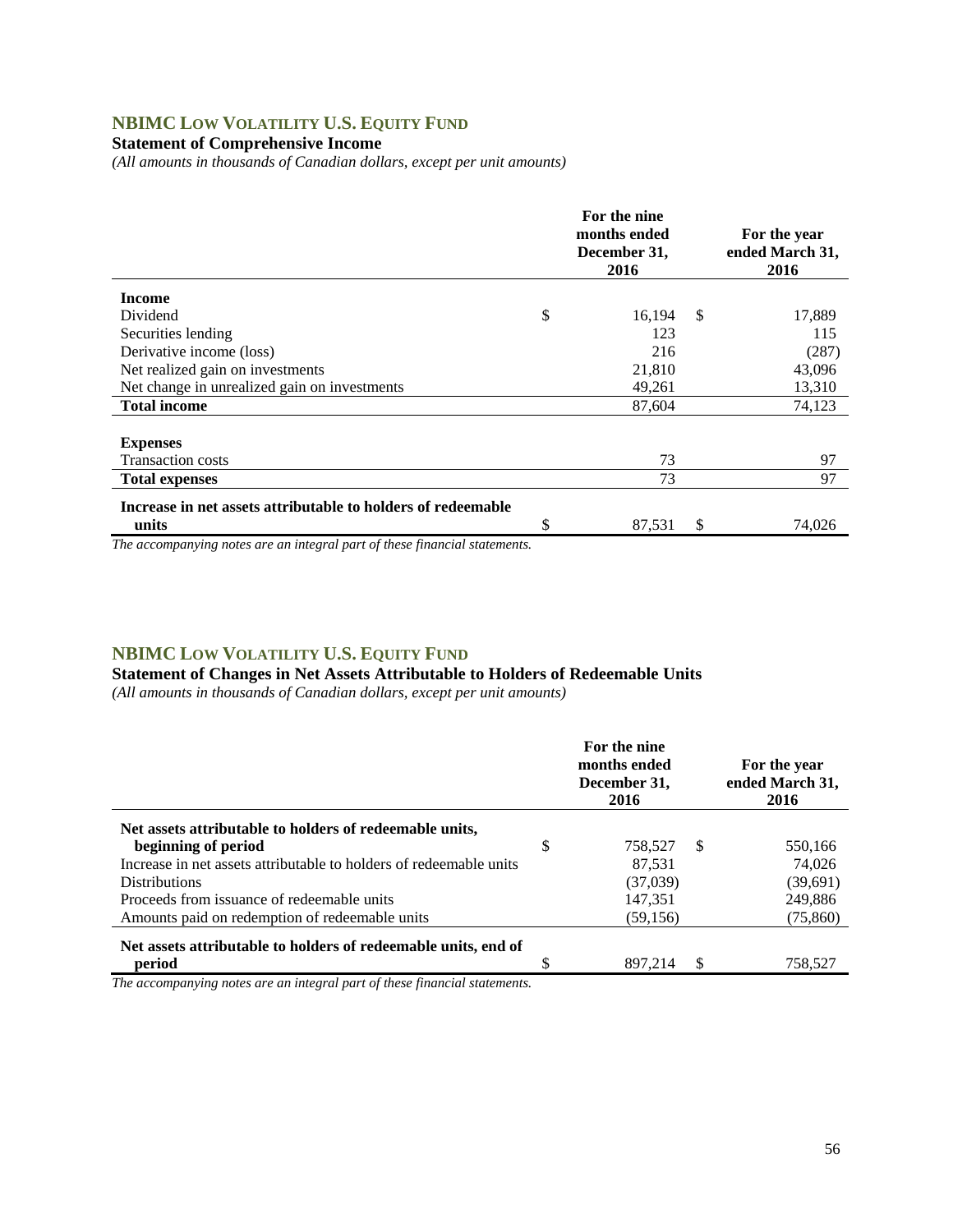## NBIMC LOW VOLATILITY U.S. EQUITY FUND

**Statement of Comprehensive Income**

*(All amounts in thousands of Canadian dollars, except per unit amounts)*

| | For the nine months ended December 31, 2016 | For the year ended March 31, 2016 |
|---|---|---|
| **Income** | | |
| Dividend | $ 16,194 | $ 17,889 |
| Securities lending | 123 | 115 |
| Derivative income (loss) | 216 | (287) |
| Net realized gain on investments | 21,810 | 43,096 |
| Net change in unrealized gain on investments | 49,261 | 13,310 |
| **Total income** | 87,604 | 74,123 |
| **Expenses** | | |
| Transaction costs | 73 | 97 |
| **Total expenses** | 73 | 97 |
| **Increase in net assets attributable to holders of redeemable units** | $ 87,531 | $ 74,026 |

*The accompanying notes are an integral part of these financial statements.*

## NBIMC LOW VOLATILITY U.S. EQUITY FUND

**Statement of Changes in Net Assets Attributable to Holders of Redeemable Units**

*(All amounts in thousands of Canadian dollars, except per unit amounts)*

| | For the nine months ended December 31, 2016 | For the year ended March 31, 2016 |
|---|---|---|
| **Net assets attributable to holders of redeemable units, beginning of period** | $ 758,527 | $ 550,166 |
| Increase in net assets attributable to holders of redeemable units | 87,531 | 74,026 |
| Distributions | (37,039) | (39,691) |
| Proceeds from issuance of redeemable units | 147,351 | 249,886 |
| Amounts paid on redemption of redeemable units | (59,156) | (75,860) |
| **Net assets attributable to holders of redeemable units, end of period** | $ 897,214 | $ 758,527 |

*The accompanying notes are an integral part of these financial statements.*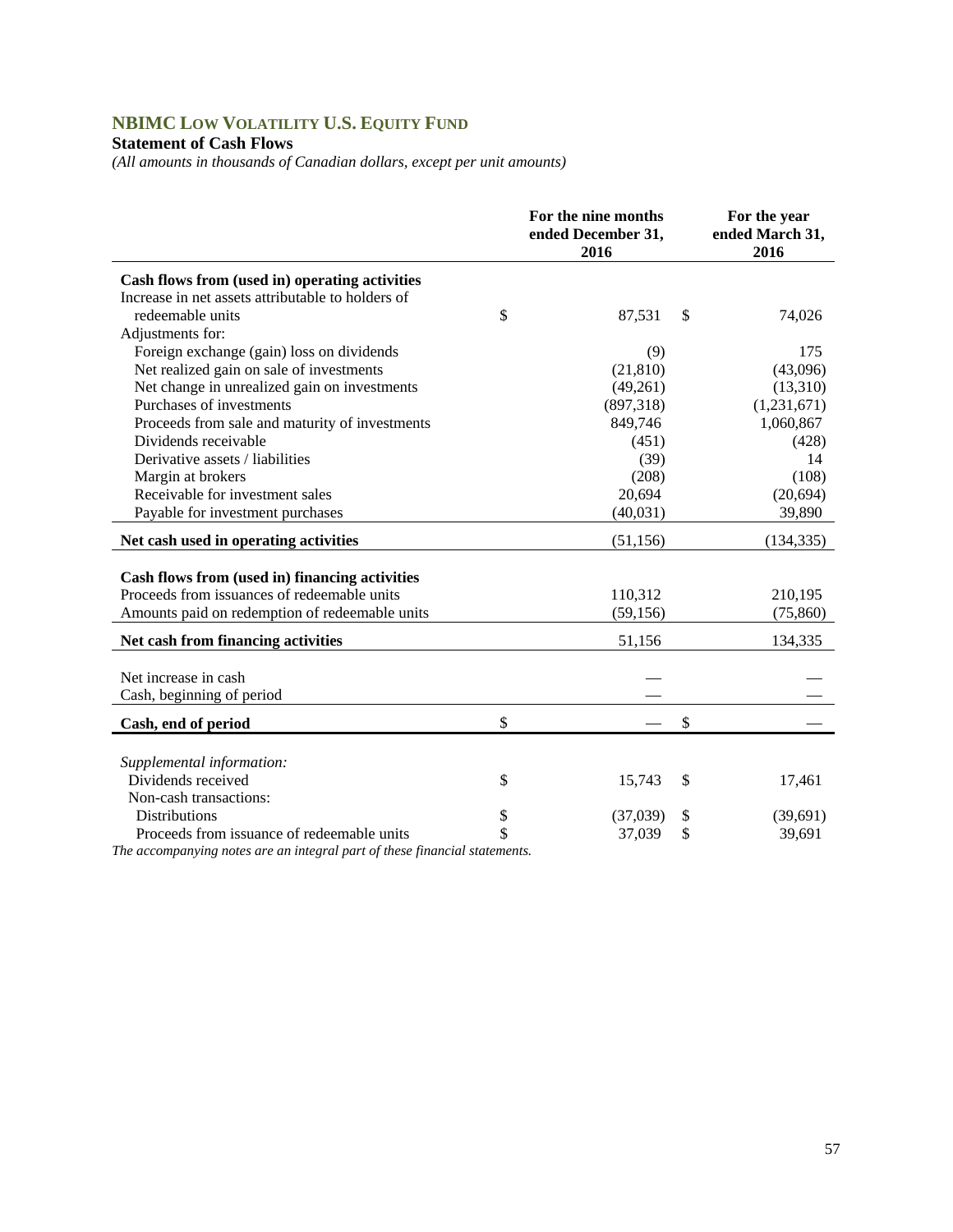# NBIMC Low Volatility U.S. Equity Fund

**Statement of Cash Flows**

*(All amounts in thousands of Canadian dollars, except per unit amounts)*

| | For the nine months ended December 31, 2016 | For the year ended March 31, 2016 |
|---|---|---|
| **Cash flows from (used in) operating activities** | | |
| Increase in net assets attributable to holders of redeemable units | $ 87,531 | $ 74,026 |
| Adjustments for: | | |
| Foreign exchange (gain) loss on dividends | (9) | 175 |
| Net realized gain on sale of investments | (21,810) | (43,096) |
| Net change in unrealized gain on investments | (49,261) | (13,310) |
| Purchases of investments | (897,318) | (1,231,671) |
| Proceeds from sale and maturity of investments | 849,746 | 1,060,867 |
| Dividends receivable | (451) | (428) |
| Derivative assets / liabilities | (39) | 14 |
| Margin at brokers | (208) | (108) |
| Receivable for investment sales | 20,694 | (20,694) |
| Payable for investment purchases | (40,031) | 39,890 |
| **Net cash used in operating activities** | (51,156) | (134,335) |
| | | |
| **Cash flows from (used in) financing activities** | | |
| Proceeds from issuances of redeemable units | 110,312 | 210,195 |
| Amounts paid on redemption of redeemable units | (59,156) | (75,860) |
| **Net cash from financing activities** | 51,156 | 134,335 |
| | | |
| Net increase in cash | — | — |
| Cash, beginning of period | — | — |
| **Cash, end of period** | $ — | $ — |
| | | |
| *Supplemental information:* | | |
| Dividends received | $ 15,743 | $ 17,461 |
| Non-cash transactions: | | |
| Distributions | $ (37,039) | $ (39,691) |
| Proceeds from issuance of redeemable units | $ 37,039 | $ 39,691 |

*The accompanying notes are an integral part of these financial statements.*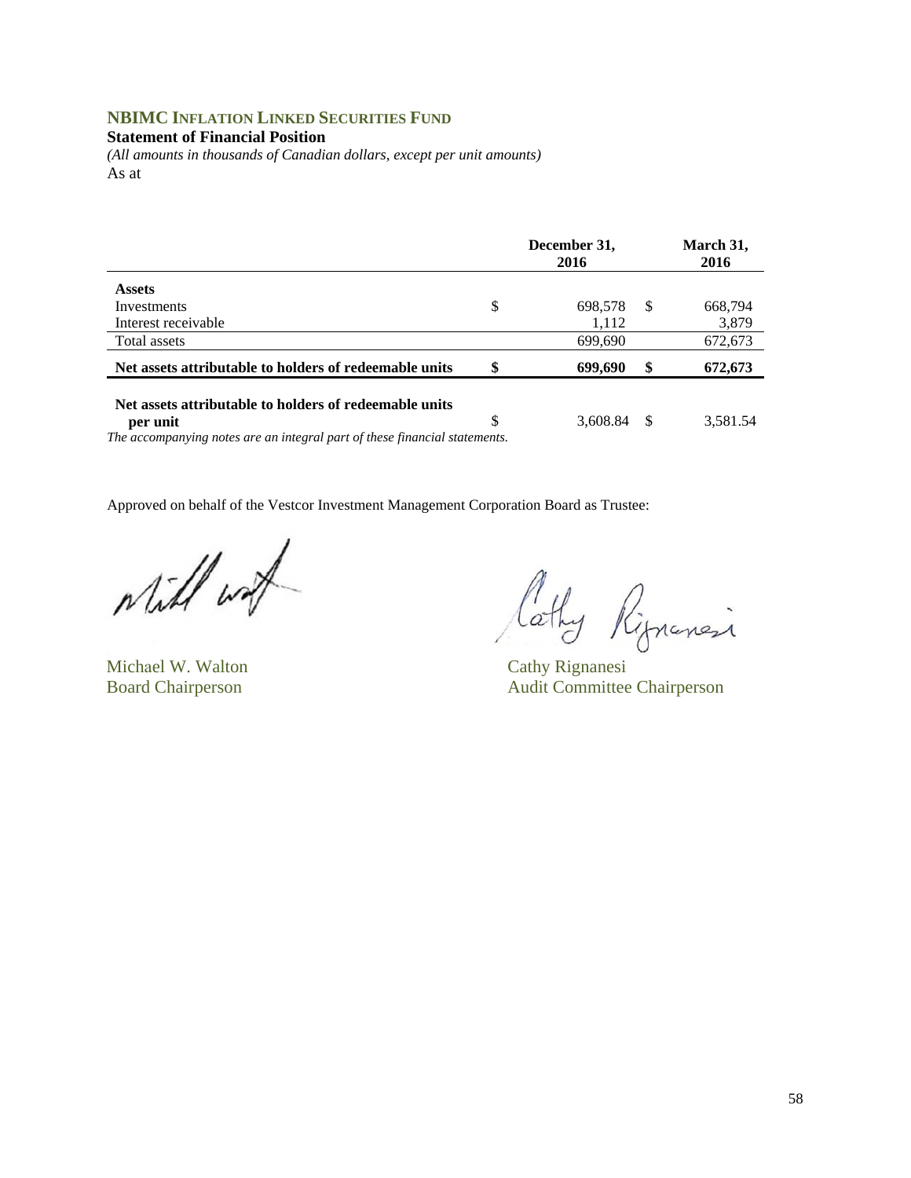## NBIMC Inflation Linked Securities Fund

**Statement of Financial Position**

*(All amounts in thousands of Canadian dollars, except per unit amounts)*

As at

| | December 31, 2016 | March 31, 2016 |
|---|---|---|
| **Assets** | | |
| Investments | $ 698,578 | $ 668,794 |
| Interest receivable | 1,112 | 3,879 |
| Total assets | 699,690 | 672,673 |
| **Net assets attributable to holders of redeemable units** | **$ 699,690** | **$ 672,673** |
| **Net assets attributable to holders of redeemable units per unit** | $ 3,608.84 | $ 3,581.54 |

*The accompanying notes are an integral part of these financial statements.*

Approved on behalf of the Vestcor Investment Management Corporation Board as Trustee:

Michael W. Walton
Board Chairperson

Cathy Rignanesi
Audit Committee Chairperson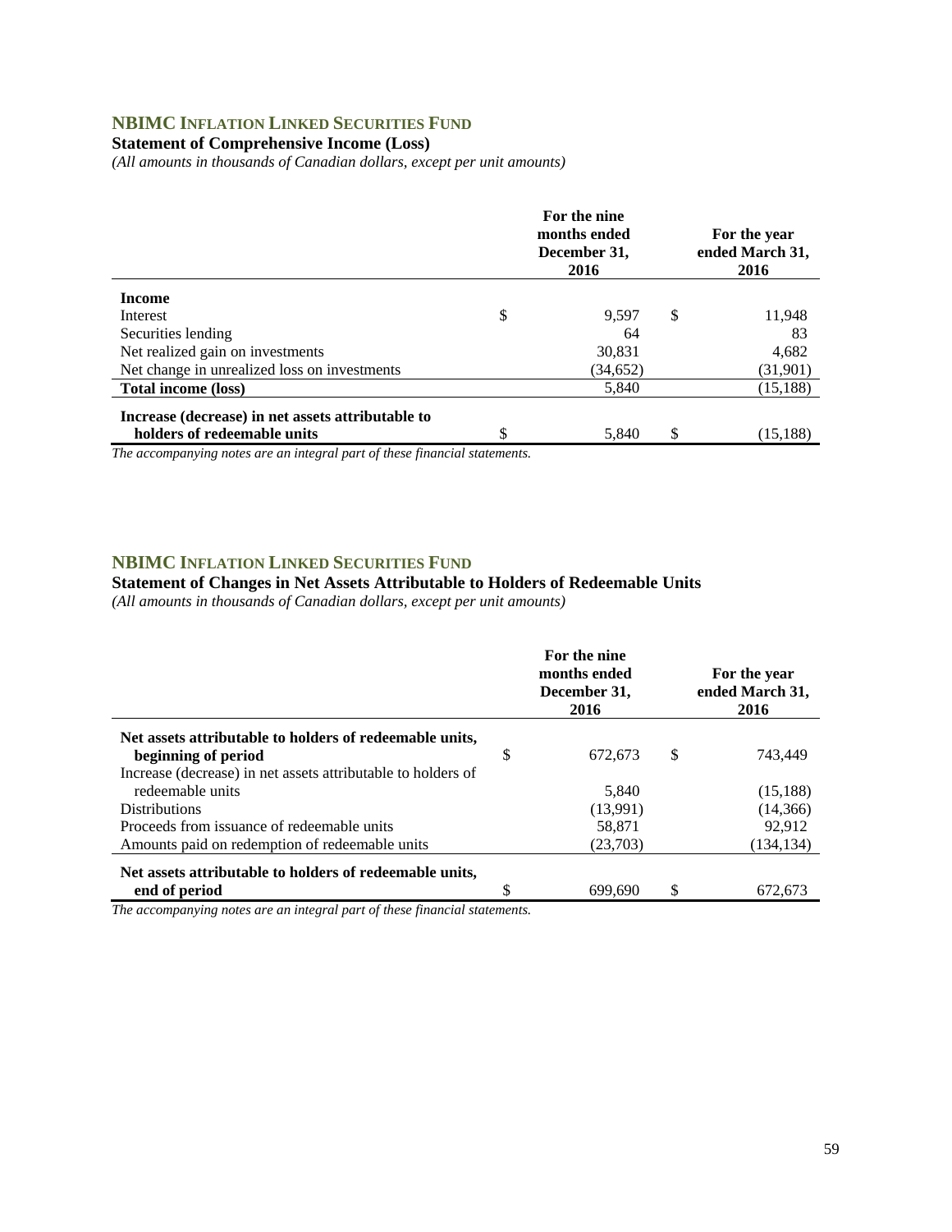## NBIMC Inflation Linked Securities Fund

**Statement of Comprehensive Income (Loss)**

*(All amounts in thousands of Canadian dollars, except per unit amounts)*

| | For the nine months ended December 31, 2016 | For the year ended March 31, 2016 |
|---|---|---|
| **Income** | | |
| Interest | $ 9,597 | $ 11,948 |
| Securities lending | 64 | 83 |
| Net realized gain on investments | 30,831 | 4,682 |
| Net change in unrealized loss on investments | (34,652) | (31,901) |
| **Total income (loss)** | 5,840 | (15,188) |
| **Increase (decrease) in net assets attributable to holders of redeemable units** | $ 5,840 | $ (15,188) |

*The accompanying notes are an integral part of these financial statements.*

## NBIMC Inflation Linked Securities Fund

**Statement of Changes in Net Assets Attributable to Holders of Redeemable Units**

*(All amounts in thousands of Canadian dollars, except per unit amounts)*

| | For the nine months ended December 31, 2016 | For the year ended March 31, 2016 |
|---|---|---|
| **Net assets attributable to holders of redeemable units, beginning of period** | $ 672,673 | $ 743,449 |
| Increase (decrease) in net assets attributable to holders of redeemable units | 5,840 | (15,188) |
| Distributions | (13,991) | (14,366) |
| Proceeds from issuance of redeemable units | 58,871 | 92,912 |
| Amounts paid on redemption of redeemable units | (23,703) | (134,134) |
| **Net assets attributable to holders of redeemable units, end of period** | $ 699,690 | $ 672,673 |

*The accompanying notes are an integral part of these financial statements.*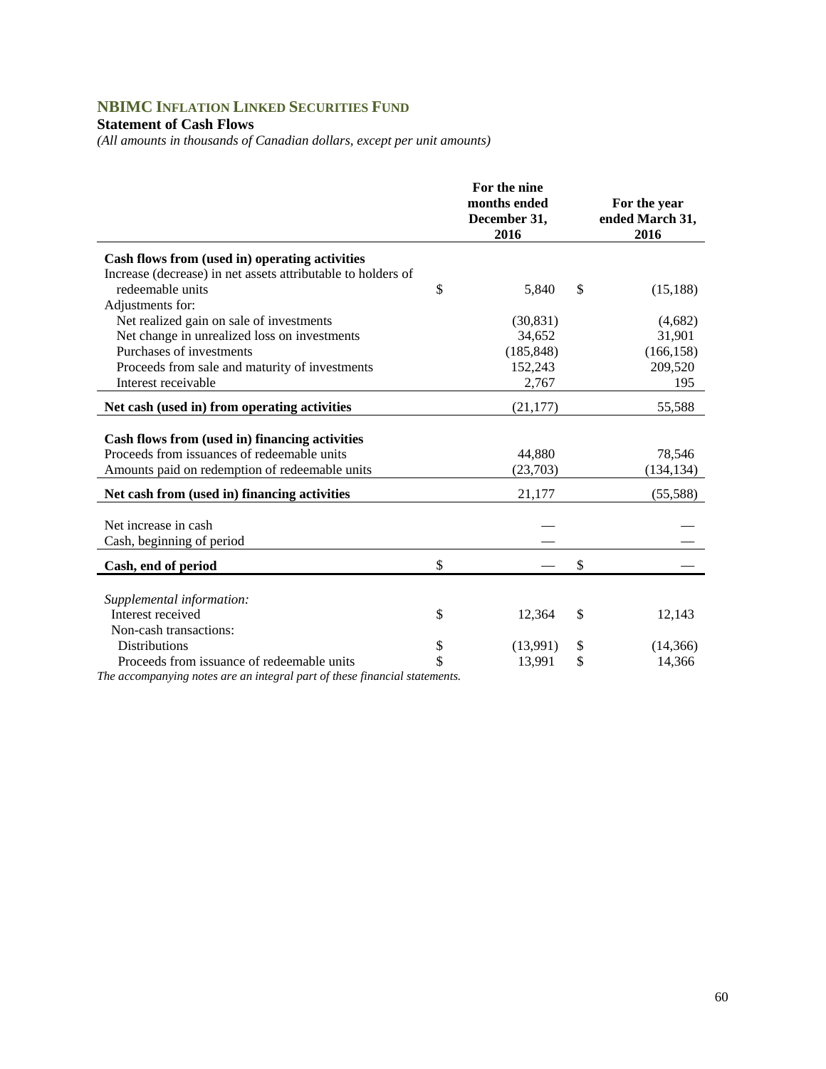# NBIMC Inflation Linked Securities Fund

**Statement of Cash Flows**

*(All amounts in thousands of Canadian dollars, except per unit amounts)*

| | For the nine months ended December 31, 2016 | For the year ended March 31, 2016 |
|---|---|---|
| **Cash flows from (used in) operating activities** | | |
| Increase (decrease) in net assets attributable to holders of redeemable units | $ 5,840 | $ (15,188) |
| Adjustments for: | | |
| Net realized gain on sale of investments | (30,831) | (4,682) |
| Net change in unrealized loss on investments | 34,652 | 31,901 |
| Purchases of investments | (185,848) | (166,158) |
| Proceeds from sale and maturity of investments | 152,243 | 209,520 |
| Interest receivable | 2,767 | 195 |
| **Net cash (used in) from operating activities** | (21,177) | 55,588 |
| | | |
| **Cash flows from (used in) financing activities** | | |
| Proceeds from issuances of redeemable units | 44,880 | 78,546 |
| Amounts paid on redemption of redeemable units | (23,703) | (134,134) |
| **Net cash from (used in) financing activities** | 21,177 | (55,588) |
| | | |
| Net increase in cash | — | — |
| Cash, beginning of period | — | — |
| **Cash, end of period** | $ — | $ — |
| | | |
| *Supplemental information:* | | |
| Interest received | $ 12,364 | $ 12,143 |
| Non-cash transactions: | | |
| Distributions | $ (13,991) | $ (14,366) |
| Proceeds from issuance of redeemable units | $ 13,991 | $ 14,366 |

*The accompanying notes are an integral part of these financial statements.*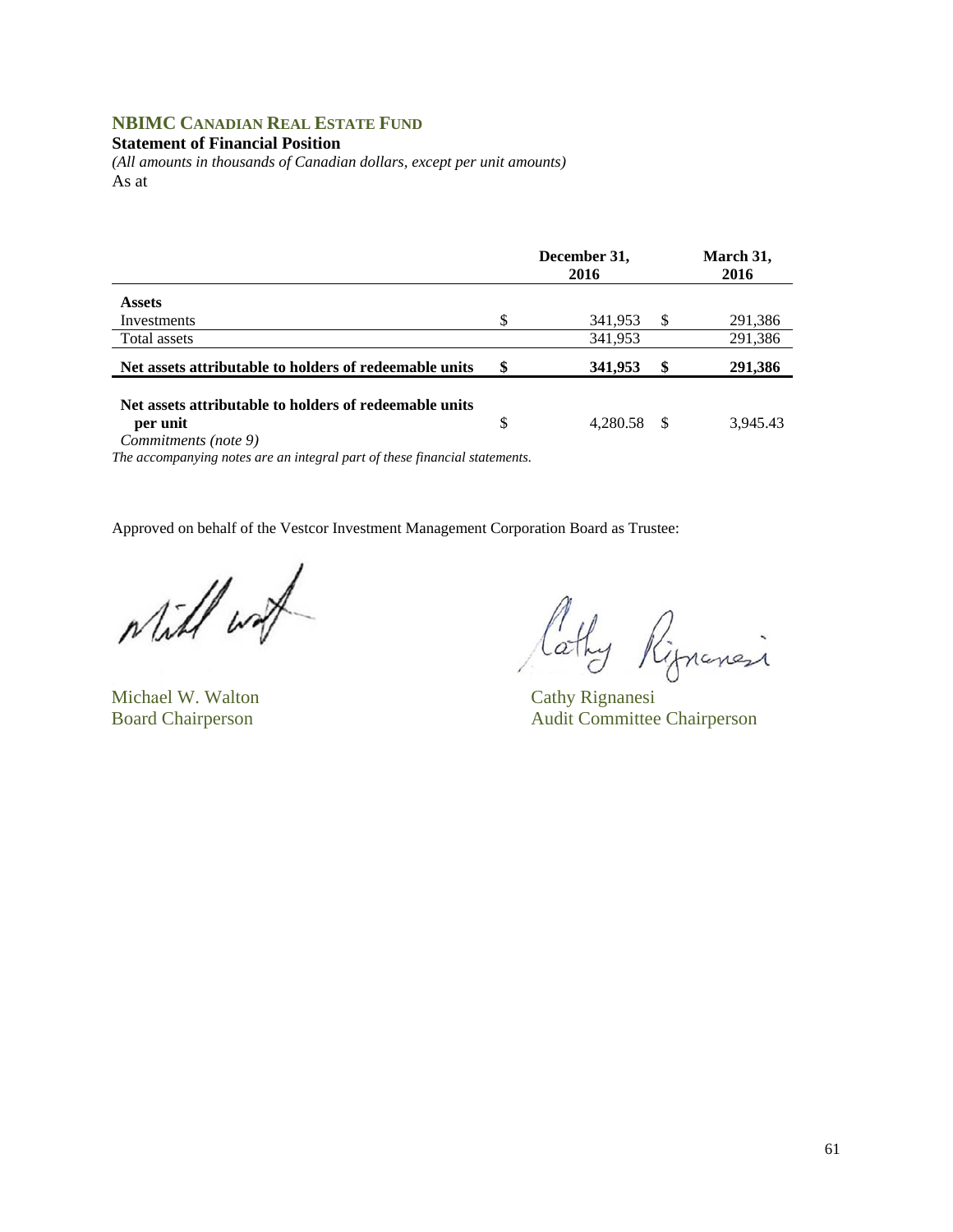## NBIMC CANADIAN REAL ESTATE FUND

**Statement of Financial Position**

*(All amounts in thousands of Canadian dollars, except per unit amounts)*

As at

| | December 31, 2016 | March 31, 2016 |
|---|---|---|
| **Assets** | | |
| Investments | $ 341,953 | $ 291,386 |
| Total assets | 341,953 | 291,386 |
| **Net assets attributable to holders of redeemable units** | **$ 341,953** | **$ 291,386** |
| **Net assets attributable to holders of redeemable units per unit** | $ 4,280.58 | $ 3,945.43 |

*Commitments (note 9)*

*The accompanying notes are an integral part of these financial statements.*

Approved on behalf of the Vestcor Investment Management Corporation Board as Trustee:

Michael W. Walton
Board Chairperson

Cathy Rignanesi
Audit Committee Chairperson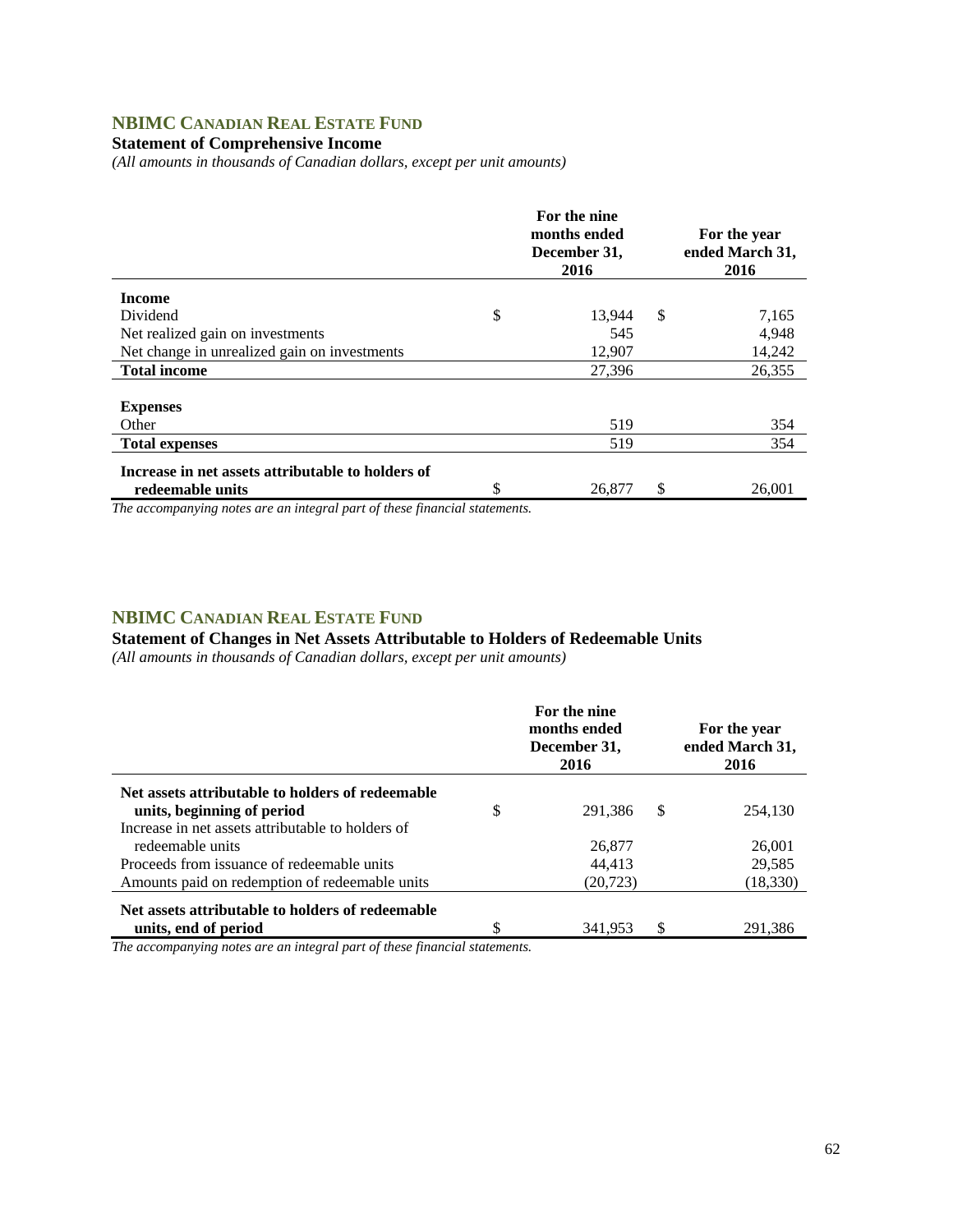## NBIMC CANADIAN REAL ESTATE FUND

### Statement of Comprehensive Income

*(All amounts in thousands of Canadian dollars, except per unit amounts)*

| | For the nine months ended December 31, 2016 | For the year ended March 31, 2016 |
|---|---|---|
| **Income** | | |
| Dividend | $ 13,944 | $ 7,165 |
| Net realized gain on investments | 545 | 4,948 |
| Net change in unrealized gain on investments | 12,907 | 14,242 |
| **Total income** | 27,396 | 26,355 |
| **Expenses** | | |
| Other | 519 | 354 |
| **Total expenses** | 519 | 354 |
| **Increase in net assets attributable to holders of redeemable units** | $ 26,877 | $ 26,001 |

*The accompanying notes are an integral part of these financial statements.*

## NBIMC CANADIAN REAL ESTATE FUND

### Statement of Changes in Net Assets Attributable to Holders of Redeemable Units

*(All amounts in thousands of Canadian dollars, except per unit amounts)*

| | For the nine months ended December 31, 2016 | For the year ended March 31, 2016 |
|---|---|---|
| **Net assets attributable to holders of redeemable units, beginning of period** | $ 291,386 | $ 254,130 |
| Increase in net assets attributable to holders of redeemable units | 26,877 | 26,001 |
| Proceeds from issuance of redeemable units | 44,413 | 29,585 |
| Amounts paid on redemption of redeemable units | (20,723) | (18,330) |
| **Net assets attributable to holders of redeemable units, end of period** | $ 341,953 | $ 291,386 |

*The accompanying notes are an integral part of these financial statements.*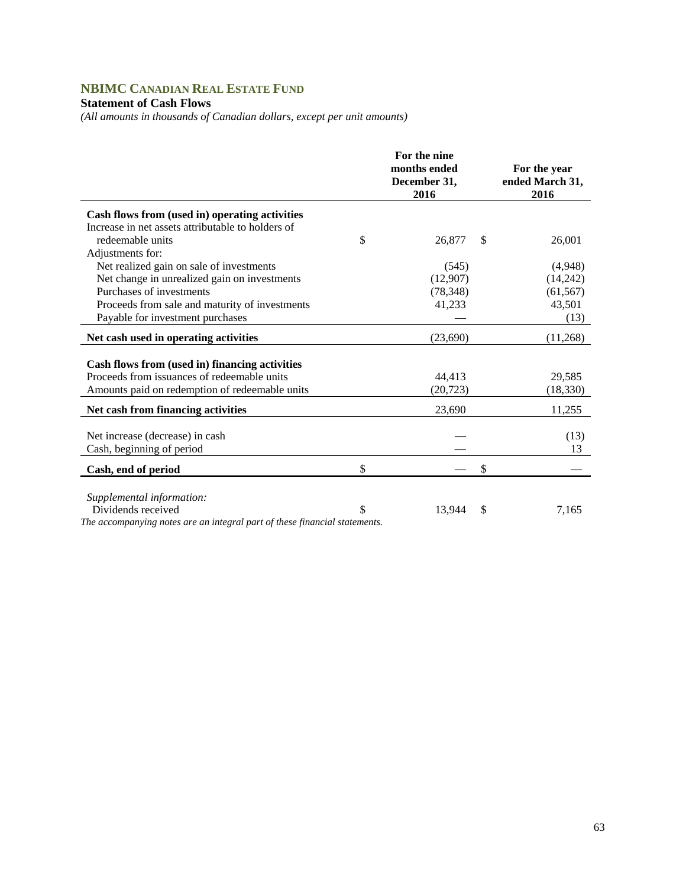## NBIMC CANADIAN REAL ESTATE FUND

**Statement of Cash Flows**

*(All amounts in thousands of Canadian dollars, except per unit amounts)*

| | For the nine months ended December 31, 2016 | For the year ended March 31, 2016 |
|---|---|---|
| **Cash flows from (used in) operating activities** | | |
| Increase in net assets attributable to holders of redeemable units | $ 26,877 | $ 26,001 |
| Adjustments for: | | |
| Net realized gain on sale of investments | (545) | (4,948) |
| Net change in unrealized gain on investments | (12,907) | (14,242) |
| Purchases of investments | (78,348) | (61,567) |
| Proceeds from sale and maturity of investments | 41,233 | 43,501 |
| Payable for investment purchases | — | (13) |
| **Net cash used in operating activities** | (23,690) | (11,268) |
| **Cash flows from (used in) financing activities** | | |
| Proceeds from issuances of redeemable units | 44,413 | 29,585 |
| Amounts paid on redemption of redeemable units | (20,723) | (18,330) |
| **Net cash from financing activities** | 23,690 | 11,255 |
| Net increase (decrease) in cash | — | (13) |
| Cash, beginning of period | — | 13 |
| **Cash, end of period** | $ — | $ — |
| *Supplemental information:* | | |
| Dividends received | $ 13,944 | $ 7,165 |

*The accompanying notes are an integral part of these financial statements.*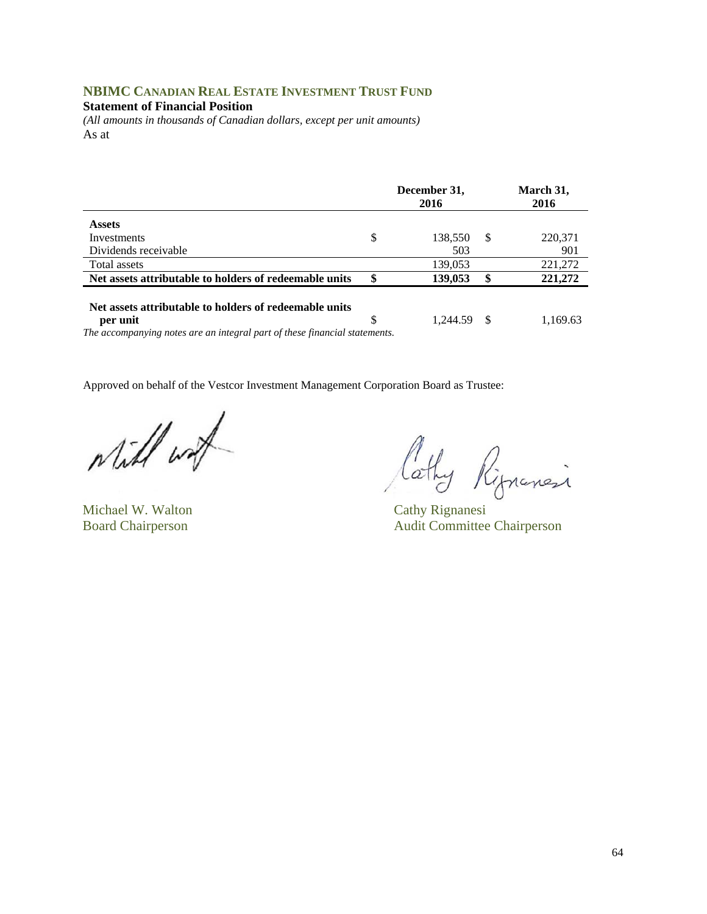## NBIMC Canadian Real Estate Investment Trust Fund

**Statement of Financial Position**

*(All amounts in thousands of Canadian dollars, except per unit amounts)*

As at

| | December 31, 2016 | March 31, 2016 |
|---|---|---|
| **Assets** | | |
| Investments | $ 138,550 | $ 220,371 |
| Dividends receivable | 503 | 901 |
| Total assets | 139,053 | 221,272 |
| **Net assets attributable to holders of redeemable units** | **$ 139,053** | **$ 221,272** |
| **Net assets attributable to holders of redeemable units per unit** | $ 1,244.59 | $ 1,169.63 |

*The accompanying notes are an integral part of these financial statements.*

Approved on behalf of the Vestcor Investment Management Corporation Board as Trustee:

Michael W. Walton
Board Chairperson

Cathy Rignanesi
Audit Committee Chairperson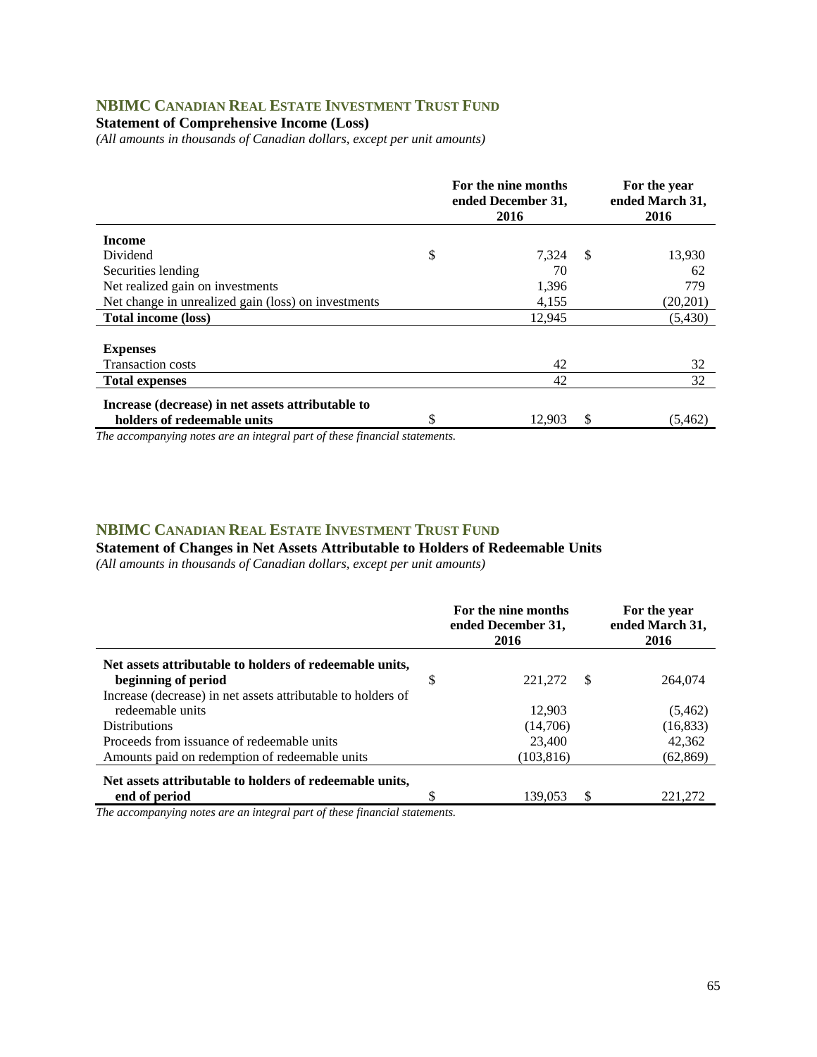## NBIMC CANADIAN REAL ESTATE INVESTMENT TRUST FUND

**Statement of Comprehensive Income (Loss)**

*(All amounts in thousands of Canadian dollars, except per unit amounts)*

| | For the nine months ended December 31, 2016 | For the year ended March 31, 2016 |
|---|---|---|
| **Income** | | |
| Dividend | $ 7,324 | $ 13,930 |
| Securities lending | 70 | 62 |
| Net realized gain on investments | 1,396 | 779 |
| Net change in unrealized gain (loss) on investments | 4,155 | (20,201) |
| **Total income (loss)** | 12,945 | (5,430) |
| **Expenses** | | |
| Transaction costs | 42 | 32 |
| **Total expenses** | 42 | 32 |
| **Increase (decrease) in net assets attributable to holders of redeemable units** | $ 12,903 | $ (5,462) |

*The accompanying notes are an integral part of these financial statements.*

## NBIMC CANADIAN REAL ESTATE INVESTMENT TRUST FUND

**Statement of Changes in Net Assets Attributable to Holders of Redeemable Units**

*(All amounts in thousands of Canadian dollars, except per unit amounts)*

| | For the nine months ended December 31, 2016 | For the year ended March 31, 2016 |
|---|---|---|
| **Net assets attributable to holders of redeemable units, beginning of period** | $ 221,272 | $ 264,074 |
| Increase (decrease) in net assets attributable to holders of redeemable units | 12,903 | (5,462) |
| Distributions | (14,706) | (16,833) |
| Proceeds from issuance of redeemable units | 23,400 | 42,362 |
| Amounts paid on redemption of redeemable units | (103,816) | (62,869) |
| **Net assets attributable to holders of redeemable units, end of period** | $ 139,053 | $ 221,272 |

*The accompanying notes are an integral part of these financial statements.*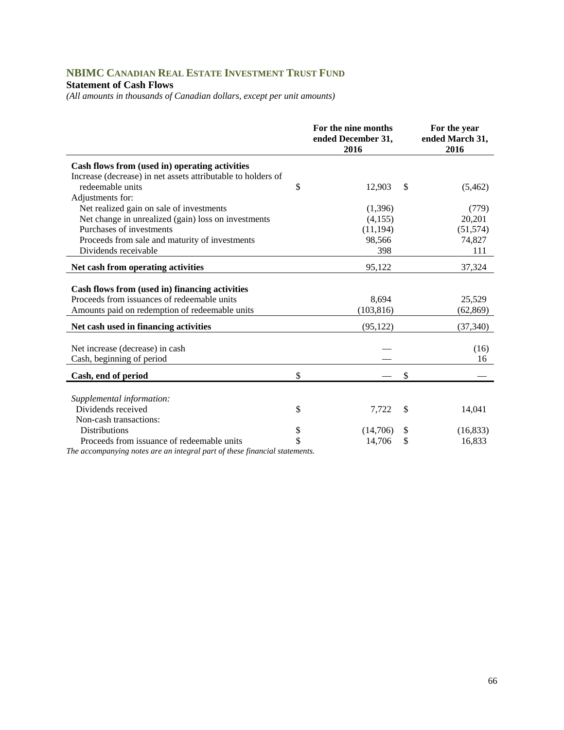## NBIMC Canadian Real Estate Investment Trust Fund

**Statement of Cash Flows**

*(All amounts in thousands of Canadian dollars, except per unit amounts)*

| | For the nine months ended December 31, 2016 | For the year ended March 31, 2016 |
|---|---|---|
| **Cash flows from (used in) operating activities** | | |
| Increase (decrease) in net assets attributable to holders of redeemable units | $ 12,903 | $ (5,462) |
| Adjustments for: | | |
| Net realized gain on sale of investments | (1,396) | (779) |
| Net change in unrealized (gain) loss on investments | (4,155) | 20,201 |
| Purchases of investments | (11,194) | (51,574) |
| Proceeds from sale and maturity of investments | 98,566 | 74,827 |
| Dividends receivable | 398 | 111 |
| **Net cash from operating activities** | 95,122 | 37,324 |
| **Cash flows from (used in) financing activities** | | |
| Proceeds from issuances of redeemable units | 8,694 | 25,529 |
| Amounts paid on redemption of redeemable units | (103,816) | (62,869) |
| **Net cash used in financing activities** | (95,122) | (37,340) |
| Net increase (decrease) in cash | — | (16) |
| Cash, beginning of period | — | 16 |
| **Cash, end of period** | $ — | $ — |
| *Supplemental information:* | | |
| Dividends received | $ 7,722 | $ 14,041 |
| Non-cash transactions: | | |
| Distributions | $ (14,706) | $ (16,833) |
| Proceeds from issuance of redeemable units | $ 14,706 | $ 16,833 |

*The accompanying notes are an integral part of these financial statements.*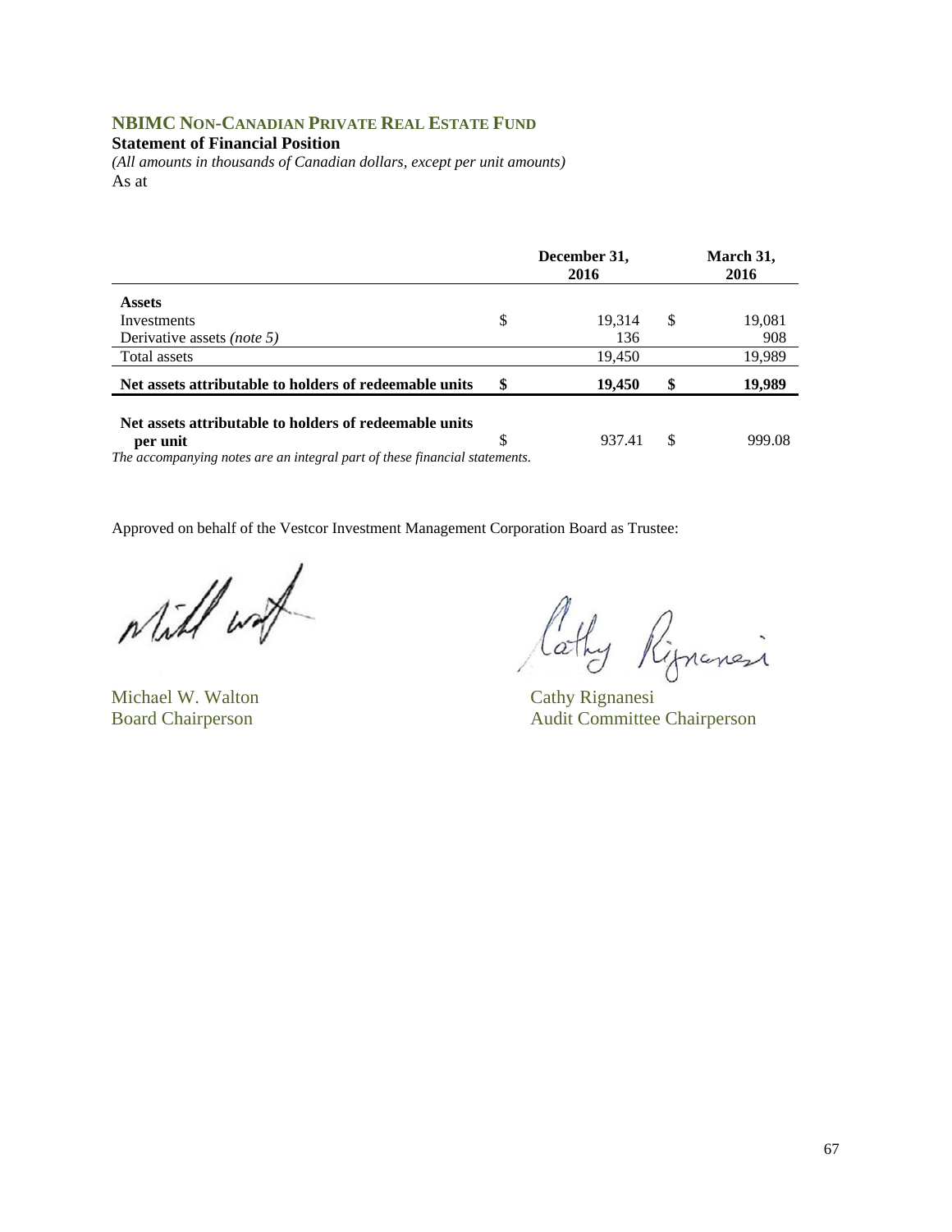## NBIMC NON-CANADIAN PRIVATE REAL ESTATE FUND

**Statement of Financial Position**

*(All amounts in thousands of Canadian dollars, except per unit amounts)*

As at

| | December 31, 2016 | March 31, 2016 |
|---|---|---|
| **Assets** | | |
| Investments | $ 19,314 | $ 19,081 |
| Derivative assets *(note 5)* | 136 | 908 |
| Total assets | 19,450 | 19,989 |
| **Net assets attributable to holders of redeemable units** | **$ 19,450** | **$ 19,989** |
| **Net assets attributable to holders of redeemable units per unit** | $ 937.41 | $ 999.08 |

*The accompanying notes are an integral part of these financial statements.*

Approved on behalf of the Vestcor Investment Management Corporation Board as Trustee:

Michael W. Walton
Board Chairperson

Cathy Rignanesi
Audit Committee Chairperson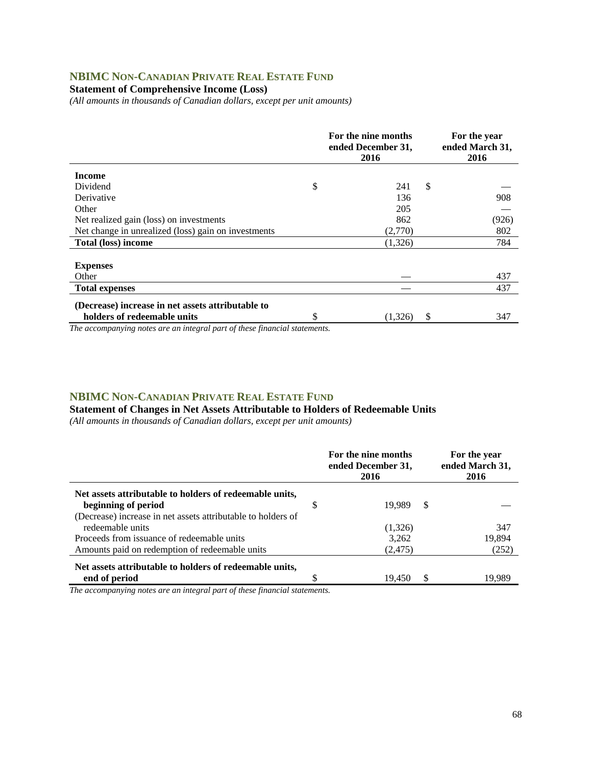## NBIMC NON-CANADIAN PRIVATE REAL ESTATE FUND

**Statement of Comprehensive Income (Loss)**

*(All amounts in thousands of Canadian dollars, except per unit amounts)*

| | For the nine months ended December 31, 2016 | For the year ended March 31, 2016 |
|---|---|---|
| **Income** | | |
| Dividend | $ 241 | $ — |
| Derivative | 136 | 908 |
| Other | 205 | — |
| Net realized gain (loss) on investments | 862 | (926) |
| Net change in unrealized (loss) gain on investments | (2,770) | 802 |
| **Total (loss) income** | (1,326) | 784 |
| **Expenses** | | |
| Other | — | 437 |
| **Total expenses** | — | 437 |
| **(Decrease) increase in net assets attributable to holders of redeemable units** | $ (1,326) | $ 347 |

*The accompanying notes are an integral part of these financial statements.*

## NBIMC NON-CANADIAN PRIVATE REAL ESTATE FUND

**Statement of Changes in Net Assets Attributable to Holders of Redeemable Units**

*(All amounts in thousands of Canadian dollars, except per unit amounts)*

| | For the nine months ended December 31, 2016 | For the year ended March 31, 2016 |
|---|---|---|
| **Net assets attributable to holders of redeemable units, beginning of period** | $ 19,989 | $ — |
| (Decrease) increase in net assets attributable to holders of redeemable units | (1,326) | 347 |
| Proceeds from issuance of redeemable units | 3,262 | 19,894 |
| Amounts paid on redemption of redeemable units | (2,475) | (252) |
| **Net assets attributable to holders of redeemable units, end of period** | $ 19,450 | $ 19,989 |

*The accompanying notes are an integral part of these financial statements.*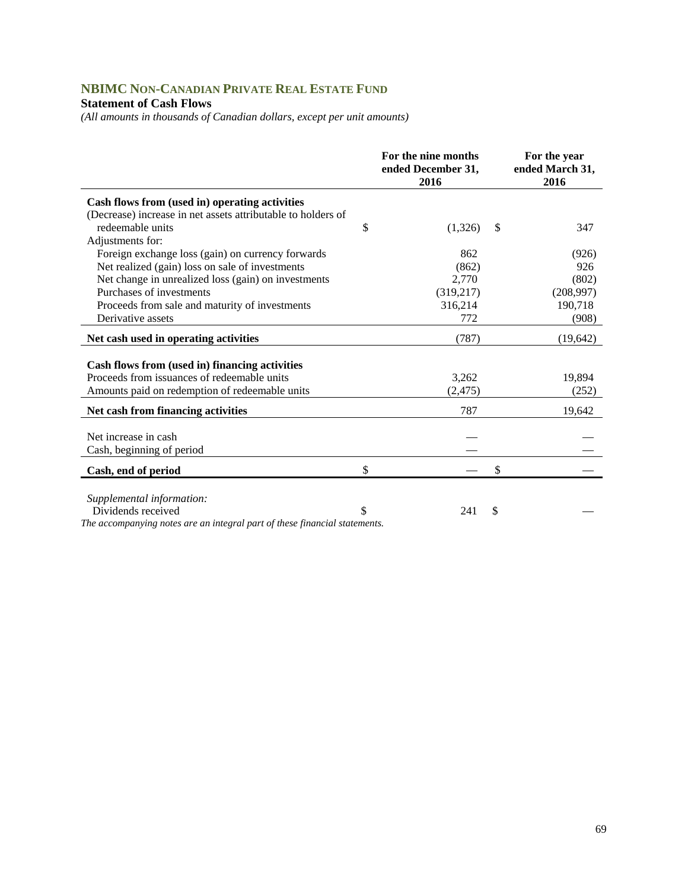## NBIMC NON-CANADIAN PRIVATE REAL ESTATE FUND

**Statement of Cash Flows**

*(All amounts in thousands of Canadian dollars, except per unit amounts)*

| | For the nine months ended December 31, 2016 | For the year ended March 31, 2016 |
|---|---|---|
| **Cash flows from (used in) operating activities** | | |
| (Decrease) increase in net assets attributable to holders of redeemable units | $ (1,326) | $ 347 |
| Adjustments for: | | |
| Foreign exchange loss (gain) on currency forwards | 862 | (926) |
| Net realized (gain) loss on sale of investments | (862) | 926 |
| Net change in unrealized loss (gain) on investments | 2,770 | (802) |
| Purchases of investments | (319,217) | (208,997) |
| Proceeds from sale and maturity of investments | 316,214 | 190,718 |
| Derivative assets | 772 | (908) |
| **Net cash used in operating activities** | (787) | (19,642) |
| **Cash flows from (used in) financing activities** | | |
| Proceeds from issuances of redeemable units | 3,262 | 19,894 |
| Amounts paid on redemption of redeemable units | (2,475) | (252) |
| **Net cash from financing activities** | 787 | 19,642 |
| Net increase in cash | — | — |
| Cash, beginning of period | — | — |
| **Cash, end of period** | $ — | $ — |
| *Supplemental information:* | | |
| Dividends received | $ 241 | $ — |

*The accompanying notes are an integral part of these financial statements.*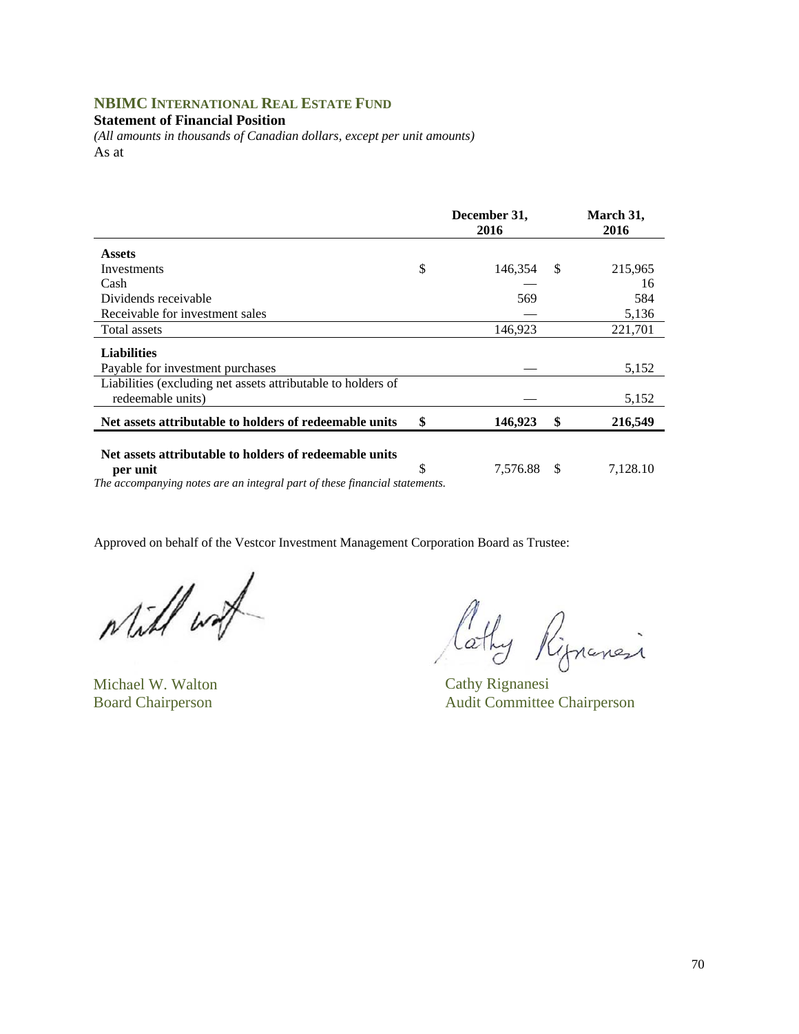## NBIMC INTERNATIONAL REAL ESTATE FUND

**Statement of Financial Position**

*(All amounts in thousands of Canadian dollars, except per unit amounts)*

As at

| | December 31, 2016 | March 31, 2016 |
|---|---|---|
| **Assets** | | |
| Investments | $ 146,354 | $ 215,965 |
| Cash | — | 16 |
| Dividends receivable | 569 | 584 |
| Receivable for investment sales | — | 5,136 |
| Total assets | 146,923 | 221,701 |
| **Liabilities** | | |
| Payable for investment purchases | — | 5,152 |
| Liabilities (excluding net assets attributable to holders of redeemable units) | — | 5,152 |
| **Net assets attributable to holders of redeemable units** | **$ 146,923** | **$ 216,549** |
| **Net assets attributable to holders of redeemable units per unit** | $ 7,576.88 | $ 7,128.10 |

*The accompanying notes are an integral part of these financial statements.*

Approved on behalf of the Vestcor Investment Management Corporation Board as Trustee:

Michael W. Walton
Board Chairperson

Cathy Rignanesi
Audit Committee Chairperson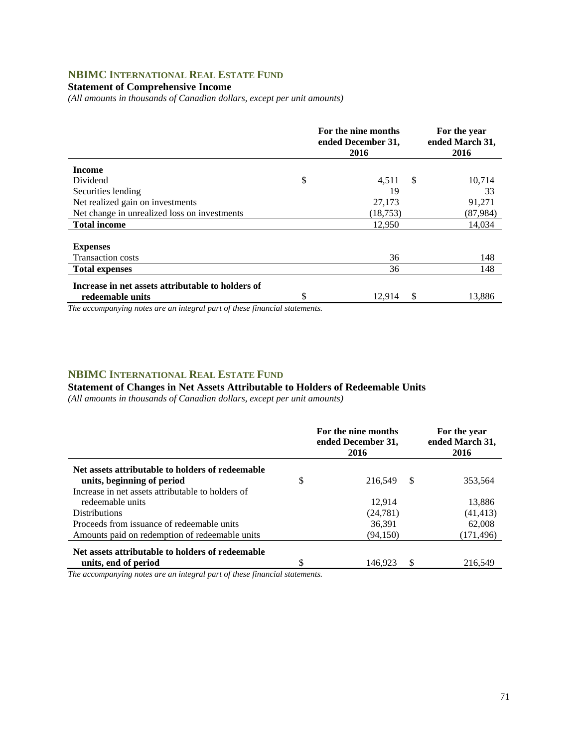## NBIMC International Real Estate Fund

### Statement of Comprehensive Income

*(All amounts in thousands of Canadian dollars, except per unit amounts)*

| | For the nine months ended December 31, 2016 | For the year ended March 31, 2016 |
|---|---|---|
| **Income** | | |
| Dividend | $ 4,511 | $ 10,714 |
| Securities lending | 19 | 33 |
| Net realized gain on investments | 27,173 | 91,271 |
| Net change in unrealized loss on investments | (18,753) | (87,984) |
| **Total income** | 12,950 | 14,034 |
| **Expenses** | | |
| Transaction costs | 36 | 148 |
| **Total expenses** | 36 | 148 |
| **Increase in net assets attributable to holders of redeemable units** | $ 12,914 | $ 13,886 |

*The accompanying notes are an integral part of these financial statements.*

## NBIMC International Real Estate Fund

### Statement of Changes in Net Assets Attributable to Holders of Redeemable Units

*(All amounts in thousands of Canadian dollars, except per unit amounts)*

| | For the nine months ended December 31, 2016 | For the year ended March 31, 2016 |
|---|---|---|
| **Net assets attributable to holders of redeemable units, beginning of period** | $ 216,549 | $ 353,564 |
| Increase in net assets attributable to holders of redeemable units | 12,914 | 13,886 |
| Distributions | (24,781) | (41,413) |
| Proceeds from issuance of redeemable units | 36,391 | 62,008 |
| Amounts paid on redemption of redeemable units | (94,150) | (171,496) |
| **Net assets attributable to holders of redeemable units, end of period** | $ 146,923 | $ 216,549 |

*The accompanying notes are an integral part of these financial statements.*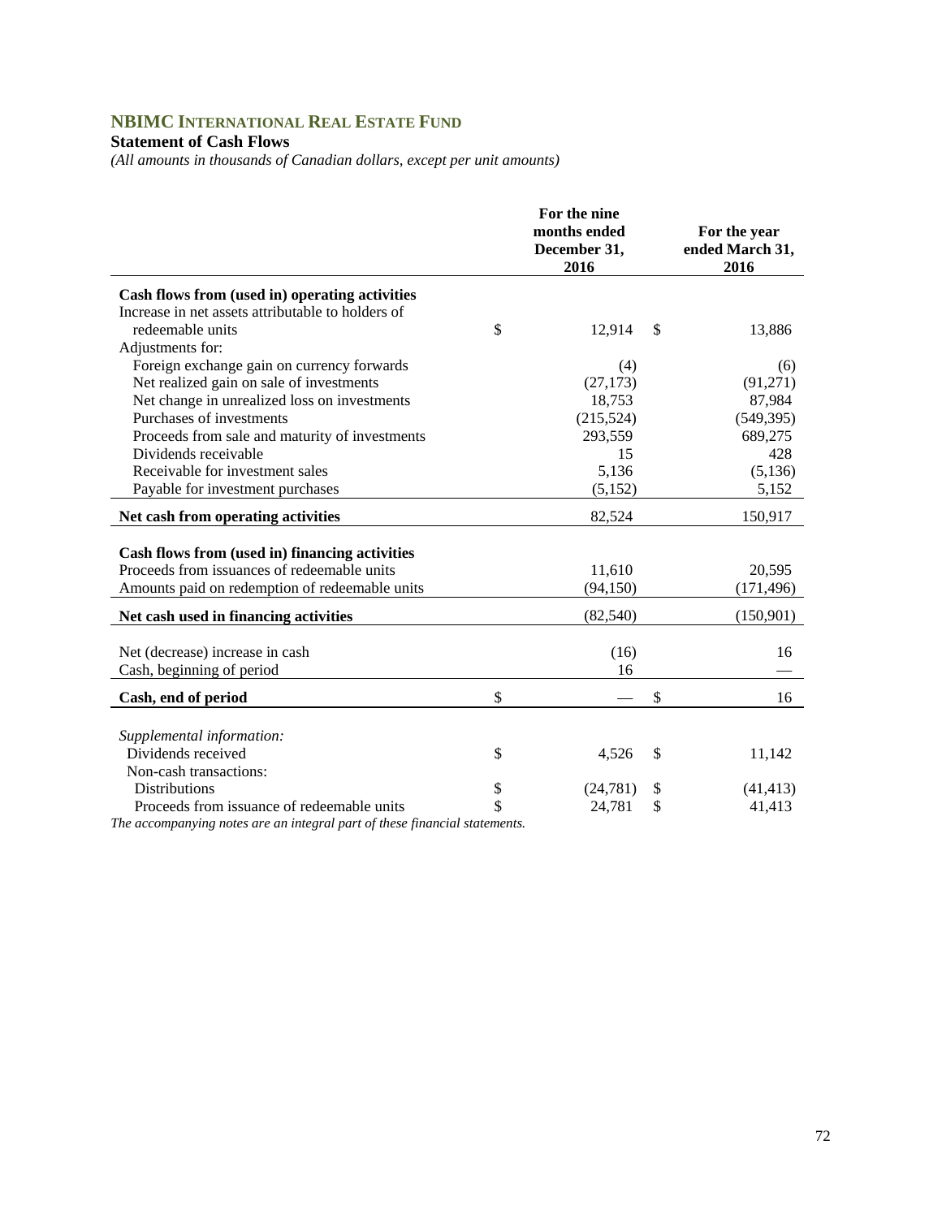# NBIMC International Real Estate Fund

**Statement of Cash Flows**

*(All amounts in thousands of Canadian dollars, except per unit amounts)*

| | For the nine months ended December 31, 2016 | For the year ended March 31, 2016 |
|---|---|---|
| **Cash flows from (used in) operating activities** | | |
| Increase in net assets attributable to holders of redeemable units | $ 12,914 | $ 13,886 |
| Adjustments for: | | |
| Foreign exchange gain on currency forwards | (4) | (6) |
| Net realized gain on sale of investments | (27,173) | (91,271) |
| Net change in unrealized loss on investments | 18,753 | 87,984 |
| Purchases of investments | (215,524) | (549,395) |
| Proceeds from sale and maturity of investments | 293,559 | 689,275 |
| Dividends receivable | 15 | 428 |
| Receivable for investment sales | 5,136 | (5,136) |
| Payable for investment purchases | (5,152) | 5,152 |
| **Net cash from operating activities** | 82,524 | 150,917 |
| **Cash flows from (used in) financing activities** | | |
| Proceeds from issuances of redeemable units | 11,610 | 20,595 |
| Amounts paid on redemption of redeemable units | (94,150) | (171,496) |
| **Net cash used in financing activities** | (82,540) | (150,901) |
| Net (decrease) increase in cash | (16) | 16 |
| Cash, beginning of period | 16 | — |
| **Cash, end of period** | $ — | $ 16 |
| *Supplemental information:* | | |
| Dividends received | $ 4,526 | $ 11,142 |
| Non-cash transactions: | | |
| Distributions | $ (24,781) | $ (41,413) |
| Proceeds from issuance of redeemable units | $ 24,781 | $ 41,413 |

*The accompanying notes are an integral part of these financial statements.*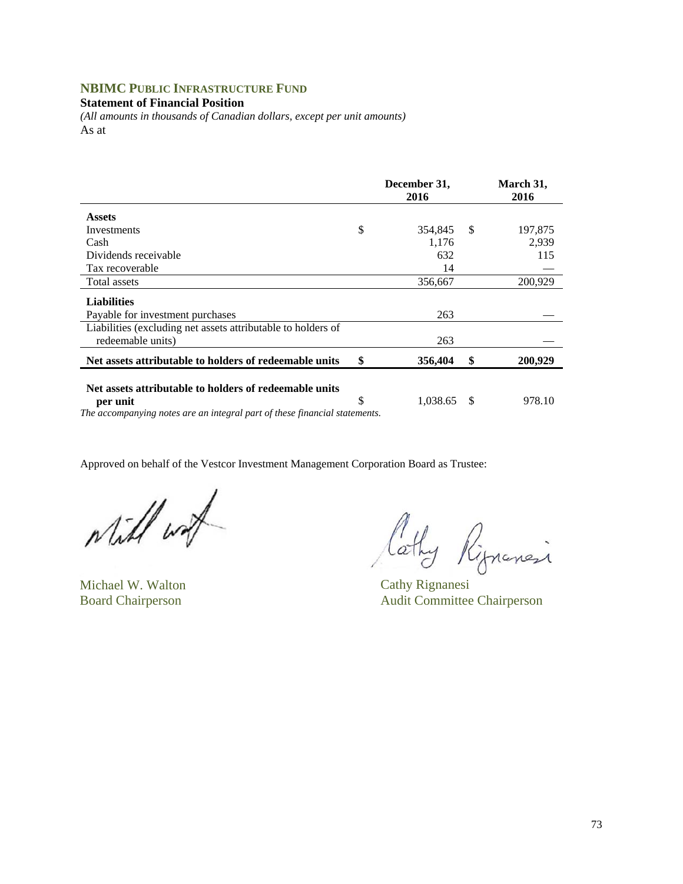## NBIMC PUBLIC INFRASTRUCTURE FUND

**Statement of Financial Position**

*(All amounts in thousands of Canadian dollars, except per unit amounts)*

As at

| | December 31, 2016 | March 31, 2016 |
|---|---|---|
| **Assets** | | |
| Investments | $ 354,845 | $ 197,875 |
| Cash | 1,176 | 2,939 |
| Dividends receivable | 632 | 115 |
| Tax recoverable | 14 | — |
| Total assets | 356,667 | 200,929 |
| **Liabilities** | | |
| Payable for investment purchases | 263 | — |
| Liabilities (excluding net assets attributable to holders of redeemable units) | 263 | — |
| **Net assets attributable to holders of redeemable units** | **$ 356,404** | **$ 200,929** |
| **Net assets attributable to holders of redeemable units per unit** | $ 1,038.65 | $ 978.10 |

*The accompanying notes are an integral part of these financial statements.*

Approved on behalf of the Vestcor Investment Management Corporation Board as Trustee:

Michael W. Walton
Board Chairperson

Cathy Rignanesi
Audit Committee Chairperson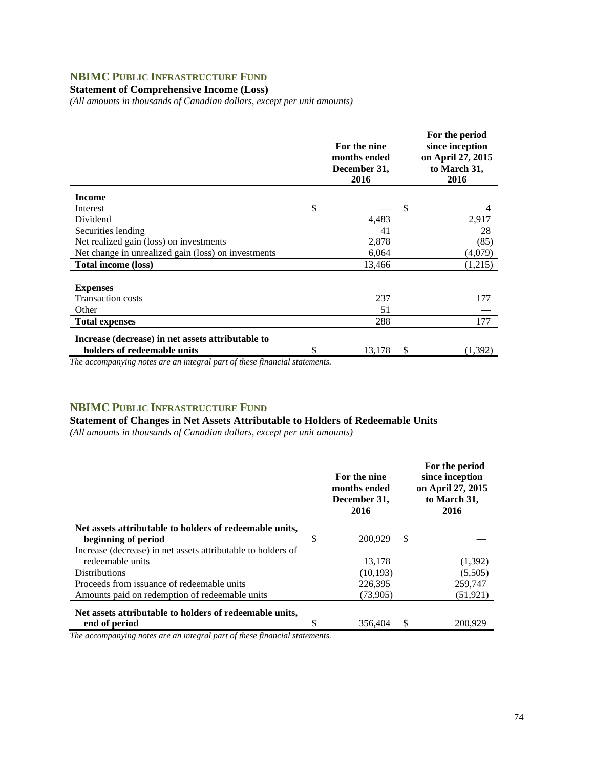## NBIMC PUBLIC INFRASTRUCTURE FUND

**Statement of Comprehensive Income (Loss)**

*(All amounts in thousands of Canadian dollars, except per unit amounts)*

| | For the nine months ended December 31, 2016 | For the period since inception on April 27, 2015 to March 31, 2016 |
|---|---|---|
| **Income** | | |
| Interest | $ — | $ 4 |
| Dividend | 4,483 | 2,917 |
| Securities lending | 41 | 28 |
| Net realized gain (loss) on investments | 2,878 | (85) |
| Net change in unrealized gain (loss) on investments | 6,064 | (4,079) |
| **Total income (loss)** | 13,466 | (1,215) |
| **Expenses** | | |
| Transaction costs | 237 | 177 |
| Other | 51 | — |
| **Total expenses** | 288 | 177 |
| **Increase (decrease) in net assets attributable to holders of redeemable units** | $ 13,178 | $ (1,392) |

*The accompanying notes are an integral part of these financial statements.*

## NBIMC PUBLIC INFRASTRUCTURE FUND

**Statement of Changes in Net Assets Attributable to Holders of Redeemable Units**

*(All amounts in thousands of Canadian dollars, except per unit amounts)*

| | For the nine months ended December 31, 2016 | For the period since inception on April 27, 2015 to March 31, 2016 |
|---|---|---|
| **Net assets attributable to holders of redeemable units, beginning of period** | $ 200,929 | $ — |
| Increase (decrease) in net assets attributable to holders of redeemable units | 13,178 | (1,392) |
| Distributions | (10,193) | (5,505) |
| Proceeds from issuance of redeemable units | 226,395 | 259,747 |
| Amounts paid on redemption of redeemable units | (73,905) | (51,921) |
| **Net assets attributable to holders of redeemable units, end of period** | $ 356,404 | $ 200,929 |

*The accompanying notes are an integral part of these financial statements.*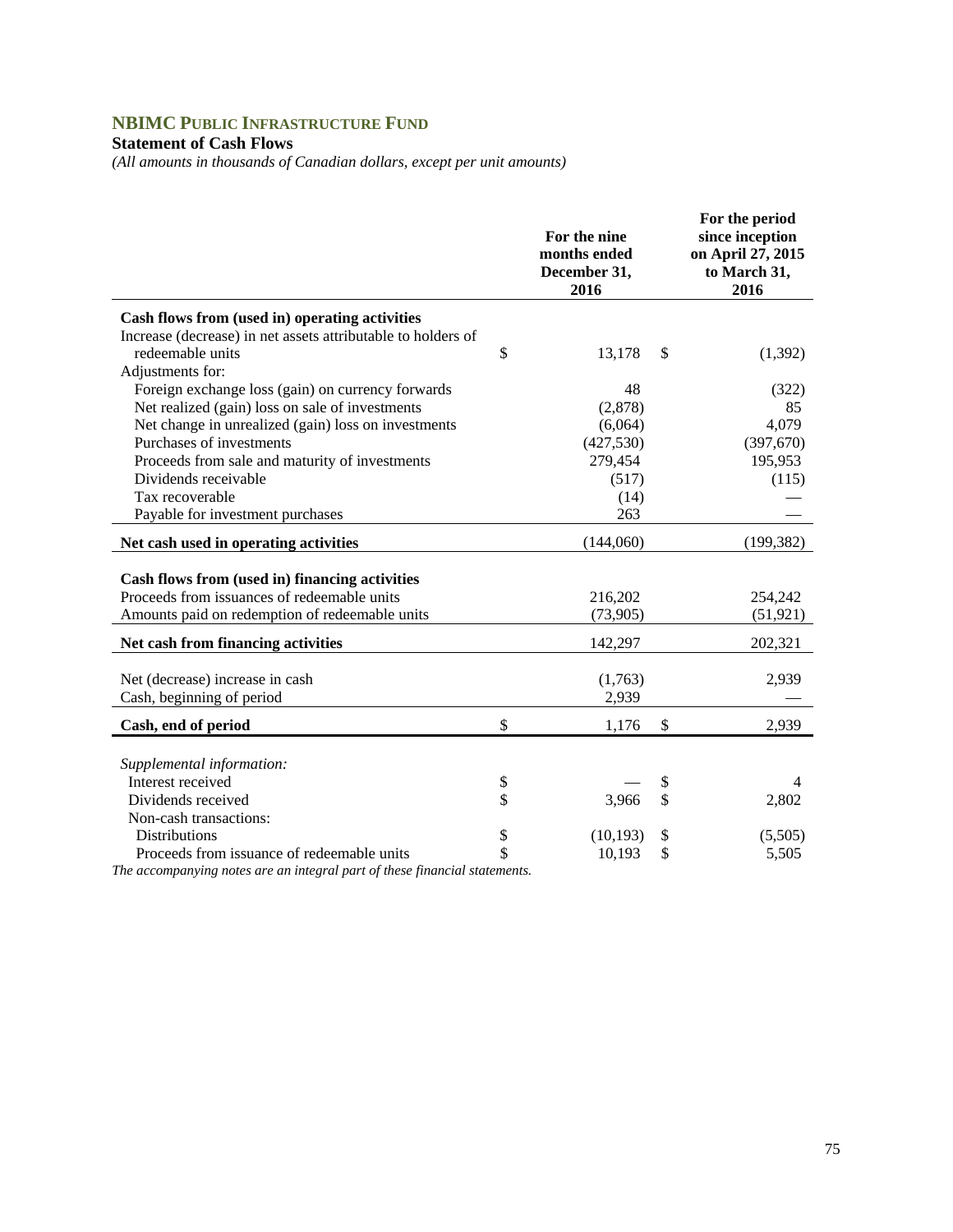## NBIMC PUBLIC INFRASTRUCTURE FUND

**Statement of Cash Flows**

*(All amounts in thousands of Canadian dollars, except per unit amounts)*

| | For the nine months ended December 31, 2016 | For the period since inception on April 27, 2015 to March 31, 2016 |
|---|---|---|
| **Cash flows from (used in) operating activities** | | |
| Increase (decrease) in net assets attributable to holders of redeemable units | $ 13,178 | $ (1,392) |
| Adjustments for: | | |
| Foreign exchange loss (gain) on currency forwards | 48 | (322) |
| Net realized (gain) loss on sale of investments | (2,878) | 85 |
| Net change in unrealized (gain) loss on investments | (6,064) | 4,079 |
| Purchases of investments | (427,530) | (397,670) |
| Proceeds from sale and maturity of investments | 279,454 | 195,953 |
| Dividends receivable | (517) | (115) |
| Tax recoverable | (14) | — |
| Payable for investment purchases | 263 | — |
| **Net cash used in operating activities** | (144,060) | (199,382) |
| **Cash flows from (used in) financing activities** | | |
| Proceeds from issuances of redeemable units | 216,202 | 254,242 |
| Amounts paid on redemption of redeemable units | (73,905) | (51,921) |
| **Net cash from financing activities** | 142,297 | 202,321 |
| Net (decrease) increase in cash | (1,763) | 2,939 |
| Cash, beginning of period | 2,939 | — |
| **Cash, end of period** | $ 1,176 | $ 2,939 |
| *Supplemental information:* | | |
| Interest received | $ — | $ 4 |
| Dividends received | $ 3,966 | $ 2,802 |
| Non-cash transactions: | | |
| Distributions | $ (10,193) | $ (5,505) |
| Proceeds from issuance of redeemable units | $ 10,193 | $ 5,505 |

*The accompanying notes are an integral part of these financial statements.*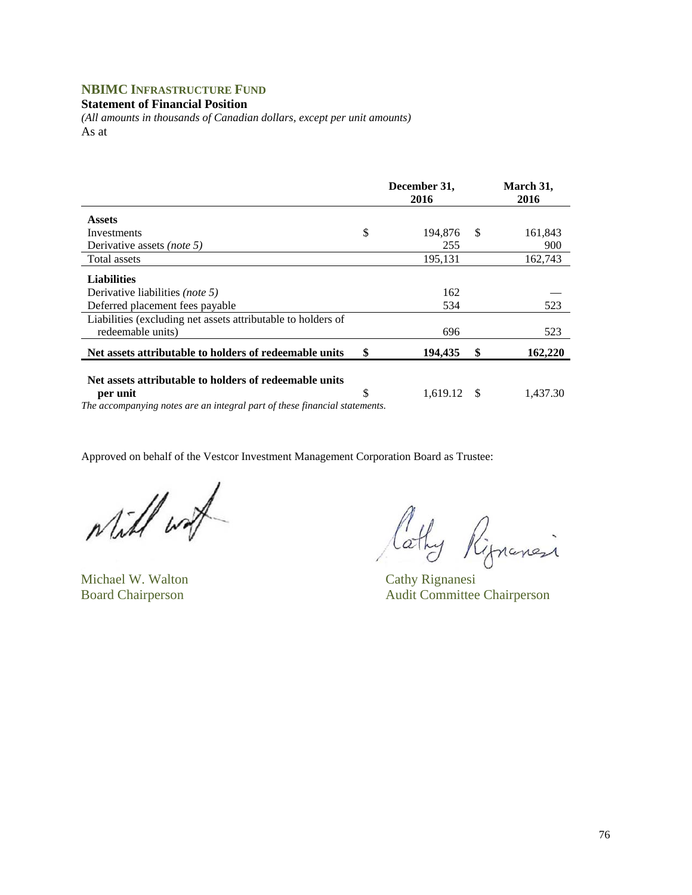**NBIMC INFRASTRUCTURE FUND**

**Statement of Financial Position**

*(All amounts in thousands of Canadian dollars, except per unit amounts)*

As at

| | December 31, 2016 | March 31, 2016 |
|---|---|---|
| **Assets** | | |
| Investments | $ 194,876 | $ 161,843 |
| Derivative assets *(note 5)* | 255 | 900 |
| Total assets | 195,131 | 162,743 |
| **Liabilities** | | |
| Derivative liabilities *(note 5)* | 162 | — |
| Deferred placement fees payable | 534 | 523 |
| Liabilities (excluding net assets attributable to holders of redeemable units) | 696 | 523 |
| **Net assets attributable to holders of redeemable units** | **$ 194,435** | **$ 162,220** |
| **Net assets attributable to holders of redeemable units per unit** | $ 1,619.12 | $ 1,437.30 |

*The accompanying notes are an integral part of these financial statements.*

Approved on behalf of the Vestcor Investment Management Corporation Board as Trustee:

Michael W. Walton
Board Chairperson

Cathy Rignanesi
Audit Committee Chairperson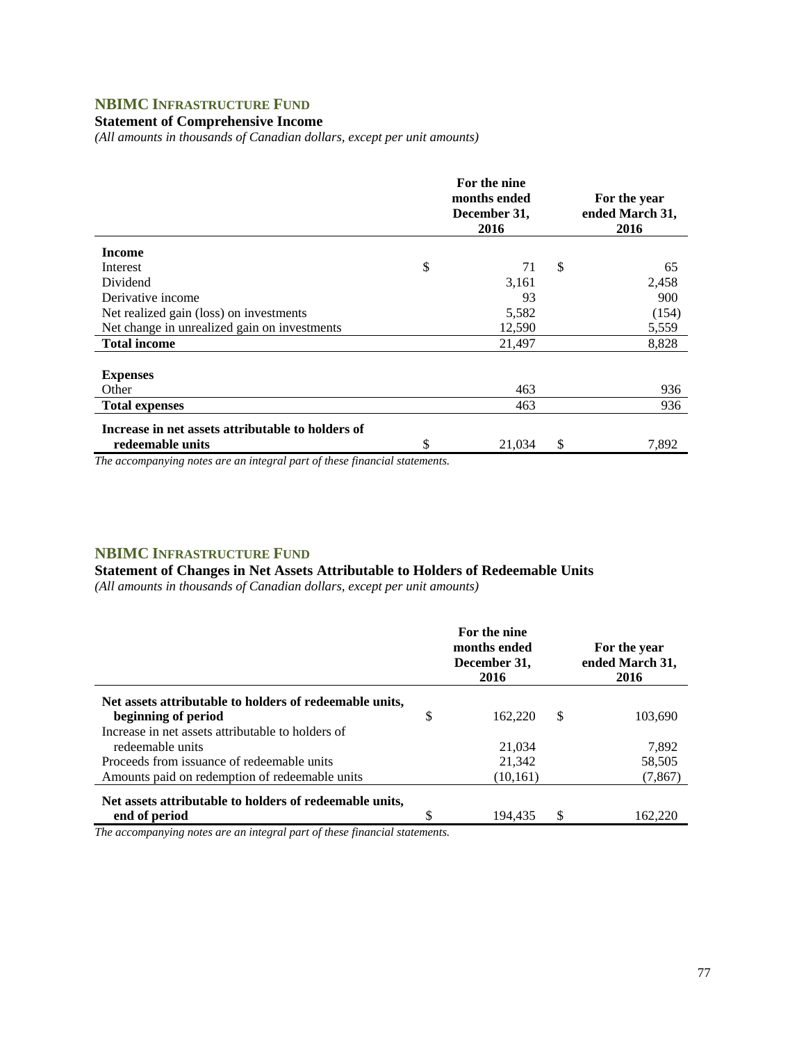## NBIMC Infrastructure Fund

### Statement of Comprehensive Income

*(All amounts in thousands of Canadian dollars, except per unit amounts)*

| | For the nine months ended December 31, 2016 | For the year ended March 31, 2016 |
|---|---|---|
| **Income** | | |
| Interest | $ 71 | $ 65 |
| Dividend | 3,161 | 2,458 |
| Derivative income | 93 | 900 |
| Net realized gain (loss) on investments | 5,582 | (154) |
| Net change in unrealized gain on investments | 12,590 | 5,559 |
| **Total income** | 21,497 | 8,828 |
| **Expenses** | | |
| Other | 463 | 936 |
| **Total expenses** | 463 | 936 |
| **Increase in net assets attributable to holders of redeemable units** | $ 21,034 | $ 7,892 |

*The accompanying notes are an integral part of these financial statements.*

## NBIMC Infrastructure Fund

### Statement of Changes in Net Assets Attributable to Holders of Redeemable Units

*(All amounts in thousands of Canadian dollars, except per unit amounts)*

| | For the nine months ended December 31, 2016 | For the year ended March 31, 2016 |
|---|---|---|
| **Net assets attributable to holders of redeemable units, beginning of period** | $ 162,220 | $ 103,690 |
| Increase in net assets attributable to holders of redeemable units | 21,034 | 7,892 |
| Proceeds from issuance of redeemable units | 21,342 | 58,505 |
| Amounts paid on redemption of redeemable units | (10,161) | (7,867) |
| **Net assets attributable to holders of redeemable units, end of period** | $ 194,435 | $ 162,220 |

*The accompanying notes are an integral part of these financial statements.*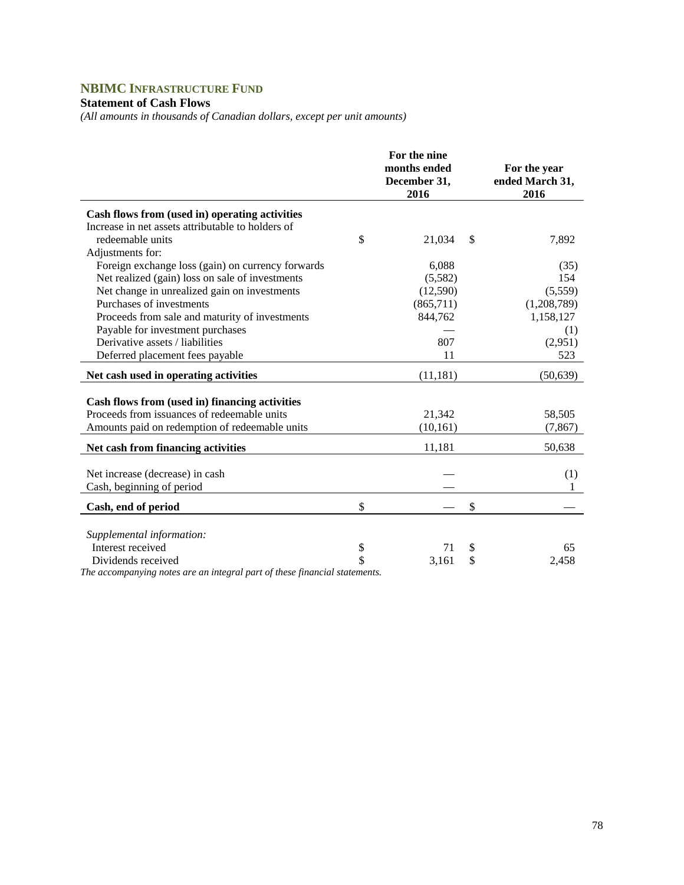## NBIMC Infrastructure Fund

**Statement of Cash Flows**

*(All amounts in thousands of Canadian dollars, except per unit amounts)*

| | For the nine months ended December 31, 2016 | For the year ended March 31, 2016 |
|---|---|---|
| **Cash flows from (used in) operating activities** | | |
| Increase in net assets attributable to holders of redeemable units | $ 21,034 | $ 7,892 |
| Adjustments for: | | |
| Foreign exchange loss (gain) on currency forwards | 6,088 | (35) |
| Net realized (gain) loss on sale of investments | (5,582) | 154 |
| Net change in unrealized gain on investments | (12,590) | (5,559) |
| Purchases of investments | (865,711) | (1,208,789) |
| Proceeds from sale and maturity of investments | 844,762 | 1,158,127 |
| Payable for investment purchases | — | (1) |
| Derivative assets / liabilities | 807 | (2,951) |
| Deferred placement fees payable | 11 | 523 |
| **Net cash used in operating activities** | (11,181) | (50,639) |
| **Cash flows from (used in) financing activities** | | |
| Proceeds from issuances of redeemable units | 21,342 | 58,505 |
| Amounts paid on redemption of redeemable units | (10,161) | (7,867) |
| **Net cash from financing activities** | 11,181 | 50,638 |
| Net increase (decrease) in cash | — | (1) |
| Cash, beginning of period | — | 1 |
| **Cash, end of period** | $ — | $ — |
| *Supplemental information:* | | |
| Interest received | $ 71 | $ 65 |
| Dividends received | $ 3,161 | $ 2,458 |

*The accompanying notes are an integral part of these financial statements.*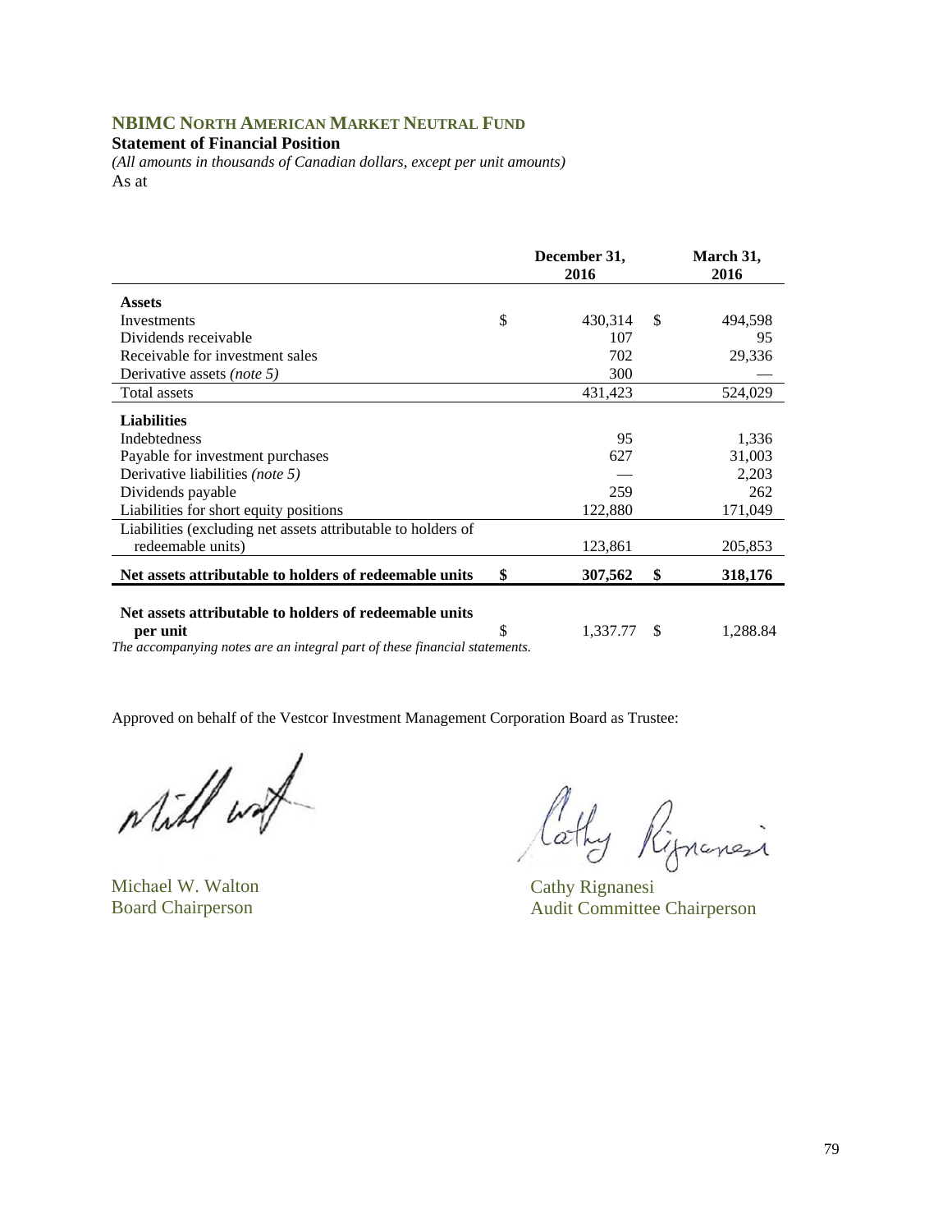## NBIMC North American Market Neutral Fund

**Statement of Financial Position**

*(All amounts in thousands of Canadian dollars, except per unit amounts)*

As at

| | December 31, 2016 | March 31, 2016 |
|---|---|---|
| **Assets** | | |
| Investments | $ 430,314 | $ 494,598 |
| Dividends receivable | 107 | 95 |
| Receivable for investment sales | 702 | 29,336 |
| Derivative assets *(note 5)* | 300 | — |
| Total assets | 431,423 | 524,029 |
| **Liabilities** | | |
| Indebtedness | 95 | 1,336 |
| Payable for investment purchases | 627 | 31,003 |
| Derivative liabilities *(note 5)* | — | 2,203 |
| Dividends payable | 259 | 262 |
| Liabilities for short equity positions | 122,880 | 171,049 |
| Liabilities (excluding net assets attributable to holders of redeemable units) | 123,861 | 205,853 |
| **Net assets attributable to holders of redeemable units** | **$ 307,562** | **$ 318,176** |
| **Net assets attributable to holders of redeemable units per unit** | $ 1,337.77 | $ 1,288.84 |

*The accompanying notes are an integral part of these financial statements.*

Approved on behalf of the Vestcor Investment Management Corporation Board as Trustee:

Michael W. Walton
Board Chairperson

Cathy Rignanesi
Audit Committee Chairperson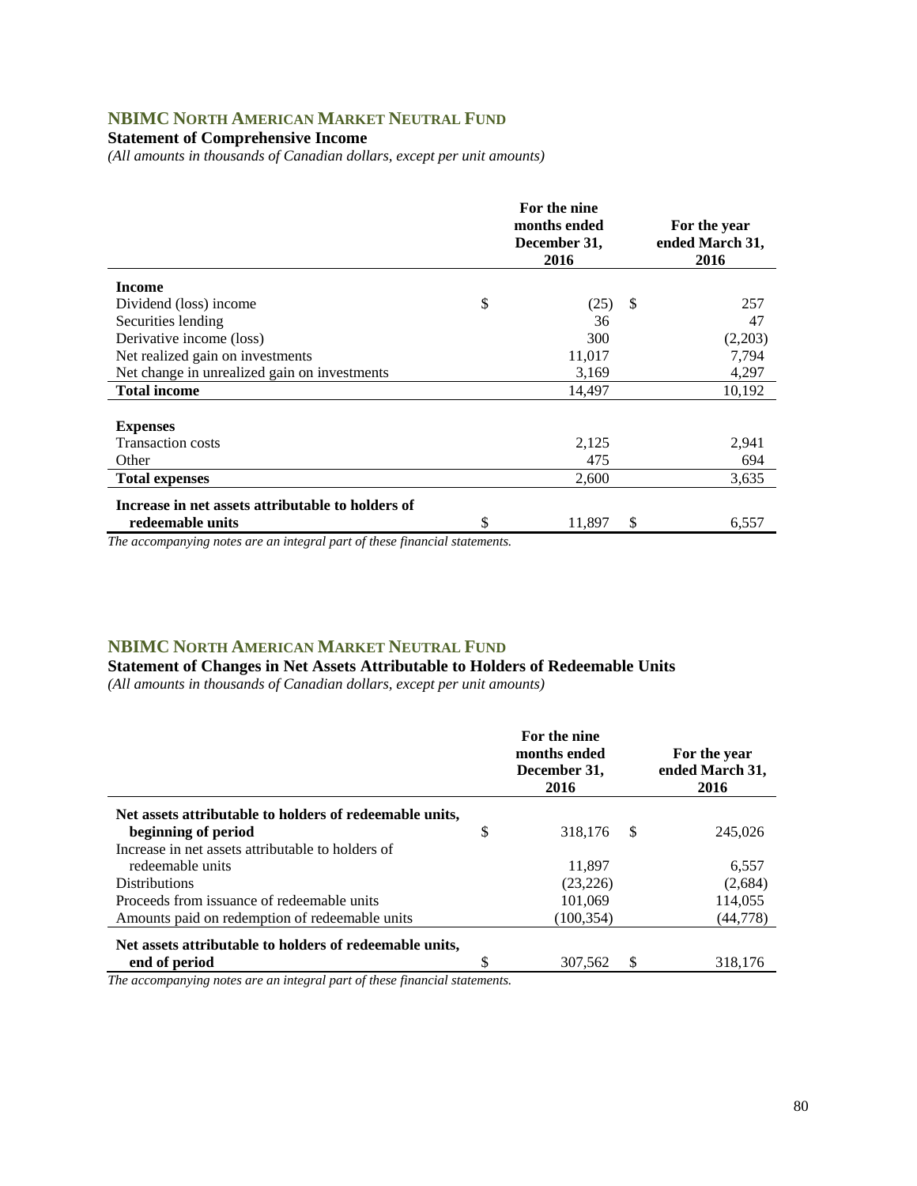## NBIMC NORTH AMERICAN MARKET NEUTRAL FUND

### Statement of Comprehensive Income

*(All amounts in thousands of Canadian dollars, except per unit amounts)*

| | For the nine months ended December 31, 2016 | For the year ended March 31, 2016 |
|---|---|---|
| **Income** | | |
| Dividend (loss) income | $ (25) | $ 257 |
| Securities lending | 36 | 47 |
| Derivative income (loss) | 300 | (2,203) |
| Net realized gain on investments | 11,017 | 7,794 |
| Net change in unrealized gain on investments | 3,169 | 4,297 |
| **Total income** | 14,497 | 10,192 |
| **Expenses** | | |
| Transaction costs | 2,125 | 2,941 |
| Other | 475 | 694 |
| **Total expenses** | 2,600 | 3,635 |
| **Increase in net assets attributable to holders of redeemable units** | $ 11,897 | $ 6,557 |

*The accompanying notes are an integral part of these financial statements.*

## NBIMC NORTH AMERICAN MARKET NEUTRAL FUND

### Statement of Changes in Net Assets Attributable to Holders of Redeemable Units

*(All amounts in thousands of Canadian dollars, except per unit amounts)*

| | For the nine months ended December 31, 2016 | For the year ended March 31, 2016 |
|---|---|---|
| **Net assets attributable to holders of redeemable units, beginning of period** | $ 318,176 | $ 245,026 |
| Increase in net assets attributable to holders of redeemable units | 11,897 | 6,557 |
| Distributions | (23,226) | (2,684) |
| Proceeds from issuance of redeemable units | 101,069 | 114,055 |
| Amounts paid on redemption of redeemable units | (100,354) | (44,778) |
| **Net assets attributable to holders of redeemable units, end of period** | $ 307,562 | $ 318,176 |

*The accompanying notes are an integral part of these financial statements.*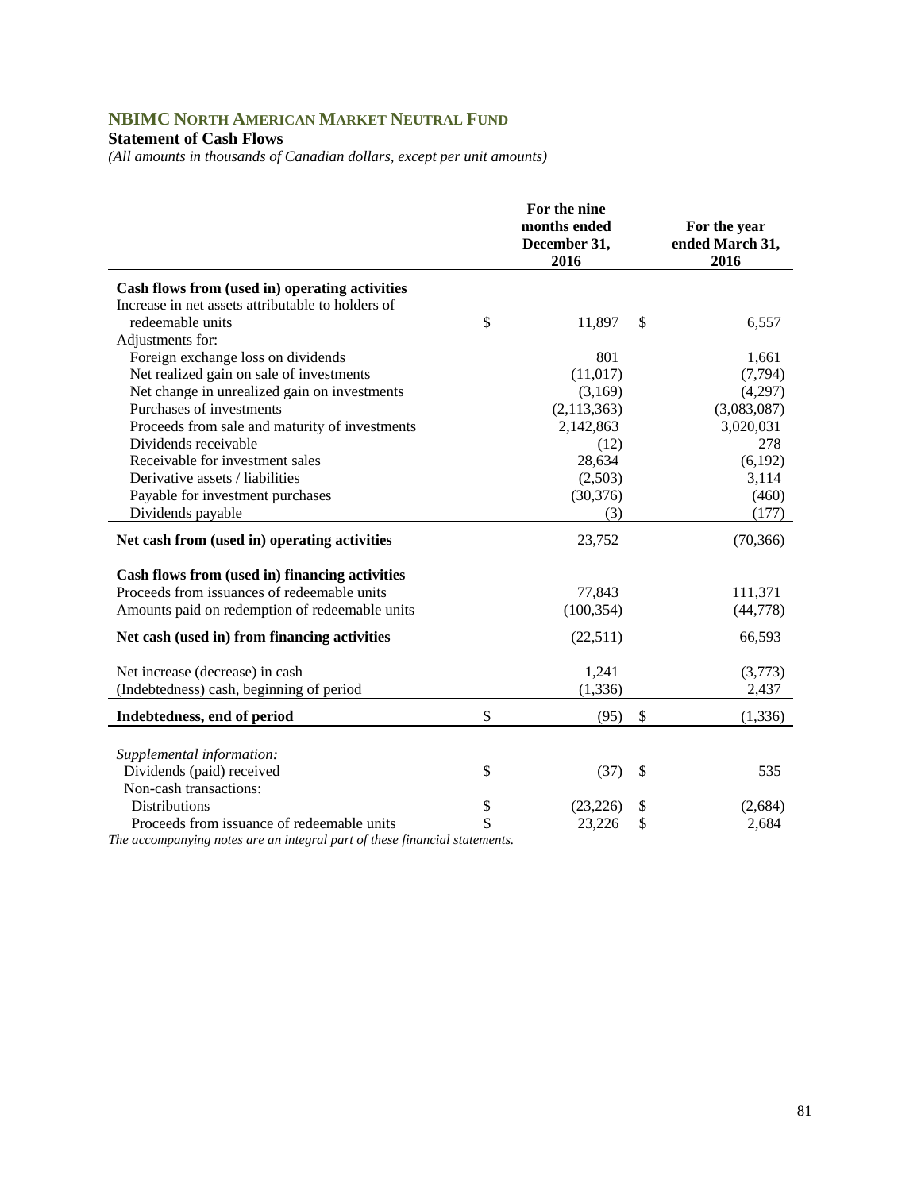# NBIMC NORTH AMERICAN MARKET NEUTRAL FUND

**Statement of Cash Flows**

*(All amounts in thousands of Canadian dollars, except per unit amounts)*

| | For the nine months ended December 31, 2016 | For the year ended March 31, 2016 |
|---|---|---|
| **Cash flows from (used in) operating activities** | | |
| Increase in net assets attributable to holders of redeemable units | $ 11,897 | $ 6,557 |
| Adjustments for: | | |
| Foreign exchange loss on dividends | 801 | 1,661 |
| Net realized gain on sale of investments | (11,017) | (7,794) |
| Net change in unrealized gain on investments | (3,169) | (4,297) |
| Purchases of investments | (2,113,363) | (3,083,087) |
| Proceeds from sale and maturity of investments | 2,142,863 | 3,020,031 |
| Dividends receivable | (12) | 278 |
| Receivable for investment sales | 28,634 | (6,192) |
| Derivative assets / liabilities | (2,503) | 3,114 |
| Payable for investment purchases | (30,376) | (460) |
| Dividends payable | (3) | (177) |
| **Net cash from (used in) operating activities** | 23,752 | (70,366) |
| **Cash flows from (used in) financing activities** | | |
| Proceeds from issuances of redeemable units | 77,843 | 111,371 |
| Amounts paid on redemption of redeemable units | (100,354) | (44,778) |
| **Net cash (used in) from financing activities** | (22,511) | 66,593 |
| Net increase (decrease) in cash | 1,241 | (3,773) |
| (Indebtedness) cash, beginning of period | (1,336) | 2,437 |
| **Indebtedness, end of period** | $ (95) | $ (1,336) |
| *Supplemental information:* | | |
| Dividends (paid) received | $ (37) | $ 535 |
| Non-cash transactions: | | |
| Distributions | $ (23,226) | $ (2,684) |
| Proceeds from issuance of redeemable units | $ 23,226 | $ 2,684 |

*The accompanying notes are an integral part of these financial statements.*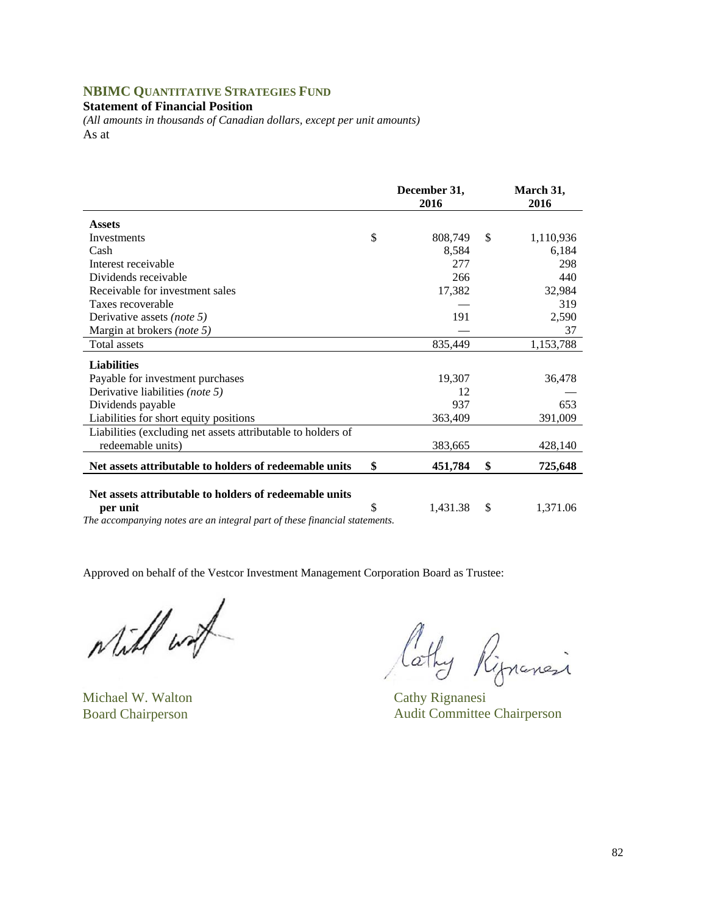## NBIMC QUANTITATIVE STRATEGIES FUND

**Statement of Financial Position**

*(All amounts in thousands of Canadian dollars, except per unit amounts)*

As at

| | December 31, 2016 | March 31, 2016 |
|---|---|---|
| **Assets** | | |
| Investments | $ 808,749 | $ 1,110,936 |
| Cash | 8,584 | 6,184 |
| Interest receivable | 277 | 298 |
| Dividends receivable | 266 | 440 |
| Receivable for investment sales | 17,382 | 32,984 |
| Taxes recoverable | — | 319 |
| Derivative assets *(note 5)* | 191 | 2,590 |
| Margin at brokers *(note 5)* | — | 37 |
| Total assets | 835,449 | 1,153,788 |
| **Liabilities** | | |
| Payable for investment purchases | 19,307 | 36,478 |
| Derivative liabilities *(note 5)* | 12 | — |
| Dividends payable | 937 | 653 |
| Liabilities for short equity positions | 363,409 | 391,009 |
| Liabilities (excluding net assets attributable to holders of redeemable units) | 383,665 | 428,140 |
| **Net assets attributable to holders of redeemable units** | **$ 451,784** | **$ 725,648** |
| **Net assets attributable to holders of redeemable units per unit** | $ 1,431.38 | $ 1,371.06 |

*The accompanying notes are an integral part of these financial statements.*

Approved on behalf of the Vestcor Investment Management Corporation Board as Trustee:

Michael W. Walton
Board Chairperson

Cathy Rignanesi
Audit Committee Chairperson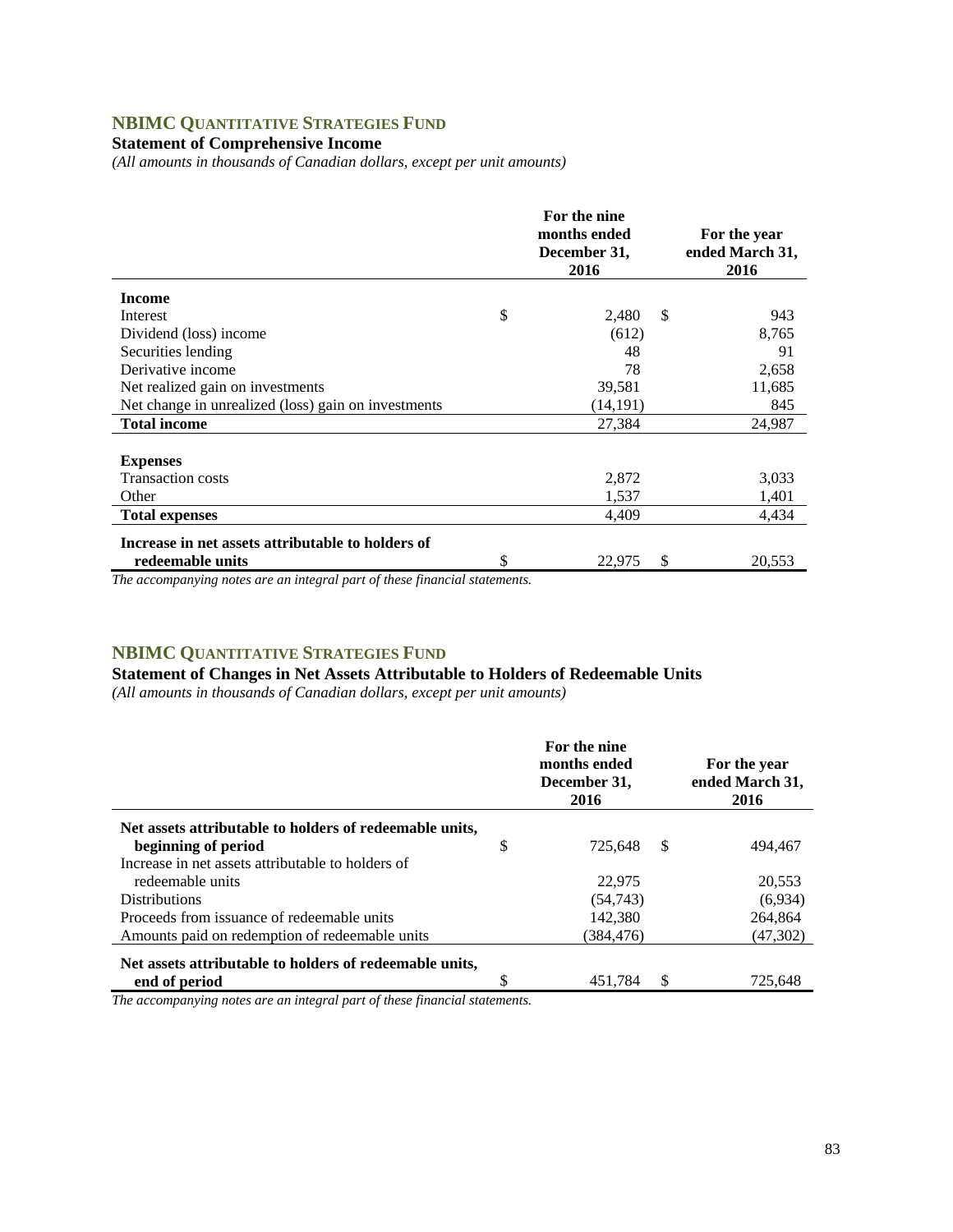## NBIMC QUANTITATIVE STRATEGIES FUND

**Statement of Comprehensive Income**

*(All amounts in thousands of Canadian dollars, except per unit amounts)*

| | For the nine months ended December 31, 2016 | For the year ended March 31, 2016 |
|---|---|---|
| **Income** | | |
| Interest | $ 2,480 | $ 943 |
| Dividend (loss) income | (612) | 8,765 |
| Securities lending | 48 | 91 |
| Derivative income | 78 | 2,658 |
| Net realized gain on investments | 39,581 | 11,685 |
| Net change in unrealized (loss) gain on investments | (14,191) | 845 |
| **Total income** | 27,384 | 24,987 |
| **Expenses** | | |
| Transaction costs | 2,872 | 3,033 |
| Other | 1,537 | 1,401 |
| **Total expenses** | 4,409 | 4,434 |
| **Increase in net assets attributable to holders of redeemable units** | $ 22,975 | $ 20,553 |

*The accompanying notes are an integral part of these financial statements.*

## NBIMC QUANTITATIVE STRATEGIES FUND

**Statement of Changes in Net Assets Attributable to Holders of Redeemable Units**

*(All amounts in thousands of Canadian dollars, except per unit amounts)*

| | For the nine months ended December 31, 2016 | For the year ended March 31, 2016 |
|---|---|---|
| **Net assets attributable to holders of redeemable units, beginning of period** | $ 725,648 | $ 494,467 |
| Increase in net assets attributable to holders of redeemable units | 22,975 | 20,553 |
| Distributions | (54,743) | (6,934) |
| Proceeds from issuance of redeemable units | 142,380 | 264,864 |
| Amounts paid on redemption of redeemable units | (384,476) | (47,302) |
| **Net assets attributable to holders of redeemable units, end of period** | $ 451,784 | $ 725,648 |

*The accompanying notes are an integral part of these financial statements.*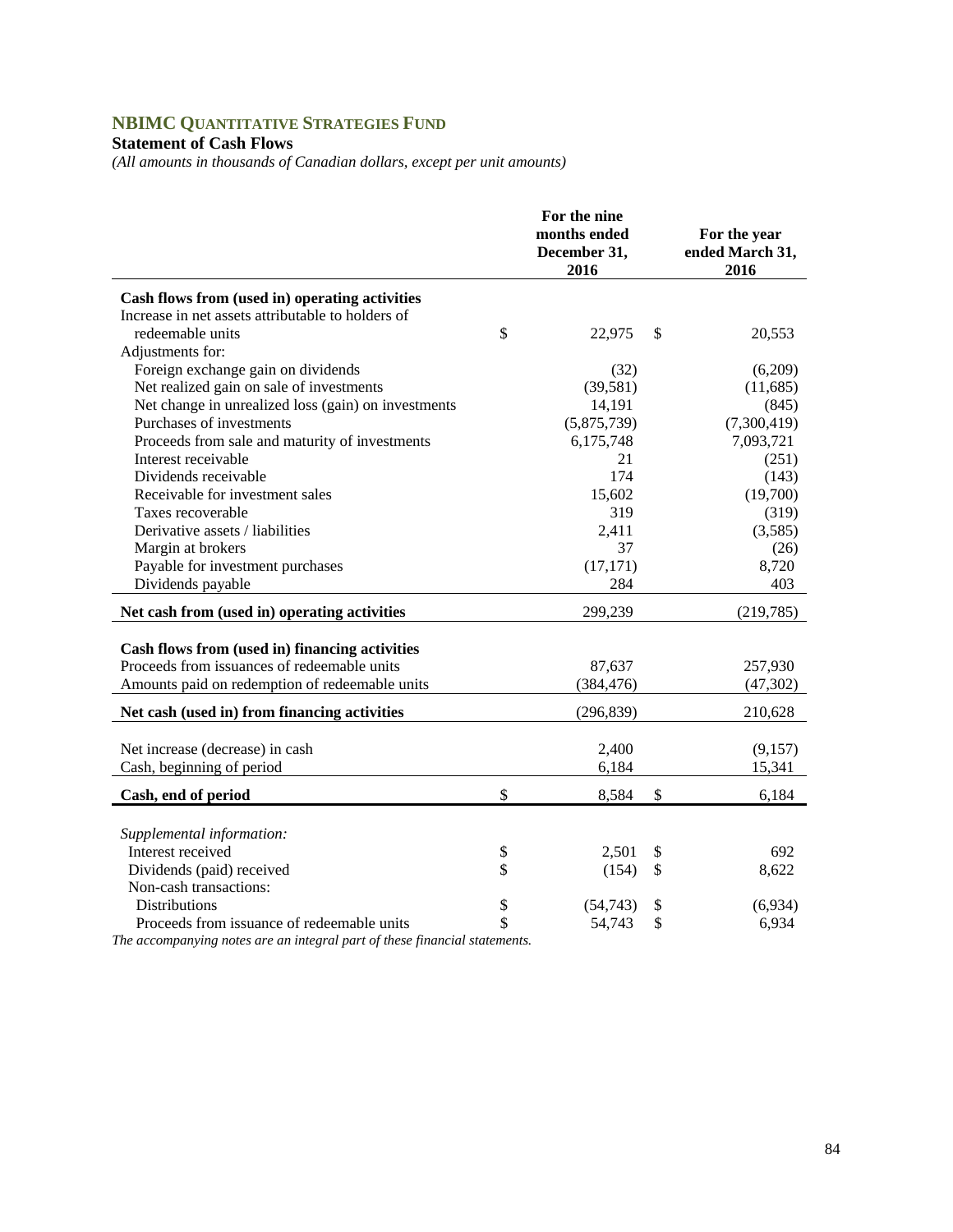# NBIMC QUANTITATIVE STRATEGIES FUND

**Statement of Cash Flows**

*(All amounts in thousands of Canadian dollars, except per unit amounts)*

| | For the nine months ended December 31, 2016 | For the year ended March 31, 2016 |
|---|---|---|
| **Cash flows from (used in) operating activities** | | |
| Increase in net assets attributable to holders of redeemable units | $ 22,975 | $ 20,553 |
| Adjustments for: | | |
| Foreign exchange gain on dividends | (32) | (6,209) |
| Net realized gain on sale of investments | (39,581) | (11,685) |
| Net change in unrealized loss (gain) on investments | 14,191 | (845) |
| Purchases of investments | (5,875,739) | (7,300,419) |
| Proceeds from sale and maturity of investments | 6,175,748 | 7,093,721 |
| Interest receivable | 21 | (251) |
| Dividends receivable | 174 | (143) |
| Receivable for investment sales | 15,602 | (19,700) |
| Taxes recoverable | 319 | (319) |
| Derivative assets / liabilities | 2,411 | (3,585) |
| Margin at brokers | 37 | (26) |
| Payable for investment purchases | (17,171) | 8,720 |
| Dividends payable | 284 | 403 |
| **Net cash from (used in) operating activities** | 299,239 | (219,785) |
| **Cash flows from (used in) financing activities** | | |
| Proceeds from issuances of redeemable units | 87,637 | 257,930 |
| Amounts paid on redemption of redeemable units | (384,476) | (47,302) |
| **Net cash (used in) from financing activities** | (296,839) | 210,628 |
| Net increase (decrease) in cash | 2,400 | (9,157) |
| Cash, beginning of period | 6,184 | 15,341 |
| **Cash, end of period** | $ 8,584 | $ 6,184 |
| *Supplemental information:* | | |
| Interest received | $ 2,501 | $ 692 |
| Dividends (paid) received | $ (154) | $ 8,622 |
| Non-cash transactions: | | |
| Distributions | $ (54,743) | $ (6,934) |
| Proceeds from issuance of redeemable units | $ 54,743 | $ 6,934 |

*The accompanying notes are an integral part of these financial statements.*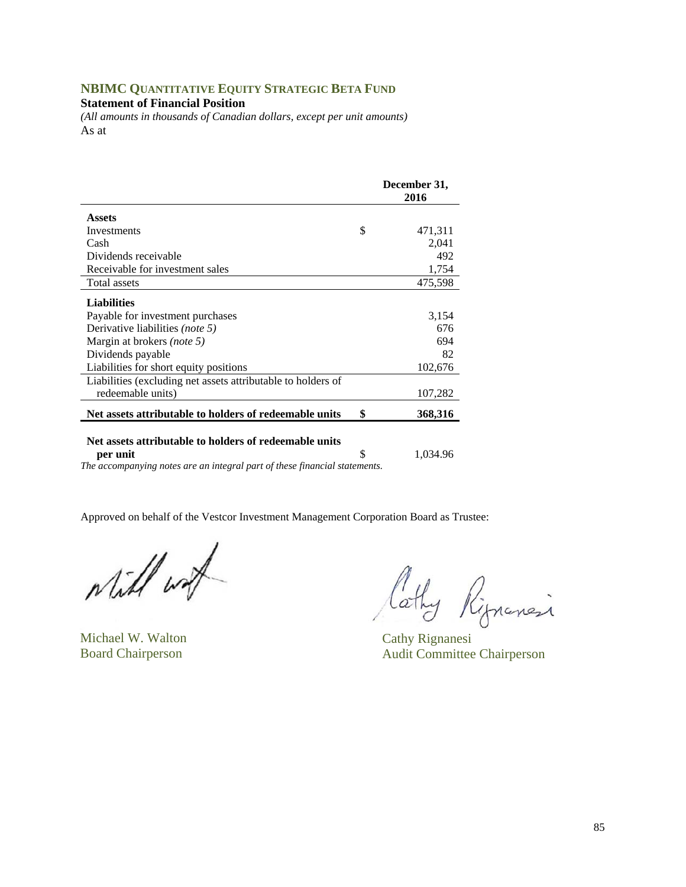## NBIMC QUANTITATIVE EQUITY STRATEGIC BETA FUND

**Statement of Financial Position**

*(All amounts in thousands of Canadian dollars, except per unit amounts)*

As at

| | | December 31, 2016 |
|---|---|---|
| **Assets** | | |
| Investments | $ | 471,311 |
| Cash | | 2,041 |
| Dividends receivable | | 492 |
| Receivable for investment sales | | 1,754 |
| Total assets | | 475,598 |
| **Liabilities** | | |
| Payable for investment purchases | | 3,154 |
| Derivative liabilities *(note 5)* | | 676 |
| Margin at brokers *(note 5)* | | 694 |
| Dividends payable | | 82 |
| Liabilities for short equity positions | | 102,676 |
| Liabilities (excluding net assets attributable to holders of redeemable units) | | 107,282 |
| **Net assets attributable to holders of redeemable units** | **$** | **368,316** |
| **Net assets attributable to holders of redeemable units per unit** | $ | 1,034.96 |

*The accompanying notes are an integral part of these financial statements.*

Approved on behalf of the Vestcor Investment Management Corporation Board as Trustee:

Michael W. Walton
Board Chairperson

Cathy Rignanesi
Audit Committee Chairperson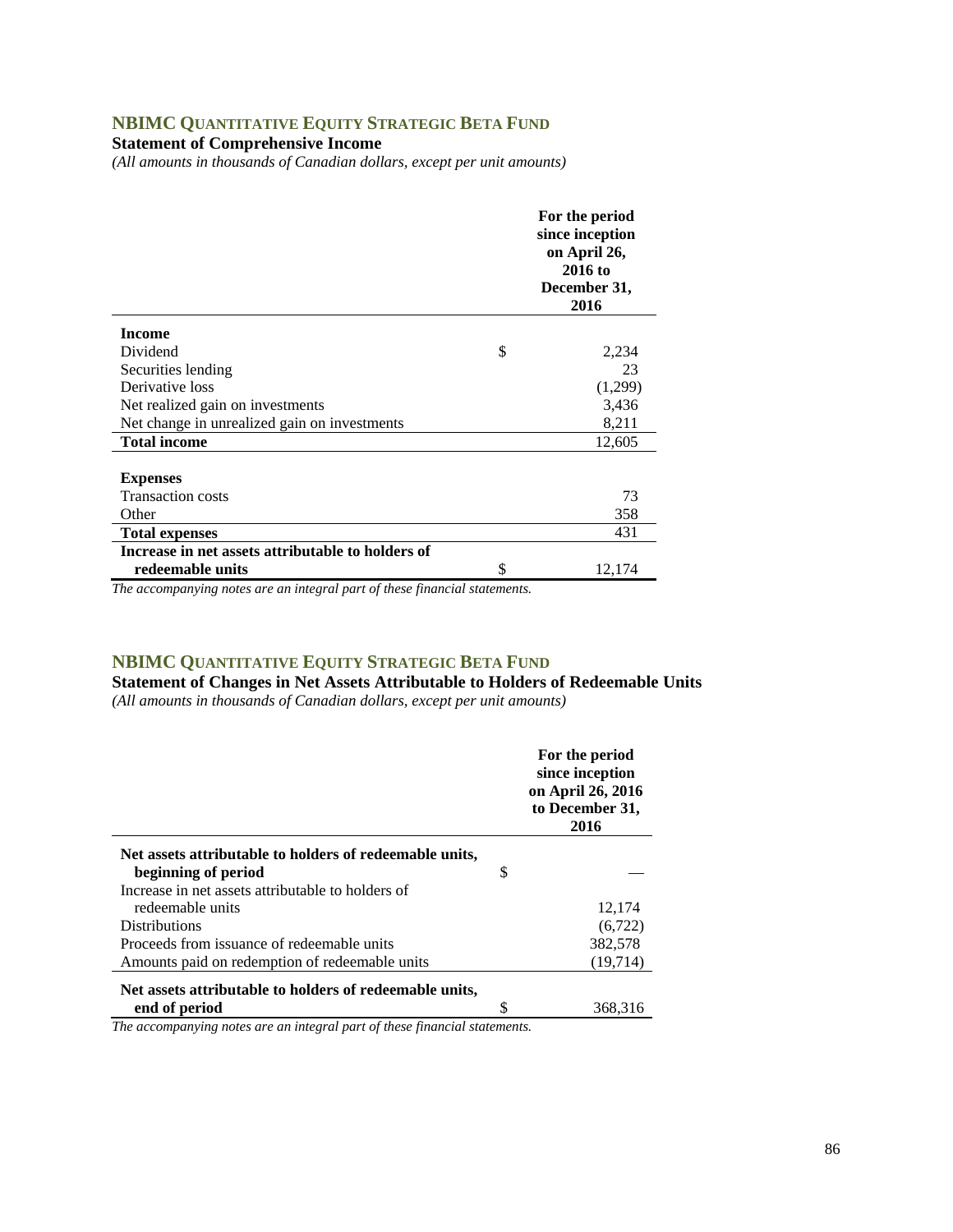## NBIMC QUANTITATIVE EQUITY STRATEGIC BETA FUND

**Statement of Comprehensive Income**

*(All amounts in thousands of Canadian dollars, except per unit amounts)*

| | | For the period since inception on April 26, 2016 to December 31, 2016 |
|---|---|---|
| **Income** | | |
| Dividend | $ | 2,234 |
| Securities lending | | 23 |
| Derivative loss | | (1,299) |
| Net realized gain on investments | | 3,436 |
| Net change in unrealized gain on investments | | 8,211 |
| **Total income** | | 12,605 |
| **Expenses** | | |
| Transaction costs | | 73 |
| Other | | 358 |
| **Total expenses** | | 431 |
| **Increase in net assets attributable to holders of redeemable units** | $ | 12,174 |

*The accompanying notes are an integral part of these financial statements.*

## NBIMC QUANTITATIVE EQUITY STRATEGIC BETA FUND

**Statement of Changes in Net Assets Attributable to Holders of Redeemable Units**

*(All amounts in thousands of Canadian dollars, except per unit amounts)*

| | | For the period since inception on April 26, 2016 to December 31, 2016 |
|---|---|---|
| **Net assets attributable to holders of redeemable units, beginning of period** | $ | — |
| Increase in net assets attributable to holders of redeemable units | | 12,174 |
| Distributions | | (6,722) |
| Proceeds from issuance of redeemable units | | 382,578 |
| Amounts paid on redemption of redeemable units | | (19,714) |
| **Net assets attributable to holders of redeemable units, end of period** | $ | 368,316 |

*The accompanying notes are an integral part of these financial statements.*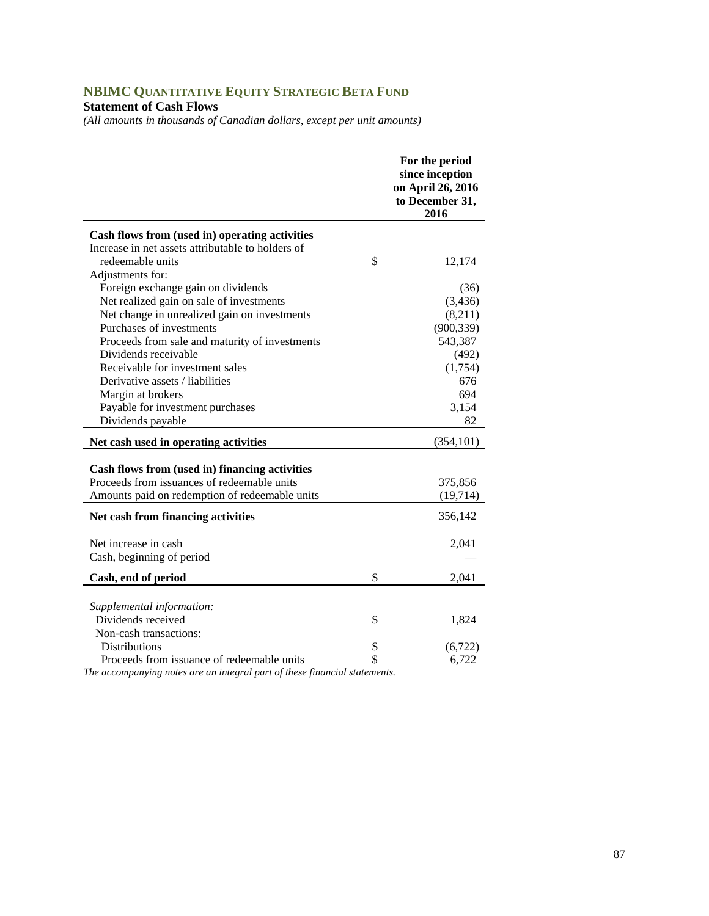## NBIMC Quantitative Equity Strategic Beta Fund

**Statement of Cash Flows**

*(All amounts in thousands of Canadian dollars, except per unit amounts)*

| | | For the period since inception on April 26, 2016 to December 31, 2016 |
|---|---|---|
| **Cash flows from (used in) operating activities** | | |
| Increase in net assets attributable to holders of redeemable units | $ | 12,174 |
| Adjustments for: | | |
| Foreign exchange gain on dividends | | (36) |
| Net realized gain on sale of investments | | (3,436) |
| Net change in unrealized gain on investments | | (8,211) |
| Purchases of investments | | (900,339) |
| Proceeds from sale and maturity of investments | | 543,387 |
| Dividends receivable | | (492) |
| Receivable for investment sales | | (1,754) |
| Derivative assets / liabilities | | 676 |
| Margin at brokers | | 694 |
| Payable for investment purchases | | 3,154 |
| Dividends payable | | 82 |
| **Net cash used in operating activities** | | (354,101) |
| **Cash flows from (used in) financing activities** | | |
| Proceeds from issuances of redeemable units | | 375,856 |
| Amounts paid on redemption of redeemable units | | (19,714) |
| **Net cash from financing activities** | | 356,142 |
| Net increase in cash | | 2,041 |
| Cash, beginning of period | | — |
| **Cash, end of period** | $ | 2,041 |
| *Supplemental information:* | | |
| Dividends received | $ | 1,824 |
| Non-cash transactions: | | |
| Distributions | $ | (6,722) |
| Proceeds from issuance of redeemable units | $ | 6,722 |

*The accompanying notes are an integral part of these financial statements.*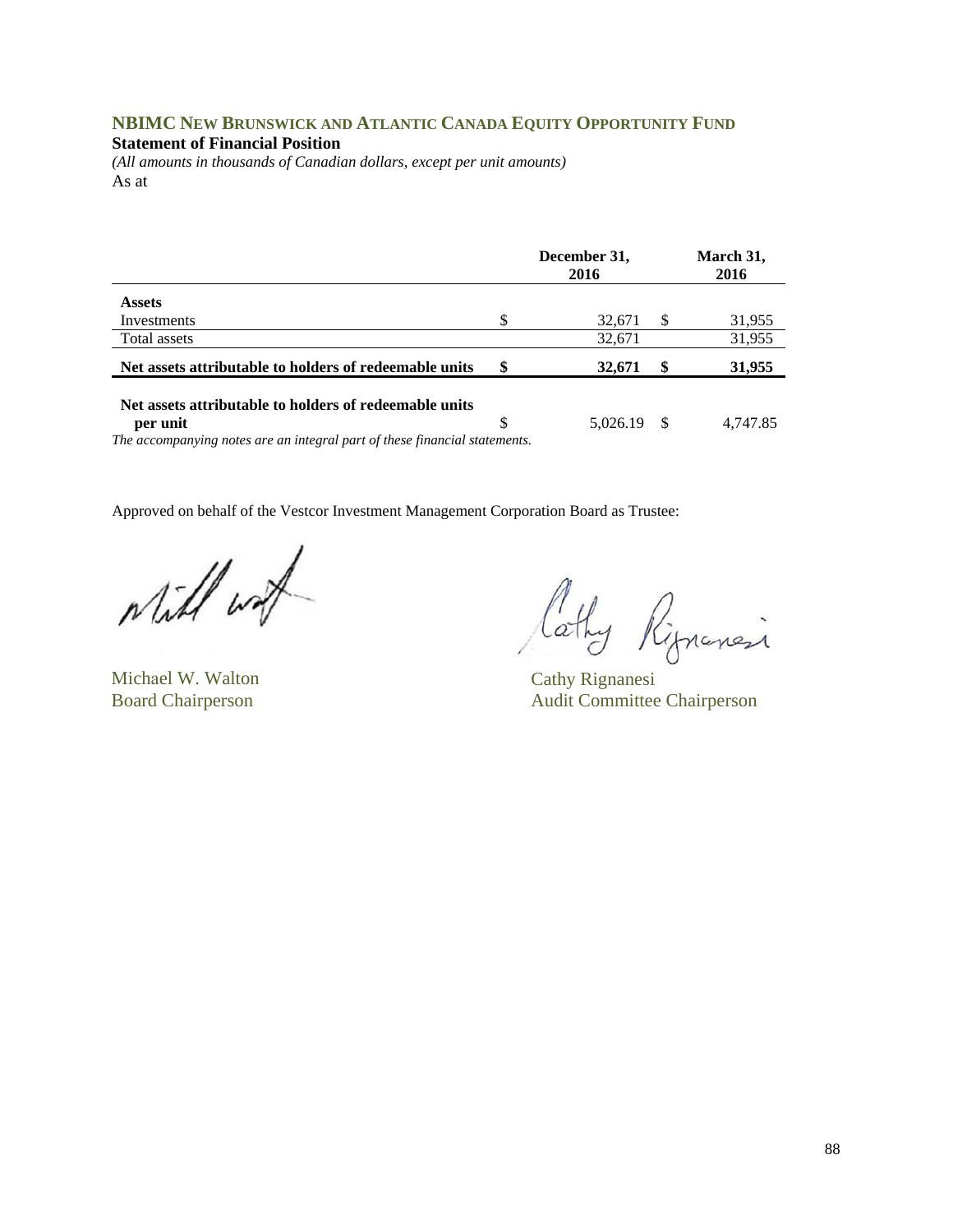## NBIMC New Brunswick and Atlantic Canada Equity Opportunity Fund

**Statement of Financial Position**

*(All amounts in thousands of Canadian dollars, except per unit amounts)*

As at

| | December 31, 2016 | March 31, 2016 |
|---|---|---|
| **Assets** | | |
| Investments | $ 32,671 | $ 31,955 |
| Total assets | 32,671 | 31,955 |
| **Net assets attributable to holders of redeemable units** | **$ 32,671** | **$ 31,955** |
| **Net assets attributable to holders of redeemable units per unit** | $ 5,026.19 | $ 4,747.85 |

*The accompanying notes are an integral part of these financial statements.*

Approved on behalf of the Vestcor Investment Management Corporation Board as Trustee:

Michael W. Walton
Board Chairperson

Cathy Rignanesi
Audit Committee Chairperson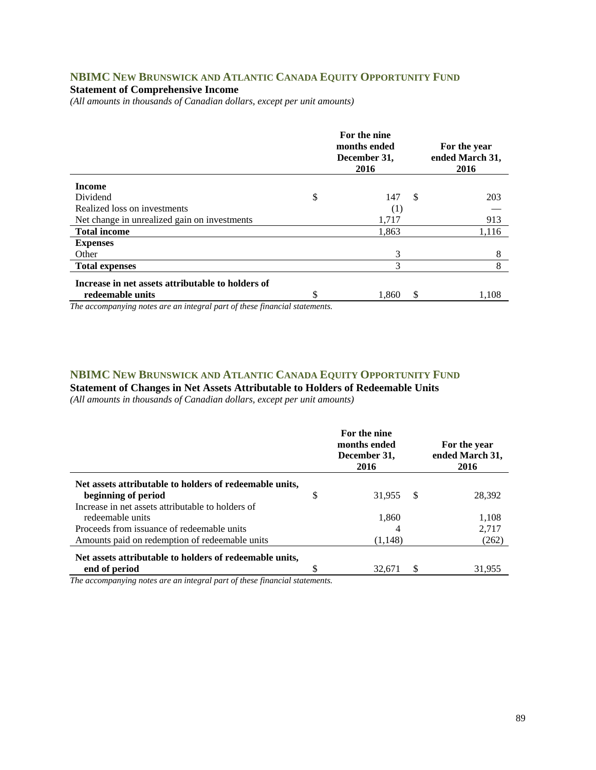## NBIMC NEW BRUNSWICK AND ATLANTIC CANADA EQUITY OPPORTUNITY FUND

**Statement of Comprehensive Income**

*(All amounts in thousands of Canadian dollars, except per unit amounts)*

| | For the nine months ended December 31, 2016 | For the year ended March 31, 2016 |
|---|---|---|
| **Income** | | |
| Dividend | $ 147 | $ 203 |
| Realized loss on investments | (1) | — |
| Net change in unrealized gain on investments | 1,717 | 913 |
| **Total income** | 1,863 | 1,116 |
| **Expenses** | | |
| Other | 3 | 8 |
| **Total expenses** | 3 | 8 |
| **Increase in net assets attributable to holders of redeemable units** | $ 1,860 | $ 1,108 |

*The accompanying notes are an integral part of these financial statements.*

## NBIMC NEW BRUNSWICK AND ATLANTIC CANADA EQUITY OPPORTUNITY FUND

**Statement of Changes in Net Assets Attributable to Holders of Redeemable Units**

*(All amounts in thousands of Canadian dollars, except per unit amounts)*

| | For the nine months ended December 31, 2016 | For the year ended March 31, 2016 |
|---|---|---|
| **Net assets attributable to holders of redeemable units, beginning of period** | $ 31,955 | $ 28,392 |
| Increase in net assets attributable to holders of redeemable units | 1,860 | 1,108 |
| Proceeds from issuance of redeemable units | 4 | 2,717 |
| Amounts paid on redemption of redeemable units | (1,148) | (262) |
| **Net assets attributable to holders of redeemable units, end of period** | $ 32,671 | $ 31,955 |

*The accompanying notes are an integral part of these financial statements.*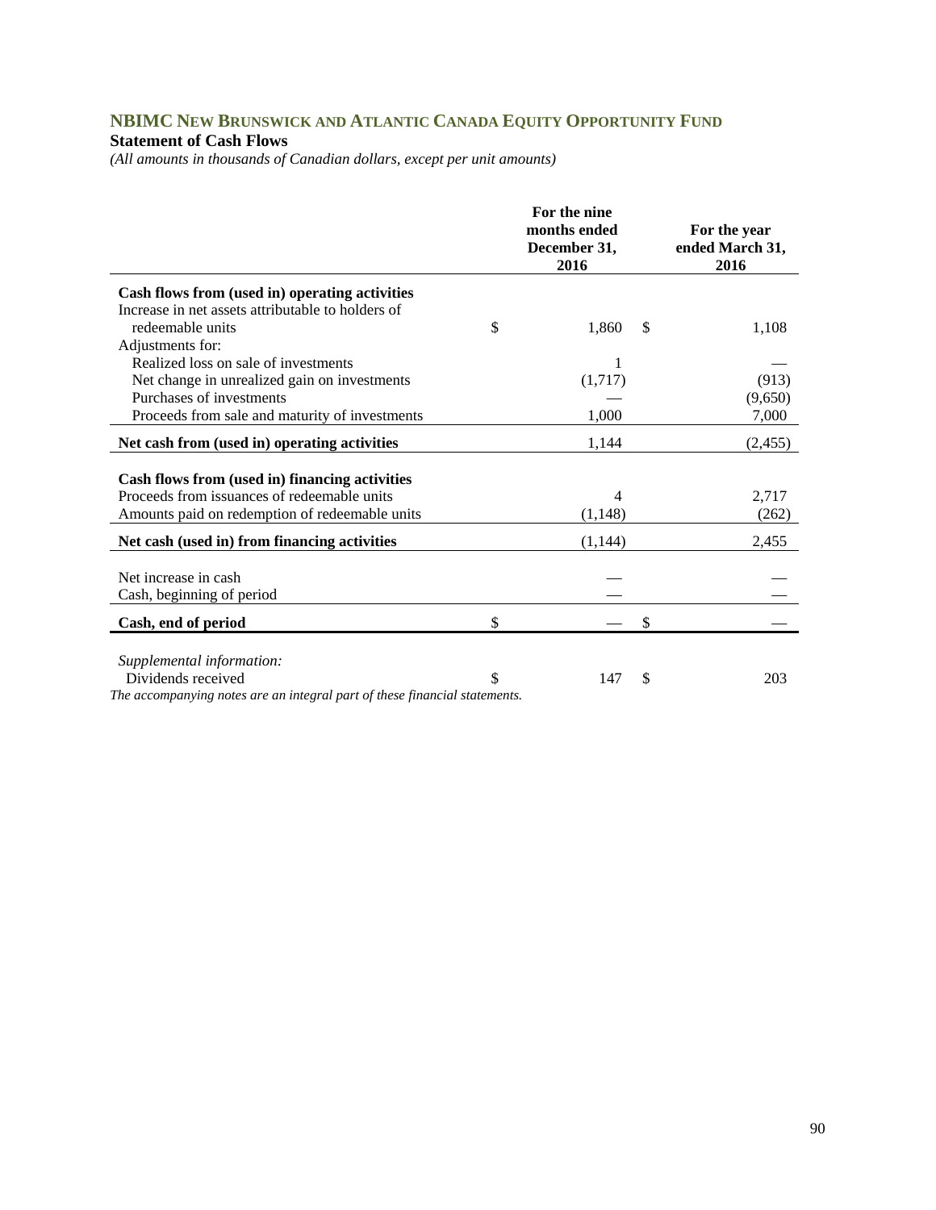## NBIMC New Brunswick and Atlantic Canada Equity Opportunity Fund

### Statement of Cash Flows

*(All amounts in thousands of Canadian dollars, except per unit amounts)*

| | For the nine months ended December 31, 2016 | For the year ended March 31, 2016 |
|---|---|---|
| **Cash flows from (used in) operating activities** | | |
| Increase in net assets attributable to holders of redeemable units | $ 1,860 | $ 1,108 |
| Adjustments for: | | |
| Realized loss on sale of investments | 1 | — |
| Net change in unrealized gain on investments | (1,717) | (913) |
| Purchases of investments | — | (9,650) |
| Proceeds from sale and maturity of investments | 1,000 | 7,000 |
| **Net cash from (used in) operating activities** | 1,144 | (2,455) |
| **Cash flows from (used in) financing activities** | | |
| Proceeds from issuances of redeemable units | 4 | 2,717 |
| Amounts paid on redemption of redeemable units | (1,148) | (262) |
| **Net cash (used in) from financing activities** | (1,144) | 2,455 |
| Net increase in cash | — | — |
| Cash, beginning of period | — | — |
| **Cash, end of period** | $ — | $ — |
| *Supplemental information:* | | |
| Dividends received | $ 147 | $ 203 |

*The accompanying notes are an integral part of these financial statements.*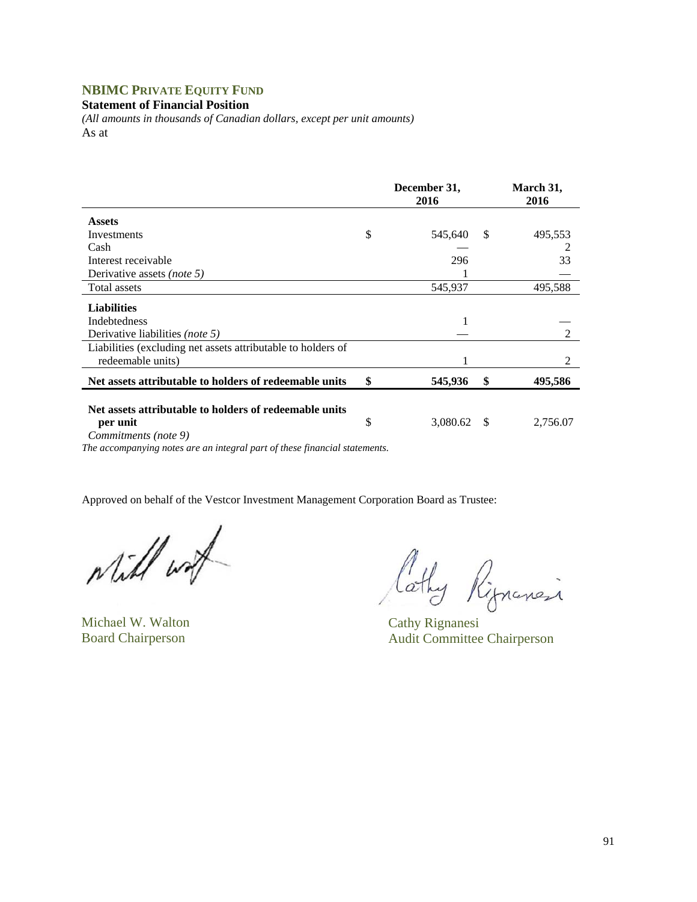## NBIMC PRIVATE EQUITY FUND

**Statement of Financial Position**

*(All amounts in thousands of Canadian dollars, except per unit amounts)*

As at

| | December 31, 2016 | March 31, 2016 |
|---|---|---|
| **Assets** | | |
| Investments | $ 545,640 | $ 495,553 |
| Cash | — | 2 |
| Interest receivable | 296 | 33 |
| Derivative assets *(note 5)* | 1 | — |
| Total assets | 545,937 | 495,588 |
| **Liabilities** | | |
| Indebtedness | 1 | — |
| Derivative liabilities *(note 5)* | — | 2 |
| Liabilities (excluding net assets attributable to holders of redeemable units) | 1 | 2 |
| **Net assets attributable to holders of redeemable units** | **$ 545,936** | **$ 495,586** |
| **Net assets attributable to holders of redeemable units per unit** | $ 3,080.62 | $ 2,756.07 |

*Commitments (note 9)*

*The accompanying notes are an integral part of these financial statements.*

Approved on behalf of the Vestcor Investment Management Corporation Board as Trustee:

Michael W. Walton
Board Chairperson

Cathy Rignanesi
Audit Committee Chairperson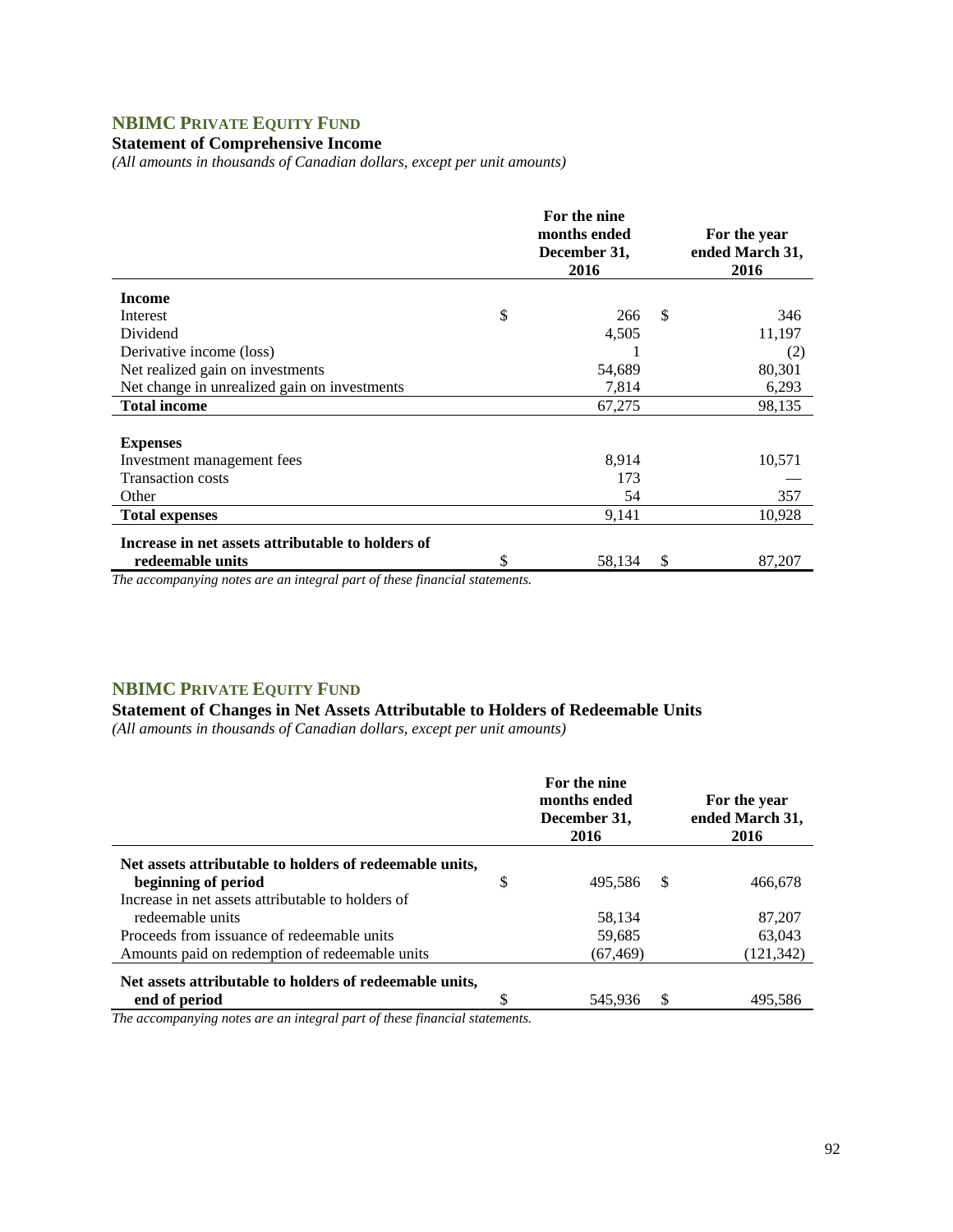## NBIMC PRIVATE EQUITY FUND

### Statement of Comprehensive Income

*(All amounts in thousands of Canadian dollars, except per unit amounts)*

| | For the nine months ended December 31, 2016 | For the year ended March 31, 2016 |
|---|---|---|
| **Income** | | |
| Interest | $ 266 | $ 346 |
| Dividend | 4,505 | 11,197 |
| Derivative income (loss) | 1 | (2) |
| Net realized gain on investments | 54,689 | 80,301 |
| Net change in unrealized gain on investments | 7,814 | 6,293 |
| **Total income** | 67,275 | 98,135 |
| **Expenses** | | |
| Investment management fees | 8,914 | 10,571 |
| Transaction costs | 173 | — |
| Other | 54 | 357 |
| **Total expenses** | 9,141 | 10,928 |
| **Increase in net assets attributable to holders of redeemable units** | $ 58,134 | $ 87,207 |

*The accompanying notes are an integral part of these financial statements.*

## NBIMC PRIVATE EQUITY FUND

### Statement of Changes in Net Assets Attributable to Holders of Redeemable Units

*(All amounts in thousands of Canadian dollars, except per unit amounts)*

| | For the nine months ended December 31, 2016 | For the year ended March 31, 2016 |
|---|---|---|
| **Net assets attributable to holders of redeemable units, beginning of period** | $ 495,586 | $ 466,678 |
| Increase in net assets attributable to holders of redeemable units | 58,134 | 87,207 |
| Proceeds from issuance of redeemable units | 59,685 | 63,043 |
| Amounts paid on redemption of redeemable units | (67,469) | (121,342) |
| **Net assets attributable to holders of redeemable units, end of period** | $ 545,936 | $ 495,586 |

*The accompanying notes are an integral part of these financial statements.*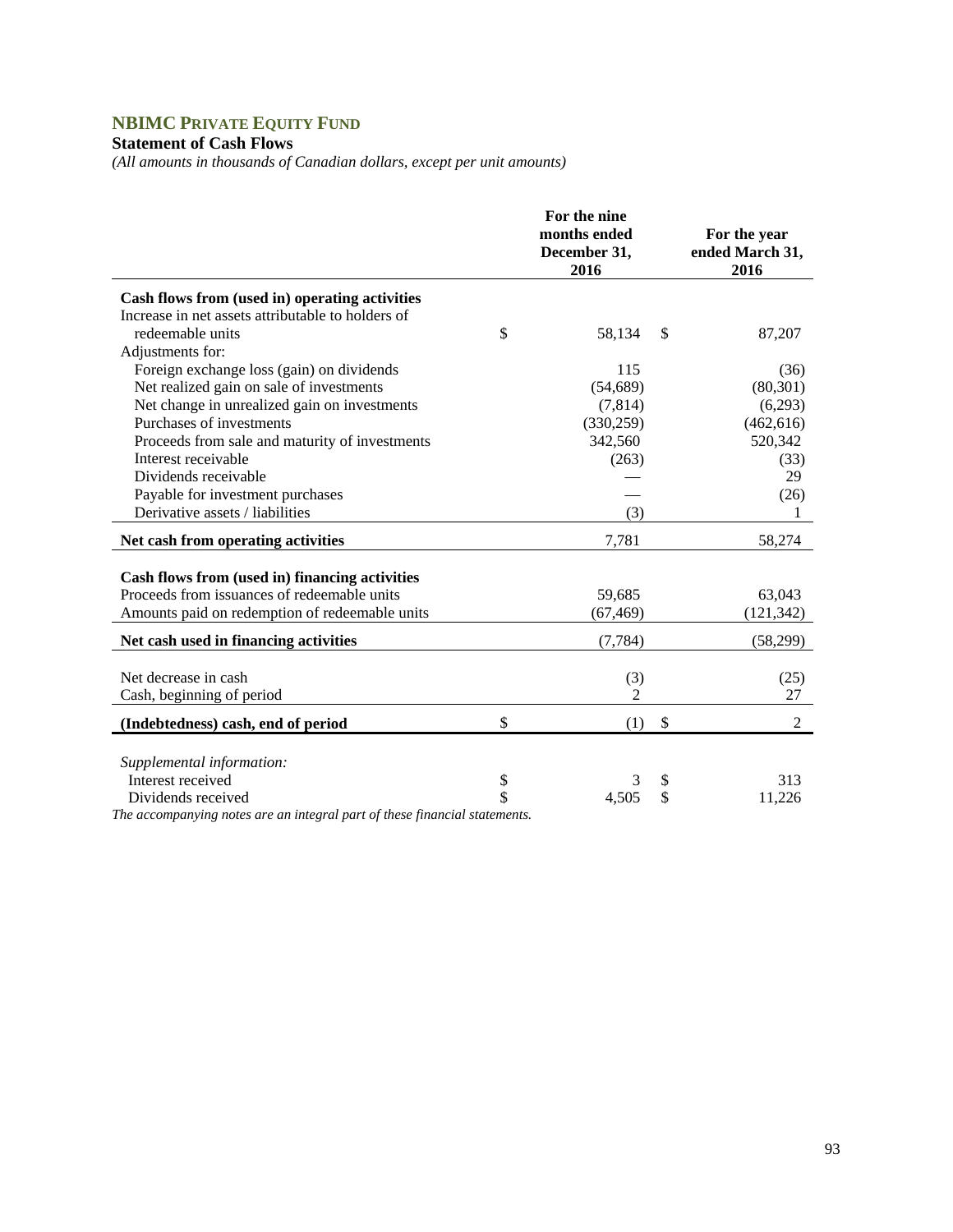# NBIMC PRIVATE EQUITY FUND

## Statement of Cash Flows

*(All amounts in thousands of Canadian dollars, except per unit amounts)*

| | For the nine months ended December 31, 2016 | For the year ended March 31, 2016 |
|---|---|---|
| **Cash flows from (used in) operating activities** | | |
| Increase in net assets attributable to holders of redeemable units | $ 58,134 | $ 87,207 |
| Adjustments for: | | |
| Foreign exchange loss (gain) on dividends | 115 | (36) |
| Net realized gain on sale of investments | (54,689) | (80,301) |
| Net change in unrealized gain on investments | (7,814) | (6,293) |
| Purchases of investments | (330,259) | (462,616) |
| Proceeds from sale and maturity of investments | 342,560 | 520,342 |
| Interest receivable | (263) | (33) |
| Dividends receivable | — | 29 |
| Payable for investment purchases | — | (26) |
| Derivative assets / liabilities | (3) | 1 |
| **Net cash from operating activities** | 7,781 | 58,274 |
| **Cash flows from (used in) financing activities** | | |
| Proceeds from issuances of redeemable units | 59,685 | 63,043 |
| Amounts paid on redemption of redeemable units | (67,469) | (121,342) |
| **Net cash used in financing activities** | (7,784) | (58,299) |
| Net decrease in cash | (3) | (25) |
| Cash, beginning of period | 2 | 27 |
| **(Indebtedness) cash, end of period** | $ (1) | $ 2 |
| *Supplemental information:* | | |
| Interest received | $ 3 | $ 313 |
| Dividends received | $ 4,505 | $ 11,226 |

*The accompanying notes are an integral part of these financial statements.*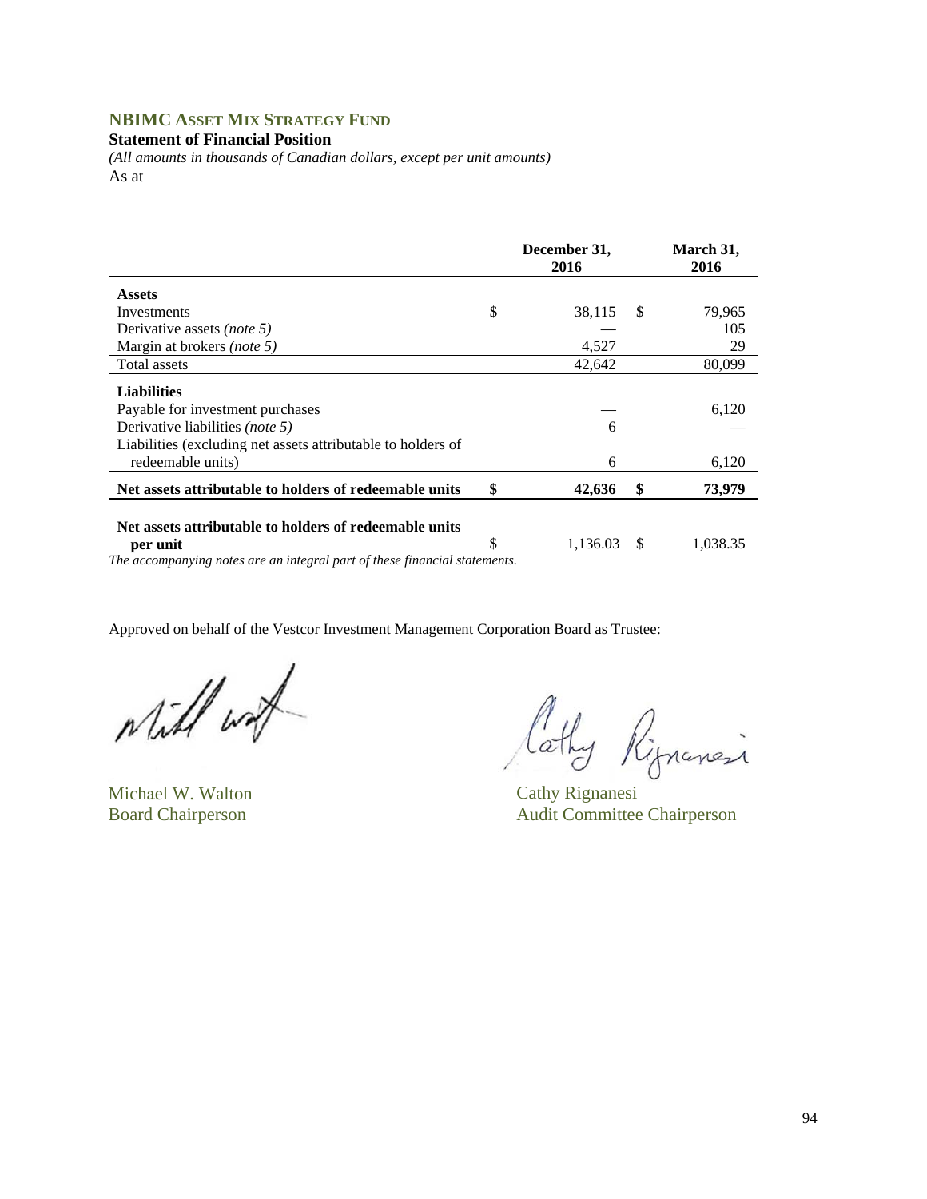## NBIMC ASSET MIX STRATEGY FUND

**Statement of Financial Position**

*(All amounts in thousands of Canadian dollars, except per unit amounts)*

As at

| | December 31, 2016 | March 31, 2016 |
|---|---|---|
| **Assets** | | |
| Investments | $ 38,115 | $ 79,965 |
| Derivative assets *(note 5)* | — | 105 |
| Margin at brokers *(note 5)* | 4,527 | 29 |
| Total assets | 42,642 | 80,099 |
| **Liabilities** | | |
| Payable for investment purchases | — | 6,120 |
| Derivative liabilities *(note 5)* | 6 | — |
| Liabilities (excluding net assets attributable to holders of redeemable units) | 6 | 6,120 |
| **Net assets attributable to holders of redeemable units** | **$ 42,636** | **$ 73,979** |
| **Net assets attributable to holders of redeemable units per unit** | $ 1,136.03 | $ 1,038.35 |

*The accompanying notes are an integral part of these financial statements.*

Approved on behalf of the Vestcor Investment Management Corporation Board as Trustee:

Michael W. Walton
Board Chairperson

Cathy Rignanesi
Audit Committee Chairperson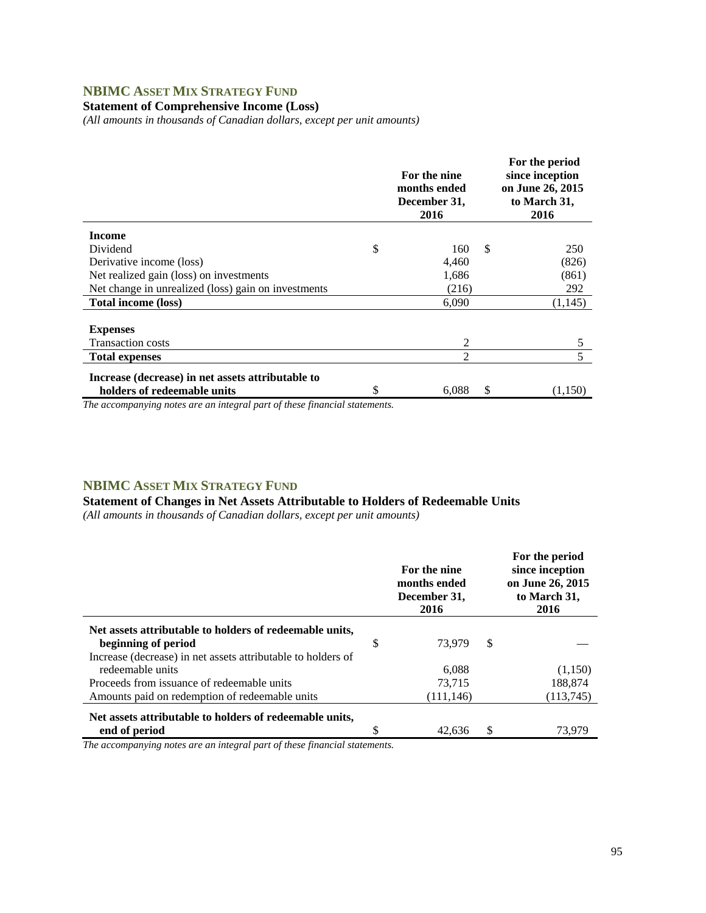## NBIMC Asset Mix Strategy Fund

**Statement of Comprehensive Income (Loss)**

*(All amounts in thousands of Canadian dollars, except per unit amounts)*

| | For the nine months ended December 31, 2016 | For the period since inception on June 26, 2015 to March 31, 2016 |
|---|---|---|
| **Income** | | |
| Dividend | $ 160 | $ 250 |
| Derivative income (loss) | 4,460 | (826) |
| Net realized gain (loss) on investments | 1,686 | (861) |
| Net change in unrealized (loss) gain on investments | (216) | 292 |
| **Total income (loss)** | 6,090 | (1,145) |
| **Expenses** | | |
| Transaction costs | 2 | 5 |
| **Total expenses** | 2 | 5 |
| **Increase (decrease) in net assets attributable to holders of redeemable units** | $ 6,088 | $ (1,150) |

*The accompanying notes are an integral part of these financial statements.*

## NBIMC Asset Mix Strategy Fund

**Statement of Changes in Net Assets Attributable to Holders of Redeemable Units**

*(All amounts in thousands of Canadian dollars, except per unit amounts)*

| | For the nine months ended December 31, 2016 | For the period since inception on June 26, 2015 to March 31, 2016 |
|---|---|---|
| **Net assets attributable to holders of redeemable units, beginning of period** | $ 73,979 | $ — |
| Increase (decrease) in net assets attributable to holders of redeemable units | 6,088 | (1,150) |
| Proceeds from issuance of redeemable units | 73,715 | 188,874 |
| Amounts paid on redemption of redeemable units | (111,146) | (113,745) |
| **Net assets attributable to holders of redeemable units, end of period** | $ 42,636 | $ 73,979 |

*The accompanying notes are an integral part of these financial statements.*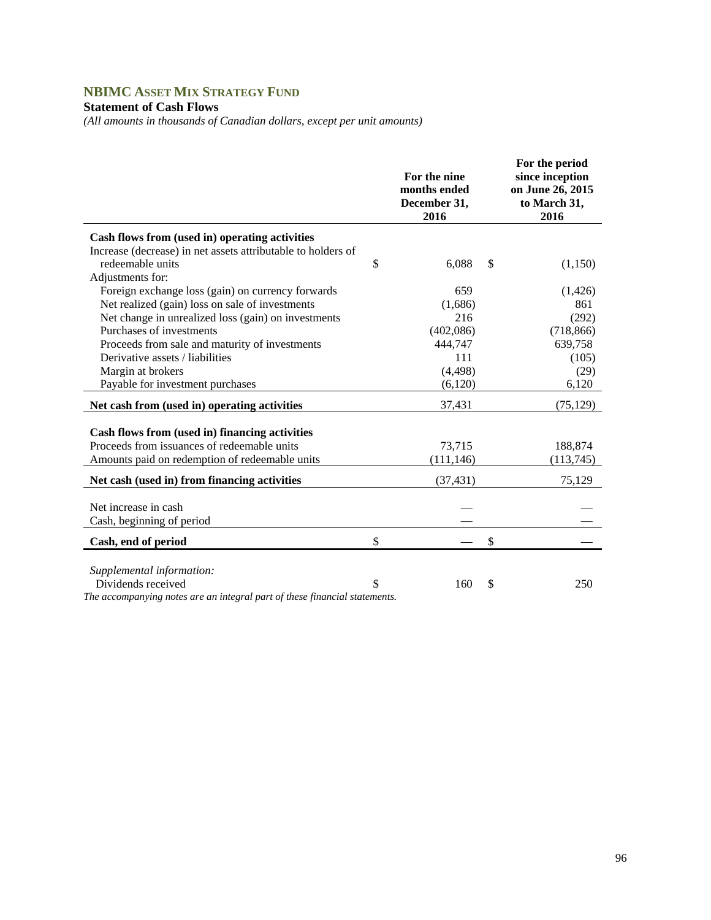# NBIMC Asset Mix Strategy Fund

**Statement of Cash Flows**

*(All amounts in thousands of Canadian dollars, except per unit amounts)*

| | For the nine months ended December 31, 2016 | For the period since inception on June 26, 2015 to March 31, 2016 |
|---|---|---|
| **Cash flows from (used in) operating activities** | | |
| Increase (decrease) in net assets attributable to holders of redeemable units | $ 6,088 | $ (1,150) |
| Adjustments for: | | |
| Foreign exchange loss (gain) on currency forwards | 659 | (1,426) |
| Net realized (gain) loss on sale of investments | (1,686) | 861 |
| Net change in unrealized loss (gain) on investments | 216 | (292) |
| Purchases of investments | (402,086) | (718,866) |
| Proceeds from sale and maturity of investments | 444,747 | 639,758 |
| Derivative assets / liabilities | 111 | (105) |
| Margin at brokers | (4,498) | (29) |
| Payable for investment purchases | (6,120) | 6,120 |
| **Net cash from (used in) operating activities** | 37,431 | (75,129) |
| **Cash flows from (used in) financing activities** | | |
| Proceeds from issuances of redeemable units | 73,715 | 188,874 |
| Amounts paid on redemption of redeemable units | (111,146) | (113,745) |
| **Net cash (used in) from financing activities** | (37,431) | 75,129 |
| Net increase in cash | — | — |
| Cash, beginning of period | — | — |
| **Cash, end of period** | $ — | $ — |
| *Supplemental information:* | | |
| Dividends received | $ 160 | $ 250 |

*The accompanying notes are an integral part of these financial statements.*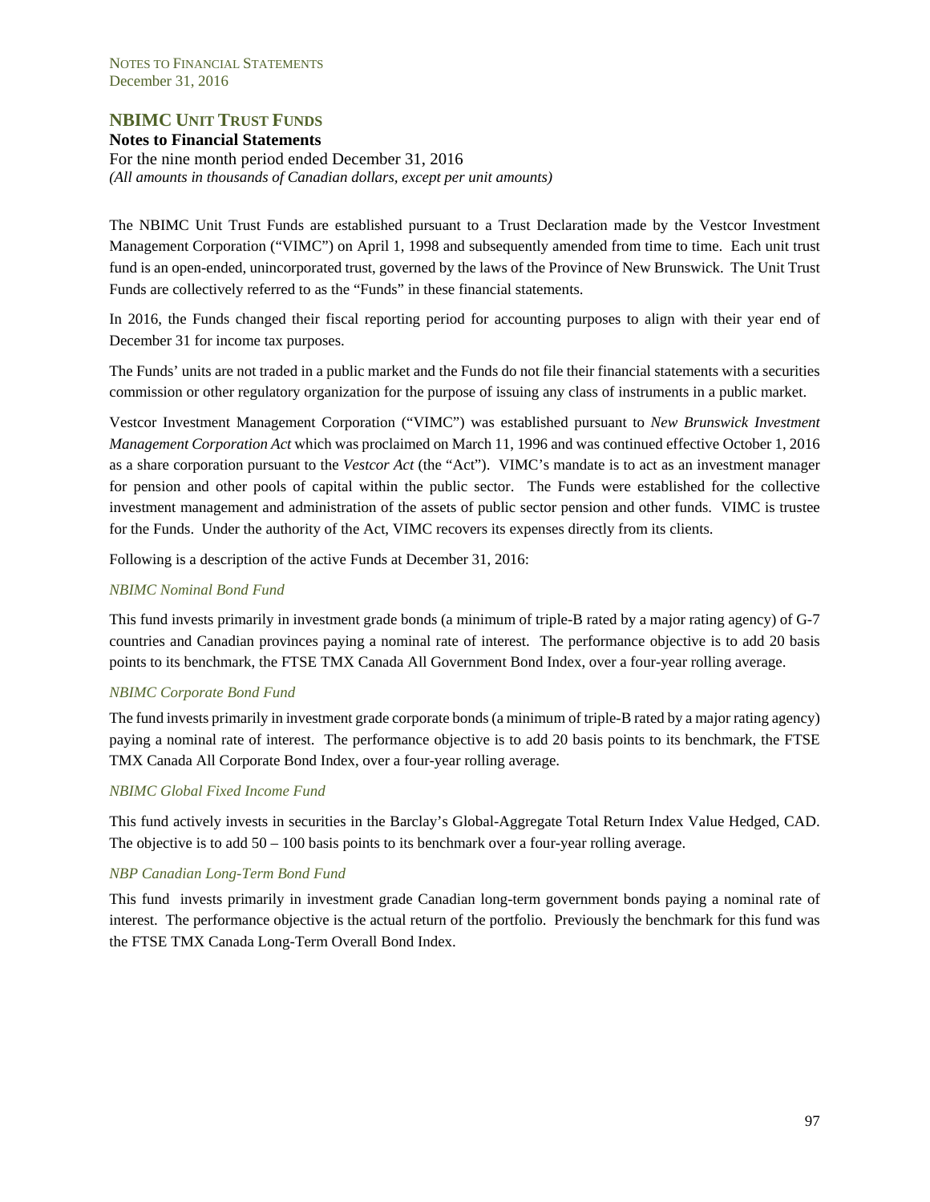## NBIMC Unit Trust Funds

**Notes to Financial Statements**

For the nine month period ended December 31, 2016

*(All amounts in thousands of Canadian dollars, except per unit amounts)*

The NBIMC Unit Trust Funds are established pursuant to a Trust Declaration made by the Vestcor Investment Management Corporation ("VIMC") on April 1, 1998 and subsequently amended from time to time. Each unit trust fund is an open-ended, unincorporated trust, governed by the laws of the Province of New Brunswick. The Unit Trust Funds are collectively referred to as the "Funds" in these financial statements.

In 2016, the Funds changed their fiscal reporting period for accounting purposes to align with their year end of December 31 for income tax purposes.

The Funds' units are not traded in a public market and the Funds do not file their financial statements with a securities commission or other regulatory organization for the purpose of issuing any class of instruments in a public market.

Vestcor Investment Management Corporation ("VIMC") was established pursuant to *New Brunswick Investment Management Corporation Act* which was proclaimed on March 11, 1996 and was continued effective October 1, 2016 as a share corporation pursuant to the *Vestcor Act* (the "Act"). VIMC's mandate is to act as an investment manager for pension and other pools of capital within the public sector. The Funds were established for the collective investment management and administration of the assets of public sector pension and other funds. VIMC is trustee for the Funds. Under the authority of the Act, VIMC recovers its expenses directly from its clients.

Following is a description of the active Funds at December 31, 2016:

*NBIMC Nominal Bond Fund*

This fund invests primarily in investment grade bonds (a minimum of triple-B rated by a major rating agency) of G-7 countries and Canadian provinces paying a nominal rate of interest. The performance objective is to add 20 basis points to its benchmark, the FTSE TMX Canada All Government Bond Index, over a four-year rolling average.

*NBIMC Corporate Bond Fund*

The fund invests primarily in investment grade corporate bonds (a minimum of triple-B rated by a major rating agency) paying a nominal rate of interest. The performance objective is to add 20 basis points to its benchmark, the FTSE TMX Canada All Corporate Bond Index, over a four-year rolling average.

*NBIMC Global Fixed Income Fund*

This fund actively invests in securities in the Barclay's Global-Aggregate Total Return Index Value Hedged, CAD. The objective is to add 50 – 100 basis points to its benchmark over a four-year rolling average.

*NBP Canadian Long-Term Bond Fund*

This fund invests primarily in investment grade Canadian long-term government bonds paying a nominal rate of interest. The performance objective is the actual return of the portfolio. Previously the benchmark for this fund was the FTSE TMX Canada Long-Term Overall Bond Index.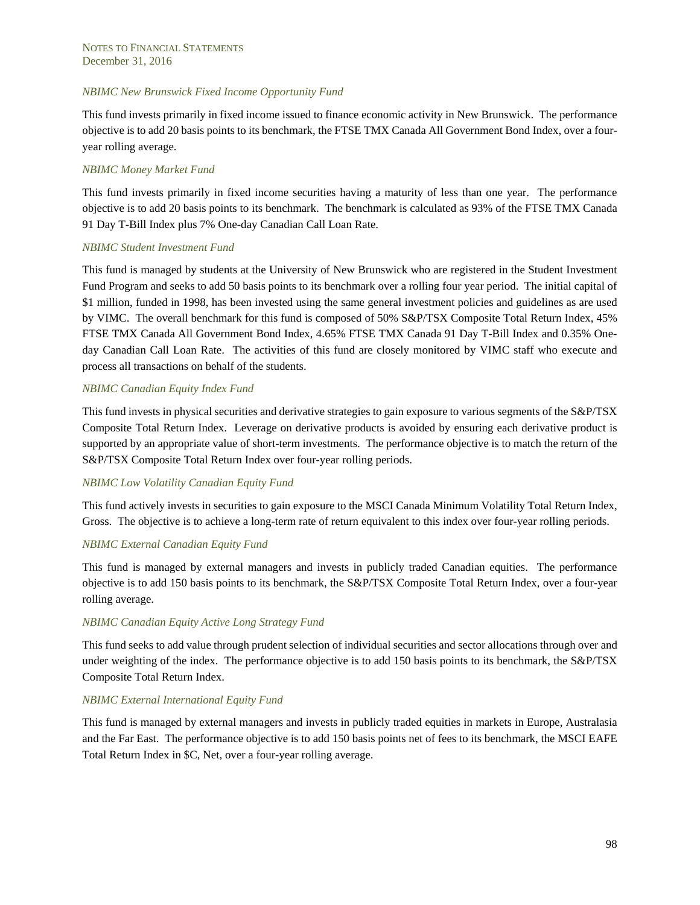*NBIMC New Brunswick Fixed Income Opportunity Fund*

This fund invests primarily in fixed income issued to finance economic activity in New Brunswick. The performance objective is to add 20 basis points to its benchmark, the FTSE TMX Canada All Government Bond Index, over a four-year rolling average.

*NBIMC Money Market Fund*

This fund invests primarily in fixed income securities having a maturity of less than one year. The performance objective is to add 20 basis points to its benchmark. The benchmark is calculated as 93% of the FTSE TMX Canada 91 Day T-Bill Index plus 7% One-day Canadian Call Loan Rate.

*NBIMC Student Investment Fund*

This fund is managed by students at the University of New Brunswick who are registered in the Student Investment Fund Program and seeks to add 50 basis points to its benchmark over a rolling four year period. The initial capital of $1 million, funded in 1998, has been invested using the same general investment policies and guidelines as are used by VIMC. The overall benchmark for this fund is composed of 50% S&P/TSX Composite Total Return Index, 45% FTSE TMX Canada All Government Bond Index, 4.65% FTSE TMX Canada 91 Day T-Bill Index and 0.35% One-day Canadian Call Loan Rate. The activities of this fund are closely monitored by VIMC staff who execute and process all transactions on behalf of the students.

*NBIMC Canadian Equity Index Fund*

This fund invests in physical securities and derivative strategies to gain exposure to various segments of the S&P/TSX Composite Total Return Index. Leverage on derivative products is avoided by ensuring each derivative product is supported by an appropriate value of short-term investments. The performance objective is to match the return of the S&P/TSX Composite Total Return Index over four-year rolling periods.

*NBIMC Low Volatility Canadian Equity Fund*

This fund actively invests in securities to gain exposure to the MSCI Canada Minimum Volatility Total Return Index, Gross. The objective is to achieve a long-term rate of return equivalent to this index over four-year rolling periods.

*NBIMC External Canadian Equity Fund*

This fund is managed by external managers and invests in publicly traded Canadian equities. The performance objective is to add 150 basis points to its benchmark, the S&P/TSX Composite Total Return Index, over a four-year rolling average.

*NBIMC Canadian Equity Active Long Strategy Fund*

This fund seeks to add value through prudent selection of individual securities and sector allocations through over and under weighting of the index. The performance objective is to add 150 basis points to its benchmark, the S&P/TSX Composite Total Return Index.

*NBIMC External International Equity Fund*

This fund is managed by external managers and invests in publicly traded equities in markets in Europe, Australasia and the Far East. The performance objective is to add 150 basis points net of fees to its benchmark, the MSCI EAFE Total Return Index in $C, Net, over a four-year rolling average.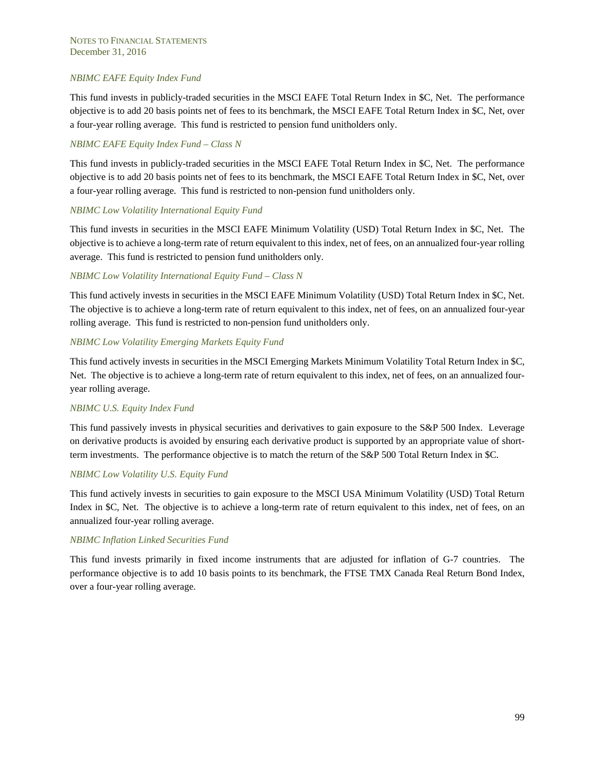*NBIMC EAFE Equity Index Fund*

This fund invests in publicly-traded securities in the MSCI EAFE Total Return Index in $C, Net. The performance objective is to add 20 basis points net of fees to its benchmark, the MSCI EAFE Total Return Index in $C, Net, over a four-year rolling average. This fund is restricted to pension fund unitholders only.

*NBIMC EAFE Equity Index Fund – Class N*

This fund invests in publicly-traded securities in the MSCI EAFE Total Return Index in $C, Net. The performance objective is to add 20 basis points net of fees to its benchmark, the MSCI EAFE Total Return Index in $C, Net, over a four-year rolling average. This fund is restricted to non-pension fund unitholders only.

*NBIMC Low Volatility International Equity Fund*

This fund invests in securities in the MSCI EAFE Minimum Volatility (USD) Total Return Index in $C, Net. The objective is to achieve a long-term rate of return equivalent to this index, net of fees, on an annualized four-year rolling average. This fund is restricted to pension fund unitholders only.

*NBIMC Low Volatility International Equity Fund – Class N*

This fund actively invests in securities in the MSCI EAFE Minimum Volatility (USD) Total Return Index in $C, Net. The objective is to achieve a long-term rate of return equivalent to this index, net of fees, on an annualized four-year rolling average. This fund is restricted to non-pension fund unitholders only.

*NBIMC Low Volatility Emerging Markets Equity Fund*

This fund actively invests in securities in the MSCI Emerging Markets Minimum Volatility Total Return Index in $C, Net. The objective is to achieve a long-term rate of return equivalent to this index, net of fees, on an annualized four-year rolling average.

*NBIMC U.S. Equity Index Fund*

This fund passively invests in physical securities and derivatives to gain exposure to the S&P 500 Index. Leverage on derivative products is avoided by ensuring each derivative product is supported by an appropriate value of short-term investments. The performance objective is to match the return of the S&P 500 Total Return Index in $C.

*NBIMC Low Volatility U.S. Equity Fund*

This fund actively invests in securities to gain exposure to the MSCI USA Minimum Volatility (USD) Total Return Index in $C, Net. The objective is to achieve a long-term rate of return equivalent to this index, net of fees, on an annualized four-year rolling average.

*NBIMC Inflation Linked Securities Fund*

This fund invests primarily in fixed income instruments that are adjusted for inflation of G-7 countries. The performance objective is to add 10 basis points to its benchmark, the FTSE TMX Canada Real Return Bond Index, over a four-year rolling average.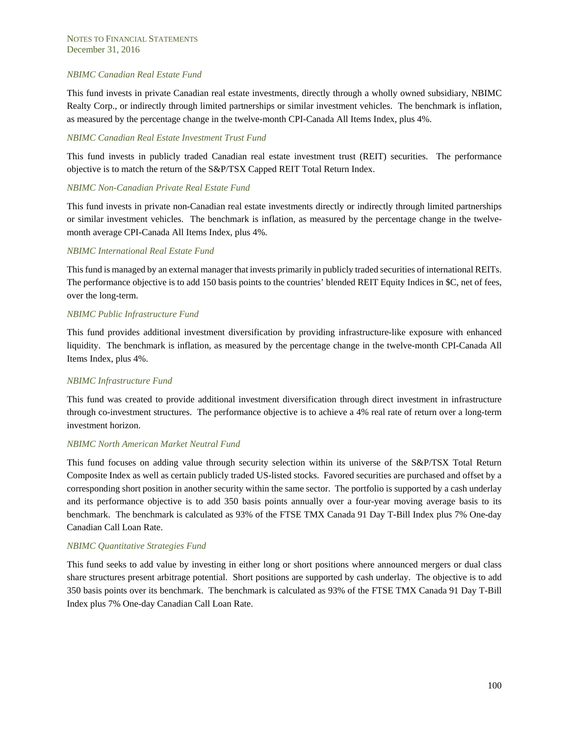*NBIMC Canadian Real Estate Fund*

This fund invests in private Canadian real estate investments, directly through a wholly owned subsidiary, NBIMC Realty Corp., or indirectly through limited partnerships or similar investment vehicles. The benchmark is inflation, as measured by the percentage change in the twelve-month CPI-Canada All Items Index, plus 4%.

*NBIMC Canadian Real Estate Investment Trust Fund*

This fund invests in publicly traded Canadian real estate investment trust (REIT) securities. The performance objective is to match the return of the S&P/TSX Capped REIT Total Return Index.

*NBIMC Non-Canadian Private Real Estate Fund*

This fund invests in private non-Canadian real estate investments directly or indirectly through limited partnerships or similar investment vehicles. The benchmark is inflation, as measured by the percentage change in the twelve-month average CPI-Canada All Items Index, plus 4%.

*NBIMC International Real Estate Fund*

This fund is managed by an external manager that invests primarily in publicly traded securities of international REITs. The performance objective is to add 150 basis points to the countries' blended REIT Equity Indices in $C, net of fees, over the long-term.

*NBIMC Public Infrastructure Fund*

This fund provides additional investment diversification by providing infrastructure-like exposure with enhanced liquidity. The benchmark is inflation, as measured by the percentage change in the twelve-month CPI-Canada All Items Index, plus 4%.

*NBIMC Infrastructure Fund*

This fund was created to provide additional investment diversification through direct investment in infrastructure through co-investment structures. The performance objective is to achieve a 4% real rate of return over a long-term investment horizon.

*NBIMC North American Market Neutral Fund*

This fund focuses on adding value through security selection within its universe of the S&P/TSX Total Return Composite Index as well as certain publicly traded US-listed stocks. Favored securities are purchased and offset by a corresponding short position in another security within the same sector. The portfolio is supported by a cash underlay and its performance objective is to add 350 basis points annually over a four-year moving average basis to its benchmark. The benchmark is calculated as 93% of the FTSE TMX Canada 91 Day T-Bill Index plus 7% One-day Canadian Call Loan Rate.

*NBIMC Quantitative Strategies Fund*

This fund seeks to add value by investing in either long or short positions where announced mergers or dual class share structures present arbitrage potential. Short positions are supported by cash underlay. The objective is to add 350 basis points over its benchmark. The benchmark is calculated as 93% of the FTSE TMX Canada 91 Day T-Bill Index plus 7% One-day Canadian Call Loan Rate.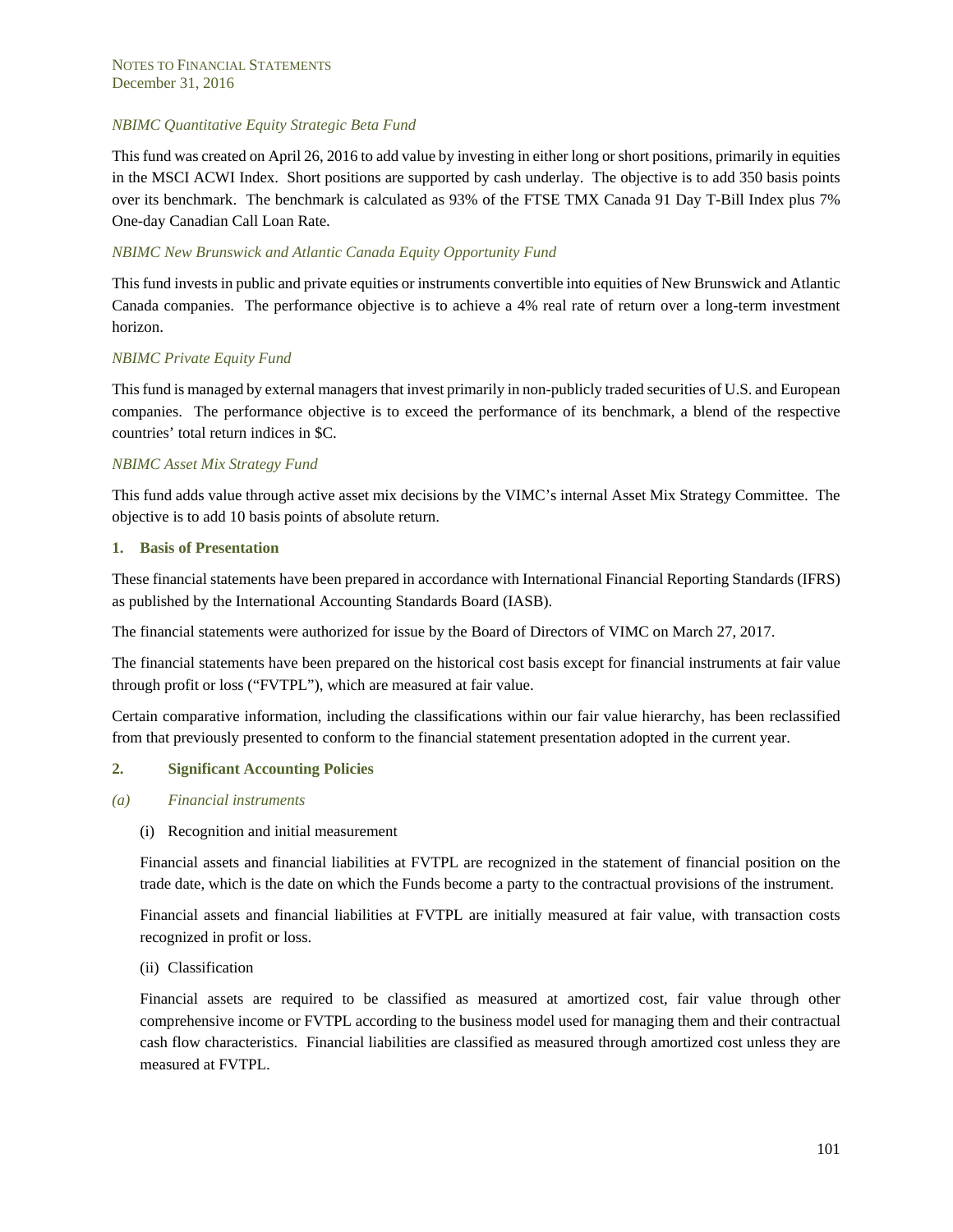*NBIMC Quantitative Equity Strategic Beta Fund*

This fund was created on April 26, 2016 to add value by investing in either long or short positions, primarily in equities in the MSCI ACWI Index. Short positions are supported by cash underlay. The objective is to add 350 basis points over its benchmark. The benchmark is calculated as 93% of the FTSE TMX Canada 91 Day T-Bill Index plus 7% One-day Canadian Call Loan Rate.

*NBIMC New Brunswick and Atlantic Canada Equity Opportunity Fund*

This fund invests in public and private equities or instruments convertible into equities of New Brunswick and Atlantic Canada companies. The performance objective is to achieve a 4% real rate of return over a long-term investment horizon.

*NBIMC Private Equity Fund*

This fund is managed by external managers that invest primarily in non-publicly traded securities of U.S. and European companies. The performance objective is to exceed the performance of its benchmark, a blend of the respective countries' total return indices in $C.

*NBIMC Asset Mix Strategy Fund*

This fund adds value through active asset mix decisions by the VIMC's internal Asset Mix Strategy Committee. The objective is to add 10 basis points of absolute return.

## 1. Basis of Presentation

These financial statements have been prepared in accordance with International Financial Reporting Standards (IFRS) as published by the International Accounting Standards Board (IASB).

The financial statements were authorized for issue by the Board of Directors of VIMC on March 27, 2017.

The financial statements have been prepared on the historical cost basis except for financial instruments at fair value through profit or loss ("FVTPL"), which are measured at fair value.

Certain comparative information, including the classifications within our fair value hierarchy, has been reclassified from that previously presented to conform to the financial statement presentation adopted in the current year.

## 2. Significant Accounting Policies

### *(a) Financial instruments*

(i) Recognition and initial measurement

Financial assets and financial liabilities at FVTPL are recognized in the statement of financial position on the trade date, which is the date on which the Funds become a party to the contractual provisions of the instrument.

Financial assets and financial liabilities at FVTPL are initially measured at fair value, with transaction costs recognized in profit or loss.

(ii) Classification

Financial assets are required to be classified as measured at amortized cost, fair value through other comprehensive income or FVTPL according to the business model used for managing them and their contractual cash flow characteristics. Financial liabilities are classified as measured through amortized cost unless they are measured at FVTPL.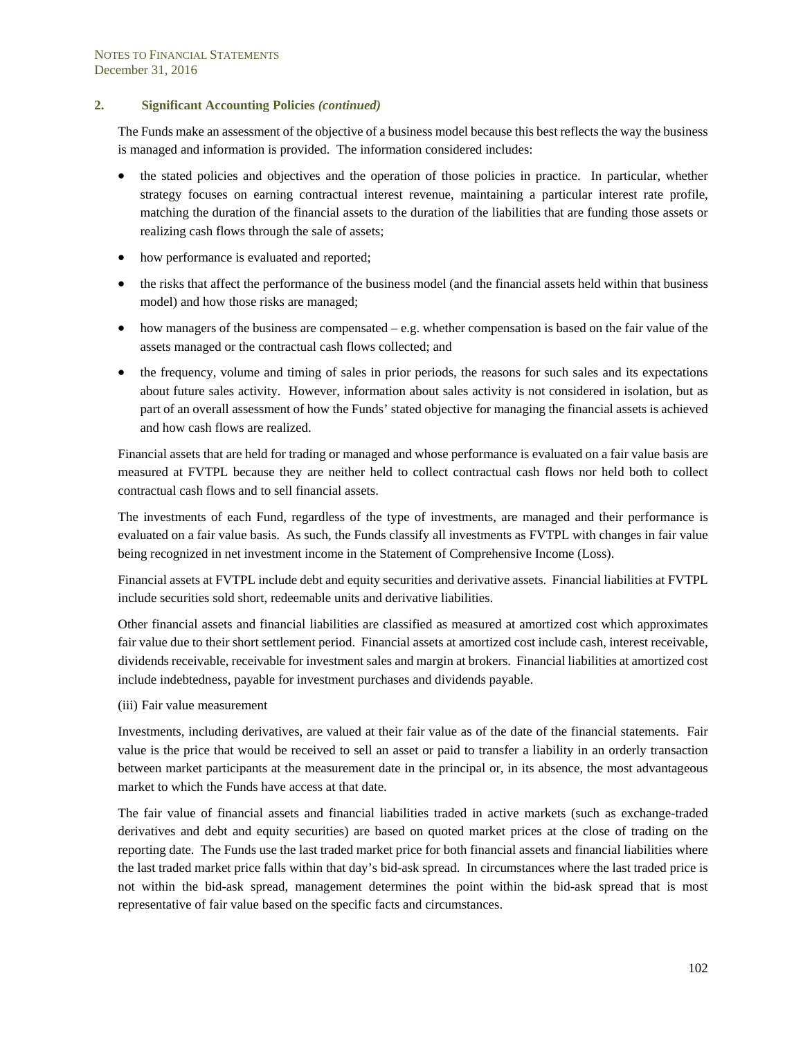## 2. Significant Accounting Policies *(continued)*

The Funds make an assessment of the objective of a business model because this best reflects the way the business is managed and information is provided. The information considered includes:

- the stated policies and objectives and the operation of those policies in practice. In particular, whether strategy focuses on earning contractual interest revenue, maintaining a particular interest rate profile, matching the duration of the financial assets to the duration of the liabilities that are funding those assets or realizing cash flows through the sale of assets;
- how performance is evaluated and reported;
- the risks that affect the performance of the business model (and the financial assets held within that business model) and how those risks are managed;
- how managers of the business are compensated – e.g. whether compensation is based on the fair value of the assets managed or the contractual cash flows collected; and
- the frequency, volume and timing of sales in prior periods, the reasons for such sales and its expectations about future sales activity. However, information about sales activity is not considered in isolation, but as part of an overall assessment of how the Funds' stated objective for managing the financial assets is achieved and how cash flows are realized.

Financial assets that are held for trading or managed and whose performance is evaluated on a fair value basis are measured at FVTPL because they are neither held to collect contractual cash flows nor held both to collect contractual cash flows and to sell financial assets.

The investments of each Fund, regardless of the type of investments, are managed and their performance is evaluated on a fair value basis. As such, the Funds classify all investments as FVTPL with changes in fair value being recognized in net investment income in the Statement of Comprehensive Income (Loss).

Financial assets at FVTPL include debt and equity securities and derivative assets. Financial liabilities at FVTPL include securities sold short, redeemable units and derivative liabilities.

Other financial assets and financial liabilities are classified as measured at amortized cost which approximates fair value due to their short settlement period. Financial assets at amortized cost include cash, interest receivable, dividends receivable, receivable for investment sales and margin at brokers. Financial liabilities at amortized cost include indebtedness, payable for investment purchases and dividends payable.

(iii) Fair value measurement

Investments, including derivatives, are valued at their fair value as of the date of the financial statements. Fair value is the price that would be received to sell an asset or paid to transfer a liability in an orderly transaction between market participants at the measurement date in the principal or, in its absence, the most advantageous market to which the Funds have access at that date.

The fair value of financial assets and financial liabilities traded in active markets (such as exchange-traded derivatives and debt and equity securities) are based on quoted market prices at the close of trading on the reporting date. The Funds use the last traded market price for both financial assets and financial liabilities where the last traded market price falls within that day's bid-ask spread. In circumstances where the last traded price is not within the bid-ask spread, management determines the point within the bid-ask spread that is most representative of fair value based on the specific facts and circumstances.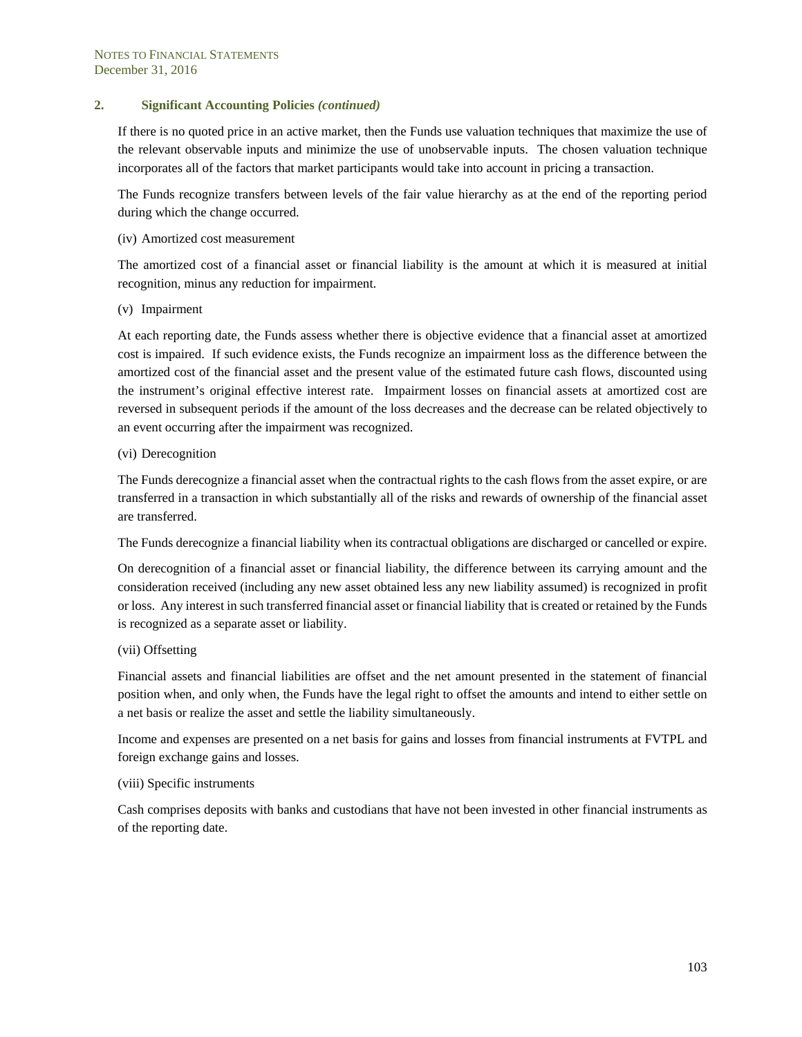## 2. Significant Accounting Policies *(continued)*

If there is no quoted price in an active market, then the Funds use valuation techniques that maximize the use of the relevant observable inputs and minimize the use of unobservable inputs. The chosen valuation technique incorporates all of the factors that market participants would take into account in pricing a transaction.

The Funds recognize transfers between levels of the fair value hierarchy as at the end of the reporting period during which the change occurred.

(iv) Amortized cost measurement

The amortized cost of a financial asset or financial liability is the amount at which it is measured at initial recognition, minus any reduction for impairment.

(v) Impairment

At each reporting date, the Funds assess whether there is objective evidence that a financial asset at amortized cost is impaired. If such evidence exists, the Funds recognize an impairment loss as the difference between the amortized cost of the financial asset and the present value of the estimated future cash flows, discounted using the instrument's original effective interest rate. Impairment losses on financial assets at amortized cost are reversed in subsequent periods if the amount of the loss decreases and the decrease can be related objectively to an event occurring after the impairment was recognized.

(vi) Derecognition

The Funds derecognize a financial asset when the contractual rights to the cash flows from the asset expire, or are transferred in a transaction in which substantially all of the risks and rewards of ownership of the financial asset are transferred.

The Funds derecognize a financial liability when its contractual obligations are discharged or cancelled or expire.

On derecognition of a financial asset or financial liability, the difference between its carrying amount and the consideration received (including any new asset obtained less any new liability assumed) is recognized in profit or loss. Any interest in such transferred financial asset or financial liability that is created or retained by the Funds is recognized as a separate asset or liability.

(vii) Offsetting

Financial assets and financial liabilities are offset and the net amount presented in the statement of financial position when, and only when, the Funds have the legal right to offset the amounts and intend to either settle on a net basis or realize the asset and settle the liability simultaneously.

Income and expenses are presented on a net basis for gains and losses from financial instruments at FVTPL and foreign exchange gains and losses.

(viii) Specific instruments

Cash comprises deposits with banks and custodians that have not been invested in other financial instruments as of the reporting date.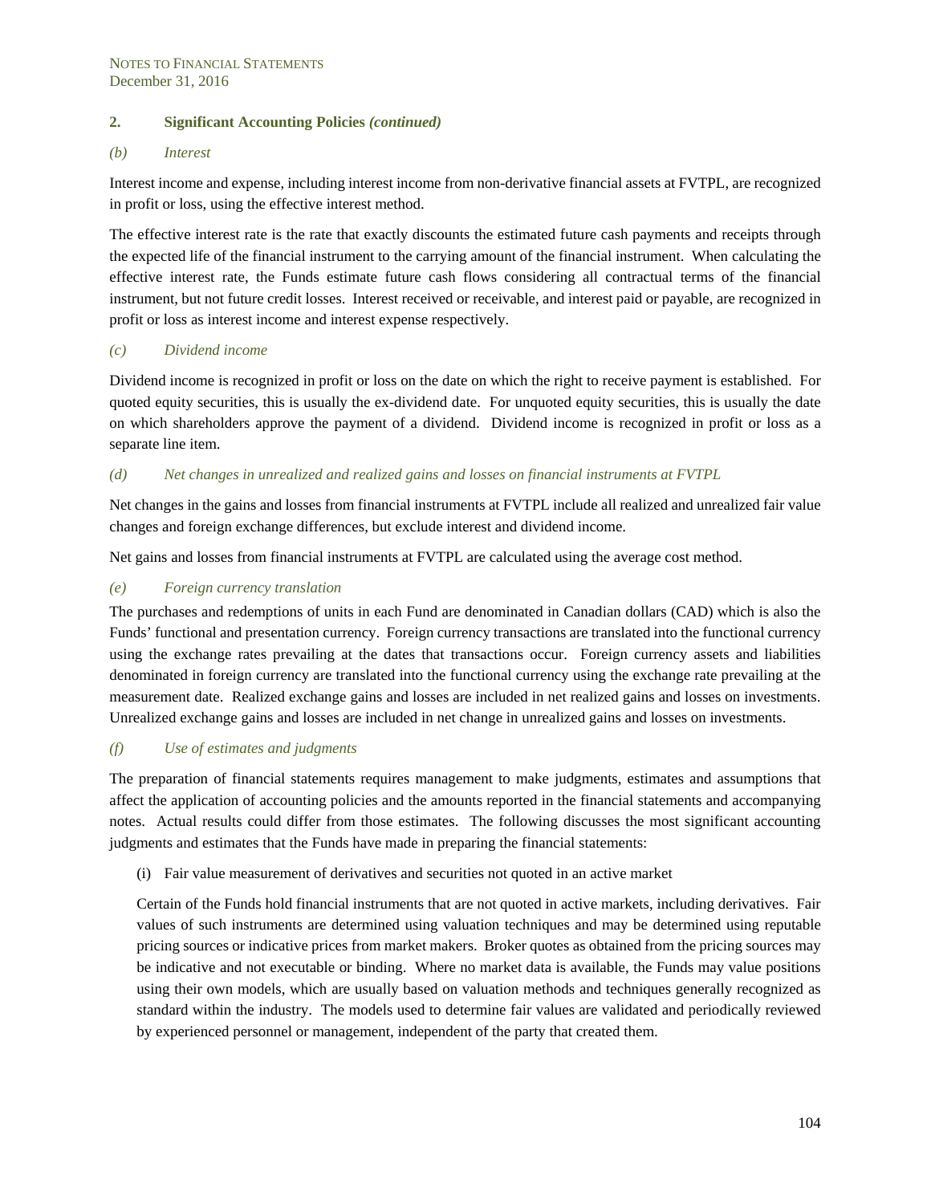## 2. Significant Accounting Policies *(continued)*

### *(b) Interest*

Interest income and expense, including interest income from non-derivative financial assets at FVTPL, are recognized in profit or loss, using the effective interest method.

The effective interest rate is the rate that exactly discounts the estimated future cash payments and receipts through the expected life of the financial instrument to the carrying amount of the financial instrument. When calculating the effective interest rate, the Funds estimate future cash flows considering all contractual terms of the financial instrument, but not future credit losses. Interest received or receivable, and interest paid or payable, are recognized in profit or loss as interest income and interest expense respectively.

### *(c) Dividend income*

Dividend income is recognized in profit or loss on the date on which the right to receive payment is established. For quoted equity securities, this is usually the ex-dividend date. For unquoted equity securities, this is usually the date on which shareholders approve the payment of a dividend. Dividend income is recognized in profit or loss as a separate line item.

### *(d) Net changes in unrealized and realized gains and losses on financial instruments at FVTPL*

Net changes in the gains and losses from financial instruments at FVTPL include all realized and unrealized fair value changes and foreign exchange differences, but exclude interest and dividend income.

Net gains and losses from financial instruments at FVTPL are calculated using the average cost method.

### *(e) Foreign currency translation*

The purchases and redemptions of units in each Fund are denominated in Canadian dollars (CAD) which is also the Funds' functional and presentation currency. Foreign currency transactions are translated into the functional currency using the exchange rates prevailing at the dates that transactions occur. Foreign currency assets and liabilities denominated in foreign currency are translated into the functional currency using the exchange rate prevailing at the measurement date. Realized exchange gains and losses are included in net realized gains and losses on investments. Unrealized exchange gains and losses are included in net change in unrealized gains and losses on investments.

### *(f) Use of estimates and judgments*

The preparation of financial statements requires management to make judgments, estimates and assumptions that affect the application of accounting policies and the amounts reported in the financial statements and accompanying notes. Actual results could differ from those estimates. The following discusses the most significant accounting judgments and estimates that the Funds have made in preparing the financial statements:

(i) Fair value measurement of derivatives and securities not quoted in an active market

Certain of the Funds hold financial instruments that are not quoted in active markets, including derivatives. Fair values of such instruments are determined using valuation techniques and may be determined using reputable pricing sources or indicative prices from market makers. Broker quotes as obtained from the pricing sources may be indicative and not executable or binding. Where no market data is available, the Funds may value positions using their own models, which are usually based on valuation methods and techniques generally recognized as standard within the industry. The models used to determine fair values are validated and periodically reviewed by experienced personnel or management, independent of the party that created them.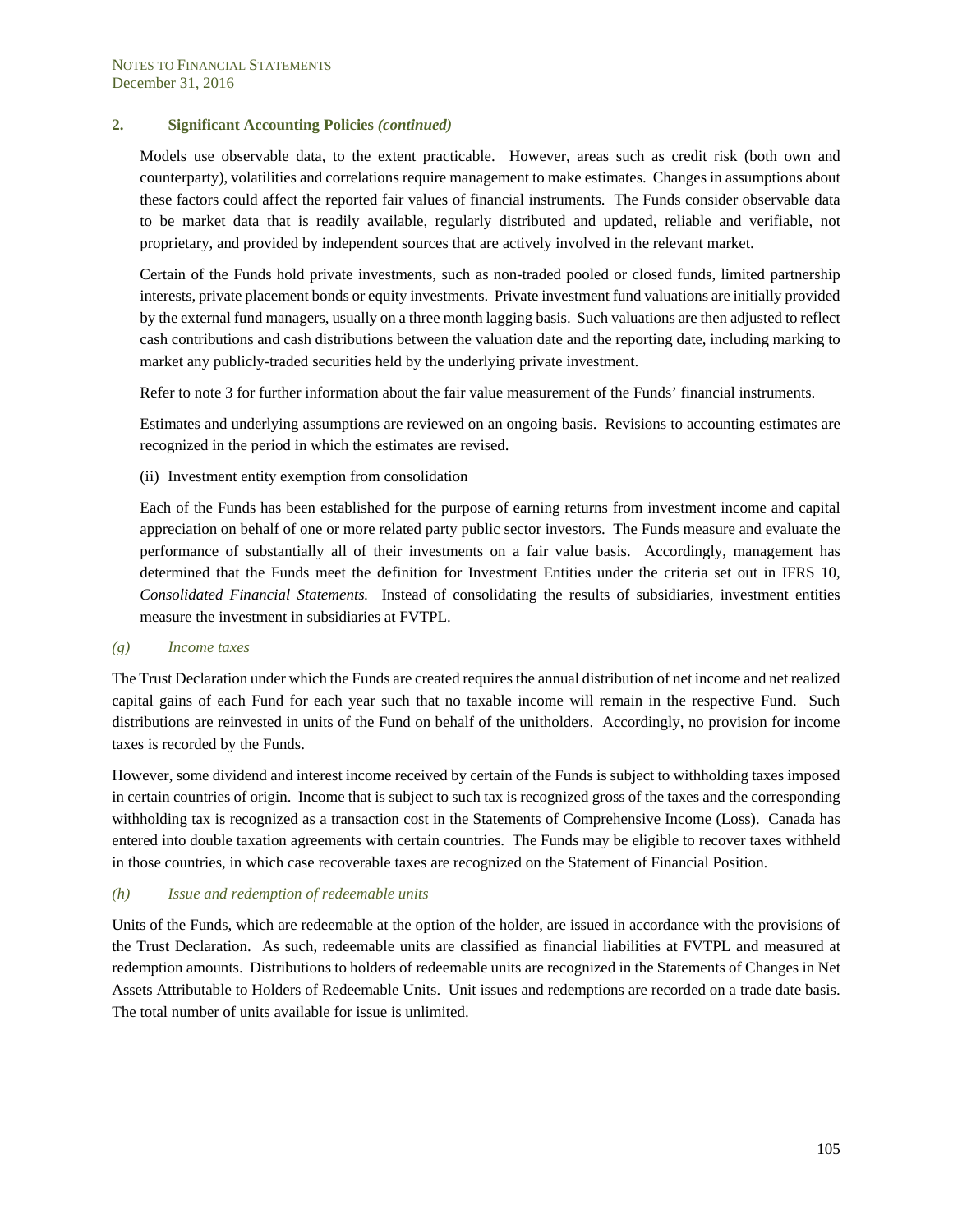## 2. Significant Accounting Policies *(continued)*

Models use observable data, to the extent practicable. However, areas such as credit risk (both own and counterparty), volatilities and correlations require management to make estimates. Changes in assumptions about these factors could affect the reported fair values of financial instruments. The Funds consider observable data to be market data that is readily available, regularly distributed and updated, reliable and verifiable, not proprietary, and provided by independent sources that are actively involved in the relevant market.

Certain of the Funds hold private investments, such as non-traded pooled or closed funds, limited partnership interests, private placement bonds or equity investments. Private investment fund valuations are initially provided by the external fund managers, usually on a three month lagging basis. Such valuations are then adjusted to reflect cash contributions and cash distributions between the valuation date and the reporting date, including marking to market any publicly-traded securities held by the underlying private investment.

Refer to note 3 for further information about the fair value measurement of the Funds' financial instruments.

Estimates and underlying assumptions are reviewed on an ongoing basis. Revisions to accounting estimates are recognized in the period in which the estimates are revised.

(ii) Investment entity exemption from consolidation

Each of the Funds has been established for the purpose of earning returns from investment income and capital appreciation on behalf of one or more related party public sector investors. The Funds measure and evaluate the performance of substantially all of their investments on a fair value basis. Accordingly, management has determined that the Funds meet the definition for Investment Entities under the criteria set out in IFRS 10, *Consolidated Financial Statements.* Instead of consolidating the results of subsidiaries, investment entities measure the investment in subsidiaries at FVTPL.

### *(g) Income taxes*

The Trust Declaration under which the Funds are created requires the annual distribution of net income and net realized capital gains of each Fund for each year such that no taxable income will remain in the respective Fund. Such distributions are reinvested in units of the Fund on behalf of the unitholders. Accordingly, no provision for income taxes is recorded by the Funds.

However, some dividend and interest income received by certain of the Funds is subject to withholding taxes imposed in certain countries of origin. Income that is subject to such tax is recognized gross of the taxes and the corresponding withholding tax is recognized as a transaction cost in the Statements of Comprehensive Income (Loss). Canada has entered into double taxation agreements with certain countries. The Funds may be eligible to recover taxes withheld in those countries, in which case recoverable taxes are recognized on the Statement of Financial Position.

### *(h) Issue and redemption of redeemable units*

Units of the Funds, which are redeemable at the option of the holder, are issued in accordance with the provisions of the Trust Declaration. As such, redeemable units are classified as financial liabilities at FVTPL and measured at redemption amounts. Distributions to holders of redeemable units are recognized in the Statements of Changes in Net Assets Attributable to Holders of Redeemable Units. Unit issues and redemptions are recorded on a trade date basis. The total number of units available for issue is unlimited.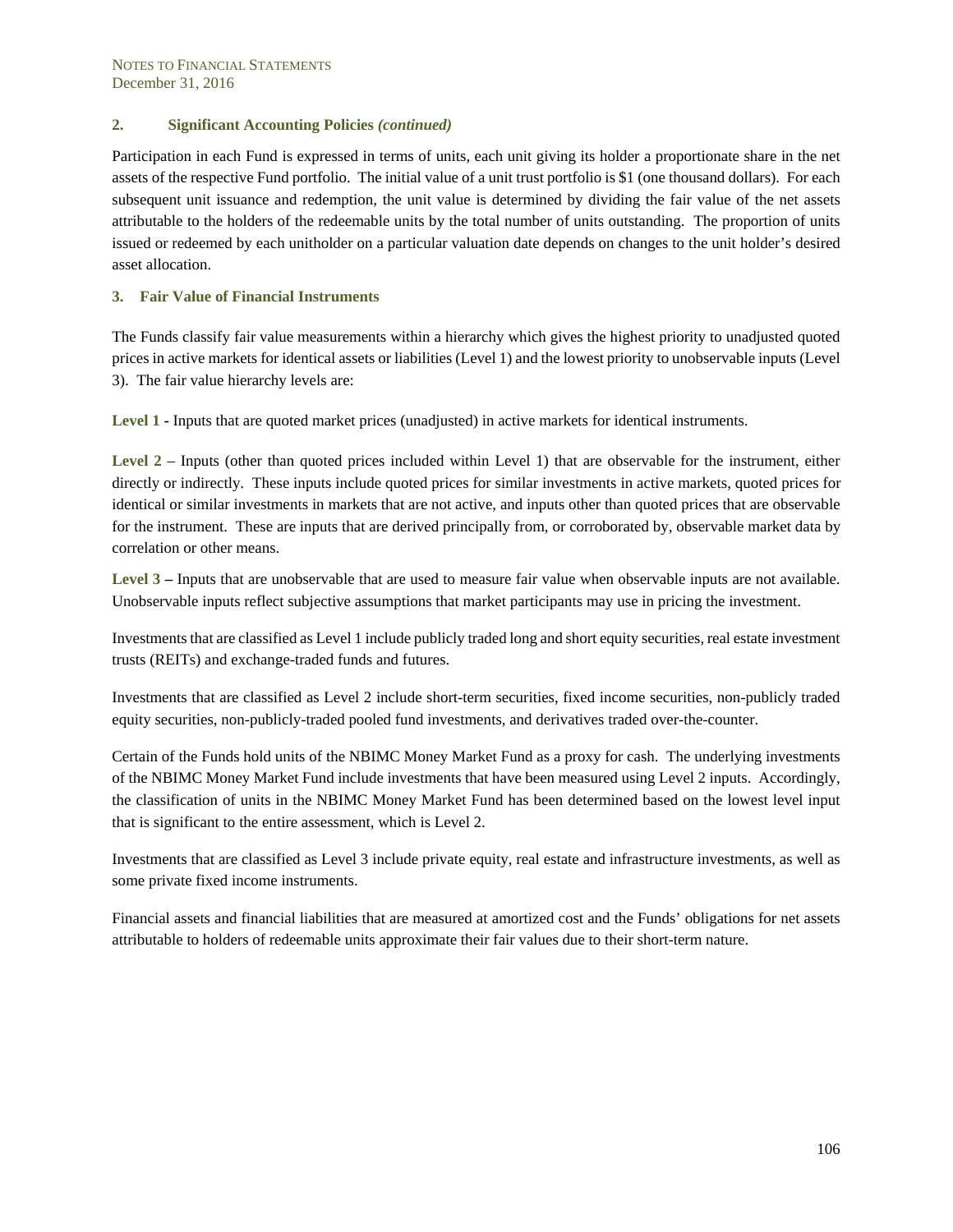## 2. Significant Accounting Policies *(continued)*

Participation in each Fund is expressed in terms of units, each unit giving its holder a proportionate share in the net assets of the respective Fund portfolio. The initial value of a unit trust portfolio is $1 (one thousand dollars). For each subsequent unit issuance and redemption, the unit value is determined by dividing the fair value of the net assets attributable to the holders of the redeemable units by the total number of units outstanding. The proportion of units issued or redeemed by each unitholder on a particular valuation date depends on changes to the unit holder's desired asset allocation.

## 3. Fair Value of Financial Instruments

The Funds classify fair value measurements within a hierarchy which gives the highest priority to unadjusted quoted prices in active markets for identical assets or liabilities (Level 1) and the lowest priority to unobservable inputs (Level 3). The fair value hierarchy levels are:

**Level 1 -** Inputs that are quoted market prices (unadjusted) in active markets for identical instruments.

**Level 2** – Inputs (other than quoted prices included within Level 1) that are observable for the instrument, either directly or indirectly. These inputs include quoted prices for similar investments in active markets, quoted prices for identical or similar investments in markets that are not active, and inputs other than quoted prices that are observable for the instrument. These are inputs that are derived principally from, or corroborated by, observable market data by correlation or other means.

**Level 3 –** Inputs that are unobservable that are used to measure fair value when observable inputs are not available. Unobservable inputs reflect subjective assumptions that market participants may use in pricing the investment.

Investments that are classified as Level 1 include publicly traded long and short equity securities, real estate investment trusts (REITs) and exchange-traded funds and futures.

Investments that are classified as Level 2 include short-term securities, fixed income securities, non-publicly traded equity securities, non-publicly-traded pooled fund investments, and derivatives traded over-the-counter.

Certain of the Funds hold units of the NBIMC Money Market Fund as a proxy for cash. The underlying investments of the NBIMC Money Market Fund include investments that have been measured using Level 2 inputs. Accordingly, the classification of units in the NBIMC Money Market Fund has been determined based on the lowest level input that is significant to the entire assessment, which is Level 2.

Investments that are classified as Level 3 include private equity, real estate and infrastructure investments, as well as some private fixed income instruments.

Financial assets and financial liabilities that are measured at amortized cost and the Funds' obligations for net assets attributable to holders of redeemable units approximate their fair values due to their short-term nature.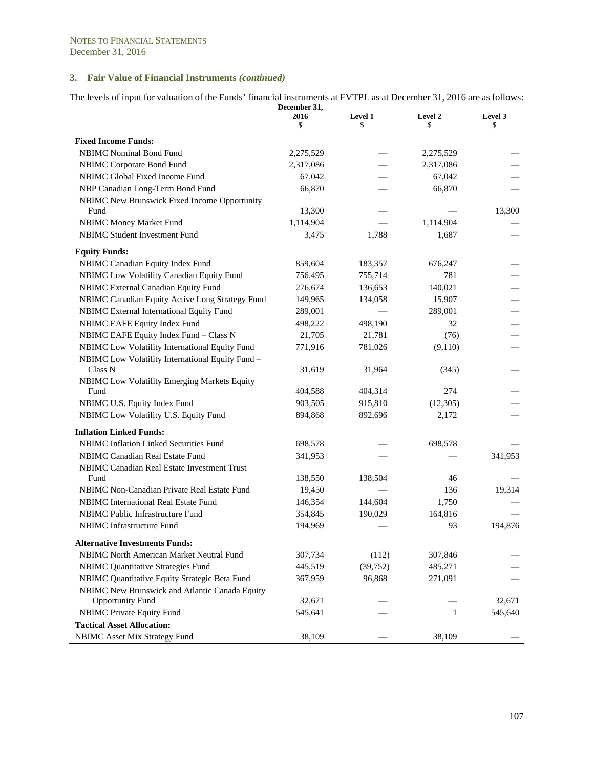NOTES TO FINANCIAL STATEMENTS
December 31, 2016

### 3. Fair Value of Financial Instruments *(continued)*

The levels of input for valuation of the Funds' financial instruments at FVTPL as at December 31, 2016 are as follows:

| | December 31, 2016 $ | Level 1 $ | Level 2 $ | Level 3 $ |
|---|---|---|---|---|
| **Fixed Income Funds:** | | | | |
| NBIMC Nominal Bond Fund | 2,275,529 | — | 2,275,529 | — |
| NBIMC Corporate Bond Fund | 2,317,086 | — | 2,317,086 | — |
| NBIMC Global Fixed Income Fund | 67,042 | — | 67,042 | — |
| NBP Canadian Long-Term Bond Fund | 66,870 | — | 66,870 | — |
| NBIMC New Brunswick Fixed Income Opportunity Fund | 13,300 | — | — | 13,300 |
| NBIMC Money Market Fund | 1,114,904 | — | 1,114,904 | — |
| NBIMC Student Investment Fund | 3,475 | 1,788 | 1,687 | — |
| **Equity Funds:** | | | | |
| NBIMC Canadian Equity Index Fund | 859,604 | 183,357 | 676,247 | — |
| NBIMC Low Volatility Canadian Equity Fund | 756,495 | 755,714 | 781 | — |
| NBIMC External Canadian Equity Fund | 276,674 | 136,653 | 140,021 | — |
| NBIMC Canadian Equity Active Long Strategy Fund | 149,965 | 134,058 | 15,907 | — |
| NBIMC External International Equity Fund | 289,001 | — | 289,001 | — |
| NBIMC EAFE Equity Index Fund | 498,222 | 498,190 | 32 | — |
| NBIMC EAFE Equity Index Fund – Class N | 21,705 | 21,781 | (76) | — |
| NBIMC Low Volatility International Equity Fund | 771,916 | 781,026 | (9,110) | — |
| NBIMC Low Volatility International Equity Fund – Class N | 31,619 | 31,964 | (345) | — |
| NBIMC Low Volatility Emerging Markets Equity Fund | 404,588 | 404,314 | 274 | — |
| NBIMC U.S. Equity Index Fund | 903,505 | 915,810 | (12,305) | — |
| NBIMC Low Volatility U.S. Equity Fund | 894,868 | 892,696 | 2,172 | — |
| **Inflation Linked Funds:** | | | | |
| NBIMC Inflation Linked Securities Fund | 698,578 | — | 698,578 | — |
| NBIMC Canadian Real Estate Fund | 341,953 | — | — | 341,953 |
| NBIMC Canadian Real Estate Investment Trust Fund | 138,550 | 138,504 | 46 | — |
| NBIMC Non-Canadian Private Real Estate Fund | 19,450 | — | 136 | 19,314 |
| NBIMC International Real Estate Fund | 146,354 | 144,604 | 1,750 | — |
| NBIMC Public Infrastructure Fund | 354,845 | 190,029 | 164,816 | — |
| NBIMC Infrastructure Fund | 194,969 | — | 93 | 194,876 |
| **Alternative Investments Funds:** | | | | |
| NBIMC North American Market Neutral Fund | 307,734 | (112) | 307,846 | — |
| NBIMC Quantitative Strategies Fund | 445,519 | (39,752) | 485,271 | — |
| NBIMC Quantitative Equity Strategic Beta Fund | 367,959 | 96,868 | 271,091 | — |
| NBIMC New Brunswick and Atlantic Canada Equity Opportunity Fund | 32,671 | — | — | 32,671 |
| NBIMC Private Equity Fund | 545,641 | — | 1 | 545,640 |
| **Tactical Asset Allocation:** | | | | |
| NBIMC Asset Mix Strategy Fund | 38,109 | — | 38,109 | — |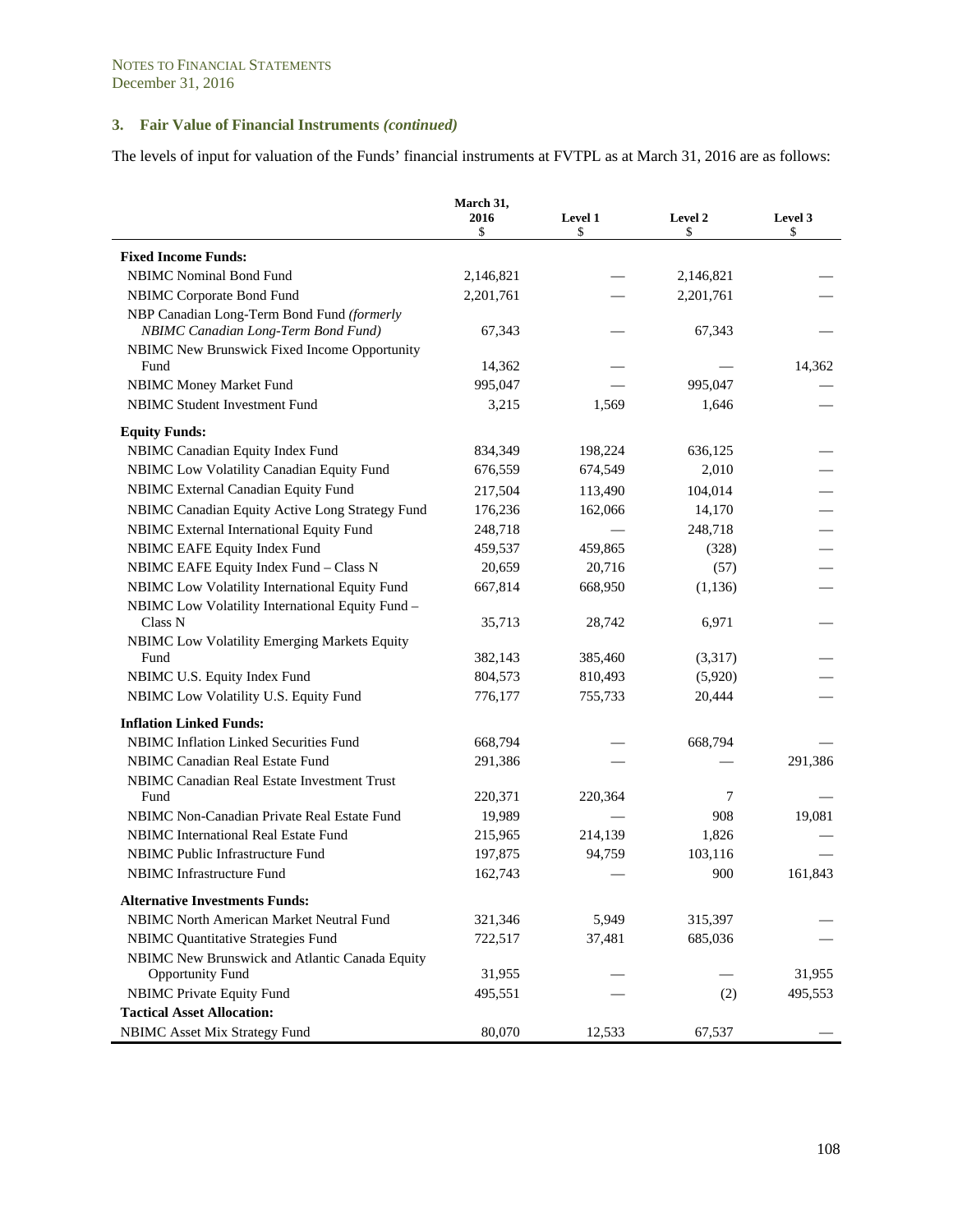NOTES TO FINANCIAL STATEMENTS
December 31, 2016

### 3. Fair Value of Financial Instruments *(continued)*

The levels of input for valuation of the Funds' financial instruments at FVTPL as at March 31, 2016 are as follows:

| | March 31, 2016 $ | Level 1 $ | Level 2 $ | Level 3 $ |
|---|---|---|---|---|
| **Fixed Income Funds:** | | | | |
| NBIMC Nominal Bond Fund | 2,146,821 | — | 2,146,821 | — |
| NBIMC Corporate Bond Fund | 2,201,761 | — | 2,201,761 | — |
| NBP Canadian Long-Term Bond Fund *(formerly NBIMC Canadian Long-Term Bond Fund)* | 67,343 | — | 67,343 | — |
| NBIMC New Brunswick Fixed Income Opportunity Fund | 14,362 | — | — | 14,362 |
| NBIMC Money Market Fund | 995,047 | — | 995,047 | — |
| NBIMC Student Investment Fund | 3,215 | 1,569 | 1,646 | — |
| **Equity Funds:** | | | | |
| NBIMC Canadian Equity Index Fund | 834,349 | 198,224 | 636,125 | — |
| NBIMC Low Volatility Canadian Equity Fund | 676,559 | 674,549 | 2,010 | — |
| NBIMC External Canadian Equity Fund | 217,504 | 113,490 | 104,014 | — |
| NBIMC Canadian Equity Active Long Strategy Fund | 176,236 | 162,066 | 14,170 | — |
| NBIMC External International Equity Fund | 248,718 | — | 248,718 | — |
| NBIMC EAFE Equity Index Fund | 459,537 | 459,865 | (328) | — |
| NBIMC EAFE Equity Index Fund – Class N | 20,659 | 20,716 | (57) | — |
| NBIMC Low Volatility International Equity Fund | 667,814 | 668,950 | (1,136) | — |
| NBIMC Low Volatility International Equity Fund – Class N | 35,713 | 28,742 | 6,971 | — |
| NBIMC Low Volatility Emerging Markets Equity Fund | 382,143 | 385,460 | (3,317) | — |
| NBIMC U.S. Equity Index Fund | 804,573 | 810,493 | (5,920) | — |
| NBIMC Low Volatility U.S. Equity Fund | 776,177 | 755,733 | 20,444 | — |
| **Inflation Linked Funds:** | | | | |
| NBIMC Inflation Linked Securities Fund | 668,794 | — | 668,794 | — |
| NBIMC Canadian Real Estate Fund | 291,386 | — | — | 291,386 |
| NBIMC Canadian Real Estate Investment Trust Fund | 220,371 | 220,364 | 7 | — |
| NBIMC Non-Canadian Private Real Estate Fund | 19,989 | — | 908 | 19,081 |
| NBIMC International Real Estate Fund | 215,965 | 214,139 | 1,826 | — |
| NBIMC Public Infrastructure Fund | 197,875 | 94,759 | 103,116 | — |
| NBIMC Infrastructure Fund | 162,743 | — | 900 | 161,843 |
| **Alternative Investments Funds:** | | | | |
| NBIMC North American Market Neutral Fund | 321,346 | 5,949 | 315,397 | — |
| NBIMC Quantitative Strategies Fund | 722,517 | 37,481 | 685,036 | — |
| NBIMC New Brunswick and Atlantic Canada Equity Opportunity Fund | 31,955 | — | — | 31,955 |
| NBIMC Private Equity Fund | 495,551 | — | (2) | 495,553 |
| **Tactical Asset Allocation:** | | | | |
| NBIMC Asset Mix Strategy Fund | 80,070 | 12,533 | 67,537 | — |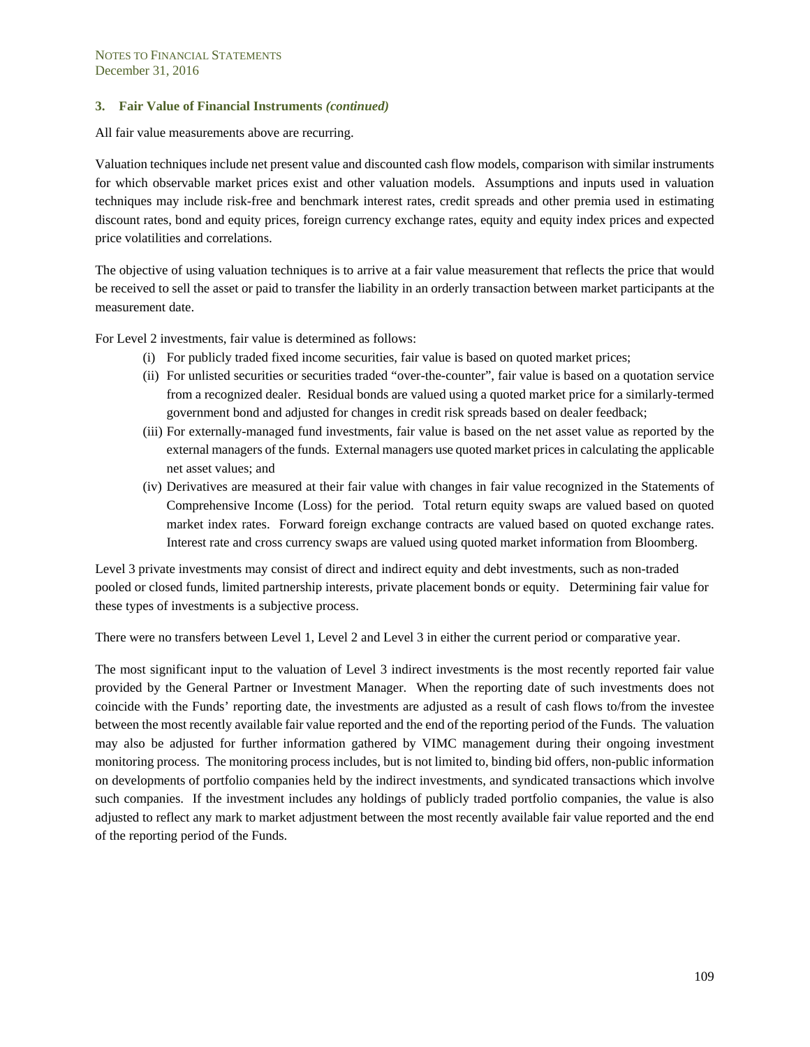### 3. Fair Value of Financial Instruments *(continued)*

All fair value measurements above are recurring.

Valuation techniques include net present value and discounted cash flow models, comparison with similar instruments for which observable market prices exist and other valuation models. Assumptions and inputs used in valuation techniques may include risk-free and benchmark interest rates, credit spreads and other premia used in estimating discount rates, bond and equity prices, foreign currency exchange rates, equity and equity index prices and expected price volatilities and correlations.

The objective of using valuation techniques is to arrive at a fair value measurement that reflects the price that would be received to sell the asset or paid to transfer the liability in an orderly transaction between market participants at the measurement date.

For Level 2 investments, fair value is determined as follows:

(i) For publicly traded fixed income securities, fair value is based on quoted market prices;

(ii) For unlisted securities or securities traded "over-the-counter", fair value is based on a quotation service from a recognized dealer. Residual bonds are valued using a quoted market price for a similarly-termed government bond and adjusted for changes in credit risk spreads based on dealer feedback;

(iii) For externally-managed fund investments, fair value is based on the net asset value as reported by the external managers of the funds. External managers use quoted market prices in calculating the applicable net asset values; and

(iv) Derivatives are measured at their fair value with changes in fair value recognized in the Statements of Comprehensive Income (Loss) for the period. Total return equity swaps are valued based on quoted market index rates. Forward foreign exchange contracts are valued based on quoted exchange rates. Interest rate and cross currency swaps are valued using quoted market information from Bloomberg.

Level 3 private investments may consist of direct and indirect equity and debt investments, such as non-traded pooled or closed funds, limited partnership interests, private placement bonds or equity. Determining fair value for these types of investments is a subjective process.

There were no transfers between Level 1, Level 2 and Level 3 in either the current period or comparative year.

The most significant input to the valuation of Level 3 indirect investments is the most recently reported fair value provided by the General Partner or Investment Manager. When the reporting date of such investments does not coincide with the Funds' reporting date, the investments are adjusted as a result of cash flows to/from the investee between the most recently available fair value reported and the end of the reporting period of the Funds. The valuation may also be adjusted for further information gathered by VIMC management during their ongoing investment monitoring process. The monitoring process includes, but is not limited to, binding bid offers, non-public information on developments of portfolio companies held by the indirect investments, and syndicated transactions which involve such companies. If the investment includes any holdings of publicly traded portfolio companies, the value is also adjusted to reflect any mark to market adjustment between the most recently available fair value reported and the end of the reporting period of the Funds.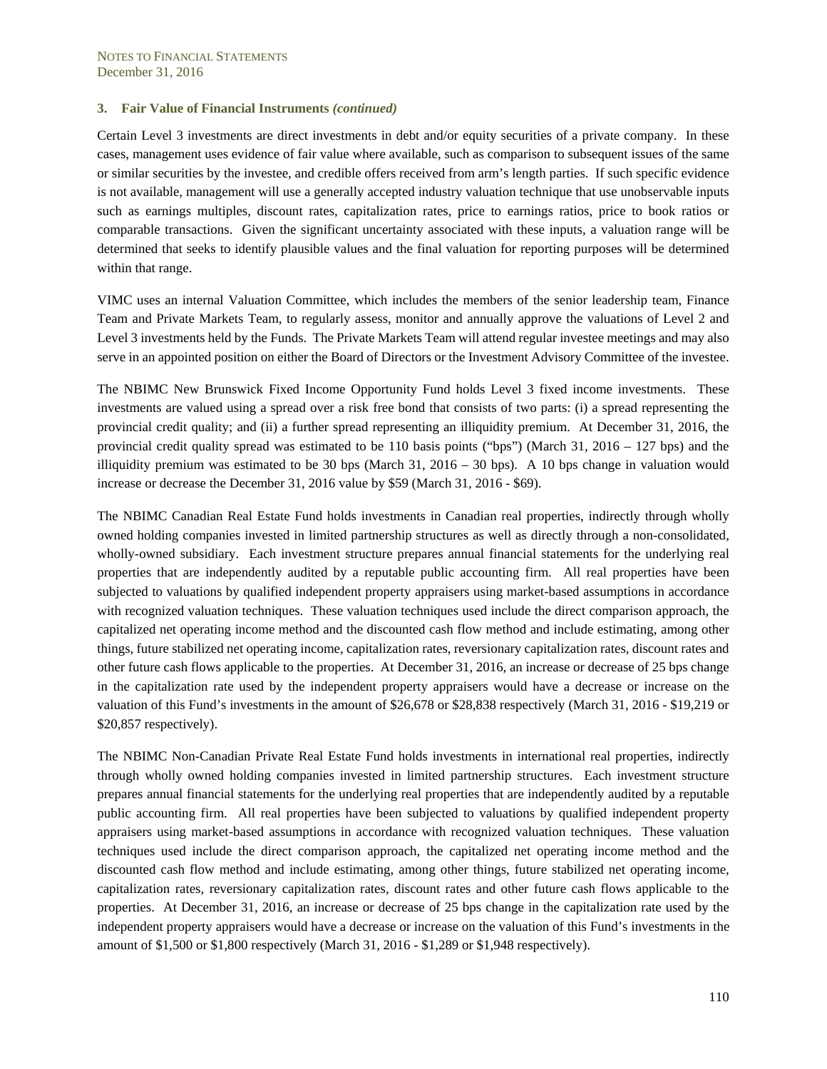### 3. Fair Value of Financial Instruments *(continued)*

Certain Level 3 investments are direct investments in debt and/or equity securities of a private company. In these cases, management uses evidence of fair value where available, such as comparison to subsequent issues of the same or similar securities by the investee, and credible offers received from arm's length parties. If such specific evidence is not available, management will use a generally accepted industry valuation technique that use unobservable inputs such as earnings multiples, discount rates, capitalization rates, price to earnings ratios, price to book ratios or comparable transactions. Given the significant uncertainty associated with these inputs, a valuation range will be determined that seeks to identify plausible values and the final valuation for reporting purposes will be determined within that range.

VIMC uses an internal Valuation Committee, which includes the members of the senior leadership team, Finance Team and Private Markets Team, to regularly assess, monitor and annually approve the valuations of Level 2 and Level 3 investments held by the Funds. The Private Markets Team will attend regular investee meetings and may also serve in an appointed position on either the Board of Directors or the Investment Advisory Committee of the investee.

The NBIMC New Brunswick Fixed Income Opportunity Fund holds Level 3 fixed income investments. These investments are valued using a spread over a risk free bond that consists of two parts: (i) a spread representing the provincial credit quality; and (ii) a further spread representing an illiquidity premium. At December 31, 2016, the provincial credit quality spread was estimated to be 110 basis points ("bps") (March 31, 2016 – 127 bps) and the illiquidity premium was estimated to be 30 bps (March 31, 2016 – 30 bps). A 10 bps change in valuation would increase or decrease the December 31, 2016 value by $59 (March 31, 2016 - $69).

The NBIMC Canadian Real Estate Fund holds investments in Canadian real properties, indirectly through wholly owned holding companies invested in limited partnership structures as well as directly through a non-consolidated, wholly-owned subsidiary. Each investment structure prepares annual financial statements for the underlying real properties that are independently audited by a reputable public accounting firm. All real properties have been subjected to valuations by qualified independent property appraisers using market-based assumptions in accordance with recognized valuation techniques. These valuation techniques used include the direct comparison approach, the capitalized net operating income method and the discounted cash flow method and include estimating, among other things, future stabilized net operating income, capitalization rates, reversionary capitalization rates, discount rates and other future cash flows applicable to the properties. At December 31, 2016, an increase or decrease of 25 bps change in the capitalization rate used by the independent property appraisers would have a decrease or increase on the valuation of this Fund's investments in the amount of $26,678 or $28,838 respectively (March 31, 2016 - $19,219 or $20,857 respectively).

The NBIMC Non-Canadian Private Real Estate Fund holds investments in international real properties, indirectly through wholly owned holding companies invested in limited partnership structures. Each investment structure prepares annual financial statements for the underlying real properties that are independently audited by a reputable public accounting firm. All real properties have been subjected to valuations by qualified independent property appraisers using market-based assumptions in accordance with recognized valuation techniques. These valuation techniques used include the direct comparison approach, the capitalized net operating income method and the discounted cash flow method and include estimating, among other things, future stabilized net operating income, capitalization rates, reversionary capitalization rates, discount rates and other future cash flows applicable to the properties. At December 31, 2016, an increase or decrease of 25 bps change in the capitalization rate used by the independent property appraisers would have a decrease or increase on the valuation of this Fund's investments in the amount of $1,500 or $1,800 respectively (March 31, 2016 - $1,289 or $1,948 respectively).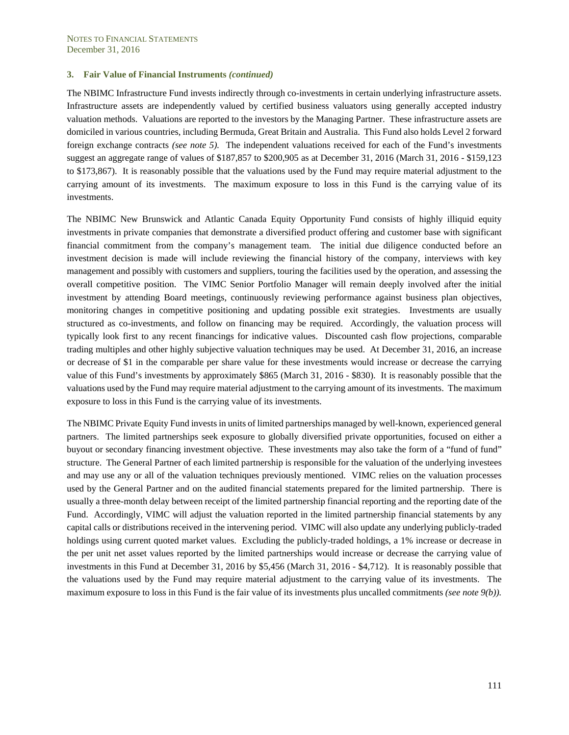### 3. Fair Value of Financial Instruments *(continued)*

The NBIMC Infrastructure Fund invests indirectly through co-investments in certain underlying infrastructure assets. Infrastructure assets are independently valued by certified business valuators using generally accepted industry valuation methods. Valuations are reported to the investors by the Managing Partner. These infrastructure assets are domiciled in various countries, including Bermuda, Great Britain and Australia. This Fund also holds Level 2 forward foreign exchange contracts *(see note 5).* The independent valuations received for each of the Fund's investments suggest an aggregate range of values of $187,857 to $200,905 as at December 31, 2016 (March 31, 2016 - $159,123 to $173,867). It is reasonably possible that the valuations used by the Fund may require material adjustment to the carrying amount of its investments. The maximum exposure to loss in this Fund is the carrying value of its investments.

The NBIMC New Brunswick and Atlantic Canada Equity Opportunity Fund consists of highly illiquid equity investments in private companies that demonstrate a diversified product offering and customer base with significant financial commitment from the company's management team. The initial due diligence conducted before an investment decision is made will include reviewing the financial history of the company, interviews with key management and possibly with customers and suppliers, touring the facilities used by the operation, and assessing the overall competitive position. The VIMC Senior Portfolio Manager will remain deeply involved after the initial investment by attending Board meetings, continuously reviewing performance against business plan objectives, monitoring changes in competitive positioning and updating possible exit strategies. Investments are usually structured as co-investments, and follow on financing may be required. Accordingly, the valuation process will typically look first to any recent financings for indicative values. Discounted cash flow projections, comparable trading multiples and other highly subjective valuation techniques may be used. At December 31, 2016, an increase or decrease of $1 in the comparable per share value for these investments would increase or decrease the carrying value of this Fund's investments by approximately $865 (March 31, 2016 - $830). It is reasonably possible that the valuations used by the Fund may require material adjustment to the carrying amount of its investments. The maximum exposure to loss in this Fund is the carrying value of its investments.

The NBIMC Private Equity Fund invests in units of limited partnerships managed by well-known, experienced general partners. The limited partnerships seek exposure to globally diversified private opportunities, focused on either a buyout or secondary financing investment objective. These investments may also take the form of a "fund of fund" structure. The General Partner of each limited partnership is responsible for the valuation of the underlying investees and may use any or all of the valuation techniques previously mentioned. VIMC relies on the valuation processes used by the General Partner and on the audited financial statements prepared for the limited partnership. There is usually a three-month delay between receipt of the limited partnership financial reporting and the reporting date of the Fund. Accordingly, VIMC will adjust the valuation reported in the limited partnership financial statements by any capital calls or distributions received in the intervening period. VIMC will also update any underlying publicly-traded holdings using current quoted market values. Excluding the publicly-traded holdings, a 1% increase or decrease in the per unit net asset values reported by the limited partnerships would increase or decrease the carrying value of investments in this Fund at December 31, 2016 by $5,456 (March 31, 2016 - $4,712). It is reasonably possible that the valuations used by the Fund may require material adjustment to the carrying value of its investments. The maximum exposure to loss in this Fund is the fair value of its investments plus uncalled commitments *(see note 9(b)).*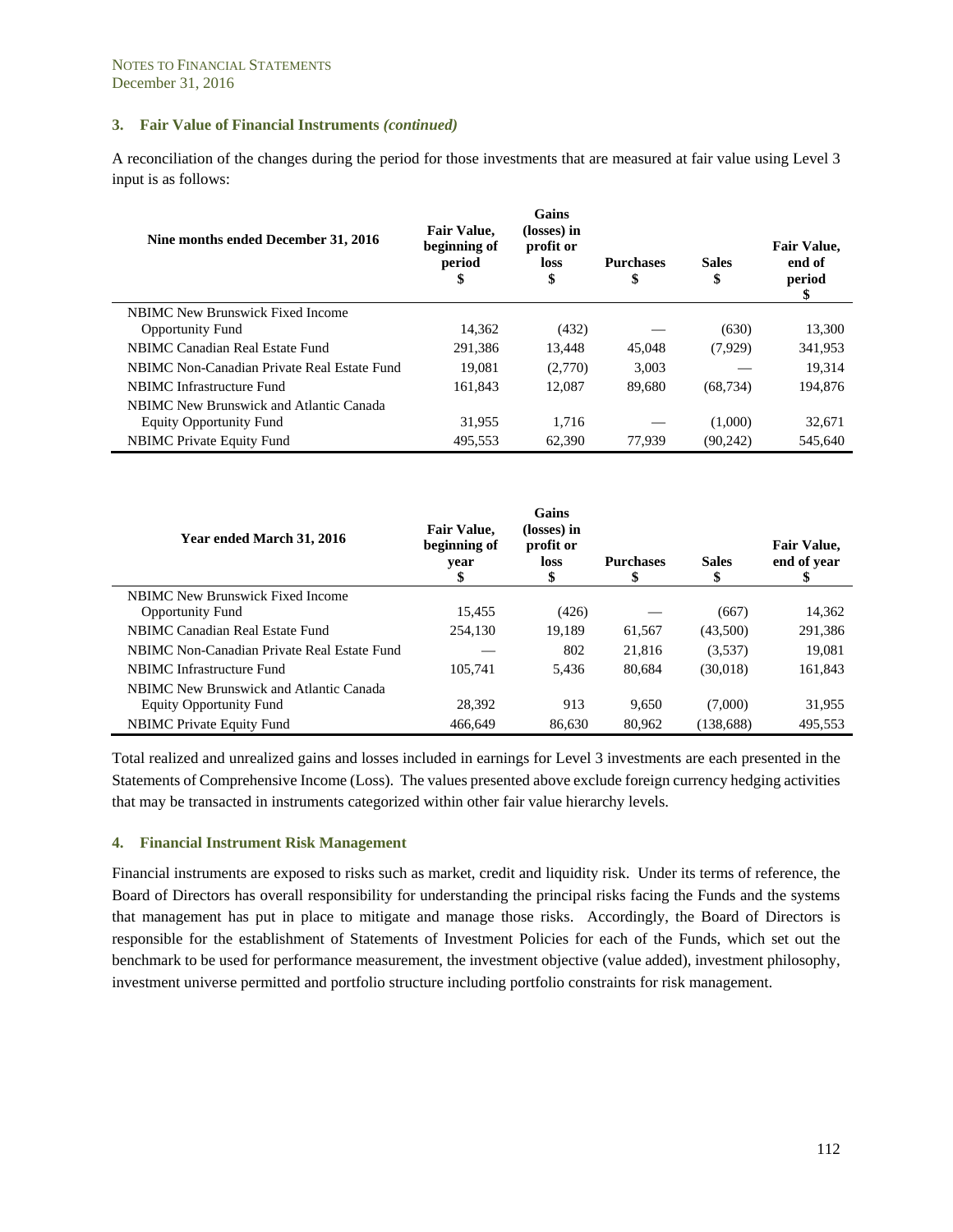NOTES TO FINANCIAL STATEMENTS
December 31, 2016

### 3. Fair Value of Financial Instruments *(continued)*

A reconciliation of the changes during the period for those investments that are measured at fair value using Level 3 input is as follows:

| Nine months ended December 31, 2016 | Fair Value, beginning of period $ | Gains (losses) in profit or loss $ | Purchases $ | Sales $ | Fair Value, end of period $ |
|---|---|---|---|---|---|
| NBIMC New Brunswick Fixed Income Opportunity Fund | 14,362 | (432) | — | (630) | 13,300 |
| NBIMC Canadian Real Estate Fund | 291,386 | 13,448 | 45,048 | (7,929) | 341,953 |
| NBIMC Non-Canadian Private Real Estate Fund | 19,081 | (2,770) | 3,003 | — | 19,314 |
| NBIMC Infrastructure Fund | 161,843 | 12,087 | 89,680 | (68,734) | 194,876 |
| NBIMC New Brunswick and Atlantic Canada Equity Opportunity Fund | 31,955 | 1,716 | — | (1,000) | 32,671 |
| NBIMC Private Equity Fund | 495,553 | 62,390 | 77,939 | (90,242) | 545,640 |

| Year ended March 31, 2016 | Fair Value, beginning of year $ | Gains (losses) in profit or loss $ | Purchases $ | Sales $ | Fair Value, end of year $ |
|---|---|---|---|---|---|
| NBIMC New Brunswick Fixed Income Opportunity Fund | 15,455 | (426) | — | (667) | 14,362 |
| NBIMC Canadian Real Estate Fund | 254,130 | 19,189 | 61,567 | (43,500) | 291,386 |
| NBIMC Non-Canadian Private Real Estate Fund | — | 802 | 21,816 | (3,537) | 19,081 |
| NBIMC Infrastructure Fund | 105,741 | 5,436 | 80,684 | (30,018) | 161,843 |
| NBIMC New Brunswick and Atlantic Canada Equity Opportunity Fund | 28,392 | 913 | 9,650 | (7,000) | 31,955 |
| NBIMC Private Equity Fund | 466,649 | 86,630 | 80,962 | (138,688) | 495,553 |

Total realized and unrealized gains and losses included in earnings for Level 3 investments are each presented in the Statements of Comprehensive Income (Loss). The values presented above exclude foreign currency hedging activities that may be transacted in instruments categorized within other fair value hierarchy levels.

### 4. Financial Instrument Risk Management

Financial instruments are exposed to risks such as market, credit and liquidity risk. Under its terms of reference, the Board of Directors has overall responsibility for understanding the principal risks facing the Funds and the systems that management has put in place to mitigate and manage those risks. Accordingly, the Board of Directors is responsible for the establishment of Statements of Investment Policies for each of the Funds, which set out the benchmark to be used for performance measurement, the investment objective (value added), investment philosophy, investment universe permitted and portfolio structure including portfolio constraints for risk management.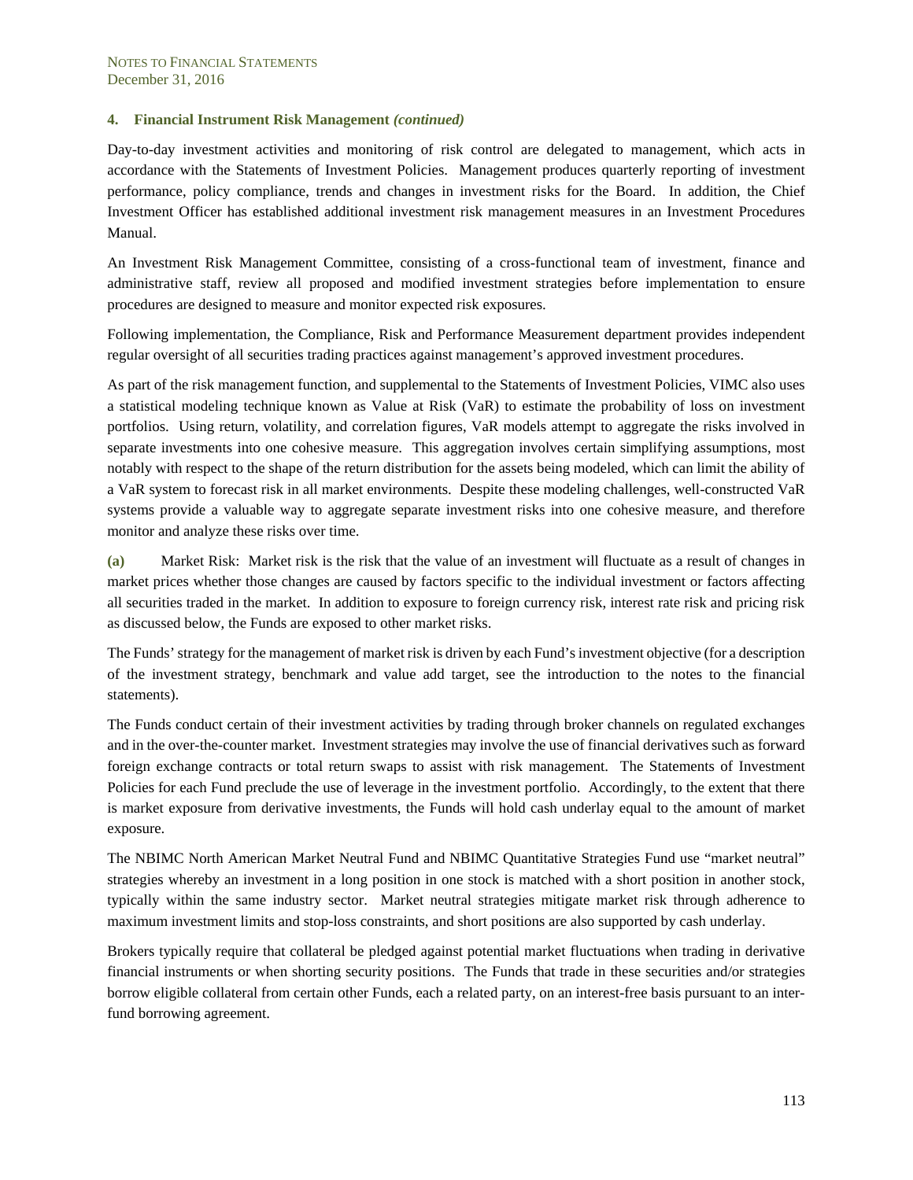### 4. Financial Instrument Risk Management *(continued)*

Day-to-day investment activities and monitoring of risk control are delegated to management, which acts in accordance with the Statements of Investment Policies. Management produces quarterly reporting of investment performance, policy compliance, trends and changes in investment risks for the Board. In addition, the Chief Investment Officer has established additional investment risk management measures in an Investment Procedures Manual.

An Investment Risk Management Committee, consisting of a cross-functional team of investment, finance and administrative staff, review all proposed and modified investment strategies before implementation to ensure procedures are designed to measure and monitor expected risk exposures.

Following implementation, the Compliance, Risk and Performance Measurement department provides independent regular oversight of all securities trading practices against management's approved investment procedures.

As part of the risk management function, and supplemental to the Statements of Investment Policies, VIMC also uses a statistical modeling technique known as Value at Risk (VaR) to estimate the probability of loss on investment portfolios. Using return, volatility, and correlation figures, VaR models attempt to aggregate the risks involved in separate investments into one cohesive measure. This aggregation involves certain simplifying assumptions, most notably with respect to the shape of the return distribution for the assets being modeled, which can limit the ability of a VaR system to forecast risk in all market environments. Despite these modeling challenges, well-constructed VaR systems provide a valuable way to aggregate separate investment risks into one cohesive measure, and therefore monitor and analyze these risks over time.

**(a)** Market Risk: Market risk is the risk that the value of an investment will fluctuate as a result of changes in market prices whether those changes are caused by factors specific to the individual investment or factors affecting all securities traded in the market. In addition to exposure to foreign currency risk, interest rate risk and pricing risk as discussed below, the Funds are exposed to other market risks.

The Funds' strategy for the management of market risk is driven by each Fund's investment objective (for a description of the investment strategy, benchmark and value add target, see the introduction to the notes to the financial statements).

The Funds conduct certain of their investment activities by trading through broker channels on regulated exchanges and in the over-the-counter market. Investment strategies may involve the use of financial derivatives such as forward foreign exchange contracts or total return swaps to assist with risk management. The Statements of Investment Policies for each Fund preclude the use of leverage in the investment portfolio. Accordingly, to the extent that there is market exposure from derivative investments, the Funds will hold cash underlay equal to the amount of market exposure.

The NBIMC North American Market Neutral Fund and NBIMC Quantitative Strategies Fund use "market neutral" strategies whereby an investment in a long position in one stock is matched with a short position in another stock, typically within the same industry sector. Market neutral strategies mitigate market risk through adherence to maximum investment limits and stop-loss constraints, and short positions are also supported by cash underlay.

Brokers typically require that collateral be pledged against potential market fluctuations when trading in derivative financial instruments or when shorting security positions. The Funds that trade in these securities and/or strategies borrow eligible collateral from certain other Funds, each a related party, on an interest-free basis pursuant to an inter-fund borrowing agreement.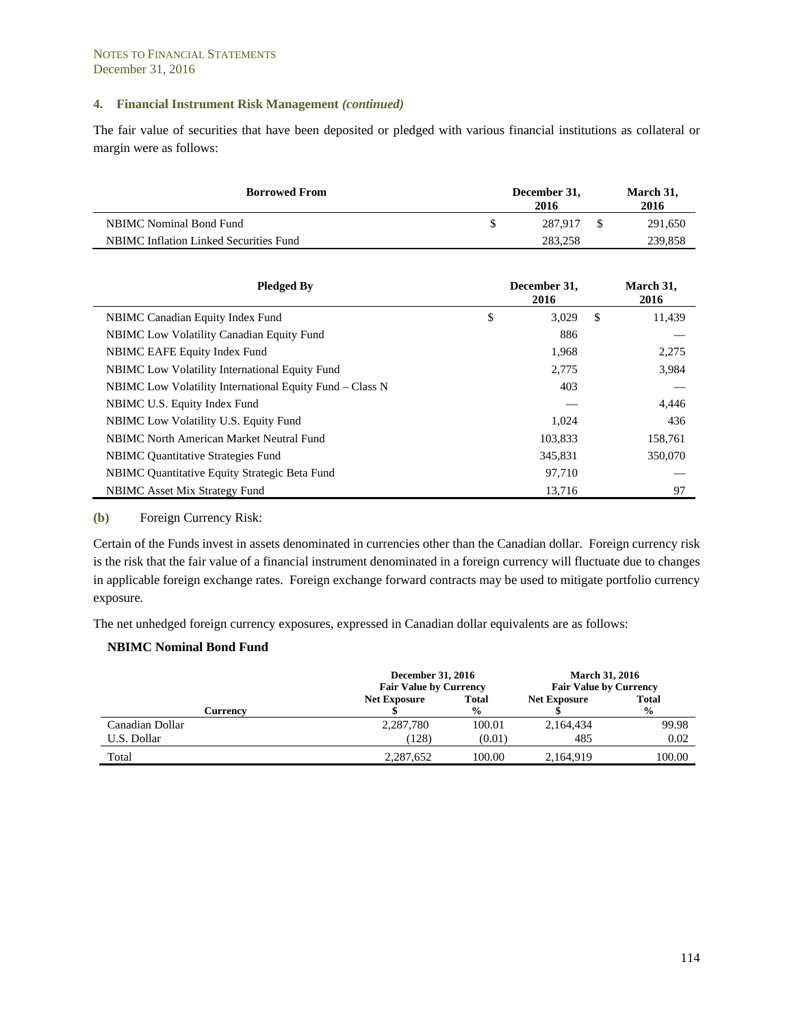### 4. Financial Instrument Risk Management *(continued)*

The fair value of securities that have been deposited or pledged with various financial institutions as collateral or margin were as follows:

| Borrowed From | December 31, 2016 | March 31, 2016 |
|---|---|---|
| NBIMC Nominal Bond Fund | $ 287,917 | $ 291,650 |
| NBIMC Inflation Linked Securities Fund | 283,258 | 239,858 |

| Pledged By | December 31, 2016 | March 31, 2016 |
|---|---|---|
| NBIMC Canadian Equity Index Fund | $ 3,029 | $ 11,439 |
| NBIMC Low Volatility Canadian Equity Fund | 886 | — |
| NBIMC EAFE Equity Index Fund | 1,968 | 2,275 |
| NBIMC Low Volatility International Equity Fund | 2,775 | 3,984 |
| NBIMC Low Volatility International Equity Fund – Class N | 403 | — |
| NBIMC U.S. Equity Index Fund | — | 4,446 |
| NBIMC Low Volatility U.S. Equity Fund | 1,024 | 436 |
| NBIMC North American Market Neutral Fund | 103,833 | 158,761 |
| NBIMC Quantitative Strategies Fund | 345,831 | 350,070 |
| NBIMC Quantitative Equity Strategic Beta Fund | 97,710 | — |
| NBIMC Asset Mix Strategy Fund | 13,716 | 97 |

**(b)** Foreign Currency Risk:

Certain of the Funds invest in assets denominated in currencies other than the Canadian dollar. Foreign currency risk is the risk that the fair value of a financial instrument denominated in a foreign currency will fluctuate due to changes in applicable foreign exchange rates. Foreign exchange forward contracts may be used to mitigate portfolio currency exposure.

The net unhedged foreign currency exposures, expressed in Canadian dollar equivalents are as follows:

**NBIMC Nominal Bond Fund**

| | December 31, 2016 Fair Value by Currency | | March 31, 2016 Fair Value by Currency | |
|---|---|---|---|---|
| Currency | Net Exposure $ | Total % | Net Exposure $ | Total % |
| Canadian Dollar | 2,287,780 | 100.01 | 2,164,434 | 99.98 |
| U.S. Dollar | (128) | (0.01) | 485 | 0.02 |
| Total | 2,287,652 | 100.00 | 2,164,919 | 100.00 |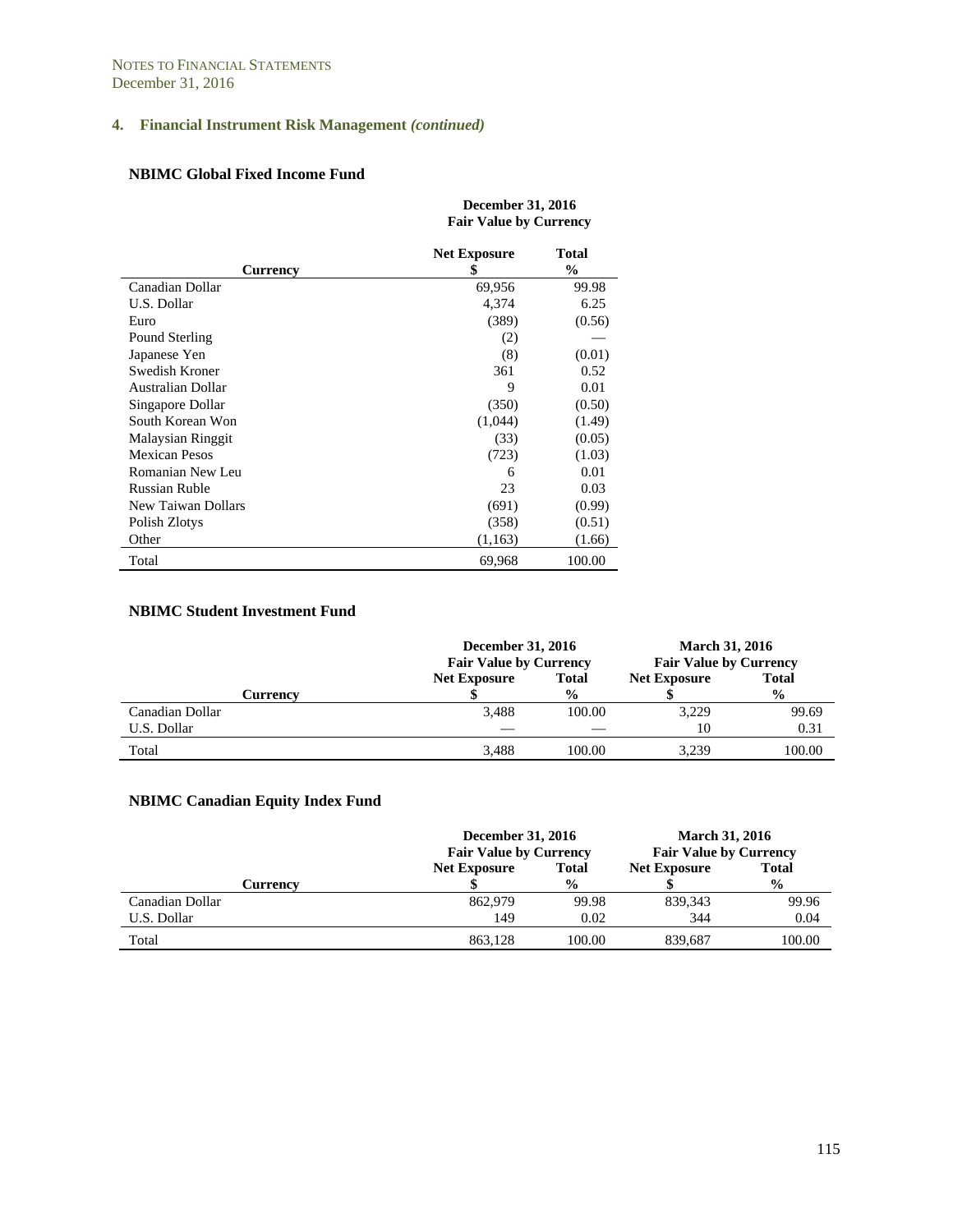NOTES TO FINANCIAL STATEMENTS
December 31, 2016

## 4. Financial Instrument Risk Management *(continued)*

### NBIMC Global Fixed Income Fund

| Currency | December 31, 2016 Fair Value by Currency | |
|---|---|---|
| | Net Exposure $ | Total % |
| Canadian Dollar | 69,956 | 99.98 |
| U.S. Dollar | 4,374 | 6.25 |
| Euro | (389) | (0.56) |
| Pound Sterling | (2) | — |
| Japanese Yen | (8) | (0.01) |
| Swedish Kroner | 361 | 0.52 |
| Australian Dollar | 9 | 0.01 |
| Singapore Dollar | (350) | (0.50) |
| South Korean Won | (1,044) | (1.49) |
| Malaysian Ringgit | (33) | (0.05) |
| Mexican Pesos | (723) | (1.03) |
| Romanian New Leu | 6 | 0.01 |
| Russian Ruble | 23 | 0.03 |
| New Taiwan Dollars | (691) | (0.99) |
| Polish Zlotys | (358) | (0.51) |
| Other | (1,163) | (1.66) |
| Total | 69,968 | 100.00 |

### NBIMC Student Investment Fund

| Currency | December 31, 2016 Fair Value by Currency | | March 31, 2016 Fair Value by Currency | |
|---|---|---|---|---|
| | Net Exposure $ | Total % | Net Exposure $ | Total % |
| Canadian Dollar | 3,488 | 100.00 | 3,229 | 99.69 |
| U.S. Dollar | — | — | 10 | 0.31 |
| Total | 3,488 | 100.00 | 3,239 | 100.00 |

### NBIMC Canadian Equity Index Fund

| Currency | December 31, 2016 Fair Value by Currency | | March 31, 2016 Fair Value by Currency | |
|---|---|---|---|---|
| | Net Exposure $ | Total % | Net Exposure $ | Total % |
| Canadian Dollar | 862,979 | 99.98 | 839,343 | 99.96 |
| U.S. Dollar | 149 | 0.02 | 344 | 0.04 |
| Total | 863,128 | 100.00 | 839,687 | 100.00 |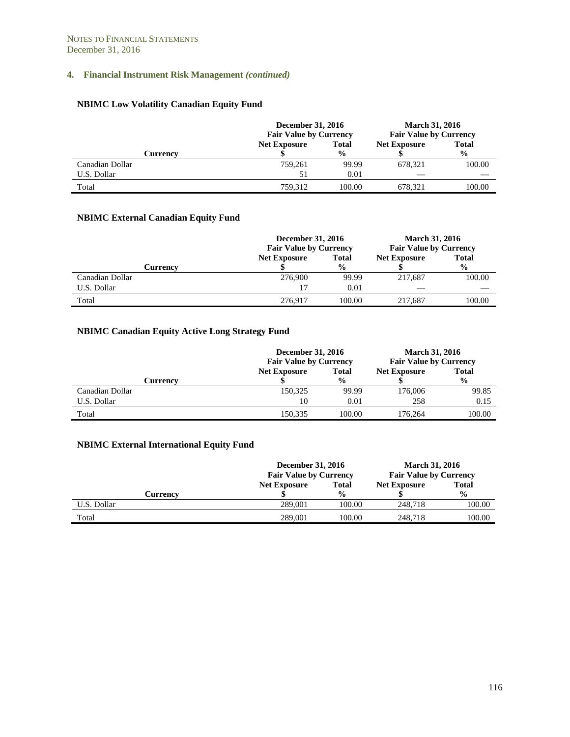NOTES TO FINANCIAL STATEMENTS
December 31, 2016

## 4. Financial Instrument Risk Management *(continued)*

### NBIMC Low Volatility Canadian Equity Fund

| Currency | December 31, 2016 Fair Value by Currency | | March 31, 2016 Fair Value by Currency | |
|---|---|---|---|---|
| | Net Exposure $ | Total % | Net Exposure $ | Total % |
| Canadian Dollar | 759,261 | 99.99 | 678,321 | 100.00 |
| U.S. Dollar | 51 | 0.01 | — | — |
| Total | 759,312 | 100.00 | 678,321 | 100.00 |

### NBIMC External Canadian Equity Fund

| Currency | December 31, 2016 Fair Value by Currency | | March 31, 2016 Fair Value by Currency | |
|---|---|---|---|---|
| | Net Exposure $ | Total % | Net Exposure $ | Total % |
| Canadian Dollar | 276,900 | 99.99 | 217,687 | 100.00 |
| U.S. Dollar | 17 | 0.01 | — | — |
| Total | 276,917 | 100.00 | 217,687 | 100.00 |

### NBIMC Canadian Equity Active Long Strategy Fund

| Currency | December 31, 2016 Fair Value by Currency | | March 31, 2016 Fair Value by Currency | |
|---|---|---|---|---|
| | Net Exposure $ | Total % | Net Exposure $ | Total % |
| Canadian Dollar | 150,325 | 99.99 | 176,006 | 99.85 |
| U.S. Dollar | 10 | 0.01 | 258 | 0.15 |
| Total | 150,335 | 100.00 | 176,264 | 100.00 |

### NBIMC External International Equity Fund

| Currency | December 31, 2016 Fair Value by Currency | | March 31, 2016 Fair Value by Currency | |
|---|---|---|---|---|
| | Net Exposure $ | Total % | Net Exposure $ | Total % |
| U.S. Dollar | 289,001 | 100.00 | 248,718 | 100.00 |
| Total | 289,001 | 100.00 | 248,718 | 100.00 |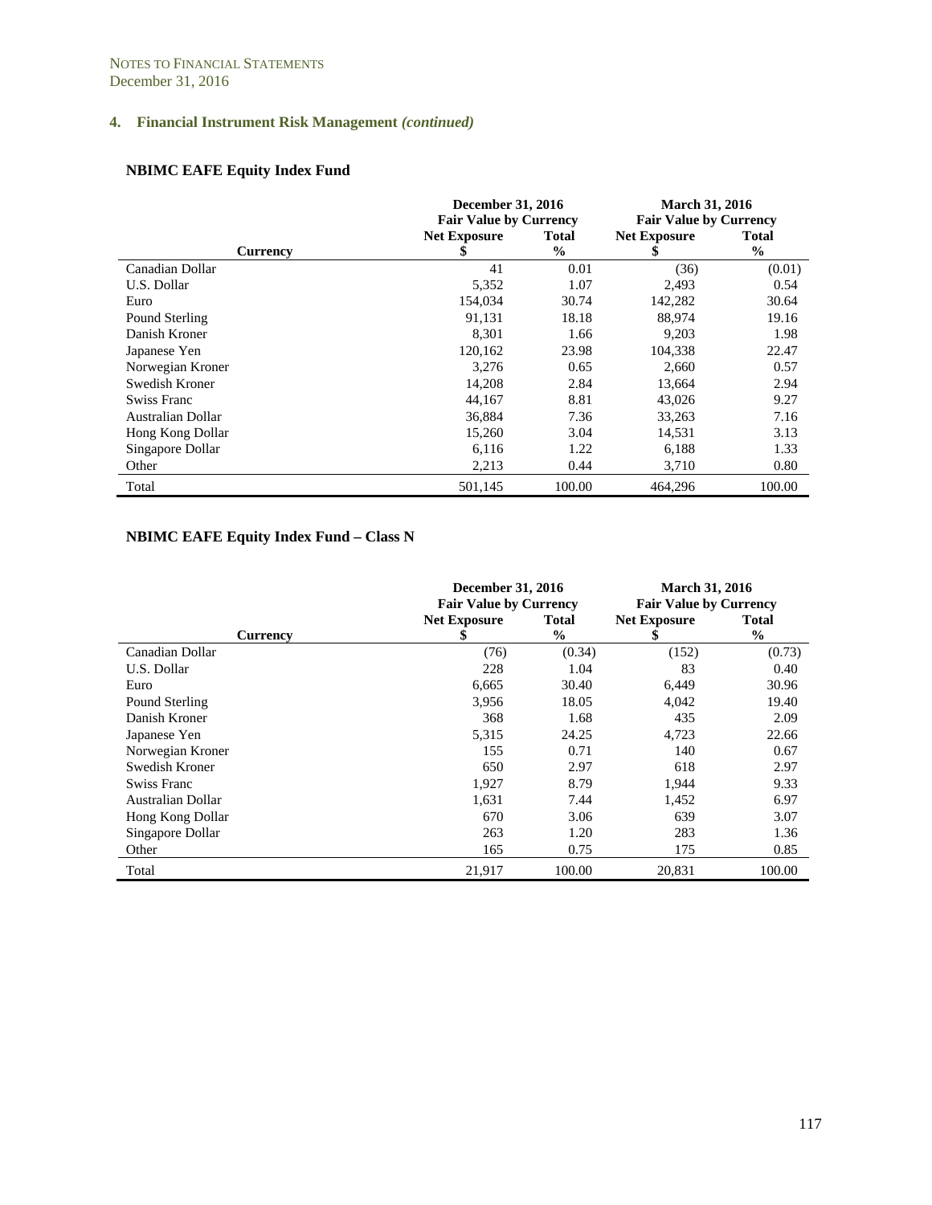NOTES TO FINANCIAL STATEMENTS
December 31, 2016

## 4. Financial Instrument Risk Management *(continued)*

### NBIMC EAFE Equity Index Fund

| | December 31, 2016 Fair Value by Currency | | March 31, 2016 Fair Value by Currency | |
|---|---|---|---|---|
| **Currency** | **Net Exposure $** | **Total %** | **Net Exposure $** | **Total %** |
| Canadian Dollar | 41 | 0.01 | (36) | (0.01) |
| U.S. Dollar | 5,352 | 1.07 | 2,493 | 0.54 |
| Euro | 154,034 | 30.74 | 142,282 | 30.64 |
| Pound Sterling | 91,131 | 18.18 | 88,974 | 19.16 |
| Danish Kroner | 8,301 | 1.66 | 9,203 | 1.98 |
| Japanese Yen | 120,162 | 23.98 | 104,338 | 22.47 |
| Norwegian Kroner | 3,276 | 0.65 | 2,660 | 0.57 |
| Swedish Kroner | 14,208 | 2.84 | 13,664 | 2.94 |
| Swiss Franc | 44,167 | 8.81 | 43,026 | 9.27 |
| Australian Dollar | 36,884 | 7.36 | 33,263 | 7.16 |
| Hong Kong Dollar | 15,260 | 3.04 | 14,531 | 3.13 |
| Singapore Dollar | 6,116 | 1.22 | 6,188 | 1.33 |
| Other | 2,213 | 0.44 | 3,710 | 0.80 |
| Total | 501,145 | 100.00 | 464,296 | 100.00 |

### NBIMC EAFE Equity Index Fund – Class N

| | December 31, 2016 Fair Value by Currency | | March 31, 2016 Fair Value by Currency | |
|---|---|---|---|---|
| **Currency** | **Net Exposure $** | **Total %** | **Net Exposure $** | **Total %** |
| Canadian Dollar | (76) | (0.34) | (152) | (0.73) |
| U.S. Dollar | 228 | 1.04 | 83 | 0.40 |
| Euro | 6,665 | 30.40 | 6,449 | 30.96 |
| Pound Sterling | 3,956 | 18.05 | 4,042 | 19.40 |
| Danish Kroner | 368 | 1.68 | 435 | 2.09 |
| Japanese Yen | 5,315 | 24.25 | 4,723 | 22.66 |
| Norwegian Kroner | 155 | 0.71 | 140 | 0.67 |
| Swedish Kroner | 650 | 2.97 | 618 | 2.97 |
| Swiss Franc | 1,927 | 8.79 | 1,944 | 9.33 |
| Australian Dollar | 1,631 | 7.44 | 1,452 | 6.97 |
| Hong Kong Dollar | 670 | 3.06 | 639 | 3.07 |
| Singapore Dollar | 263 | 1.20 | 283 | 1.36 |
| Other | 165 | 0.75 | 175 | 0.85 |
| Total | 21,917 | 100.00 | 20,831 | 100.00 |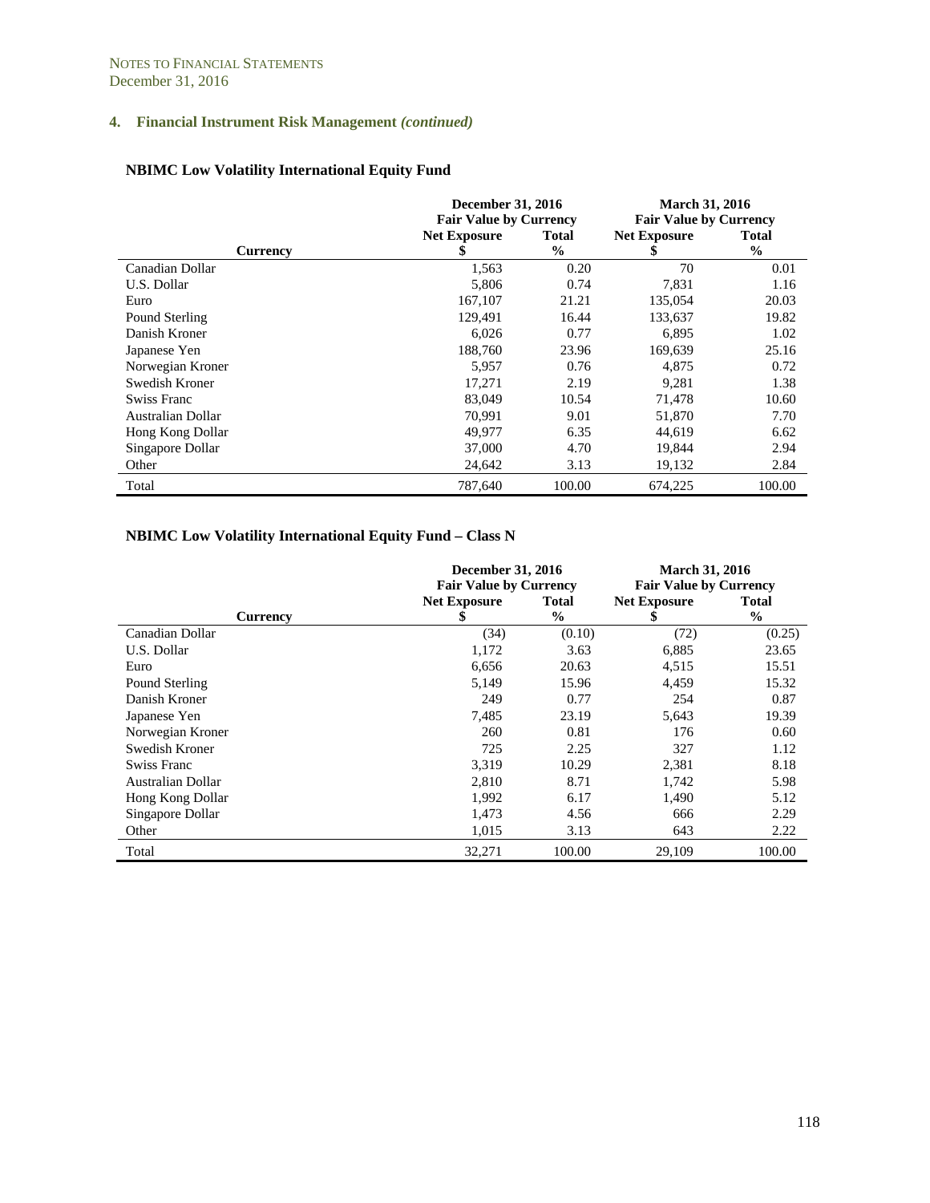NOTES TO FINANCIAL STATEMENTS
December 31, 2016

## 4. Financial Instrument Risk Management *(continued)*

### NBIMC Low Volatility International Equity Fund

| Currency | December 31, 2016 Fair Value by Currency | | March 31, 2016 Fair Value by Currency | |
|---|---|---|---|---|
| | Net Exposure $ | Total % | Net Exposure $ | Total % |
| Canadian Dollar | 1,563 | 0.20 | 70 | 0.01 |
| U.S. Dollar | 5,806 | 0.74 | 7,831 | 1.16 |
| Euro | 167,107 | 21.21 | 135,054 | 20.03 |
| Pound Sterling | 129,491 | 16.44 | 133,637 | 19.82 |
| Danish Kroner | 6,026 | 0.77 | 6,895 | 1.02 |
| Japanese Yen | 188,760 | 23.96 | 169,639 | 25.16 |
| Norwegian Kroner | 5,957 | 0.76 | 4,875 | 0.72 |
| Swedish Kroner | 17,271 | 2.19 | 9,281 | 1.38 |
| Swiss Franc | 83,049 | 10.54 | 71,478 | 10.60 |
| Australian Dollar | 70,991 | 9.01 | 51,870 | 7.70 |
| Hong Kong Dollar | 49,977 | 6.35 | 44,619 | 6.62 |
| Singapore Dollar | 37,000 | 4.70 | 19,844 | 2.94 |
| Other | 24,642 | 3.13 | 19,132 | 2.84 |
| Total | 787,640 | 100.00 | 674,225 | 100.00 |

### NBIMC Low Volatility International Equity Fund – Class N

| Currency | December 31, 2016 Fair Value by Currency | | March 31, 2016 Fair Value by Currency | |
|---|---|---|---|---|
| | Net Exposure $ | Total % | Net Exposure $ | Total % |
| Canadian Dollar | (34) | (0.10) | (72) | (0.25) |
| U.S. Dollar | 1,172 | 3.63 | 6,885 | 23.65 |
| Euro | 6,656 | 20.63 | 4,515 | 15.51 |
| Pound Sterling | 5,149 | 15.96 | 4,459 | 15.32 |
| Danish Kroner | 249 | 0.77 | 254 | 0.87 |
| Japanese Yen | 7,485 | 23.19 | 5,643 | 19.39 |
| Norwegian Kroner | 260 | 0.81 | 176 | 0.60 |
| Swedish Kroner | 725 | 2.25 | 327 | 1.12 |
| Swiss Franc | 3,319 | 10.29 | 2,381 | 8.18 |
| Australian Dollar | 2,810 | 8.71 | 1,742 | 5.98 |
| Hong Kong Dollar | 1,992 | 6.17 | 1,490 | 5.12 |
| Singapore Dollar | 1,473 | 4.56 | 666 | 2.29 |
| Other | 1,015 | 3.13 | 643 | 2.22 |
| Total | 32,271 | 100.00 | 29,109 | 100.00 |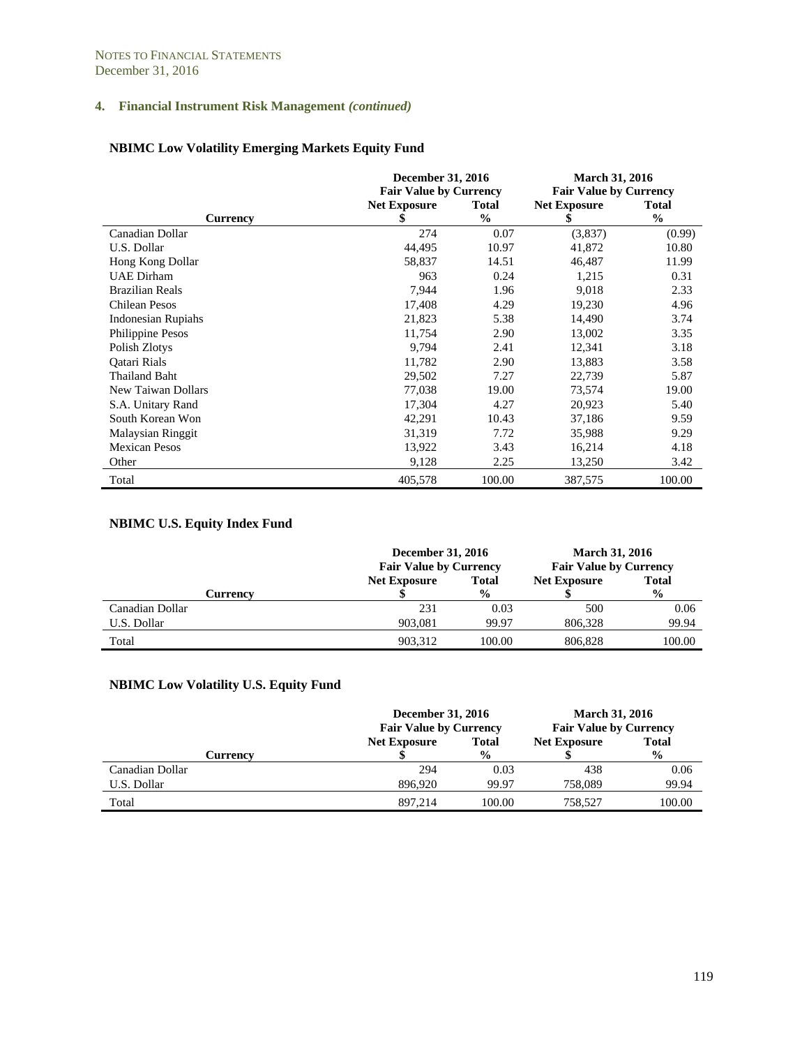NOTES TO FINANCIAL STATEMENTS
December 31, 2016

## 4. Financial Instrument Risk Management *(continued)*

### NBIMC Low Volatility Emerging Markets Equity Fund

| | December 31, 2016 Fair Value by Currency | | March 31, 2016 Fair Value by Currency | |
|---|---|---|---|---|
| Currency | Net Exposure $ | Total % | Net Exposure $ | Total % |
| Canadian Dollar | 274 | 0.07 | (3,837) | (0.99) |
| U.S. Dollar | 44,495 | 10.97 | 41,872 | 10.80 |
| Hong Kong Dollar | 58,837 | 14.51 | 46,487 | 11.99 |
| UAE Dirham | 963 | 0.24 | 1,215 | 0.31 |
| Brazilian Reals | 7,944 | 1.96 | 9,018 | 2.33 |
| Chilean Pesos | 17,408 | 4.29 | 19,230 | 4.96 |
| Indonesian Rupiahs | 21,823 | 5.38 | 14,490 | 3.74 |
| Philippine Pesos | 11,754 | 2.90 | 13,002 | 3.35 |
| Polish Zlotys | 9,794 | 2.41 | 12,341 | 3.18 |
| Qatari Rials | 11,782 | 2.90 | 13,883 | 3.58 |
| Thailand Baht | 29,502 | 7.27 | 22,739 | 5.87 |
| New Taiwan Dollars | 77,038 | 19.00 | 73,574 | 19.00 |
| S.A. Unitary Rand | 17,304 | 4.27 | 20,923 | 5.40 |
| South Korean Won | 42,291 | 10.43 | 37,186 | 9.59 |
| Malaysian Ringgit | 31,319 | 7.72 | 35,988 | 9.29 |
| Mexican Pesos | 13,922 | 3.43 | 16,214 | 4.18 |
| Other | 9,128 | 2.25 | 13,250 | 3.42 |
| Total | 405,578 | 100.00 | 387,575 | 100.00 |

### NBIMC U.S. Equity Index Fund

| | December 31, 2016 Fair Value by Currency | | March 31, 2016 Fair Value by Currency | |
|---|---|---|---|---|
| Currency | Net Exposure $ | Total % | Net Exposure $ | Total % |
| Canadian Dollar | 231 | 0.03 | 500 | 0.06 |
| U.S. Dollar | 903,081 | 99.97 | 806,328 | 99.94 |
| Total | 903,312 | 100.00 | 806,828 | 100.00 |

### NBIMC Low Volatility U.S. Equity Fund

| | December 31, 2016 Fair Value by Currency | | March 31, 2016 Fair Value by Currency | |
|---|---|---|---|---|
| Currency | Net Exposure $ | Total % | Net Exposure $ | Total % |
| Canadian Dollar | 294 | 0.03 | 438 | 0.06 |
| U.S. Dollar | 896,920 | 99.97 | 758,089 | 99.94 |
| Total | 897,214 | 100.00 | 758,527 | 100.00 |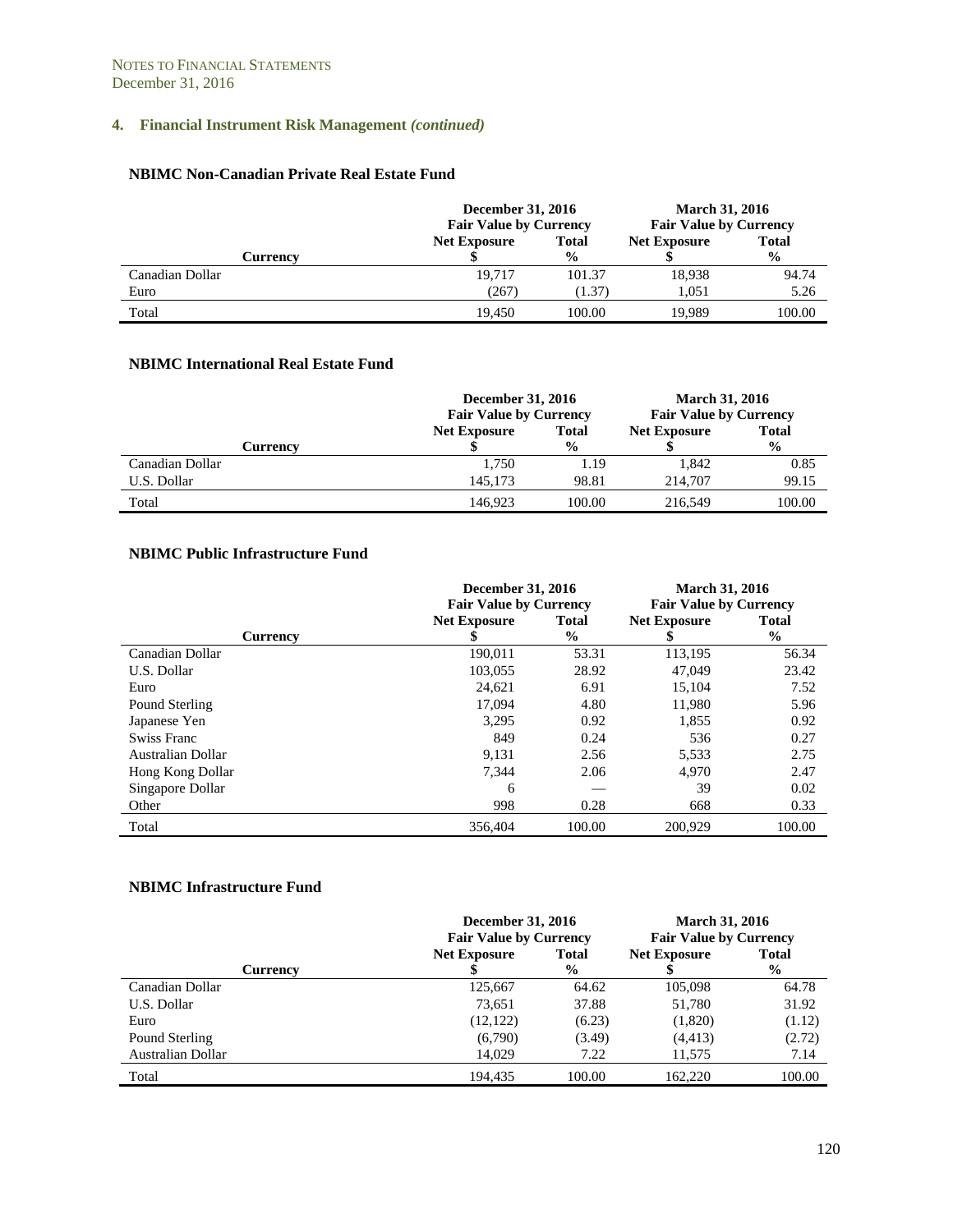NOTES TO FINANCIAL STATEMENTS
December 31, 2016

## 4. Financial Instrument Risk Management *(continued)*

### NBIMC Non-Canadian Private Real Estate Fund

| | December 31, 2016 Fair Value by Currency | | March 31, 2016 Fair Value by Currency | |
|---|---|---|---|---|
| Currency | Net Exposure $ | Total % | Net Exposure $ | Total % |
| Canadian Dollar | 19,717 | 101.37 | 18,938 | 94.74 |
| Euro | (267) | (1.37) | 1,051 | 5.26 |
| Total | 19,450 | 100.00 | 19,989 | 100.00 |

### NBIMC International Real Estate Fund

| | December 31, 2016 Fair Value by Currency | | March 31, 2016 Fair Value by Currency | |
|---|---|---|---|---|
| Currency | Net Exposure $ | Total % | Net Exposure $ | Total % |
| Canadian Dollar | 1,750 | 1.19 | 1,842 | 0.85 |
| U.S. Dollar | 145,173 | 98.81 | 214,707 | 99.15 |
| Total | 146,923 | 100.00 | 216,549 | 100.00 |

### NBIMC Public Infrastructure Fund

| | December 31, 2016 Fair Value by Currency | | March 31, 2016 Fair Value by Currency | |
|---|---|---|---|---|
| Currency | Net Exposure $ | Total % | Net Exposure $ | Total % |
| Canadian Dollar | 190,011 | 53.31 | 113,195 | 56.34 |
| U.S. Dollar | 103,055 | 28.92 | 47,049 | 23.42 |
| Euro | 24,621 | 6.91 | 15,104 | 7.52 |
| Pound Sterling | 17,094 | 4.80 | 11,980 | 5.96 |
| Japanese Yen | 3,295 | 0.92 | 1,855 | 0.92 |
| Swiss Franc | 849 | 0.24 | 536 | 0.27 |
| Australian Dollar | 9,131 | 2.56 | 5,533 | 2.75 |
| Hong Kong Dollar | 7,344 | 2.06 | 4,970 | 2.47 |
| Singapore Dollar | 6 | — | 39 | 0.02 |
| Other | 998 | 0.28 | 668 | 0.33 |
| Total | 356,404 | 100.00 | 200,929 | 100.00 |

### NBIMC Infrastructure Fund

| | December 31, 2016 Fair Value by Currency | | March 31, 2016 Fair Value by Currency | |
|---|---|---|---|---|
| Currency | Net Exposure $ | Total % | Net Exposure $ | Total % |
| Canadian Dollar | 125,667 | 64.62 | 105,098 | 64.78 |
| U.S. Dollar | 73,651 | 37.88 | 51,780 | 31.92 |
| Euro | (12,122) | (6.23) | (1,820) | (1.12) |
| Pound Sterling | (6,790) | (3.49) | (4,413) | (2.72) |
| Australian Dollar | 14,029 | 7.22 | 11,575 | 7.14 |
| Total | 194,435 | 100.00 | 162,220 | 100.00 |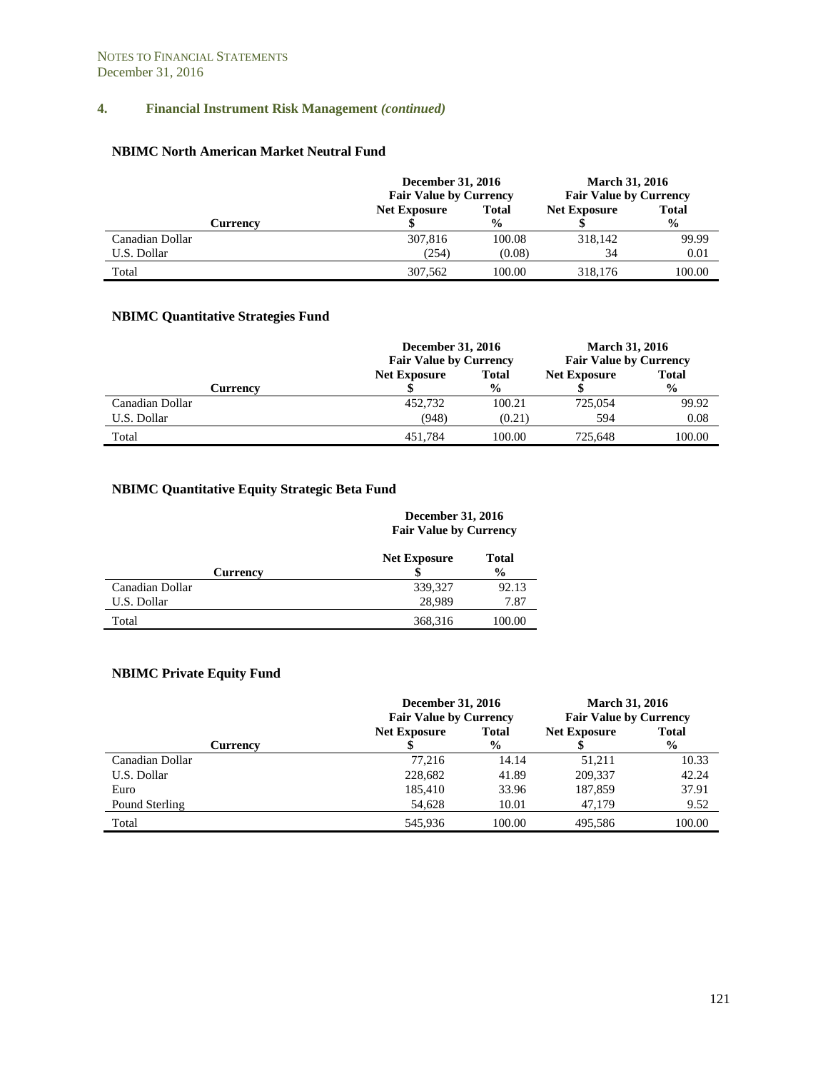NOTES TO FINANCIAL STATEMENTS
December 31, 2016

## 4. Financial Instrument Risk Management *(continued)*

### NBIMC North American Market Neutral Fund

| | December 31, 2016 Fair Value by Currency | | March 31, 2016 Fair Value by Currency | |
|---|---|---|---|---|
| Currency | Net Exposure $ | Total % | Net Exposure $ | Total % |
| Canadian Dollar | 307,816 | 100.08 | 318,142 | 99.99 |
| U.S. Dollar | (254) | (0.08) | 34 | 0.01 |
| Total | 307,562 | 100.00 | 318,176 | 100.00 |

### NBIMC Quantitative Strategies Fund

| | December 31, 2016 Fair Value by Currency | | March 31, 2016 Fair Value by Currency | |
|---|---|---|---|---|
| Currency | Net Exposure $ | Total % | Net Exposure $ | Total % |
| Canadian Dollar | 452,732 | 100.21 | 725,054 | 99.92 |
| U.S. Dollar | (948) | (0.21) | 594 | 0.08 |
| Total | 451,784 | 100.00 | 725,648 | 100.00 |

### NBIMC Quantitative Equity Strategic Beta Fund

| | December 31, 2016 Fair Value by Currency | |
|---|---|---|
| Currency | Net Exposure $ | Total % |
| Canadian Dollar | 339,327 | 92.13 |
| U.S. Dollar | 28,989 | 7.87 |
| Total | 368,316 | 100.00 |

### NBIMC Private Equity Fund

| | December 31, 2016 Fair Value by Currency | | March 31, 2016 Fair Value by Currency | |
|---|---|---|---|---|
| Currency | Net Exposure $ | Total % | Net Exposure $ | Total % |
| Canadian Dollar | 77,216 | 14.14 | 51,211 | 10.33 |
| U.S. Dollar | 228,682 | 41.89 | 209,337 | 42.24 |
| Euro | 185,410 | 33.96 | 187,859 | 37.91 |
| Pound Sterling | 54,628 | 10.01 | 47,179 | 9.52 |
| Total | 545,936 | 100.00 | 495,586 | 100.00 |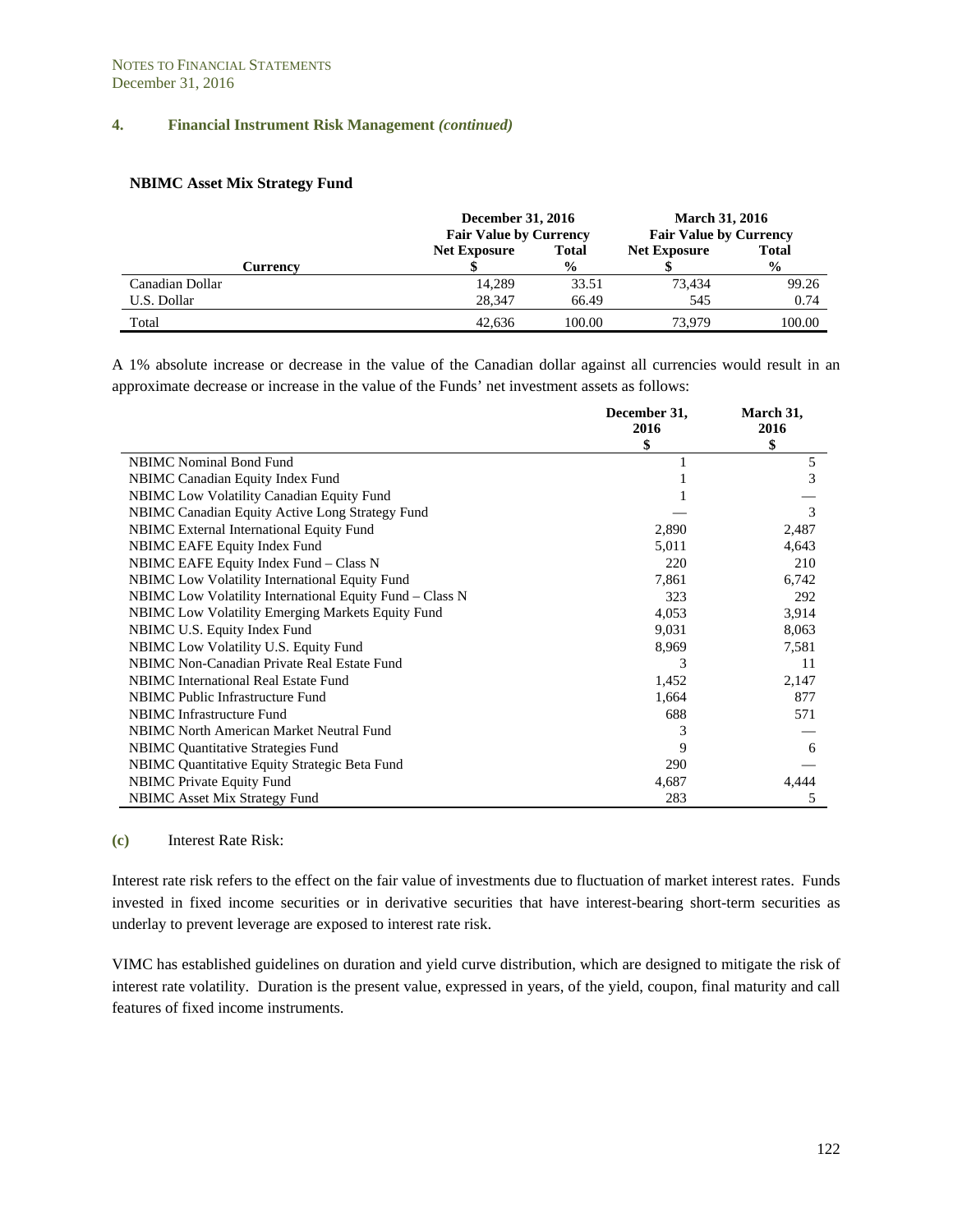NOTES TO FINANCIAL STATEMENTS
December 31, 2016

## 4. Financial Instrument Risk Management *(continued)*

### NBIMC Asset Mix Strategy Fund

| Currency | December 31, 2016 Fair Value by Currency | | March 31, 2016 Fair Value by Currency | |
|---|---|---|---|---|
| | Net Exposure $ | Total % | Net Exposure $ | Total % |
| Canadian Dollar | 14,289 | 33.51 | 73,434 | 99.26 |
| U.S. Dollar | 28,347 | 66.49 | 545 | 0.74 |
| Total | 42,636 | 100.00 | 73,979 | 100.00 |

A 1% absolute increase or decrease in the value of the Canadian dollar against all currencies would result in an approximate decrease or increase in the value of the Funds' net investment assets as follows:

| | December 31, 2016 $ | March 31, 2016 $ |
|---|---|---|
| NBIMC Nominal Bond Fund | 1 | 5 |
| NBIMC Canadian Equity Index Fund | 1 | 3 |
| NBIMC Low Volatility Canadian Equity Fund | 1 | — |
| NBIMC Canadian Equity Active Long Strategy Fund | — | 3 |
| NBIMC External International Equity Fund | 2,890 | 2,487 |
| NBIMC EAFE Equity Index Fund | 5,011 | 4,643 |
| NBIMC EAFE Equity Index Fund – Class N | 220 | 210 |
| NBIMC Low Volatility International Equity Fund | 7,861 | 6,742 |
| NBIMC Low Volatility International Equity Fund – Class N | 323 | 292 |
| NBIMC Low Volatility Emerging Markets Equity Fund | 4,053 | 3,914 |
| NBIMC U.S. Equity Index Fund | 9,031 | 8,063 |
| NBIMC Low Volatility U.S. Equity Fund | 8,969 | 7,581 |
| NBIMC Non-Canadian Private Real Estate Fund | 3 | 11 |
| NBIMC International Real Estate Fund | 1,452 | 2,147 |
| NBIMC Public Infrastructure Fund | 1,664 | 877 |
| NBIMC Infrastructure Fund | 688 | 571 |
| NBIMC North American Market Neutral Fund | 3 | — |
| NBIMC Quantitative Strategies Fund | 9 | 6 |
| NBIMC Quantitative Equity Strategic Beta Fund | 290 | — |
| NBIMC Private Equity Fund | 4,687 | 4,444 |
| NBIMC Asset Mix Strategy Fund | 283 | 5 |

**(c)** Interest Rate Risk:

Interest rate risk refers to the effect on the fair value of investments due to fluctuation of market interest rates. Funds invested in fixed income securities or in derivative securities that have interest-bearing short-term securities as underlay to prevent leverage are exposed to interest rate risk.

VIMC has established guidelines on duration and yield curve distribution, which are designed to mitigate the risk of interest rate volatility. Duration is the present value, expressed in years, of the yield, coupon, final maturity and call features of fixed income instruments.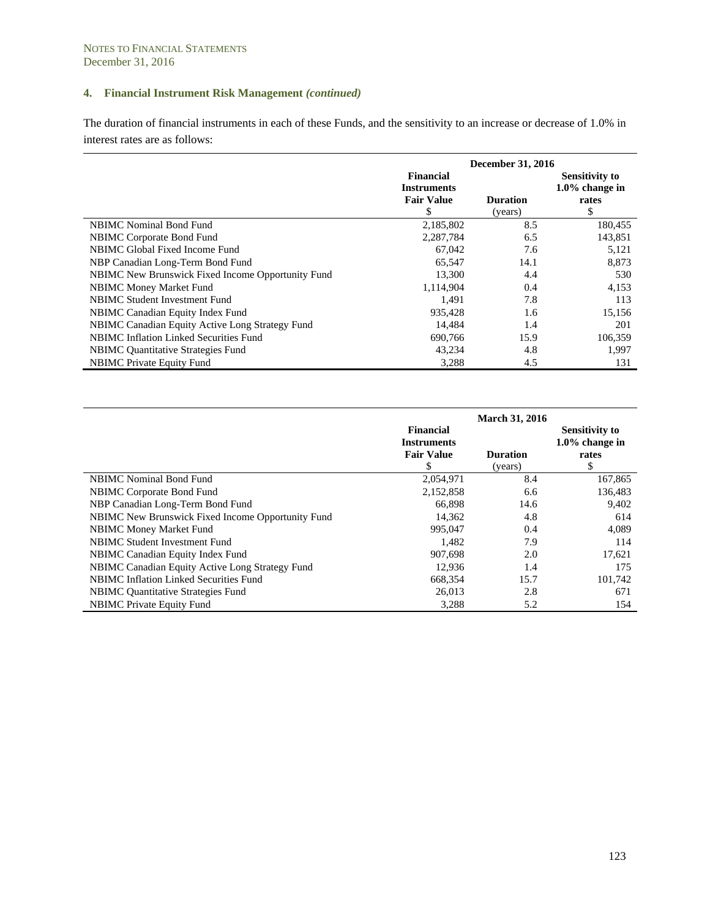NOTES TO FINANCIAL STATEMENTS
December 31, 2016

## 4. Financial Instrument Risk Management *(continued)*

The duration of financial instruments in each of these Funds, and the sensitivity to an increase or decrease of 1.0% in interest rates are as follows:

| | December 31, 2016 | | |
|---|---|---|---|
| | **Financial Instruments Fair Value** $ | **Duration** (years) | **Sensitivity to 1.0% change in rates** $ |
| NBIMC Nominal Bond Fund | 2,185,802 | 8.5 | 180,455 |
| NBIMC Corporate Bond Fund | 2,287,784 | 6.5 | 143,851 |
| NBIMC Global Fixed Income Fund | 67,042 | 7.6 | 5,121 |
| NBP Canadian Long-Term Bond Fund | 65,547 | 14.1 | 8,873 |
| NBIMC New Brunswick Fixed Income Opportunity Fund | 13,300 | 4.4 | 530 |
| NBIMC Money Market Fund | 1,114,904 | 0.4 | 4,153 |
| NBIMC Student Investment Fund | 1,491 | 7.8 | 113 |
| NBIMC Canadian Equity Index Fund | 935,428 | 1.6 | 15,156 |
| NBIMC Canadian Equity Active Long Strategy Fund | 14,484 | 1.4 | 201 |
| NBIMC Inflation Linked Securities Fund | 690,766 | 15.9 | 106,359 |
| NBIMC Quantitative Strategies Fund | 43,234 | 4.8 | 1,997 |
| NBIMC Private Equity Fund | 3,288 | 4.5 | 131 |

| | March 31, 2016 | | |
|---|---|---|---|
| | **Financial Instruments Fair Value** $ | **Duration** (years) | **Sensitivity to 1.0% change in rates** $ |
| NBIMC Nominal Bond Fund | 2,054,971 | 8.4 | 167,865 |
| NBIMC Corporate Bond Fund | 2,152,858 | 6.6 | 136,483 |
| NBP Canadian Long-Term Bond Fund | 66,898 | 14.6 | 9,402 |
| NBIMC New Brunswick Fixed Income Opportunity Fund | 14,362 | 4.8 | 614 |
| NBIMC Money Market Fund | 995,047 | 0.4 | 4,089 |
| NBIMC Student Investment Fund | 1,482 | 7.9 | 114 |
| NBIMC Canadian Equity Index Fund | 907,698 | 2.0 | 17,621 |
| NBIMC Canadian Equity Active Long Strategy Fund | 12,936 | 1.4 | 175 |
| NBIMC Inflation Linked Securities Fund | 668,354 | 15.7 | 101,742 |
| NBIMC Quantitative Strategies Fund | 26,013 | 2.8 | 671 |
| NBIMC Private Equity Fund | 3,288 | 5.2 | 154 |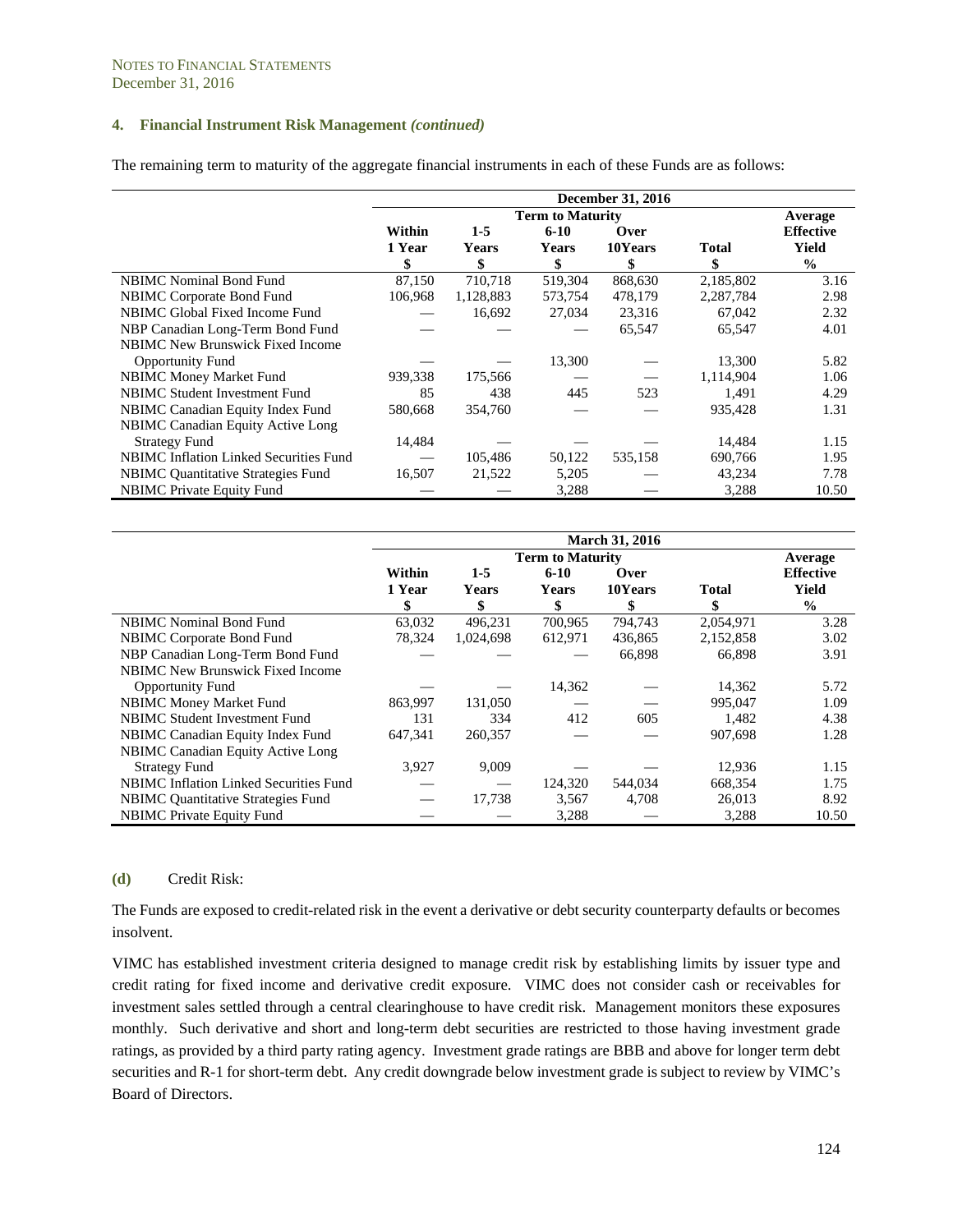NOTES TO FINANCIAL STATEMENTS
December 31, 2016

### 4. Financial Instrument Risk Management *(continued)*

The remaining term to maturity of the aggregate financial instruments in each of these Funds are as follows:

| | December 31, 2016 | | | | | |
|---|---|---|---|---|---|---|
| | Term to Maturity | | | | | Average |
| | Within 1 Year $ | 1-5 Years $ | 6-10 Years $ | Over 10Years $ | Total $ | Effective Yield % |
| NBIMC Nominal Bond Fund | 87,150 | 710,718 | 519,304 | 868,630 | 2,185,802 | 3.16 |
| NBIMC Corporate Bond Fund | 106,968 | 1,128,883 | 573,754 | 478,179 | 2,287,784 | 2.98 |
| NBIMC Global Fixed Income Fund | — | 16,692 | 27,034 | 23,316 | 67,042 | 2.32 |
| NBP Canadian Long-Term Bond Fund | — | — | — | 65,547 | 65,547 | 4.01 |
| NBIMC New Brunswick Fixed Income Opportunity Fund | — | — | 13,300 | — | 13,300 | 5.82 |
| NBIMC Money Market Fund | 939,338 | 175,566 | — | — | 1,114,904 | 1.06 |
| NBIMC Student Investment Fund | 85 | 438 | 445 | 523 | 1,491 | 4.29 |
| NBIMC Canadian Equity Index Fund | 580,668 | 354,760 | — | — | 935,428 | 1.31 |
| NBIMC Canadian Equity Active Long Strategy Fund | 14,484 | — | — | — | 14,484 | 1.15 |
| NBIMC Inflation Linked Securities Fund | — | 105,486 | 50,122 | 535,158 | 690,766 | 1.95 |
| NBIMC Quantitative Strategies Fund | 16,507 | 21,522 | 5,205 | — | 43,234 | 7.78 |
| NBIMC Private Equity Fund | — | — | 3,288 | — | 3,288 | 10.50 |

| | March 31, 2016 | | | | | |
|---|---|---|---|---|---|---|
| | Term to Maturity | | | | | Average |
| | Within 1 Year $ | 1-5 Years $ | 6-10 Years $ | Over 10Years $ | Total $ | Effective Yield % |
| NBIMC Nominal Bond Fund | 63,032 | 496,231 | 700,965 | 794,743 | 2,054,971 | 3.28 |
| NBIMC Corporate Bond Fund | 78,324 | 1,024,698 | 612,971 | 436,865 | 2,152,858 | 3.02 |
| NBP Canadian Long-Term Bond Fund | — | — | — | 66,898 | 66,898 | 3.91 |
| NBIMC New Brunswick Fixed Income Opportunity Fund | — | — | 14,362 | — | 14,362 | 5.72 |
| NBIMC Money Market Fund | 863,997 | 131,050 | — | — | 995,047 | 1.09 |
| NBIMC Student Investment Fund | 131 | 334 | 412 | 605 | 1,482 | 4.38 |
| NBIMC Canadian Equity Index Fund | 647,341 | 260,357 | — | — | 907,698 | 1.28 |
| NBIMC Canadian Equity Active Long Strategy Fund | 3,927 | 9,009 | — | — | 12,936 | 1.15 |
| NBIMC Inflation Linked Securities Fund | — | — | 124,320 | 544,034 | 668,354 | 1.75 |
| NBIMC Quantitative Strategies Fund | — | 17,738 | 3,567 | 4,708 | 26,013 | 8.92 |
| NBIMC Private Equity Fund | — | — | 3,288 | — | 3,288 | 10.50 |

**(d)** Credit Risk:

The Funds are exposed to credit-related risk in the event a derivative or debt security counterparty defaults or becomes insolvent.

VIMC has established investment criteria designed to manage credit risk by establishing limits by issuer type and credit rating for fixed income and derivative credit exposure. VIMC does not consider cash or receivables for investment sales settled through a central clearinghouse to have credit risk. Management monitors these exposures monthly. Such derivative and short and long-term debt securities are restricted to those having investment grade ratings, as provided by a third party rating agency. Investment grade ratings are BBB and above for longer term debt securities and R-1 for short-term debt. Any credit downgrade below investment grade is subject to review by VIMC's Board of Directors.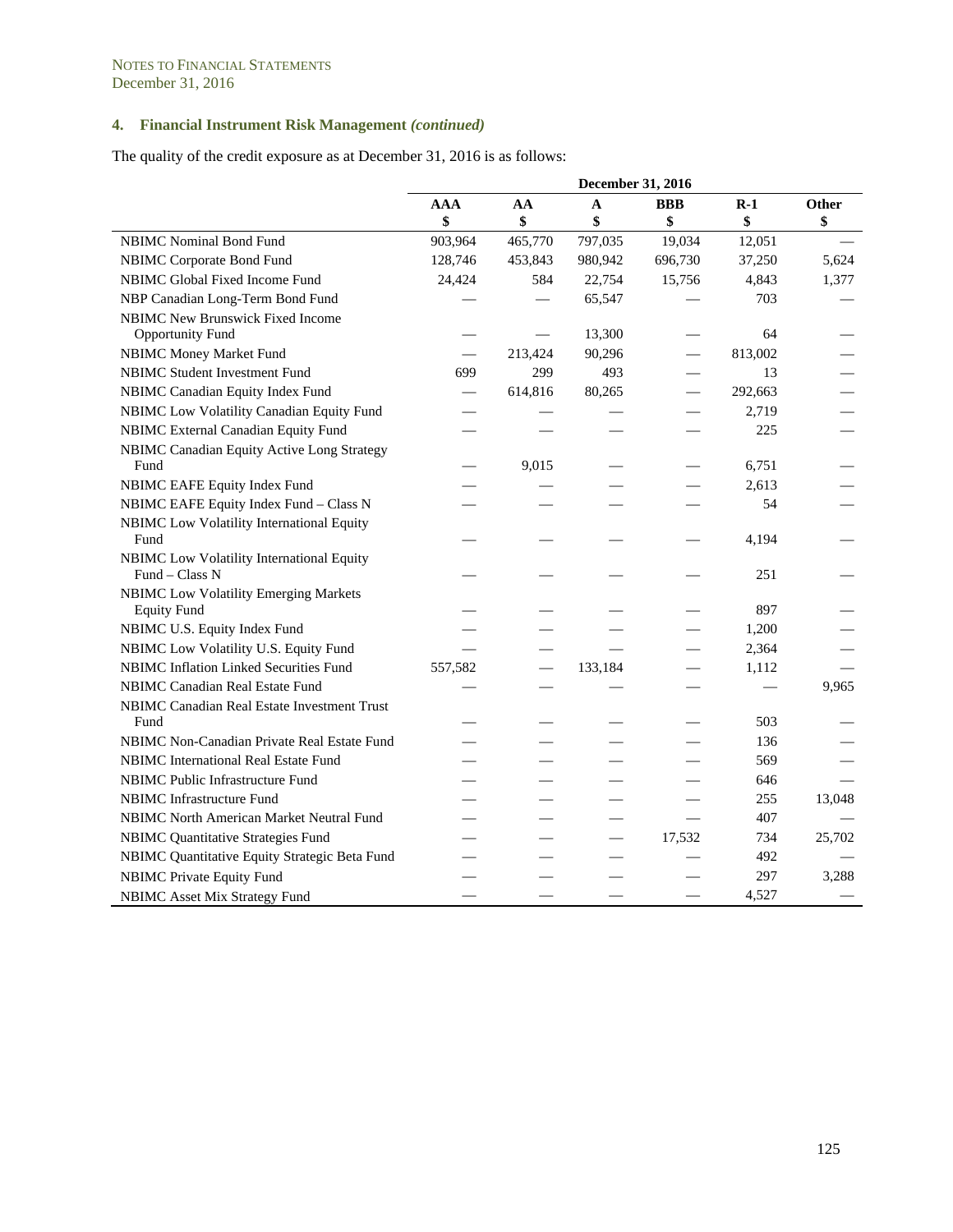NOTES TO FINANCIAL STATEMENTS
December 31, 2016

## 4. Financial Instrument Risk Management *(continued)*

The quality of the credit exposure as at December 31, 2016 is as follows:

| | December 31, 2016 | | | | | |
|---|---|---|---|---|---|---|
| | AAA $ | AA $ | A $ | BBB $ | R-1 $ | Other $ |
| NBIMC Nominal Bond Fund | 903,964 | 465,770 | 797,035 | 19,034 | 12,051 | — |
| NBIMC Corporate Bond Fund | 128,746 | 453,843 | 980,942 | 696,730 | 37,250 | 5,624 |
| NBIMC Global Fixed Income Fund | 24,424 | 584 | 22,754 | 15,756 | 4,843 | 1,377 |
| NBP Canadian Long-Term Bond Fund | — | — | 65,547 | — | 703 | — |
| NBIMC New Brunswick Fixed Income Opportunity Fund | — | — | 13,300 | — | 64 | — |
| NBIMC Money Market Fund | — | 213,424 | 90,296 | — | 813,002 | — |
| NBIMC Student Investment Fund | 699 | 299 | 493 | — | 13 | — |
| NBIMC Canadian Equity Index Fund | — | 614,816 | 80,265 | — | 292,663 | — |
| NBIMC Low Volatility Canadian Equity Fund | — | — | — | — | 2,719 | — |
| NBIMC External Canadian Equity Fund | — | — | — | — | 225 | — |
| NBIMC Canadian Equity Active Long Strategy Fund | — | 9,015 | — | — | 6,751 | — |
| NBIMC EAFE Equity Index Fund | — | — | — | — | 2,613 | — |
| NBIMC EAFE Equity Index Fund – Class N | — | — | — | — | 54 | — |
| NBIMC Low Volatility International Equity Fund | — | — | — | — | 4,194 | — |
| NBIMC Low Volatility International Equity Fund – Class N | — | — | — | — | 251 | — |
| NBIMC Low Volatility Emerging Markets Equity Fund | — | — | — | — | 897 | — |
| NBIMC U.S. Equity Index Fund | — | — | — | — | 1,200 | — |
| NBIMC Low Volatility U.S. Equity Fund | — | — | — | — | 2,364 | — |
| NBIMC Inflation Linked Securities Fund | 557,582 | — | 133,184 | — | 1,112 | — |
| NBIMC Canadian Real Estate Fund | — | — | — | — | — | 9,965 |
| NBIMC Canadian Real Estate Investment Trust Fund | — | — | — | — | 503 | — |
| NBIMC Non-Canadian Private Real Estate Fund | — | — | — | — | 136 | — |
| NBIMC International Real Estate Fund | — | — | — | — | 569 | — |
| NBIMC Public Infrastructure Fund | — | — | — | — | 646 | — |
| NBIMC Infrastructure Fund | — | — | — | — | 255 | 13,048 |
| NBIMC North American Market Neutral Fund | — | — | — | — | 407 | — |
| NBIMC Quantitative Strategies Fund | — | — | — | 17,532 | 734 | 25,702 |
| NBIMC Quantitative Equity Strategic Beta Fund | — | — | — | — | 492 | — |
| NBIMC Private Equity Fund | — | — | — | — | 297 | 3,288 |
| NBIMC Asset Mix Strategy Fund | — | — | — | — | 4,527 | — |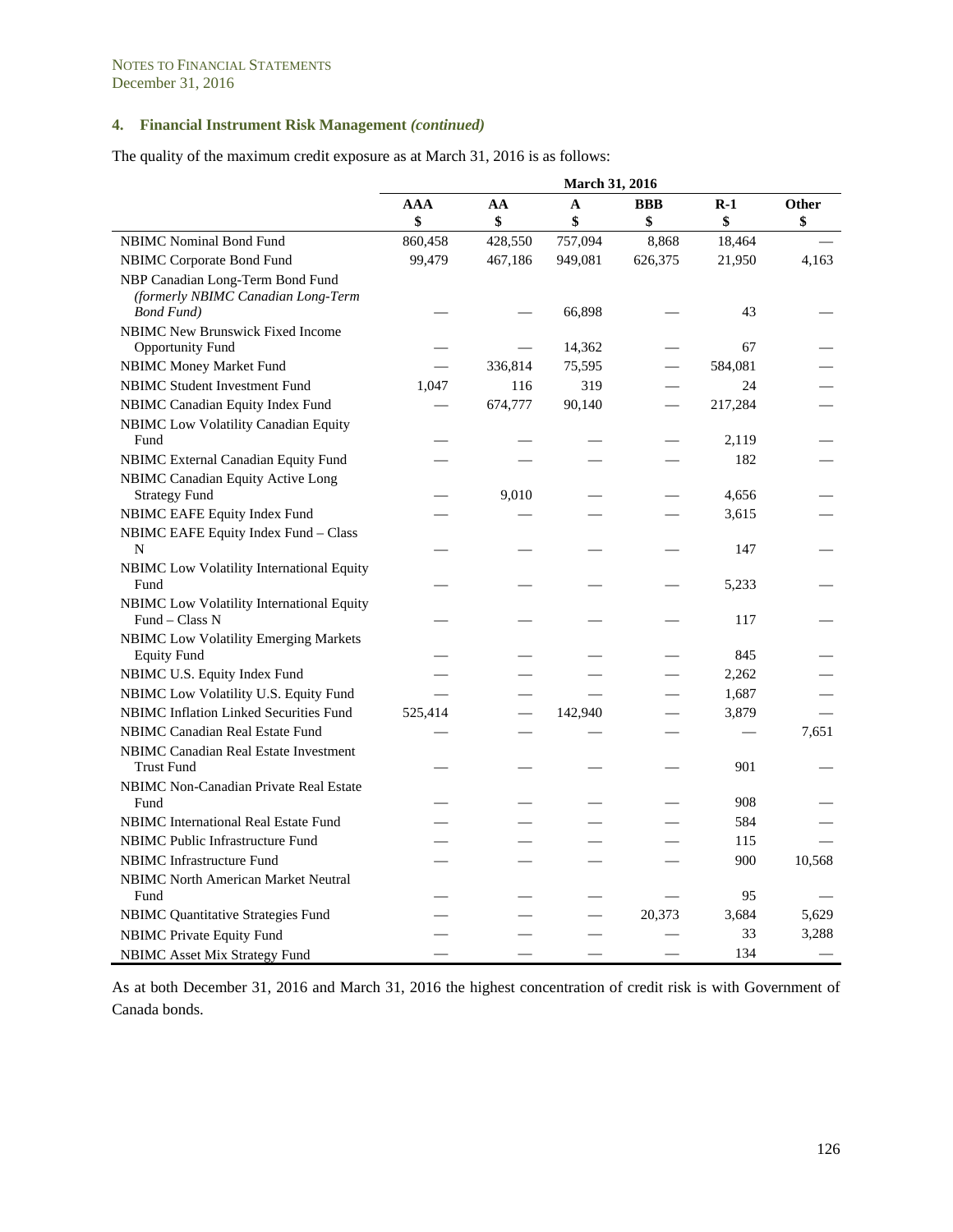NOTES TO FINANCIAL STATEMENTS
December 31, 2016

## 4. Financial Instrument Risk Management *(continued)*

The quality of the maximum credit exposure as at March 31, 2016 is as follows:

| | March 31, 2016 | | | | | |
|---|---|---|---|---|---|---|
| | AAA $ | AA $ | A $ | BBB $ | R-1 $ | Other $ |
| NBIMC Nominal Bond Fund | 860,458 | 428,550 | 757,094 | 8,868 | 18,464 | — |
| NBIMC Corporate Bond Fund | 99,479 | 467,186 | 949,081 | 626,375 | 21,950 | 4,163 |
| NBP Canadian Long-Term Bond Fund *(formerly NBIMC Canadian Long-Term Bond Fund)* | — | — | 66,898 | — | 43 | — |
| NBIMC New Brunswick Fixed Income Opportunity Fund | — | — | 14,362 | — | 67 | — |
| NBIMC Money Market Fund | — | 336,814 | 75,595 | — | 584,081 | — |
| NBIMC Student Investment Fund | 1,047 | 116 | 319 | — | 24 | — |
| NBIMC Canadian Equity Index Fund | — | 674,777 | 90,140 | — | 217,284 | — |
| NBIMC Low Volatility Canadian Equity Fund | — | — | — | — | 2,119 | — |
| NBIMC External Canadian Equity Fund | — | — | — | — | 182 | — |
| NBIMC Canadian Equity Active Long Strategy Fund | — | 9,010 | — | — | 4,656 | — |
| NBIMC EAFE Equity Index Fund | — | — | — | — | 3,615 | — |
| NBIMC EAFE Equity Index Fund – Class N | — | — | — | — | 147 | — |
| NBIMC Low Volatility International Equity Fund | — | — | — | — | 5,233 | — |
| NBIMC Low Volatility International Equity Fund – Class N | — | — | — | — | 117 | — |
| NBIMC Low Volatility Emerging Markets Equity Fund | — | — | — | — | 845 | — |
| NBIMC U.S. Equity Index Fund | — | — | — | — | 2,262 | — |
| NBIMC Low Volatility U.S. Equity Fund | — | — | — | — | 1,687 | — |
| NBIMC Inflation Linked Securities Fund | 525,414 | — | 142,940 | — | 3,879 | — |
| NBIMC Canadian Real Estate Fund | — | — | — | — | — | 7,651 |
| NBIMC Canadian Real Estate Investment Trust Fund | — | — | — | — | 901 | — |
| NBIMC Non-Canadian Private Real Estate Fund | — | — | — | — | 908 | — |
| NBIMC International Real Estate Fund | — | — | — | — | 584 | — |
| NBIMC Public Infrastructure Fund | — | — | — | — | 115 | — |
| NBIMC Infrastructure Fund | — | — | — | — | 900 | 10,568 |
| NBIMC North American Market Neutral Fund | — | — | — | — | 95 | — |
| NBIMC Quantitative Strategies Fund | — | — | — | 20,373 | 3,684 | 5,629 |
| NBIMC Private Equity Fund | — | — | — | — | 33 | 3,288 |
| NBIMC Asset Mix Strategy Fund | — | — | — | — | 134 | — |

As at both December 31, 2016 and March 31, 2016 the highest concentration of credit risk is with Government of Canada bonds.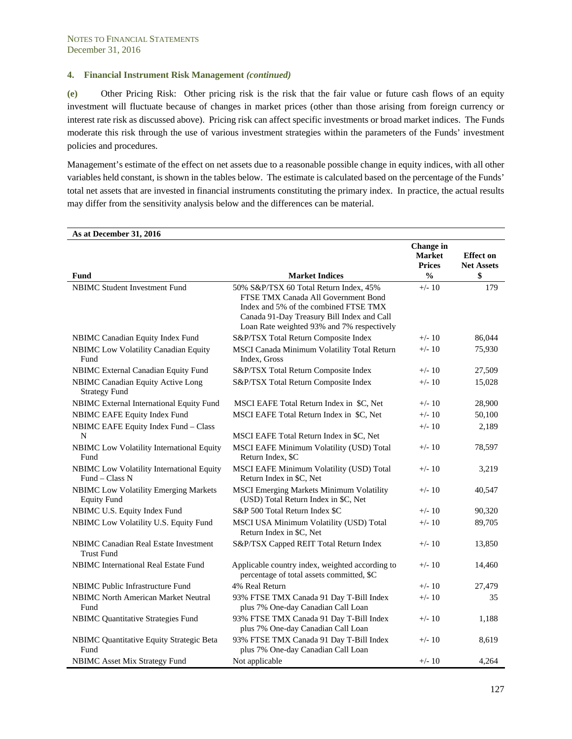NOTES TO FINANCIAL STATEMENTS
December 31, 2016

## 4. Financial Instrument Risk Management *(continued)*

**(e)** Other Pricing Risk: Other pricing risk is the risk that the fair value or future cash flows of an equity investment will fluctuate because of changes in market prices (other than those arising from foreign currency or interest rate risk as discussed above). Pricing risk can affect specific investments or broad market indices. The Funds moderate this risk through the use of various investment strategies within the parameters of the Funds' investment policies and procedures.

Management's estimate of the effect on net assets due to a reasonable possible change in equity indices, with all other variables held constant, is shown in the tables below. The estimate is calculated based on the percentage of the Funds' total net assets that are invested in financial instruments constituting the primary index. In practice, the actual results may differ from the sensitivity analysis below and the differences can be material.

**As at December 31, 2016**

| Fund | Market Indices | Change in Market Prices % | Effect on Net Assets $ |
|---|---|---|---|
| NBIMC Student Investment Fund | 50% S&P/TSX 60 Total Return Index, 45% FTSE TMX Canada All Government Bond Index and 5% of the combined FTSE TMX Canada 91-Day Treasury Bill Index and Call Loan Rate weighted 93% and 7% respectively | +/- 10 | 179 |
| NBIMC Canadian Equity Index Fund | S&P/TSX Total Return Composite Index | +/- 10 | 86,044 |
| NBIMC Low Volatility Canadian Equity Fund | MSCI Canada Minimum Volatility Total Return Index, Gross | +/- 10 | 75,930 |
| NBIMC External Canadian Equity Fund | S&P/TSX Total Return Composite Index | +/- 10 | 27,509 |
| NBIMC Canadian Equity Active Long Strategy Fund | S&P/TSX Total Return Composite Index | +/- 10 | 15,028 |
| NBIMC External International Equity Fund | MSCI EAFE Total Return Index in $C, Net | +/- 10 | 28,900 |
| NBIMC EAFE Equity Index Fund | MSCI EAFE Total Return Index in $C, Net | +/- 10 | 50,100 |
| NBIMC EAFE Equity Index Fund – Class N | MSCI EAFE Total Return Index in $C, Net | +/- 10 | 2,189 |
| NBIMC Low Volatility International Equity Fund | MSCI EAFE Minimum Volatility (USD) Total Return Index, $C | +/- 10 | 78,597 |
| NBIMC Low Volatility International Equity Fund – Class N | MSCI EAFE Minimum Volatility (USD) Total Return Index in $C, Net | +/- 10 | 3,219 |
| NBIMC Low Volatility Emerging Markets Equity Fund | MSCI Emerging Markets Minimum Volatility (USD) Total Return Index in $C, Net | +/- 10 | 40,547 |
| NBIMC U.S. Equity Index Fund | S&P 500 Total Return Index $C | +/- 10 | 90,320 |
| NBIMC Low Volatility U.S. Equity Fund | MSCI USA Minimum Volatility (USD) Total Return Index in $C, Net | +/- 10 | 89,705 |
| NBIMC Canadian Real Estate Investment Trust Fund | S&P/TSX Capped REIT Total Return Index | +/- 10 | 13,850 |
| NBIMC International Real Estate Fund | Applicable country index, weighted according to percentage of total assets committed, $C | +/- 10 | 14,460 |
| NBIMC Public Infrastructure Fund | 4% Real Return | +/- 10 | 27,479 |
| NBIMC North American Market Neutral Fund | 93% FTSE TMX Canada 91 Day T-Bill Index plus 7% One-day Canadian Call Loan | +/- 10 | 35 |
| NBIMC Quantitative Strategies Fund | 93% FTSE TMX Canada 91 Day T-Bill Index plus 7% One-day Canadian Call Loan | +/- 10 | 1,188 |
| NBIMC Quantitative Equity Strategic Beta Fund | 93% FTSE TMX Canada 91 Day T-Bill Index plus 7% One-day Canadian Call Loan | +/- 10 | 8,619 |
| NBIMC Asset Mix Strategy Fund | Not applicable | +/- 10 | 4,264 |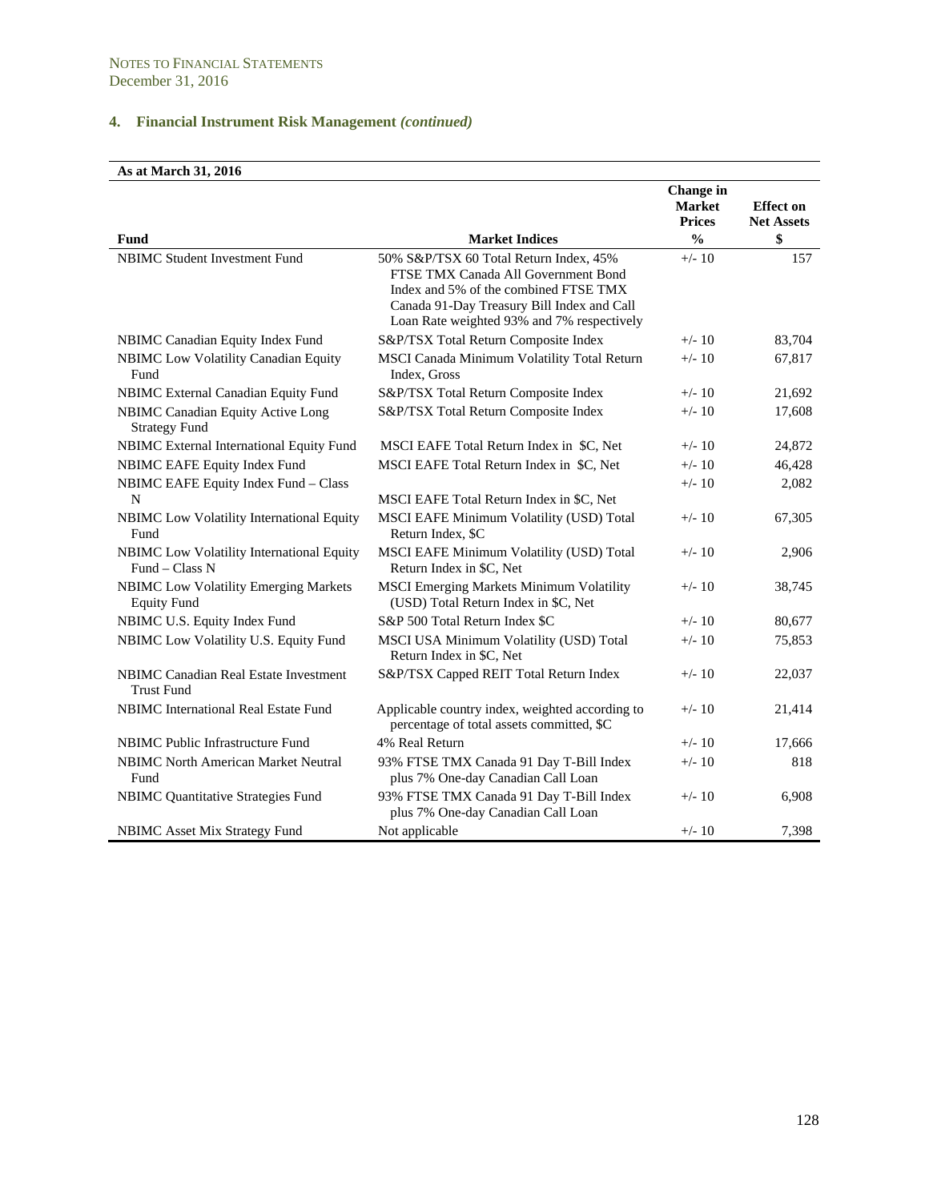NOTES TO FINANCIAL STATEMENTS
December 31, 2016

## 4. Financial Instrument Risk Management *(continued)*

**As at March 31, 2016**

| Fund | Market Indices | Change in Market Prices % | Effect on Net Assets $ |
|---|---|---|---|
| NBIMC Student Investment Fund | 50% S&P/TSX 60 Total Return Index, 45% FTSE TMX Canada All Government Bond Index and 5% of the combined FTSE TMX Canada 91-Day Treasury Bill Index and Call Loan Rate weighted 93% and 7% respectively | +/- 10 | 157 |
| NBIMC Canadian Equity Index Fund | S&P/TSX Total Return Composite Index | +/- 10 | 83,704 |
| NBIMC Low Volatility Canadian Equity Fund | MSCI Canada Minimum Volatility Total Return Index, Gross | +/- 10 | 67,817 |
| NBIMC External Canadian Equity Fund | S&P/TSX Total Return Composite Index | +/- 10 | 21,692 |
| NBIMC Canadian Equity Active Long Strategy Fund | S&P/TSX Total Return Composite Index | +/- 10 | 17,608 |
| NBIMC External International Equity Fund | MSCI EAFE Total Return Index in $C, Net | +/- 10 | 24,872 |
| NBIMC EAFE Equity Index Fund | MSCI EAFE Total Return Index in $C, Net | +/- 10 | 46,428 |
| NBIMC EAFE Equity Index Fund – Class N | MSCI EAFE Total Return Index in $C, Net | +/- 10 | 2,082 |
| NBIMC Low Volatility International Equity Fund | MSCI EAFE Minimum Volatility (USD) Total Return Index, $C | +/- 10 | 67,305 |
| NBIMC Low Volatility International Equity Fund – Class N | MSCI EAFE Minimum Volatility (USD) Total Return Index in $C, Net | +/- 10 | 2,906 |
| NBIMC Low Volatility Emerging Markets Equity Fund | MSCI Emerging Markets Minimum Volatility (USD) Total Return Index in $C, Net | +/- 10 | 38,745 |
| NBIMC U.S. Equity Index Fund | S&P 500 Total Return Index $C | +/- 10 | 80,677 |
| NBIMC Low Volatility U.S. Equity Fund | MSCI USA Minimum Volatility (USD) Total Return Index in $C, Net | +/- 10 | 75,853 |
| NBIMC Canadian Real Estate Investment Trust Fund | S&P/TSX Capped REIT Total Return Index | +/- 10 | 22,037 |
| NBIMC International Real Estate Fund | Applicable country index, weighted according to percentage of total assets committed, $C | +/- 10 | 21,414 |
| NBIMC Public Infrastructure Fund | 4% Real Return | +/- 10 | 17,666 |
| NBIMC North American Market Neutral Fund | 93% FTSE TMX Canada 91 Day T-Bill Index plus 7% One-day Canadian Call Loan | +/- 10 | 818 |
| NBIMC Quantitative Strategies Fund | 93% FTSE TMX Canada 91 Day T-Bill Index plus 7% One-day Canadian Call Loan | +/- 10 | 6,908 |
| NBIMC Asset Mix Strategy Fund | Not applicable | +/- 10 | 7,398 |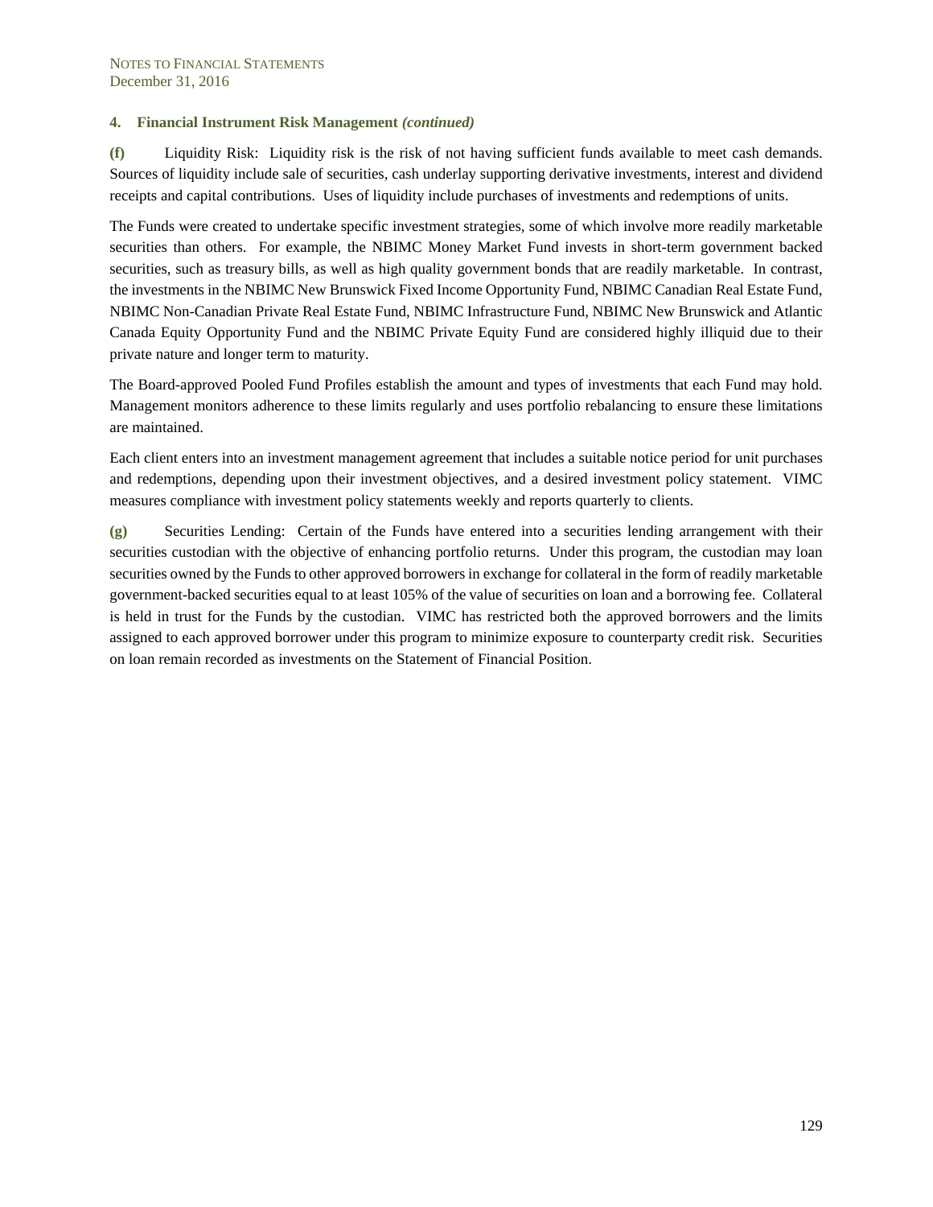### 4. Financial Instrument Risk Management *(continued)*

**(f)** Liquidity Risk: Liquidity risk is the risk of not having sufficient funds available to meet cash demands. Sources of liquidity include sale of securities, cash underlay supporting derivative investments, interest and dividend receipts and capital contributions. Uses of liquidity include purchases of investments and redemptions of units.

The Funds were created to undertake specific investment strategies, some of which involve more readily marketable securities than others. For example, the NBIMC Money Market Fund invests in short-term government backed securities, such as treasury bills, as well as high quality government bonds that are readily marketable. In contrast, the investments in the NBIMC New Brunswick Fixed Income Opportunity Fund, NBIMC Canadian Real Estate Fund, NBIMC Non-Canadian Private Real Estate Fund, NBIMC Infrastructure Fund, NBIMC New Brunswick and Atlantic Canada Equity Opportunity Fund and the NBIMC Private Equity Fund are considered highly illiquid due to their private nature and longer term to maturity.

The Board-approved Pooled Fund Profiles establish the amount and types of investments that each Fund may hold. Management monitors adherence to these limits regularly and uses portfolio rebalancing to ensure these limitations are maintained.

Each client enters into an investment management agreement that includes a suitable notice period for unit purchases and redemptions, depending upon their investment objectives, and a desired investment policy statement. VIMC measures compliance with investment policy statements weekly and reports quarterly to clients.

**(g)** Securities Lending: Certain of the Funds have entered into a securities lending arrangement with their securities custodian with the objective of enhancing portfolio returns. Under this program, the custodian may loan securities owned by the Funds to other approved borrowers in exchange for collateral in the form of readily marketable government-backed securities equal to at least 105% of the value of securities on loan and a borrowing fee. Collateral is held in trust for the Funds by the custodian. VIMC has restricted both the approved borrowers and the limits assigned to each approved borrower under this program to minimize exposure to counterparty credit risk. Securities on loan remain recorded as investments on the Statement of Financial Position.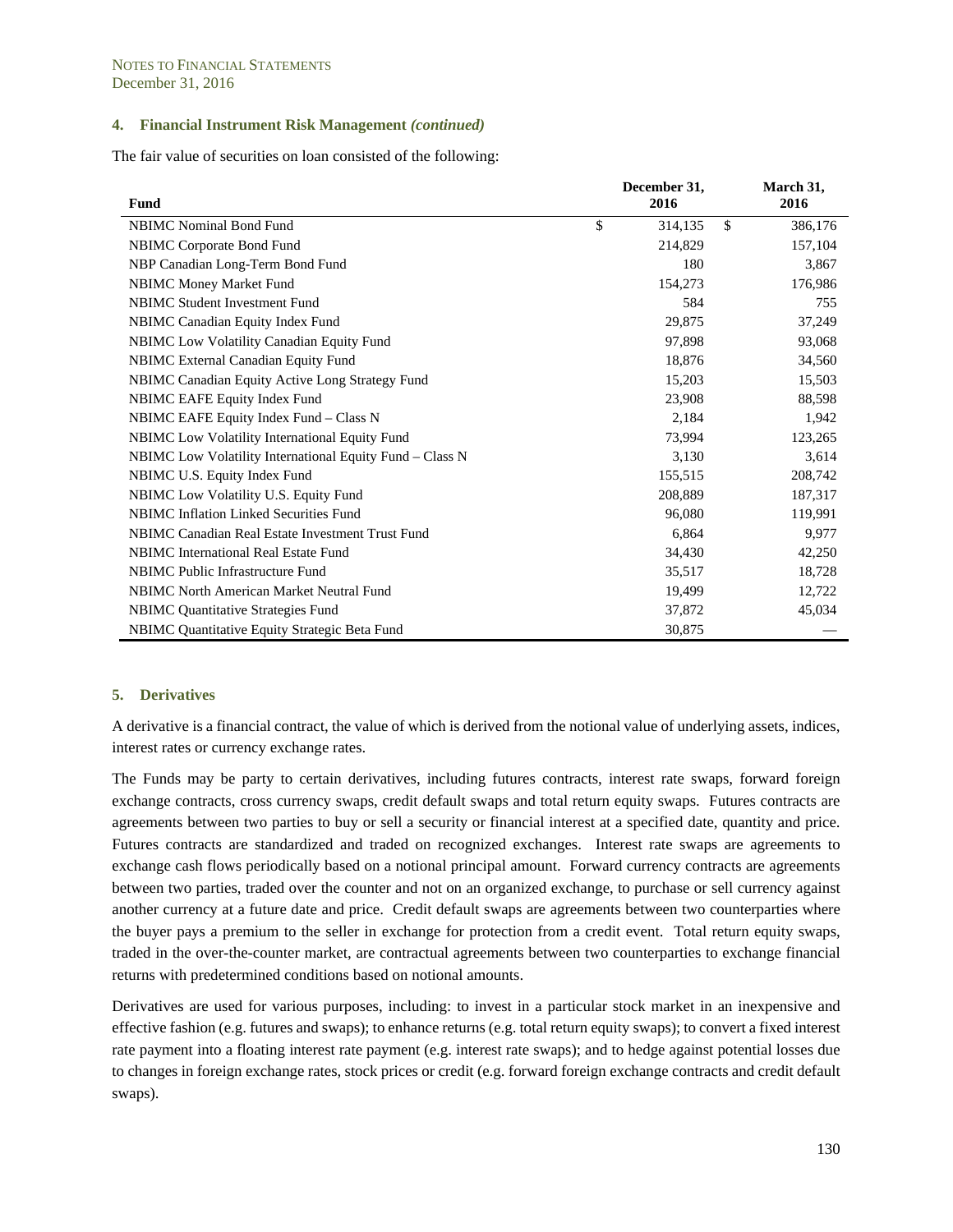NOTES TO FINANCIAL STATEMENTS
December 31, 2016

### 4. Financial Instrument Risk Management *(continued)*

The fair value of securities on loan consisted of the following:

| Fund | December 31, 2016 | March 31, 2016 |
|---|---|---|
| NBIMC Nominal Bond Fund | $ 314,135 | $ 386,176 |
| NBIMC Corporate Bond Fund | 214,829 | 157,104 |
| NBP Canadian Long-Term Bond Fund | 180 | 3,867 |
| NBIMC Money Market Fund | 154,273 | 176,986 |
| NBIMC Student Investment Fund | 584 | 755 |
| NBIMC Canadian Equity Index Fund | 29,875 | 37,249 |
| NBIMC Low Volatility Canadian Equity Fund | 97,898 | 93,068 |
| NBIMC External Canadian Equity Fund | 18,876 | 34,560 |
| NBIMC Canadian Equity Active Long Strategy Fund | 15,203 | 15,503 |
| NBIMC EAFE Equity Index Fund | 23,908 | 88,598 |
| NBIMC EAFE Equity Index Fund – Class N | 2,184 | 1,942 |
| NBIMC Low Volatility International Equity Fund | 73,994 | 123,265 |
| NBIMC Low Volatility International Equity Fund – Class N | 3,130 | 3,614 |
| NBIMC U.S. Equity Index Fund | 155,515 | 208,742 |
| NBIMC Low Volatility U.S. Equity Fund | 208,889 | 187,317 |
| NBIMC Inflation Linked Securities Fund | 96,080 | 119,991 |
| NBIMC Canadian Real Estate Investment Trust Fund | 6,864 | 9,977 |
| NBIMC International Real Estate Fund | 34,430 | 42,250 |
| NBIMC Public Infrastructure Fund | 35,517 | 18,728 |
| NBIMC North American Market Neutral Fund | 19,499 | 12,722 |
| NBIMC Quantitative Strategies Fund | 37,872 | 45,034 |
| NBIMC Quantitative Equity Strategic Beta Fund | 30,875 | — |

### 5. Derivatives

A derivative is a financial contract, the value of which is derived from the notional value of underlying assets, indices, interest rates or currency exchange rates.

The Funds may be party to certain derivatives, including futures contracts, interest rate swaps, forward foreign exchange contracts, cross currency swaps, credit default swaps and total return equity swaps. Futures contracts are agreements between two parties to buy or sell a security or financial interest at a specified date, quantity and price. Futures contracts are standardized and traded on recognized exchanges. Interest rate swaps are agreements to exchange cash flows periodically based on a notional principal amount. Forward currency contracts are agreements between two parties, traded over the counter and not on an organized exchange, to purchase or sell currency against another currency at a future date and price. Credit default swaps are agreements between two counterparties where the buyer pays a premium to the seller in exchange for protection from a credit event. Total return equity swaps, traded in the over-the-counter market, are contractual agreements between two counterparties to exchange financial returns with predetermined conditions based on notional amounts.

Derivatives are used for various purposes, including: to invest in a particular stock market in an inexpensive and effective fashion (e.g. futures and swaps); to enhance returns (e.g. total return equity swaps); to convert a fixed interest rate payment into a floating interest rate payment (e.g. interest rate swaps); and to hedge against potential losses due to changes in foreign exchange rates, stock prices or credit (e.g. forward foreign exchange contracts and credit default swaps).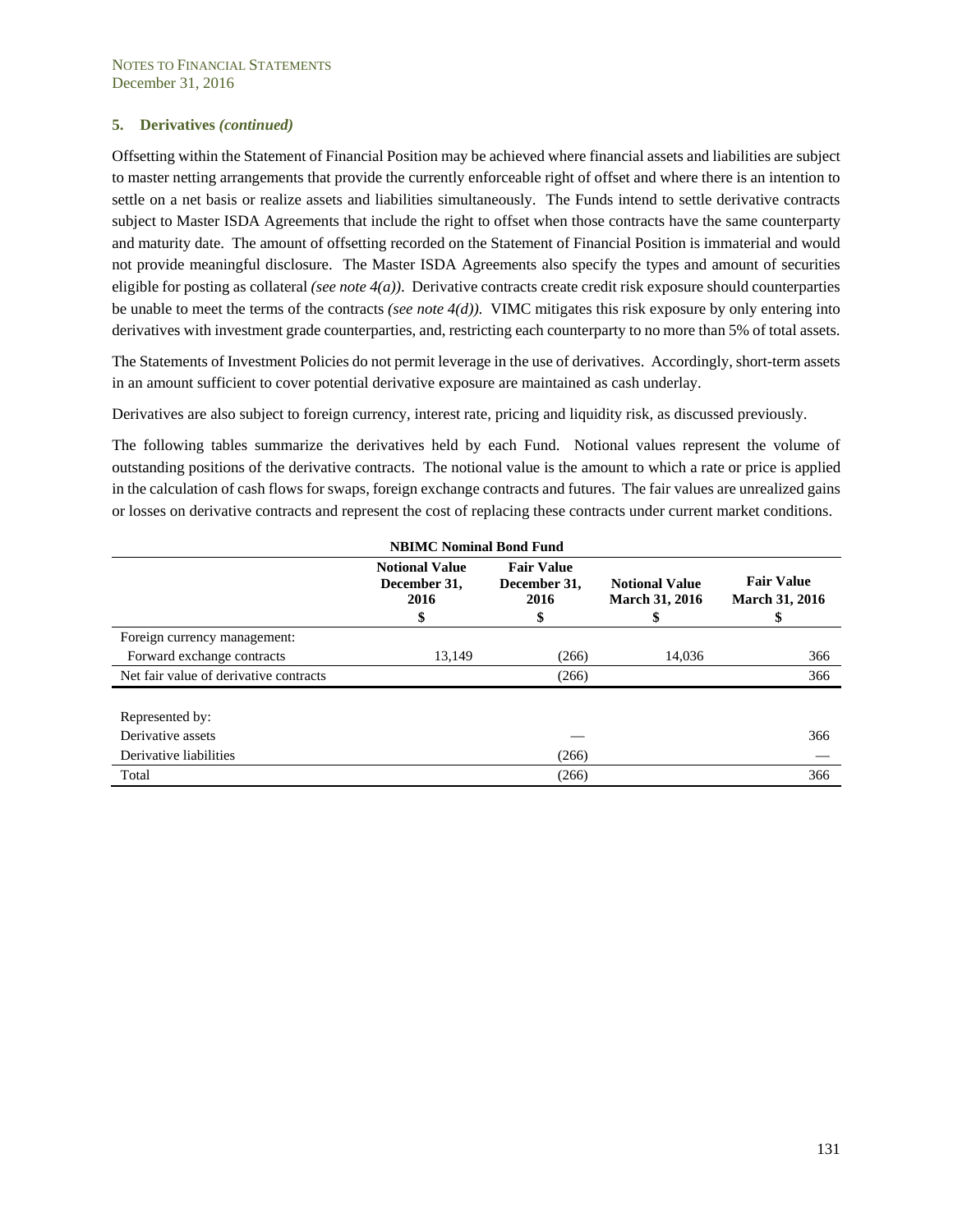## 5. Derivatives *(continued)*

Offsetting within the Statement of Financial Position may be achieved where financial assets and liabilities are subject to master netting arrangements that provide the currently enforceable right of offset and where there is an intention to settle on a net basis or realize assets and liabilities simultaneously. The Funds intend to settle derivative contracts subject to Master ISDA Agreements that include the right to offset when those contracts have the same counterparty and maturity date. The amount of offsetting recorded on the Statement of Financial Position is immaterial and would not provide meaningful disclosure. The Master ISDA Agreements also specify the types and amount of securities eligible for posting as collateral *(see note 4(a))*. Derivative contracts create credit risk exposure should counterparties be unable to meet the terms of the contracts *(see note 4(d))*. VIMC mitigates this risk exposure by only entering into derivatives with investment grade counterparties, and, restricting each counterparty to no more than 5% of total assets.

The Statements of Investment Policies do not permit leverage in the use of derivatives. Accordingly, short-term assets in an amount sufficient to cover potential derivative exposure are maintained as cash underlay.

Derivatives are also subject to foreign currency, interest rate, pricing and liquidity risk, as discussed previously.

The following tables summarize the derivatives held by each Fund. Notional values represent the volume of outstanding positions of the derivative contracts. The notional value is the amount to which a rate or price is applied in the calculation of cash flows for swaps, foreign exchange contracts and futures. The fair values are unrealized gains or losses on derivative contracts and represent the cost of replacing these contracts under current market conditions.

**NBIMC Nominal Bond Fund**

| | Notional Value December 31, 2016 $ | Fair Value December 31, 2016 $ | Notional Value March 31, 2016 $ | Fair Value March 31, 2016 $ |
|---|---|---|---|---|
| Foreign currency management: | | | | |
| Forward exchange contracts | 13,149 | (266) | 14,036 | 366 |
| Net fair value of derivative contracts | | (266) | | 366 |
| | | | | |
| Represented by: | | | | |
| Derivative assets | | — | | 366 |
| Derivative liabilities | | (266) | | — |
| Total | | (266) | | 366 |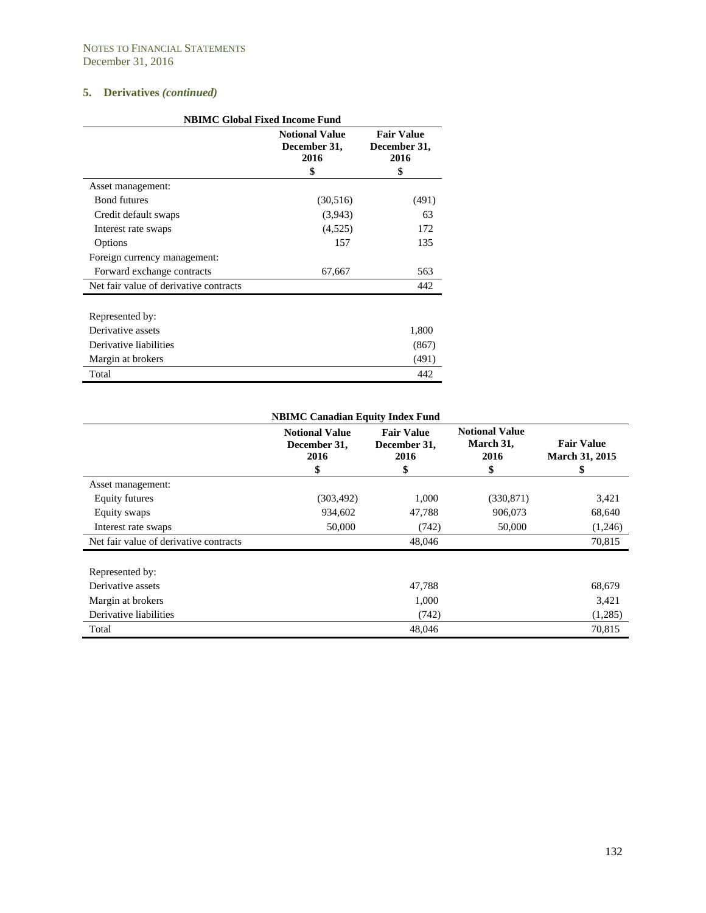NOTES TO FINANCIAL STATEMENTS
December 31, 2016

## 5. Derivatives *(continued)*

**NBIMC Global Fixed Income Fund**

| | Notional Value December 31, 2016 $ | Fair Value December 31, 2016 $ |
|---|---|---|
| Asset management: | | |
| Bond futures | (30,516) | (491) |
| Credit default swaps | (3,943) | 63 |
| Interest rate swaps | (4,525) | 172 |
| Options | 157 | 135 |
| Foreign currency management: | | |
| Forward exchange contracts | 67,667 | 563 |
| Net fair value of derivative contracts | | 442 |
| | | |
| Represented by: | | |
| Derivative assets | | 1,800 |
| Derivative liabilities | | (867) |
| Margin at brokers | | (491) |
| Total | | 442 |

**NBIMC Canadian Equity Index Fund**

| | Notional Value December 31, 2016 $ | Fair Value December 31, 2016 $ | Notional Value March 31, 2016 $ | Fair Value March 31, 2015 $ |
|---|---|---|---|---|
| Asset management: | | | | |
| Equity futures | (303,492) | 1,000 | (330,871) | 3,421 |
| Equity swaps | 934,602 | 47,788 | 906,073 | 68,640 |
| Interest rate swaps | 50,000 | (742) | 50,000 | (1,246) |
| Net fair value of derivative contracts | | 48,046 | | 70,815 |
| | | | | |
| Represented by: | | | | |
| Derivative assets | | 47,788 | | 68,679 |
| Margin at brokers | | 1,000 | | 3,421 |
| Derivative liabilities | | (742) | | (1,285) |
| Total | | 48,046 | | 70,815 |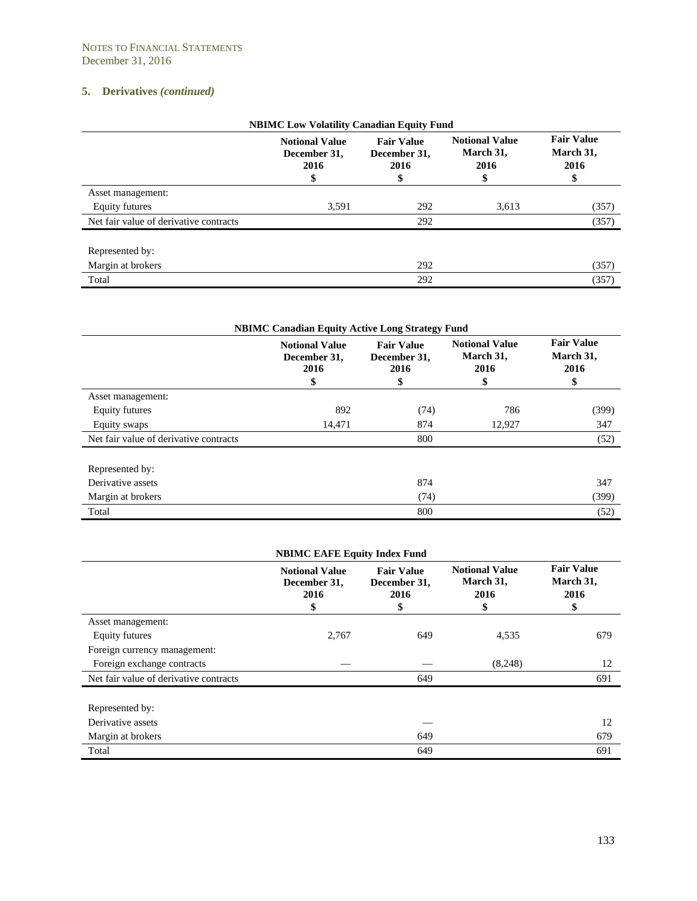NOTES TO FINANCIAL STATEMENTS
December 31, 2016

## 5. Derivatives *(continued)*

**NBIMC Low Volatility Canadian Equity Fund**

| | Notional Value December 31, 2016 $ | Fair Value December 31, 2016 $ | Notional Value March 31, 2016 $ | Fair Value March 31, 2016 $ |
|---|---|---|---|---|
| Asset management: | | | | |
| Equity futures | 3,591 | 292 | 3,613 | (357) |
| Net fair value of derivative contracts | | 292 | | (357) |
| | | | | |
| Represented by: | | | | |
| Margin at brokers | | 292 | | (357) |
| Total | | 292 | | (357) |

**NBIMC Canadian Equity Active Long Strategy Fund**

| | Notional Value December 31, 2016 $ | Fair Value December 31, 2016 $ | Notional Value March 31, 2016 $ | Fair Value March 31, 2016 $ |
|---|---|---|---|---|
| Asset management: | | | | |
| Equity futures | 892 | (74) | 786 | (399) |
| Equity swaps | 14,471 | 874 | 12,927 | 347 |
| Net fair value of derivative contracts | | 800 | | (52) |
| | | | | |
| Represented by: | | | | |
| Derivative assets | | 874 | | 347 |
| Margin at brokers | | (74) | | (399) |
| Total | | 800 | | (52) |

**NBIMC EAFE Equity Index Fund**

| | Notional Value December 31, 2016 $ | Fair Value December 31, 2016 $ | Notional Value March 31, 2016 $ | Fair Value March 31, 2016 $ |
|---|---|---|---|---|
| Asset management: | | | | |
| Equity futures | 2,767 | 649 | 4,535 | 679 |
| Foreign currency management: | | | | |
| Foreign exchange contracts | — | — | (8,248) | 12 |
| Net fair value of derivative contracts | | 649 | | 691 |
| | | | | |
| Represented by: | | | | |
| Derivative assets | | — | | 12 |
| Margin at brokers | | 649 | | 679 |
| Total | | 649 | | 691 |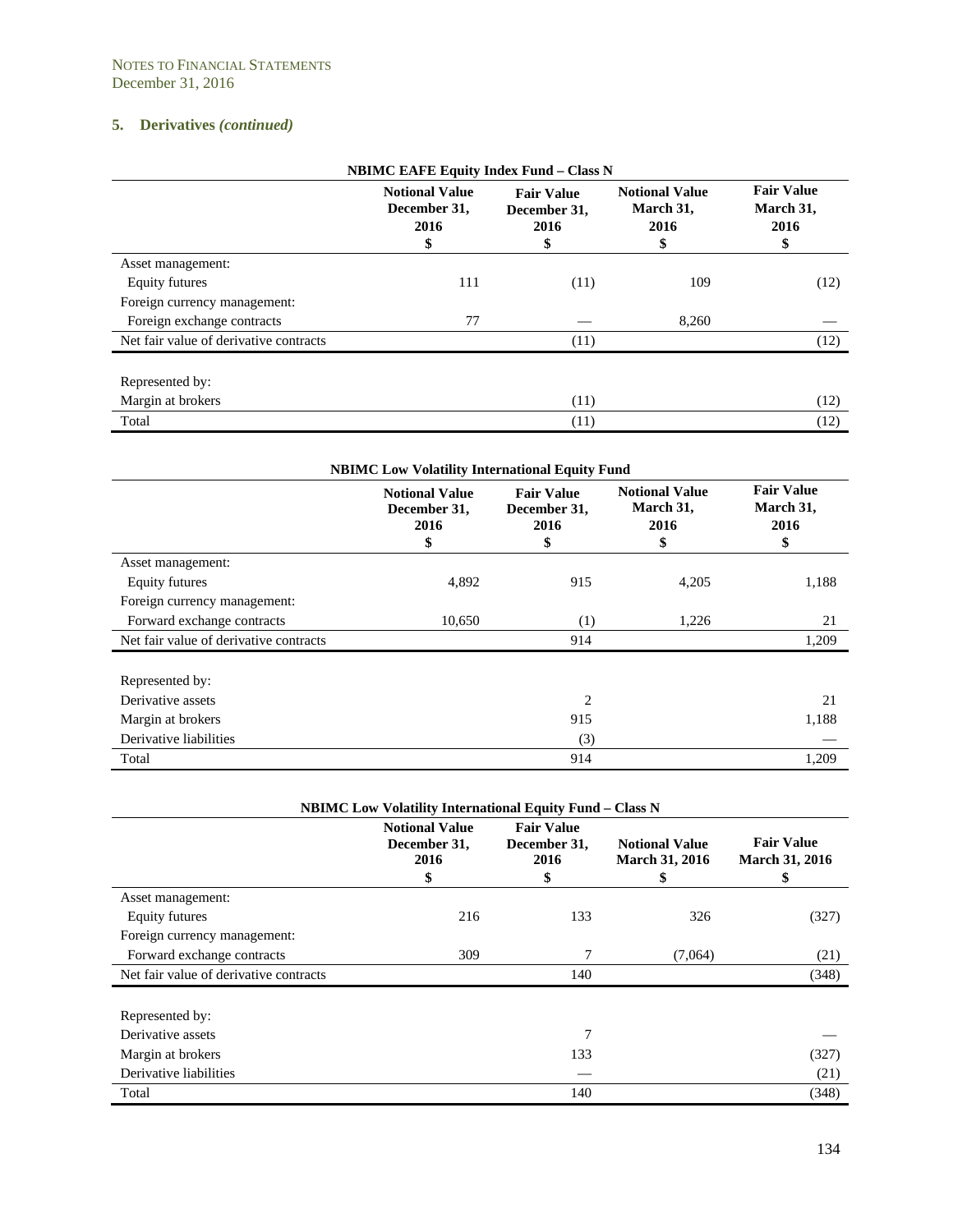NOTES TO FINANCIAL STATEMENTS
December 31, 2016

## 5. Derivatives *(continued)*

**NBIMC EAFE Equity Index Fund – Class N**

| | Notional Value December 31, 2016 $ | Fair Value December 31, 2016 $ | Notional Value March 31, 2016 $ | Fair Value March 31, 2016 $ |
|---|---|---|---|---|
| Asset management: | | | | |
| Equity futures | 111 | (11) | 109 | (12) |
| Foreign currency management: | | | | |
| Foreign exchange contracts | 77 | — | 8,260 | — |
| Net fair value of derivative contracts | | (11) | | (12) |
| | | | | |
| Represented by: | | | | |
| Margin at brokers | | (11) | | (12) |
| Total | | (11) | | (12) |

**NBIMC Low Volatility International Equity Fund**

| | Notional Value December 31, 2016 $ | Fair Value December 31, 2016 $ | Notional Value March 31, 2016 $ | Fair Value March 31, 2016 $ |
|---|---|---|---|---|
| Asset management: | | | | |
| Equity futures | 4,892 | 915 | 4,205 | 1,188 |
| Foreign currency management: | | | | |
| Forward exchange contracts | 10,650 | (1) | 1,226 | 21 |
| Net fair value of derivative contracts | | 914 | | 1,209 |
| | | | | |
| Represented by: | | | | |
| Derivative assets | | 2 | | 21 |
| Margin at brokers | | 915 | | 1,188 |
| Derivative liabilities | | (3) | | — |
| Total | | 914 | | 1,209 |

**NBIMC Low Volatility International Equity Fund – Class N**

| | Notional Value December 31, 2016 $ | Fair Value December 31, 2016 $ | Notional Value March 31, 2016 $ | Fair Value March 31, 2016 $ |
|---|---|---|---|---|
| Asset management: | | | | |
| Equity futures | 216 | 133 | 326 | (327) |
| Foreign currency management: | | | | |
| Forward exchange contracts | 309 | 7 | (7,064) | (21) |
| Net fair value of derivative contracts | | 140 | | (348) |
| | | | | |
| Represented by: | | | | |
| Derivative assets | | 7 | | — |
| Margin at brokers | | 133 | | (327) |
| Derivative liabilities | | — | | (21) |
| Total | | 140 | | (348) |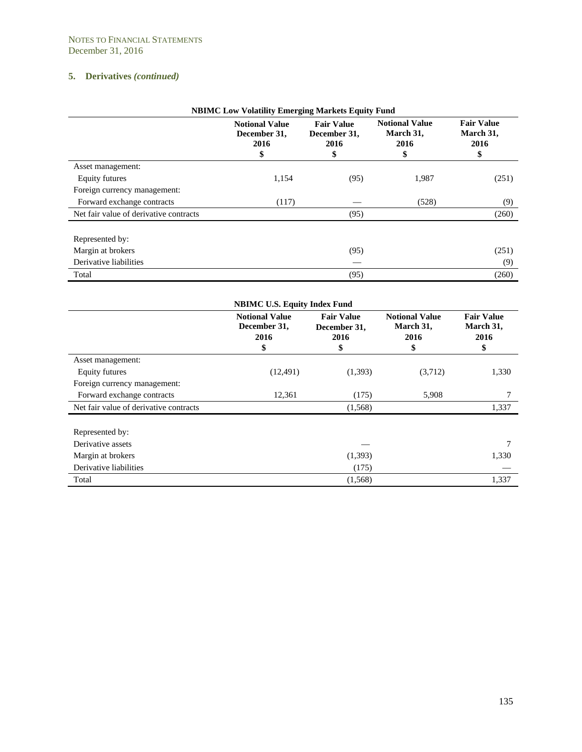NOTES TO FINANCIAL STATEMENTS
December 31, 2016

### 5. Derivatives *(continued)*

**NBIMC Low Volatility Emerging Markets Equity Fund**

| | Notional Value December 31, 2016 $ | Fair Value December 31, 2016 $ | Notional Value March 31, 2016 $ | Fair Value March 31, 2016 $ |
|---|---|---|---|---|
| Asset management: | | | | |
| Equity futures | 1,154 | (95) | 1,987 | (251) |
| Foreign currency management: | | | | |
| Forward exchange contracts | (117) | — | (528) | (9) |
| Net fair value of derivative contracts | | (95) | | (260) |
| | | | | |
| Represented by: | | | | |
| Margin at brokers | | (95) | | (251) |
| Derivative liabilities | | — | | (9) |
| Total | | (95) | | (260) |

**NBIMC U.S. Equity Index Fund**

| | Notional Value December 31, 2016 $ | Fair Value December 31, 2016 $ | Notional Value March 31, 2016 $ | Fair Value March 31, 2016 $ |
|---|---|---|---|---|
| Asset management: | | | | |
| Equity futures | (12,491) | (1,393) | (3,712) | 1,330 |
| Foreign currency management: | | | | |
| Forward exchange contracts | 12,361 | (175) | 5,908 | 7 |
| Net fair value of derivative contracts | | (1,568) | | 1,337 |
| | | | | |
| Represented by: | | | | |
| Derivative assets | | — | | 7 |
| Margin at brokers | | (1,393) | | 1,330 |
| Derivative liabilities | | (175) | | — |
| Total | | (1,568) | | 1,337 |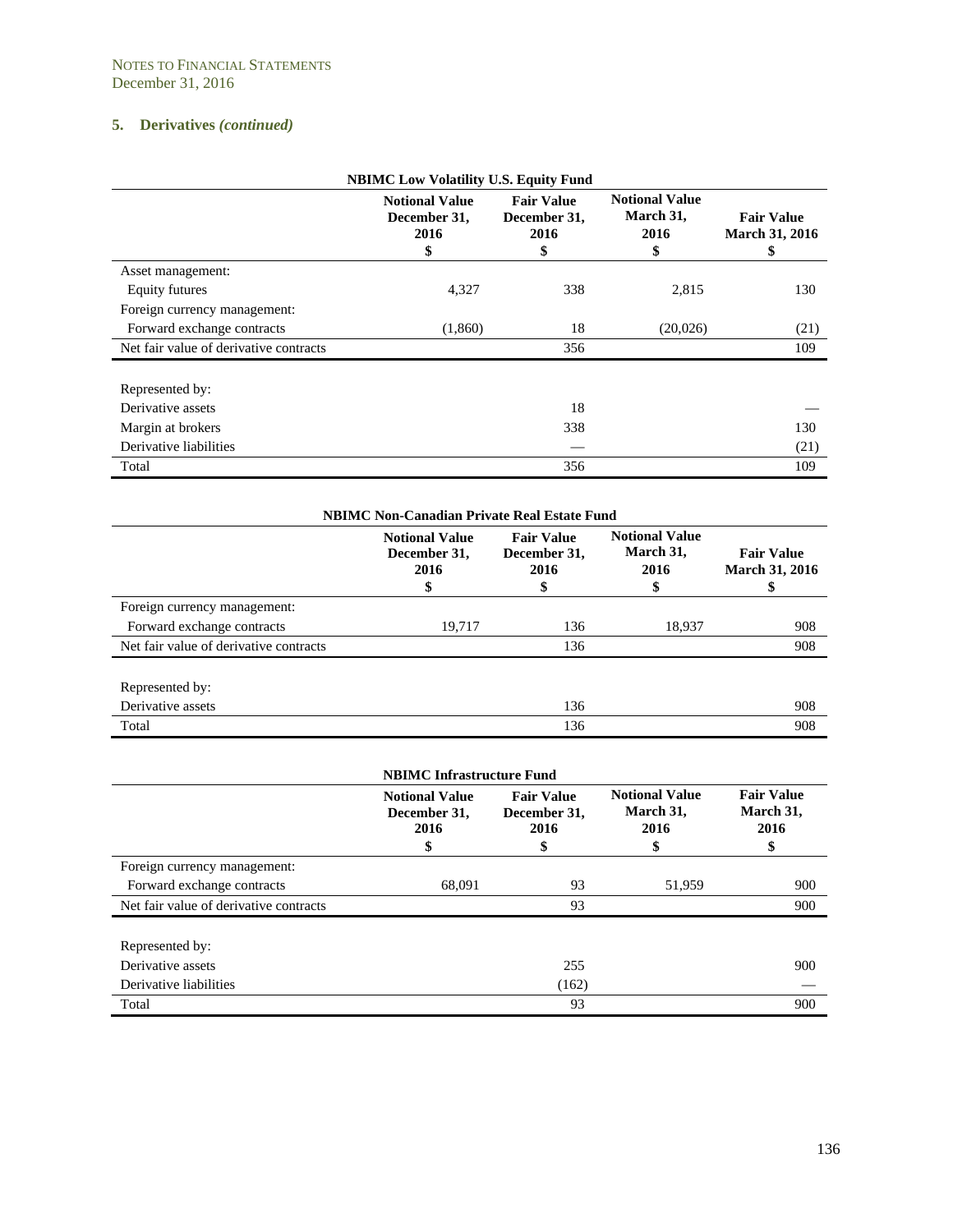NOTES TO FINANCIAL STATEMENTS
December 31, 2016

### 5. Derivatives *(continued)*

**NBIMC Low Volatility U.S. Equity Fund**

| | Notional Value December 31, 2016 $ | Fair Value December 31, 2016 $ | Notional Value March 31, 2016 $ | Fair Value March 31, 2016 $ |
|---|---|---|---|---|
| Asset management: | | | | |
| Equity futures | 4,327 | 338 | 2,815 | 130 |
| Foreign currency management: | | | | |
| Forward exchange contracts | (1,860) | 18 | (20,026) | (21) |
| Net fair value of derivative contracts | | 356 | | 109 |
| | | | | |
| Represented by: | | | | |
| Derivative assets | | 18 | | — |
| Margin at brokers | | 338 | | 130 |
| Derivative liabilities | | — | | (21) |
| Total | | 356 | | 109 |

**NBIMC Non-Canadian Private Real Estate Fund**

| | Notional Value December 31, 2016 $ | Fair Value December 31, 2016 $ | Notional Value March 31, 2016 $ | Fair Value March 31, 2016 $ |
|---|---|---|---|---|
| Foreign currency management: | | | | |
| Forward exchange contracts | 19,717 | 136 | 18,937 | 908 |
| Net fair value of derivative contracts | | 136 | | 908 |
| | | | | |
| Represented by: | | | | |
| Derivative assets | | 136 | | 908 |
| Total | | 136 | | 908 |

**NBIMC Infrastructure Fund**

| | Notional Value December 31, 2016 $ | Fair Value December 31, 2016 $ | Notional Value March 31, 2016 $ | Fair Value March 31, 2016 $ |
|---|---|---|---|---|
| Foreign currency management: | | | | |
| Forward exchange contracts | 68,091 | 93 | 51,959 | 900 |
| Net fair value of derivative contracts | | 93 | | 900 |
| | | | | |
| Represented by: | | | | |
| Derivative assets | | 255 | | 900 |
| Derivative liabilities | | (162) | | — |
| Total | | 93 | | 900 |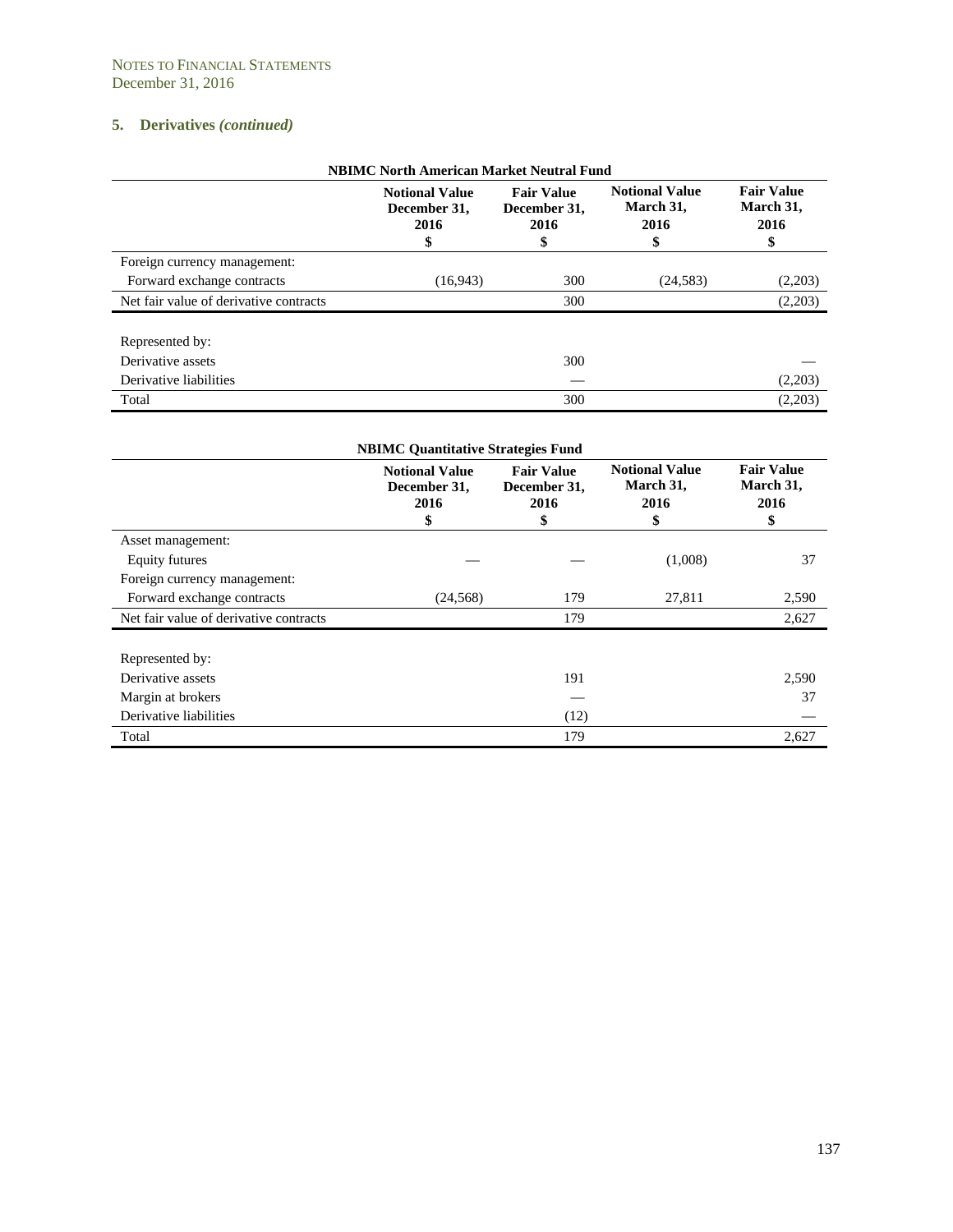NOTES TO FINANCIAL STATEMENTS
December 31, 2016

## 5. Derivatives *(continued)*

**NBIMC North American Market Neutral Fund**

| | Notional Value December 31, 2016 $ | Fair Value December 31, 2016 $ | Notional Value March 31, 2016 $ | Fair Value March 31, 2016 $ |
|---|---|---|---|---|
| Foreign currency management: | | | | |
| Forward exchange contracts | (16,943) | 300 | (24,583) | (2,203) |
| Net fair value of derivative contracts | | 300 | | (2,203) |
| | | | | |
| Represented by: | | | | |
| Derivative assets | | 300 | | — |
| Derivative liabilities | | — | | (2,203) |
| Total | | 300 | | (2,203) |

**NBIMC Quantitative Strategies Fund**

| | Notional Value December 31, 2016 $ | Fair Value December 31, 2016 $ | Notional Value March 31, 2016 $ | Fair Value March 31, 2016 $ |
|---|---|---|---|---|
| Asset management: | | | | |
| Equity futures | — | — | (1,008) | 37 |
| Foreign currency management: | | | | |
| Forward exchange contracts | (24,568) | 179 | 27,811 | 2,590 |
| Net fair value of derivative contracts | | 179 | | 2,627 |
| | | | | |
| Represented by: | | | | |
| Derivative assets | | 191 | | 2,590 |
| Margin at brokers | | — | | 37 |
| Derivative liabilities | | (12) | | — |
| Total | | 179 | | 2,627 |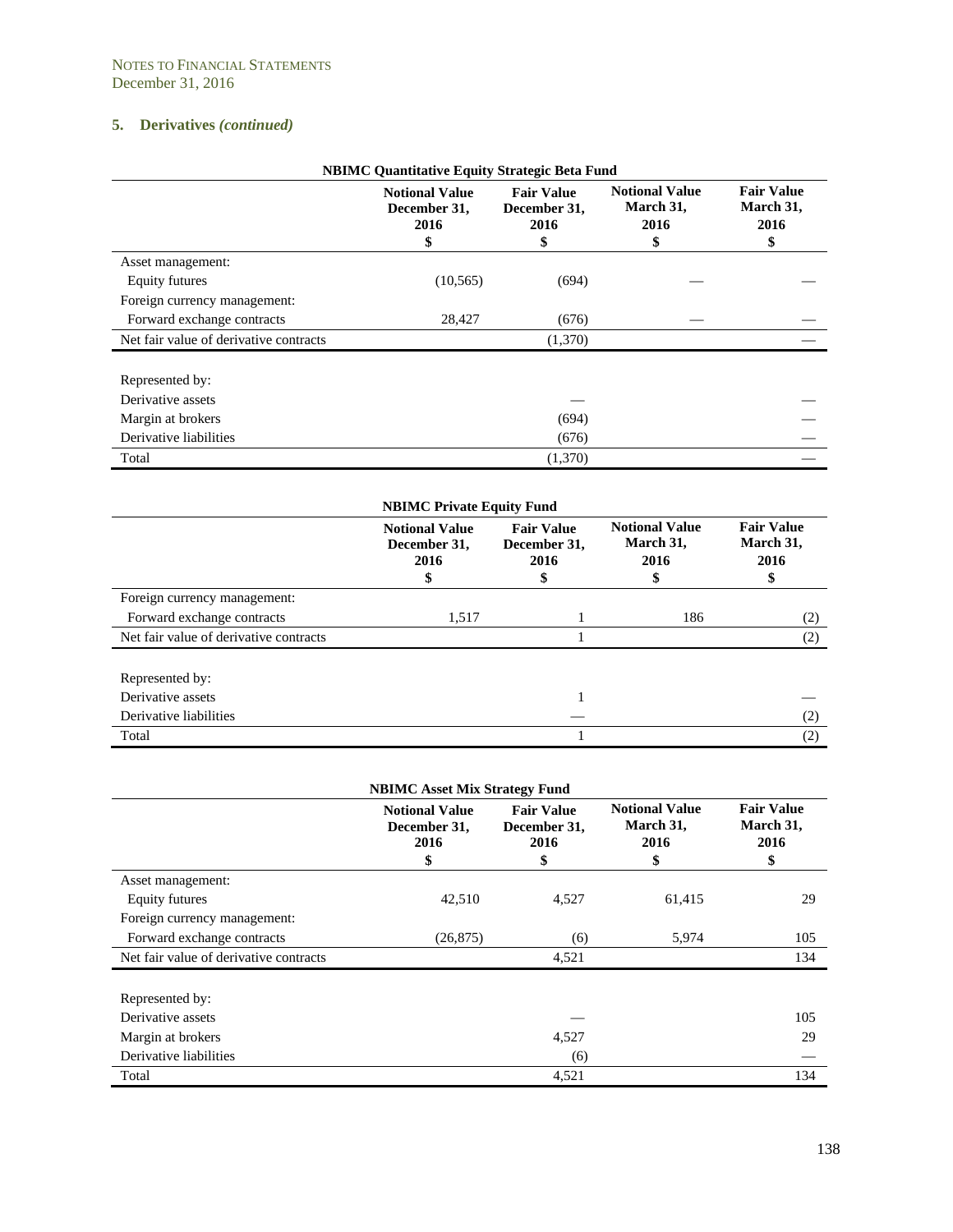NOTES TO FINANCIAL STATEMENTS
December 31, 2016

## 5. Derivatives *(continued)*

**NBIMC Quantitative Equity Strategic Beta Fund**

| | Notional Value December 31, 2016 $ | Fair Value December 31, 2016 $ | Notional Value March 31, 2016 $ | Fair Value March 31, 2016 $ |
|---|---|---|---|---|
| Asset management: | | | | |
| Equity futures | (10,565) | (694) | — | — |
| Foreign currency management: | | | | |
| Forward exchange contracts | 28,427 | (676) | — | — |
| Net fair value of derivative contracts | | (1,370) | | — |
| | | | | |
| Represented by: | | | | |
| Derivative assets | | — | | — |
| Margin at brokers | | (694) | | — |
| Derivative liabilities | | (676) | | — |
| Total | | (1,370) | | — |

**NBIMC Private Equity Fund**

| | Notional Value December 31, 2016 $ | Fair Value December 31, 2016 $ | Notional Value March 31, 2016 $ | Fair Value March 31, 2016 $ |
|---|---|---|---|---|
| Foreign currency management: | | | | |
| Forward exchange contracts | 1,517 | 1 | 186 | (2) |
| Net fair value of derivative contracts | | 1 | | (2) |
| | | | | |
| Represented by: | | | | |
| Derivative assets | | 1 | | — |
| Derivative liabilities | | — | | (2) |
| Total | | 1 | | (2) |

**NBIMC Asset Mix Strategy Fund**

| | Notional Value December 31, 2016 $ | Fair Value December 31, 2016 $ | Notional Value March 31, 2016 $ | Fair Value March 31, 2016 $ |
|---|---|---|---|---|
| Asset management: | | | | |
| Equity futures | 42,510 | 4,527 | 61,415 | 29 |
| Foreign currency management: | | | | |
| Forward exchange contracts | (26,875) | (6) | 5,974 | 105 |
| Net fair value of derivative contracts | | 4,521 | | 134 |
| | | | | |
| Represented by: | | | | |
| Derivative assets | | — | | 105 |
| Margin at brokers | | 4,527 | | 29 |
| Derivative liabilities | | (6) | | — |
| Total | | 4,521 | | 134 |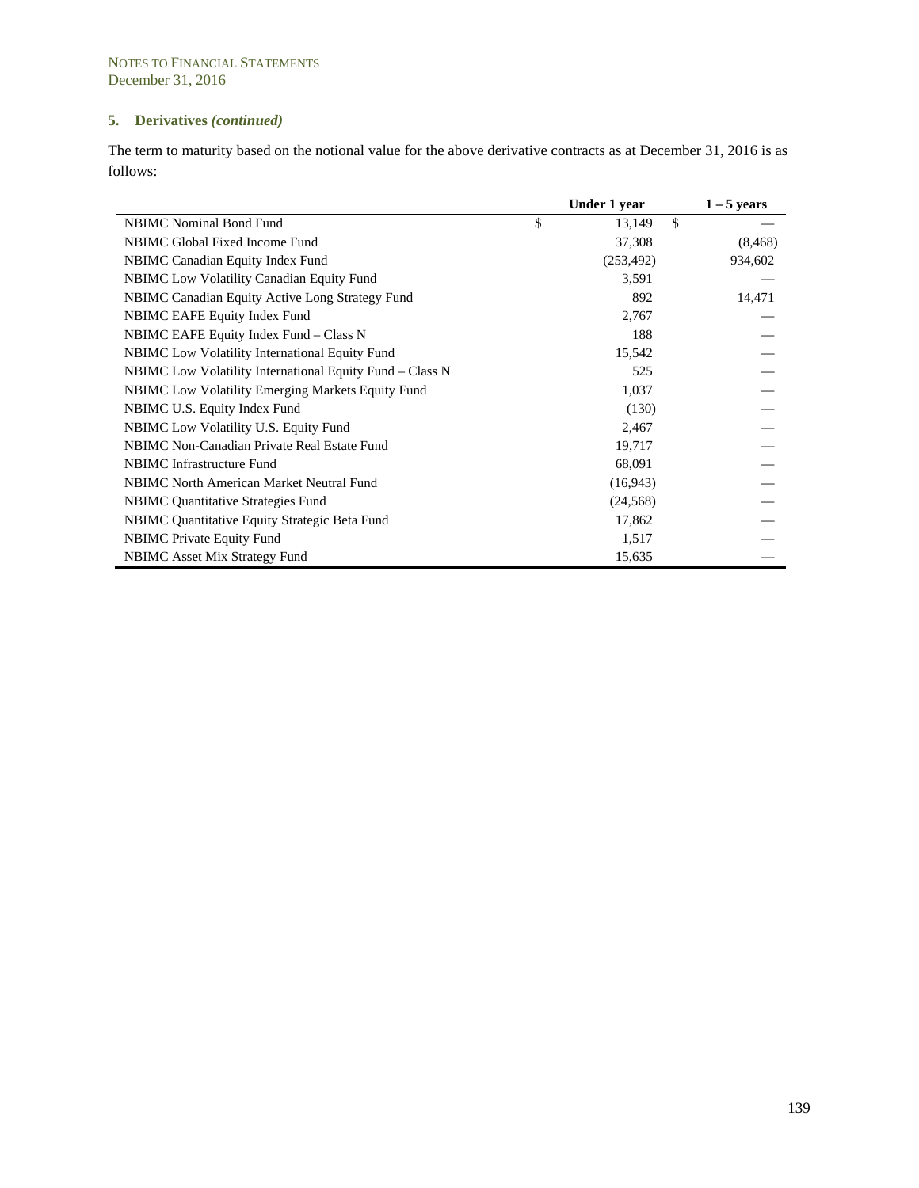NOTES TO FINANCIAL STATEMENTS
December 31, 2016

### 5. Derivatives *(continued)*

The term to maturity based on the notional value for the above derivative contracts as at December 31, 2016 is as follows:

| | Under 1 year | 1 – 5 years |
|---|---|---|
| NBIMC Nominal Bond Fund | $ 13,149 | $ — |
| NBIMC Global Fixed Income Fund | 37,308 | (8,468) |
| NBIMC Canadian Equity Index Fund | (253,492) | 934,602 |
| NBIMC Low Volatility Canadian Equity Fund | 3,591 | — |
| NBIMC Canadian Equity Active Long Strategy Fund | 892 | 14,471 |
| NBIMC EAFE Equity Index Fund | 2,767 | — |
| NBIMC EAFE Equity Index Fund – Class N | 188 | — |
| NBIMC Low Volatility International Equity Fund | 15,542 | — |
| NBIMC Low Volatility International Equity Fund – Class N | 525 | — |
| NBIMC Low Volatility Emerging Markets Equity Fund | 1,037 | — |
| NBIMC U.S. Equity Index Fund | (130) | — |
| NBIMC Low Volatility U.S. Equity Fund | 2,467 | — |
| NBIMC Non-Canadian Private Real Estate Fund | 19,717 | — |
| NBIMC Infrastructure Fund | 68,091 | — |
| NBIMC North American Market Neutral Fund | (16,943) | — |
| NBIMC Quantitative Strategies Fund | (24,568) | — |
| NBIMC Quantitative Equity Strategic Beta Fund | 17,862 | — |
| NBIMC Private Equity Fund | 1,517 | — |
| NBIMC Asset Mix Strategy Fund | 15,635 | — |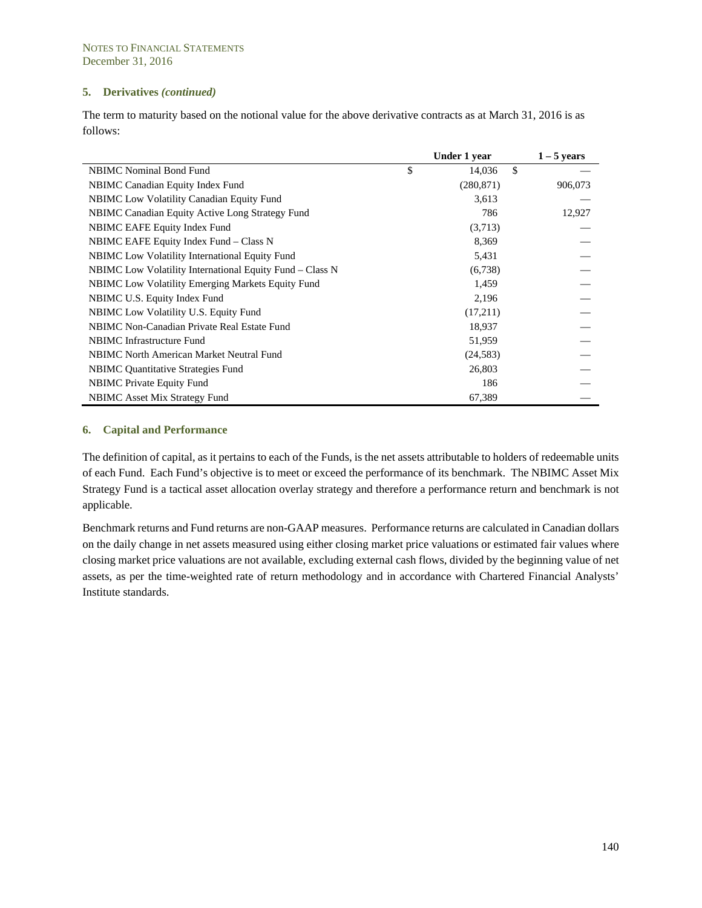NOTES TO FINANCIAL STATEMENTS
December 31, 2016

### 5. Derivatives *(continued)*

The term to maturity based on the notional value for the above derivative contracts as at March 31, 2016 is as follows:

| | Under 1 year | 1 – 5 years |
|---|---|---|
| NBIMC Nominal Bond Fund | $ 14,036 | $ — |
| NBIMC Canadian Equity Index Fund | (280,871) | 906,073 |
| NBIMC Low Volatility Canadian Equity Fund | 3,613 | — |
| NBIMC Canadian Equity Active Long Strategy Fund | 786 | 12,927 |
| NBIMC EAFE Equity Index Fund | (3,713) | — |
| NBIMC EAFE Equity Index Fund – Class N | 8,369 | — |
| NBIMC Low Volatility International Equity Fund | 5,431 | — |
| NBIMC Low Volatility International Equity Fund – Class N | (6,738) | — |
| NBIMC Low Volatility Emerging Markets Equity Fund | 1,459 | — |
| NBIMC U.S. Equity Index Fund | 2,196 | — |
| NBIMC Low Volatility U.S. Equity Fund | (17,211) | — |
| NBIMC Non-Canadian Private Real Estate Fund | 18,937 | — |
| NBIMC Infrastructure Fund | 51,959 | — |
| NBIMC North American Market Neutral Fund | (24,583) | — |
| NBIMC Quantitative Strategies Fund | 26,803 | — |
| NBIMC Private Equity Fund | 186 | — |
| NBIMC Asset Mix Strategy Fund | 67,389 | — |

### 6. Capital and Performance

The definition of capital, as it pertains to each of the Funds, is the net assets attributable to holders of redeemable units of each Fund. Each Fund's objective is to meet or exceed the performance of its benchmark. The NBIMC Asset Mix Strategy Fund is a tactical asset allocation overlay strategy and therefore a performance return and benchmark is not applicable.

Benchmark returns and Fund returns are non-GAAP measures. Performance returns are calculated in Canadian dollars on the daily change in net assets measured using either closing market price valuations or estimated fair values where closing market price valuations are not available, excluding external cash flows, divided by the beginning value of net assets, as per the time-weighted rate of return methodology and in accordance with Chartered Financial Analysts' Institute standards.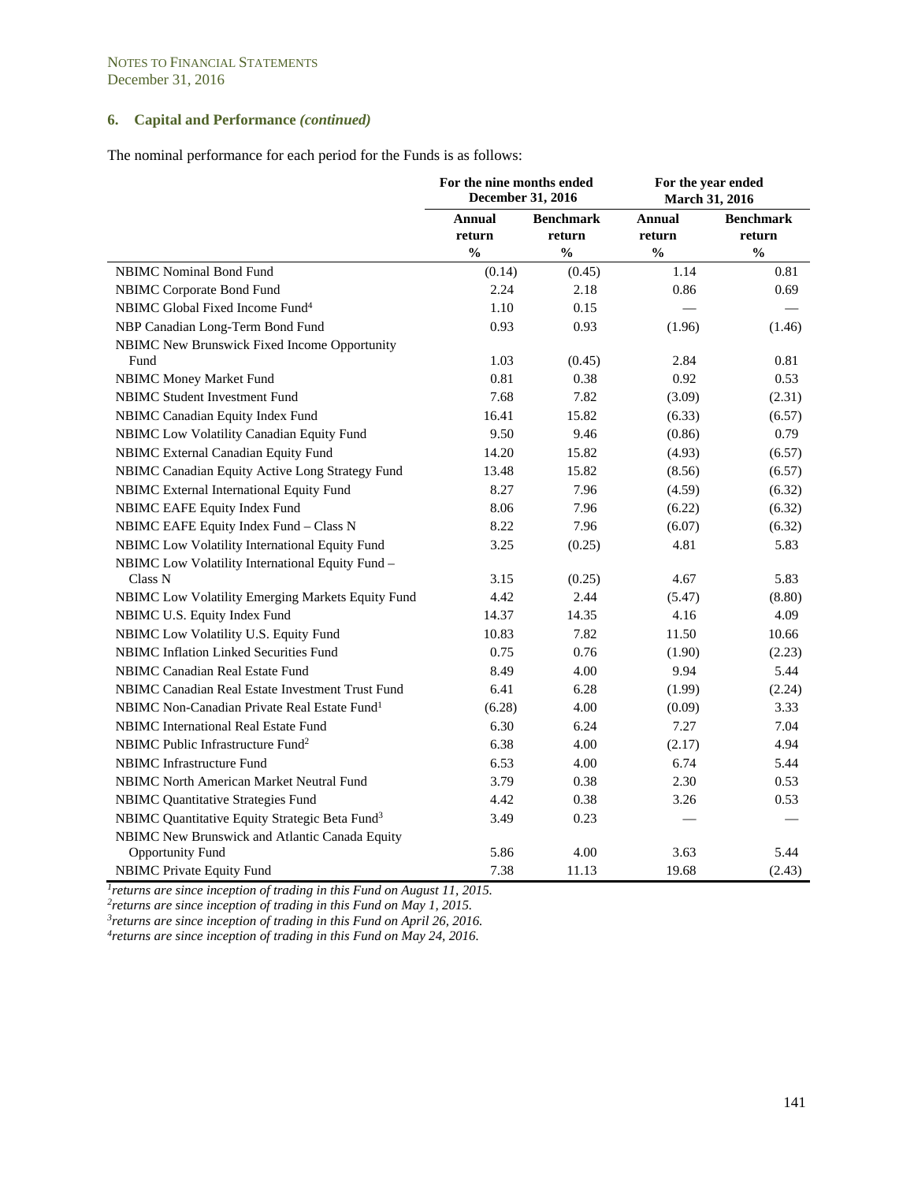## 6. Capital and Performance *(continued)*

The nominal performance for each period for the Funds is as follows:

| | For the nine months ended December 31, 2016 | | For the year ended March 31, 2016 | |
|---|---|---|---|---|
| | Annual return % | Benchmark return % | Annual return % | Benchmark return % |
| NBIMC Nominal Bond Fund | (0.14) | (0.45) | 1.14 | 0.81 |
| NBIMC Corporate Bond Fund | 2.24 | 2.18 | 0.86 | 0.69 |
| NBIMC Global Fixed Income Fund[4] | 1.10 | 0.15 | — | — |
| NBP Canadian Long-Term Bond Fund | 0.93 | 0.93 | (1.96) | (1.46) |
| NBIMC New Brunswick Fixed Income Opportunity Fund | 1.03 | (0.45) | 2.84 | 0.81 |
| NBIMC Money Market Fund | 0.81 | 0.38 | 0.92 | 0.53 |
| NBIMC Student Investment Fund | 7.68 | 7.82 | (3.09) | (2.31) |
| NBIMC Canadian Equity Index Fund | 16.41 | 15.82 | (6.33) | (6.57) |
| NBIMC Low Volatility Canadian Equity Fund | 9.50 | 9.46 | (0.86) | 0.79 |
| NBIMC External Canadian Equity Fund | 14.20 | 15.82 | (4.93) | (6.57) |
| NBIMC Canadian Equity Active Long Strategy Fund | 13.48 | 15.82 | (8.56) | (6.57) |
| NBIMC External International Equity Fund | 8.27 | 7.96 | (4.59) | (6.32) |
| NBIMC EAFE Equity Index Fund | 8.06 | 7.96 | (6.22) | (6.32) |
| NBIMC EAFE Equity Index Fund – Class N | 8.22 | 7.96 | (6.07) | (6.32) |
| NBIMC Low Volatility International Equity Fund | 3.25 | (0.25) | 4.81 | 5.83 |
| NBIMC Low Volatility International Equity Fund – Class N | 3.15 | (0.25) | 4.67 | 5.83 |
| NBIMC Low Volatility Emerging Markets Equity Fund | 4.42 | 2.44 | (5.47) | (8.80) |
| NBIMC U.S. Equity Index Fund | 14.37 | 14.35 | 4.16 | 4.09 |
| NBIMC Low Volatility U.S. Equity Fund | 10.83 | 7.82 | 11.50 | 10.66 |
| NBIMC Inflation Linked Securities Fund | 0.75 | 0.76 | (1.90) | (2.23) |
| NBIMC Canadian Real Estate Fund | 8.49 | 4.00 | 9.94 | 5.44 |
| NBIMC Canadian Real Estate Investment Trust Fund | 6.41 | 6.28 | (1.99) | (2.24) |
| NBIMC Non-Canadian Private Real Estate Fund[1] | (6.28) | 4.00 | (0.09) | 3.33 |
| NBIMC International Real Estate Fund | 6.30 | 6.24 | 7.27 | 7.04 |
| NBIMC Public Infrastructure Fund[2] | 6.38 | 4.00 | (2.17) | 4.94 |
| NBIMC Infrastructure Fund | 6.53 | 4.00 | 6.74 | 5.44 |
| NBIMC North American Market Neutral Fund | 3.79 | 0.38 | 2.30 | 0.53 |
| NBIMC Quantitative Strategies Fund | 4.42 | 0.38 | 3.26 | 0.53 |
| NBIMC Quantitative Equity Strategic Beta Fund[3] | 3.49 | 0.23 | — | — |
| NBIMC New Brunswick and Atlantic Canada Equity Opportunity Fund | 5.86 | 4.00 | 3.63 | 5.44 |
| NBIMC Private Equity Fund | 7.38 | 11.13 | 19.68 | (2.43) |

[1]*returns are since inception of trading in this Fund on August 11, 2015.*
[2]*returns are since inception of trading in this Fund on May 1, 2015.*
[3]*returns are since inception of trading in this Fund on April 26, 2016.*
[4]*returns are since inception of trading in this Fund on May 24, 2016.*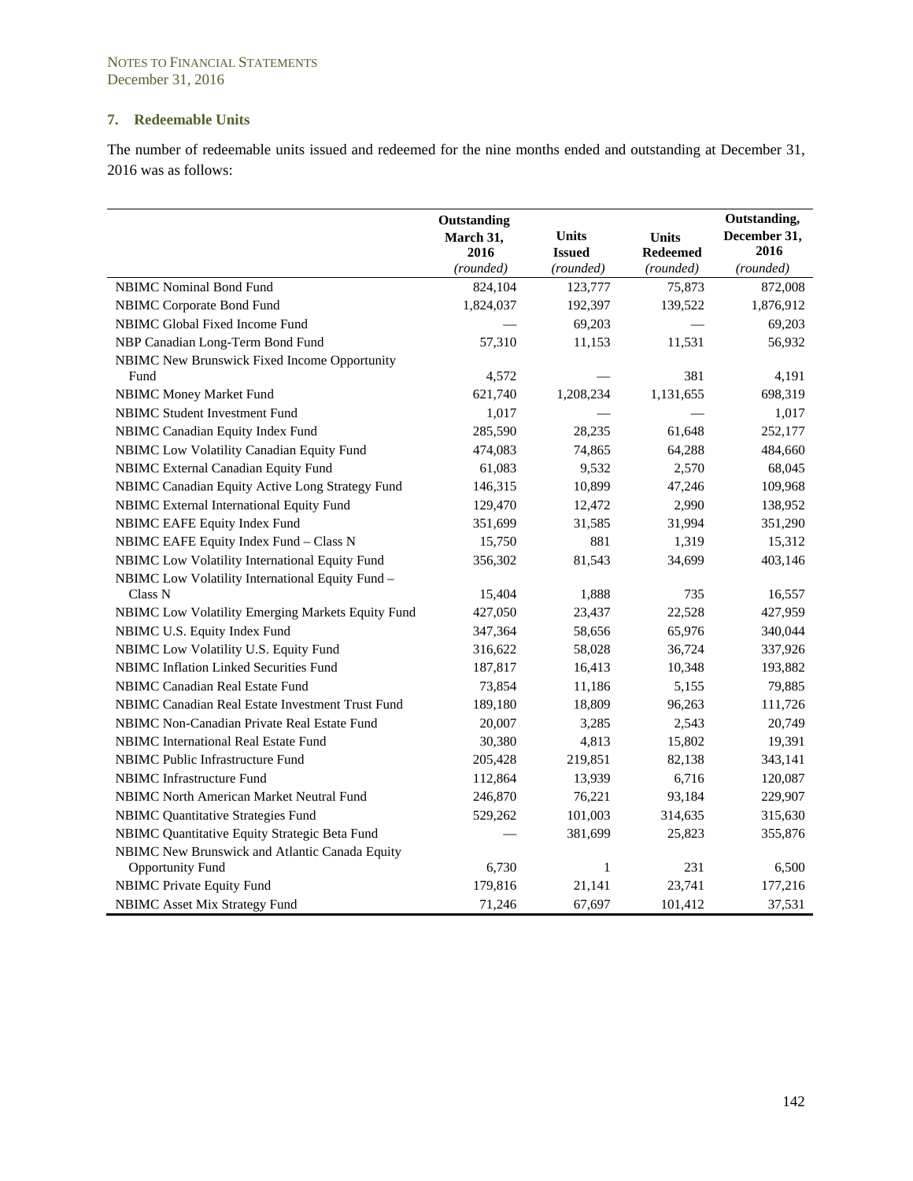NOTES TO FINANCIAL STATEMENTS
December 31, 2016

### 7. Redeemable Units

The number of redeemable units issued and redeemed for the nine months ended and outstanding at December 31, 2016 was as follows:

| | Outstanding March 31, 2016 *(rounded)* | Units Issued *(rounded)* | Units Redeemed *(rounded)* | Outstanding, December 31, 2016 *(rounded)* |
|---|---|---|---|---|
| NBIMC Nominal Bond Fund | 824,104 | 123,777 | 75,873 | 872,008 |
| NBIMC Corporate Bond Fund | 1,824,037 | 192,397 | 139,522 | 1,876,912 |
| NBIMC Global Fixed Income Fund | — | 69,203 | — | 69,203 |
| NBP Canadian Long-Term Bond Fund | 57,310 | 11,153 | 11,531 | 56,932 |
| NBIMC New Brunswick Fixed Income Opportunity Fund | 4,572 | — | 381 | 4,191 |
| NBIMC Money Market Fund | 621,740 | 1,208,234 | 1,131,655 | 698,319 |
| NBIMC Student Investment Fund | 1,017 | — | — | 1,017 |
| NBIMC Canadian Equity Index Fund | 285,590 | 28,235 | 61,648 | 252,177 |
| NBIMC Low Volatility Canadian Equity Fund | 474,083 | 74,865 | 64,288 | 484,660 |
| NBIMC External Canadian Equity Fund | 61,083 | 9,532 | 2,570 | 68,045 |
| NBIMC Canadian Equity Active Long Strategy Fund | 146,315 | 10,899 | 47,246 | 109,968 |
| NBIMC External International Equity Fund | 129,470 | 12,472 | 2,990 | 138,952 |
| NBIMC EAFE Equity Index Fund | 351,699 | 31,585 | 31,994 | 351,290 |
| NBIMC EAFE Equity Index Fund – Class N | 15,750 | 881 | 1,319 | 15,312 |
| NBIMC Low Volatility International Equity Fund | 356,302 | 81,543 | 34,699 | 403,146 |
| NBIMC Low Volatility International Equity Fund – Class N | 15,404 | 1,888 | 735 | 16,557 |
| NBIMC Low Volatility Emerging Markets Equity Fund | 427,050 | 23,437 | 22,528 | 427,959 |
| NBIMC U.S. Equity Index Fund | 347,364 | 58,656 | 65,976 | 340,044 |
| NBIMC Low Volatility U.S. Equity Fund | 316,622 | 58,028 | 36,724 | 337,926 |
| NBIMC Inflation Linked Securities Fund | 187,817 | 16,413 | 10,348 | 193,882 |
| NBIMC Canadian Real Estate Fund | 73,854 | 11,186 | 5,155 | 79,885 |
| NBIMC Canadian Real Estate Investment Trust Fund | 189,180 | 18,809 | 96,263 | 111,726 |
| NBIMC Non-Canadian Private Real Estate Fund | 20,007 | 3,285 | 2,543 | 20,749 |
| NBIMC International Real Estate Fund | 30,380 | 4,813 | 15,802 | 19,391 |
| NBIMC Public Infrastructure Fund | 205,428 | 219,851 | 82,138 | 343,141 |
| NBIMC Infrastructure Fund | 112,864 | 13,939 | 6,716 | 120,087 |
| NBIMC North American Market Neutral Fund | 246,870 | 76,221 | 93,184 | 229,907 |
| NBIMC Quantitative Strategies Fund | 529,262 | 101,003 | 314,635 | 315,630 |
| NBIMC Quantitative Equity Strategic Beta Fund | — | 381,699 | 25,823 | 355,876 |
| NBIMC New Brunswick and Atlantic Canada Equity Opportunity Fund | 6,730 | 1 | 231 | 6,500 |
| NBIMC Private Equity Fund | 179,816 | 21,141 | 23,741 | 177,216 |
| NBIMC Asset Mix Strategy Fund | 71,246 | 67,697 | 101,412 | 37,531 |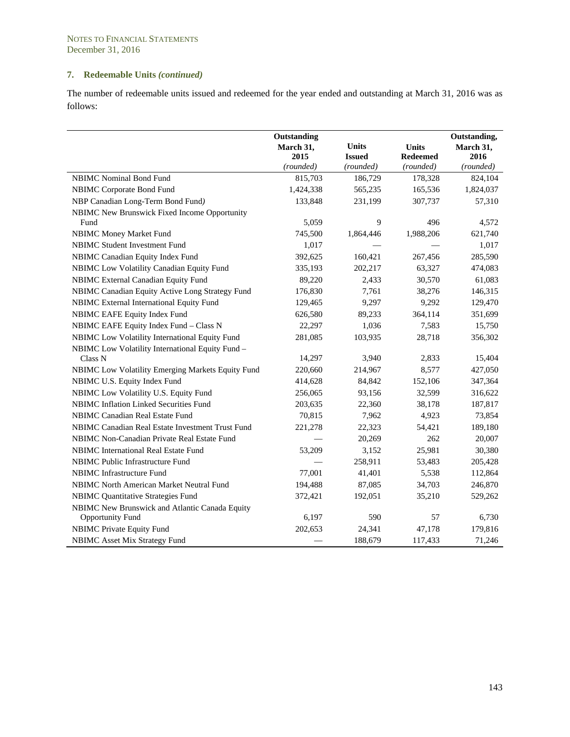NOTES TO FINANCIAL STATEMENTS
December 31, 2016

### 7. Redeemable Units *(continued)*

The number of redeemable units issued and redeemed for the year ended and outstanding at March 31, 2016 was as follows:

| | Outstanding March 31, 2015 *(rounded)* | Units Issued *(rounded)* | Units Redeemed *(rounded)* | Outstanding, March 31, 2016 *(rounded)* |
|---|---|---|---|---|
| NBIMC Nominal Bond Fund | 815,703 | 186,729 | 178,328 | 824,104 |
| NBIMC Corporate Bond Fund | 1,424,338 | 565,235 | 165,536 | 1,824,037 |
| NBP Canadian Long-Term Bond Fund) | 133,848 | 231,199 | 307,737 | 57,310 |
| NBIMC New Brunswick Fixed Income Opportunity Fund | 5,059 | 9 | 496 | 4,572 |
| NBIMC Money Market Fund | 745,500 | 1,864,446 | 1,988,206 | 621,740 |
| NBIMC Student Investment Fund | 1,017 | — | — | 1,017 |
| NBIMC Canadian Equity Index Fund | 392,625 | 160,421 | 267,456 | 285,590 |
| NBIMC Low Volatility Canadian Equity Fund | 335,193 | 202,217 | 63,327 | 474,083 |
| NBIMC External Canadian Equity Fund | 89,220 | 2,433 | 30,570 | 61,083 |
| NBIMC Canadian Equity Active Long Strategy Fund | 176,830 | 7,761 | 38,276 | 146,315 |
| NBIMC External International Equity Fund | 129,465 | 9,297 | 9,292 | 129,470 |
| NBIMC EAFE Equity Index Fund | 626,580 | 89,233 | 364,114 | 351,699 |
| NBIMC EAFE Equity Index Fund – Class N | 22,297 | 1,036 | 7,583 | 15,750 |
| NBIMC Low Volatility International Equity Fund | 281,085 | 103,935 | 28,718 | 356,302 |
| NBIMC Low Volatility International Equity Fund – Class N | 14,297 | 3,940 | 2,833 | 15,404 |
| NBIMC Low Volatility Emerging Markets Equity Fund | 220,660 | 214,967 | 8,577 | 427,050 |
| NBIMC U.S. Equity Index Fund | 414,628 | 84,842 | 152,106 | 347,364 |
| NBIMC Low Volatility U.S. Equity Fund | 256,065 | 93,156 | 32,599 | 316,622 |
| NBIMC Inflation Linked Securities Fund | 203,635 | 22,360 | 38,178 | 187,817 |
| NBIMC Canadian Real Estate Fund | 70,815 | 7,962 | 4,923 | 73,854 |
| NBIMC Canadian Real Estate Investment Trust Fund | 221,278 | 22,323 | 54,421 | 189,180 |
| NBIMC Non-Canadian Private Real Estate Fund | — | 20,269 | 262 | 20,007 |
| NBIMC International Real Estate Fund | 53,209 | 3,152 | 25,981 | 30,380 |
| NBIMC Public Infrastructure Fund | — | 258,911 | 53,483 | 205,428 |
| NBIMC Infrastructure Fund | 77,001 | 41,401 | 5,538 | 112,864 |
| NBIMC North American Market Neutral Fund | 194,488 | 87,085 | 34,703 | 246,870 |
| NBIMC Quantitative Strategies Fund | 372,421 | 192,051 | 35,210 | 529,262 |
| NBIMC New Brunswick and Atlantic Canada Equity Opportunity Fund | 6,197 | 590 | 57 | 6,730 |
| NBIMC Private Equity Fund | 202,653 | 24,341 | 47,178 | 179,816 |
| NBIMC Asset Mix Strategy Fund | — | 188,679 | 117,433 | 71,246 |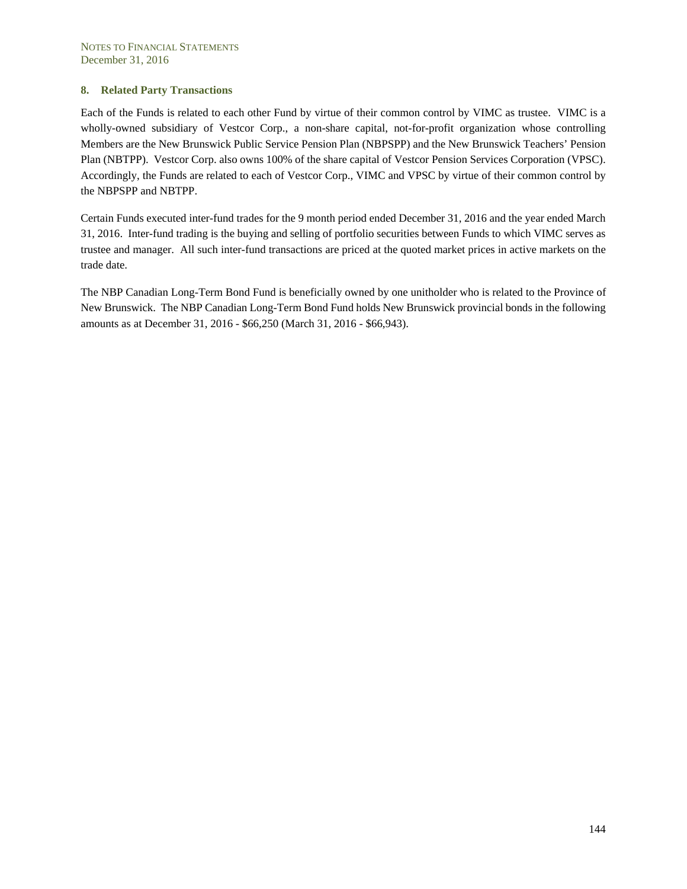## 8. Related Party Transactions

Each of the Funds is related to each other Fund by virtue of their common control by VIMC as trustee. VIMC is a wholly-owned subsidiary of Vestcor Corp., a non-share capital, not-for-profit organization whose controlling Members are the New Brunswick Public Service Pension Plan (NBPSPP) and the New Brunswick Teachers' Pension Plan (NBTPP). Vestcor Corp. also owns 100% of the share capital of Vestcor Pension Services Corporation (VPSC). Accordingly, the Funds are related to each of Vestcor Corp., VIMC and VPSC by virtue of their common control by the NBPSPP and NBTPP.

Certain Funds executed inter-fund trades for the 9 month period ended December 31, 2016 and the year ended March 31, 2016. Inter-fund trading is the buying and selling of portfolio securities between Funds to which VIMC serves as trustee and manager. All such inter-fund transactions are priced at the quoted market prices in active markets on the trade date.

The NBP Canadian Long-Term Bond Fund is beneficially owned by one unitholder who is related to the Province of New Brunswick. The NBP Canadian Long-Term Bond Fund holds New Brunswick provincial bonds in the following amounts as at December 31, 2016 - $66,250 (March 31, 2016 - $66,943).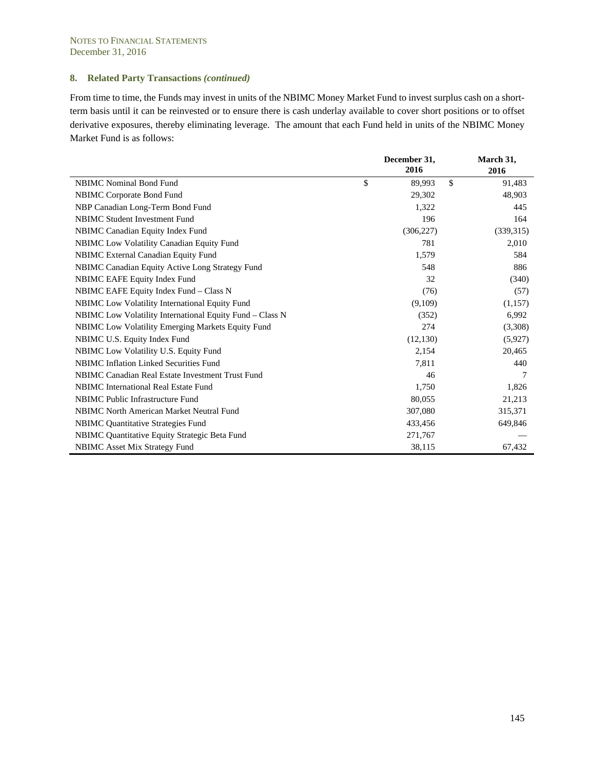## 8. Related Party Transactions *(continued)*

From time to time, the Funds may invest in units of the NBIMC Money Market Fund to invest surplus cash on a short-term basis until it can be reinvested or to ensure there is cash underlay available to cover short positions or to offset derivative exposures, thereby eliminating leverage. The amount that each Fund held in units of the NBIMC Money Market Fund is as follows:

| | December 31, 2016 | March 31, 2016 |
|---|---|---|
| NBIMC Nominal Bond Fund | $ 89,993 | $ 91,483 |
| NBIMC Corporate Bond Fund | 29,302 | 48,903 |
| NBP Canadian Long-Term Bond Fund | 1,322 | 445 |
| NBIMC Student Investment Fund | 196 | 164 |
| NBIMC Canadian Equity Index Fund | (306,227) | (339,315) |
| NBIMC Low Volatility Canadian Equity Fund | 781 | 2,010 |
| NBIMC External Canadian Equity Fund | 1,579 | 584 |
| NBIMC Canadian Equity Active Long Strategy Fund | 548 | 886 |
| NBIMC EAFE Equity Index Fund | 32 | (340) |
| NBIMC EAFE Equity Index Fund – Class N | (76) | (57) |
| NBIMC Low Volatility International Equity Fund | (9,109) | (1,157) |
| NBIMC Low Volatility International Equity Fund – Class N | (352) | 6,992 |
| NBIMC Low Volatility Emerging Markets Equity Fund | 274 | (3,308) |
| NBIMC U.S. Equity Index Fund | (12,130) | (5,927) |
| NBIMC Low Volatility U.S. Equity Fund | 2,154 | 20,465 |
| NBIMC Inflation Linked Securities Fund | 7,811 | 440 |
| NBIMC Canadian Real Estate Investment Trust Fund | 46 | 7 |
| NBIMC International Real Estate Fund | 1,750 | 1,826 |
| NBIMC Public Infrastructure Fund | 80,055 | 21,213 |
| NBIMC North American Market Neutral Fund | 307,080 | 315,371 |
| NBIMC Quantitative Strategies Fund | 433,456 | 649,846 |
| NBIMC Quantitative Equity Strategic Beta Fund | 271,767 | — |
| NBIMC Asset Mix Strategy Fund | 38,115 | 67,432 |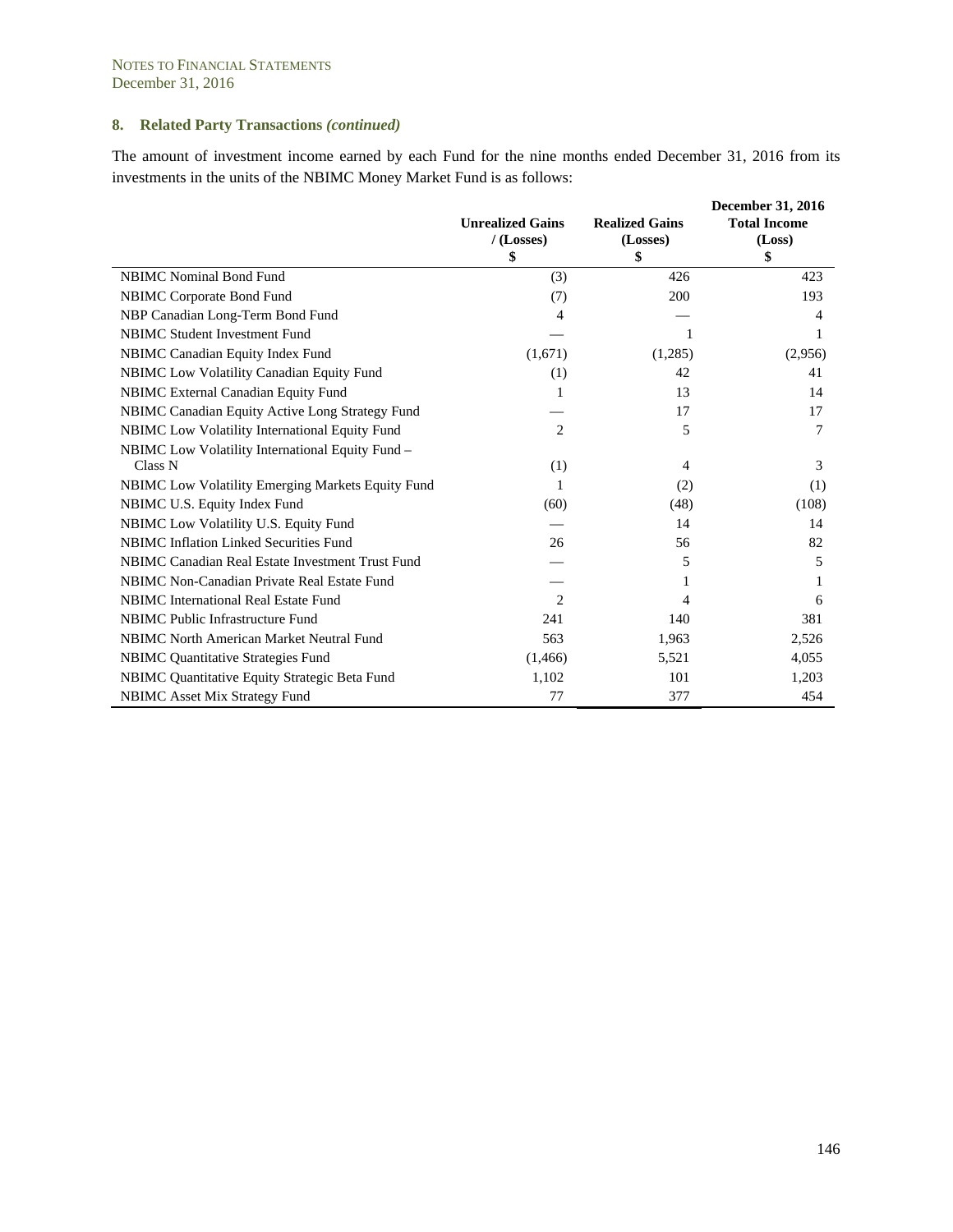NOTES TO FINANCIAL STATEMENTS
December 31, 2016

## 8. Related Party Transactions *(continued)*

The amount of investment income earned by each Fund for the nine months ended December 31, 2016 from its investments in the units of the NBIMC Money Market Fund is as follows:

| | Unrealized Gains / (Losses) $ | Realized Gains (Losses) $ | December 31, 2016 Total Income (Loss) $ |
|---|---|---|---|
| NBIMC Nominal Bond Fund | (3) | 426 | 423 |
| NBIMC Corporate Bond Fund | (7) | 200 | 193 |
| NBP Canadian Long-Term Bond Fund | 4 | — | 4 |
| NBIMC Student Investment Fund | — | 1 | 1 |
| NBIMC Canadian Equity Index Fund | (1,671) | (1,285) | (2,956) |
| NBIMC Low Volatility Canadian Equity Fund | (1) | 42 | 41 |
| NBIMC External Canadian Equity Fund | 1 | 13 | 14 |
| NBIMC Canadian Equity Active Long Strategy Fund | — | 17 | 17 |
| NBIMC Low Volatility International Equity Fund | 2 | 5 | 7 |
| NBIMC Low Volatility International Equity Fund – Class N | (1) | 4 | 3 |
| NBIMC Low Volatility Emerging Markets Equity Fund | 1 | (2) | (1) |
| NBIMC U.S. Equity Index Fund | (60) | (48) | (108) |
| NBIMC Low Volatility U.S. Equity Fund | — | 14 | 14 |
| NBIMC Inflation Linked Securities Fund | 26 | 56 | 82 |
| NBIMC Canadian Real Estate Investment Trust Fund | — | 5 | 5 |
| NBIMC Non-Canadian Private Real Estate Fund | — | 1 | 1 |
| NBIMC International Real Estate Fund | 2 | 4 | 6 |
| NBIMC Public Infrastructure Fund | 241 | 140 | 381 |
| NBIMC North American Market Neutral Fund | 563 | 1,963 | 2,526 |
| NBIMC Quantitative Strategies Fund | (1,466) | 5,521 | 4,055 |
| NBIMC Quantitative Equity Strategic Beta Fund | 1,102 | 101 | 1,203 |
| NBIMC Asset Mix Strategy Fund | 77 | 377 | 454 |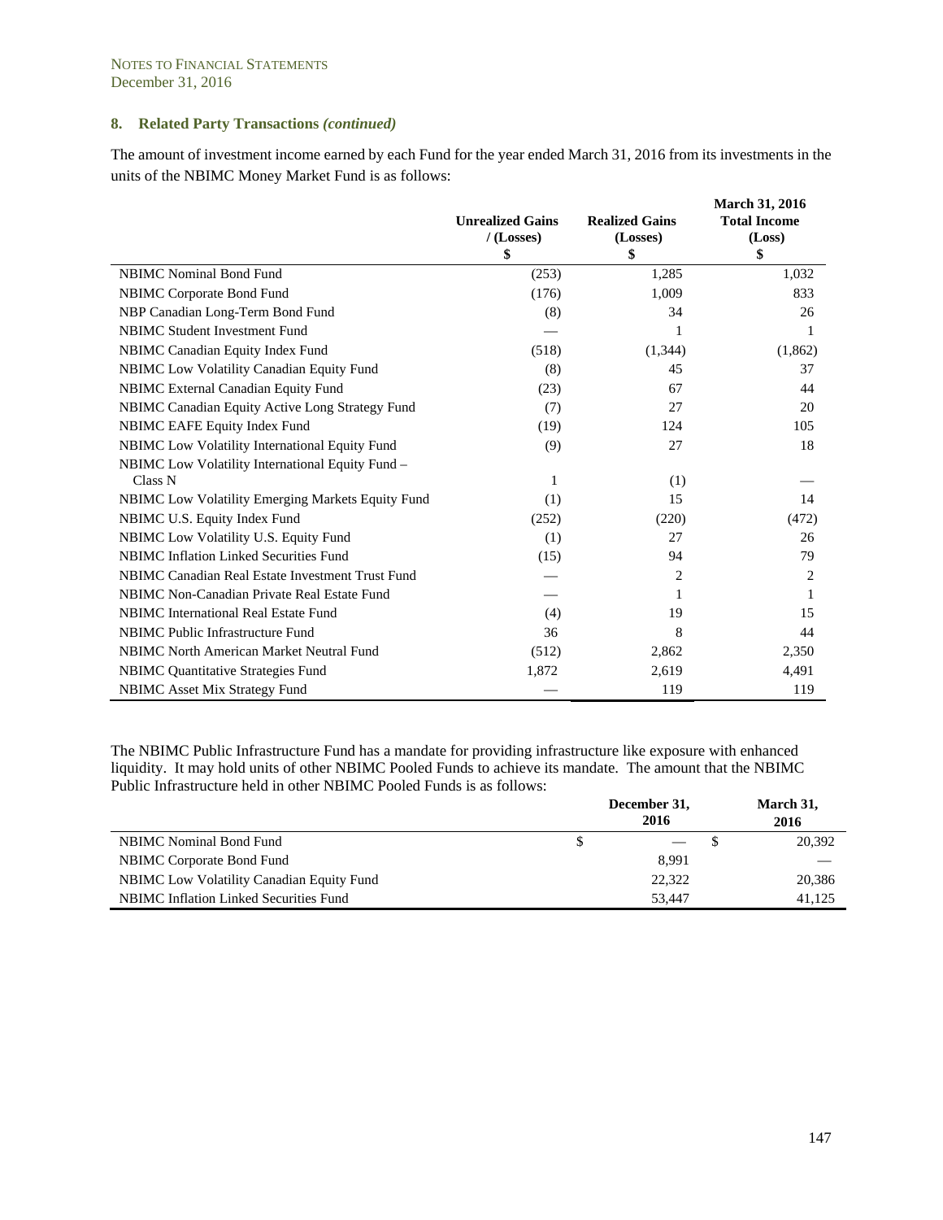NOTES TO FINANCIAL STATEMENTS
December 31, 2016

### 8. Related Party Transactions *(continued)*

The amount of investment income earned by each Fund for the year ended March 31, 2016 from its investments in the units of the NBIMC Money Market Fund is as follows:

| | Unrealized Gains / (Losses) $ | Realized Gains (Losses) $ | March 31, 2016 Total Income (Loss) $ |
|---|---|---|---|
| NBIMC Nominal Bond Fund | (253) | 1,285 | 1,032 |
| NBIMC Corporate Bond Fund | (176) | 1,009 | 833 |
| NBP Canadian Long-Term Bond Fund | (8) | 34 | 26 |
| NBIMC Student Investment Fund | — | 1 | 1 |
| NBIMC Canadian Equity Index Fund | (518) | (1,344) | (1,862) |
| NBIMC Low Volatility Canadian Equity Fund | (8) | 45 | 37 |
| NBIMC External Canadian Equity Fund | (23) | 67 | 44 |
| NBIMC Canadian Equity Active Long Strategy Fund | (7) | 27 | 20 |
| NBIMC EAFE Equity Index Fund | (19) | 124 | 105 |
| NBIMC Low Volatility International Equity Fund | (9) | 27 | 18 |
| NBIMC Low Volatility International Equity Fund – Class N | 1 | (1) | — |
| NBIMC Low Volatility Emerging Markets Equity Fund | (1) | 15 | 14 |
| NBIMC U.S. Equity Index Fund | (252) | (220) | (472) |
| NBIMC Low Volatility U.S. Equity Fund | (1) | 27 | 26 |
| NBIMC Inflation Linked Securities Fund | (15) | 94 | 79 |
| NBIMC Canadian Real Estate Investment Trust Fund | — | 2 | 2 |
| NBIMC Non-Canadian Private Real Estate Fund | — | 1 | 1 |
| NBIMC International Real Estate Fund | (4) | 19 | 15 |
| NBIMC Public Infrastructure Fund | 36 | 8 | 44 |
| NBIMC North American Market Neutral Fund | (512) | 2,862 | 2,350 |
| NBIMC Quantitative Strategies Fund | 1,872 | 2,619 | 4,491 |
| NBIMC Asset Mix Strategy Fund | — | 119 | 119 |

The NBIMC Public Infrastructure Fund has a mandate for providing infrastructure like exposure with enhanced liquidity. It may hold units of other NBIMC Pooled Funds to achieve its mandate. The amount that the NBIMC Public Infrastructure held in other NBIMC Pooled Funds is as follows:

| | December 31, 2016 | March 31, 2016 |
|---|---|---|
| NBIMC Nominal Bond Fund | $ — | $ 20,392 |
| NBIMC Corporate Bond Fund | 8,991 | — |
| NBIMC Low Volatility Canadian Equity Fund | 22,322 | 20,386 |
| NBIMC Inflation Linked Securities Fund | 53,447 | 41,125 |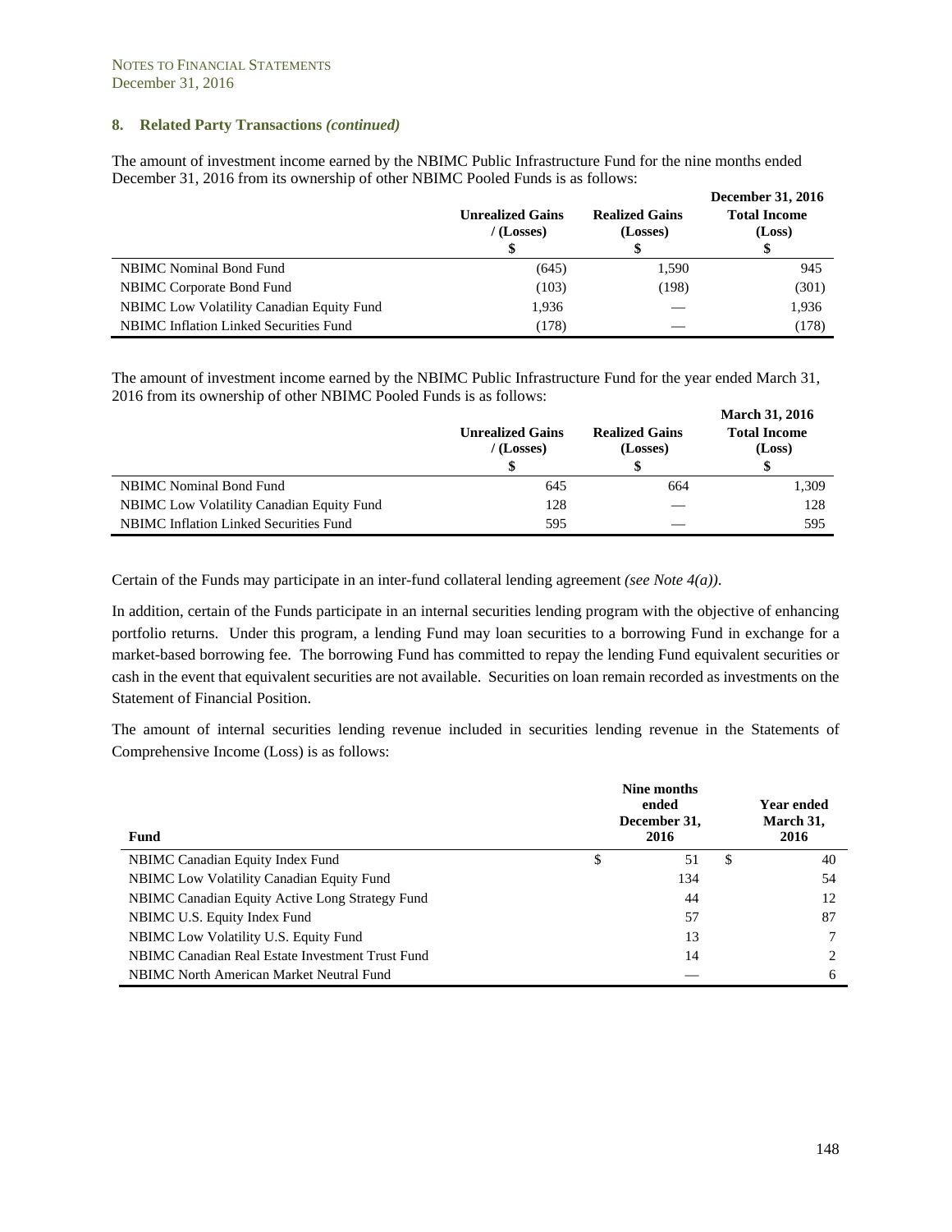NOTES TO FINANCIAL STATEMENTS
December 31, 2016

### 8. Related Party Transactions *(continued)*

The amount of investment income earned by the NBIMC Public Infrastructure Fund for the nine months ended December 31, 2016 from its ownership of other NBIMC Pooled Funds is as follows:

| | Unrealized Gains / (Losses) | Realized Gains (Losses) | December 31, 2016 Total Income (Loss) |
|---|---|---|---|
| | $ | $ | $ |
| NBIMC Nominal Bond Fund | (645) | 1,590 | 945 |
| NBIMC Corporate Bond Fund | (103) | (198) | (301) |
| NBIMC Low Volatility Canadian Equity Fund | 1,936 | — | 1,936 |
| NBIMC Inflation Linked Securities Fund | (178) | — | (178) |

The amount of investment income earned by the NBIMC Public Infrastructure Fund for the year ended March 31, 2016 from its ownership of other NBIMC Pooled Funds is as follows:

| | Unrealized Gains / (Losses) | Realized Gains (Losses) | March 31, 2016 Total Income (Loss) |
|---|---|---|---|
| | $ | $ | $ |
| NBIMC Nominal Bond Fund | 645 | 664 | 1,309 |
| NBIMC Low Volatility Canadian Equity Fund | 128 | — | 128 |
| NBIMC Inflation Linked Securities Fund | 595 | — | 595 |

Certain of the Funds may participate in an inter-fund collateral lending agreement *(see Note 4(a))*.

In addition, certain of the Funds participate in an internal securities lending program with the objective of enhancing portfolio returns. Under this program, a lending Fund may loan securities to a borrowing Fund in exchange for a market-based borrowing fee. The borrowing Fund has committed to repay the lending Fund equivalent securities or cash in the event that equivalent securities are not available. Securities on loan remain recorded as investments on the Statement of Financial Position.

The amount of internal securities lending revenue included in securities lending revenue in the Statements of Comprehensive Income (Loss) is as follows:

| Fund | Nine months ended December 31, 2016 | Year ended March 31, 2016 |
|---|---|---|
| NBIMC Canadian Equity Index Fund | $ 51 | $ 40 |
| NBIMC Low Volatility Canadian Equity Fund | 134 | 54 |
| NBIMC Canadian Equity Active Long Strategy Fund | 44 | 12 |
| NBIMC U.S. Equity Index Fund | 57 | 87 |
| NBIMC Low Volatility U.S. Equity Fund | 13 | 7 |
| NBIMC Canadian Real Estate Investment Trust Fund | 14 | 2 |
| NBIMC North American Market Neutral Fund | — | 6 |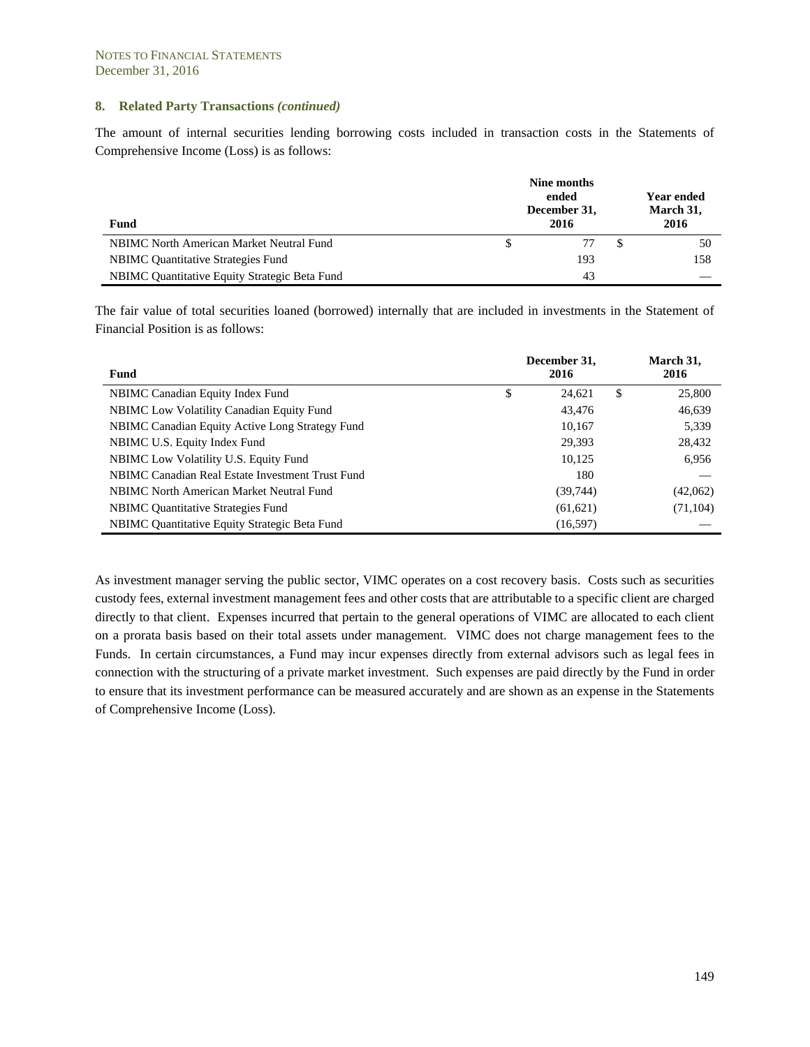## 8. Related Party Transactions *(continued)*

The amount of internal securities lending borrowing costs included in transaction costs in the Statements of Comprehensive Income (Loss) is as follows:

| Fund | Nine months ended December 31, 2016 | Year ended March 31, 2016 |
|---|---|---|
| NBIMC North American Market Neutral Fund | $ 77 | $ 50 |
| NBIMC Quantitative Strategies Fund | 193 | 158 |
| NBIMC Quantitative Equity Strategic Beta Fund | 43 | — |

The fair value of total securities loaned (borrowed) internally that are included in investments in the Statement of Financial Position is as follows:

| Fund | December 31, 2016 | March 31, 2016 |
|---|---|---|
| NBIMC Canadian Equity Index Fund | $ 24,621 | $ 25,800 |
| NBIMC Low Volatility Canadian Equity Fund | 43,476 | 46,639 |
| NBIMC Canadian Equity Active Long Strategy Fund | 10,167 | 5,339 |
| NBIMC U.S. Equity Index Fund | 29,393 | 28,432 |
| NBIMC Low Volatility U.S. Equity Fund | 10,125 | 6,956 |
| NBIMC Canadian Real Estate Investment Trust Fund | 180 | — |
| NBIMC North American Market Neutral Fund | (39,744) | (42,062) |
| NBIMC Quantitative Strategies Fund | (61,621) | (71,104) |
| NBIMC Quantitative Equity Strategic Beta Fund | (16,597) | — |

As investment manager serving the public sector, VIMC operates on a cost recovery basis. Costs such as securities custody fees, external investment management fees and other costs that are attributable to a specific client are charged directly to that client. Expenses incurred that pertain to the general operations of VIMC are allocated to each client on a prorata basis based on their total assets under management. VIMC does not charge management fees to the Funds. In certain circumstances, a Fund may incur expenses directly from external advisors such as legal fees in connection with the structuring of a private market investment. Such expenses are paid directly by the Fund in order to ensure that its investment performance can be measured accurately and are shown as an expense in the Statements of Comprehensive Income (Loss).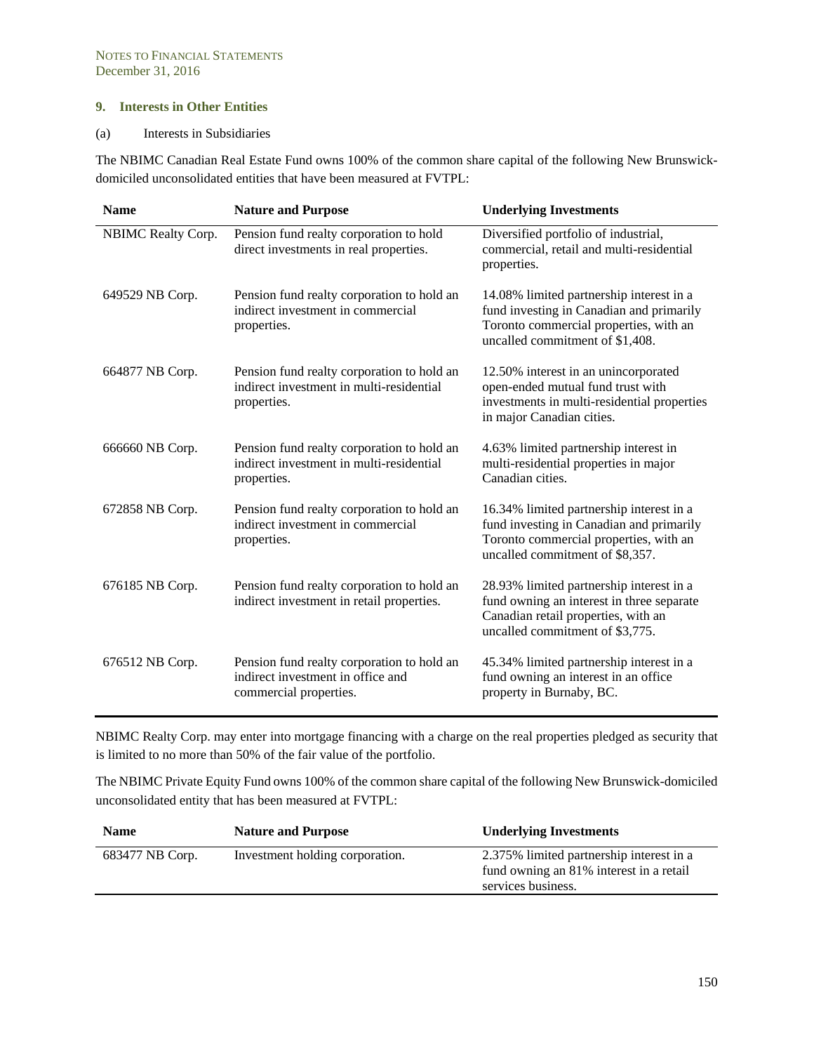## 9. Interests in Other Entities

(a) Interests in Subsidiaries

The NBIMC Canadian Real Estate Fund owns 100% of the common share capital of the following New Brunswick-domiciled unconsolidated entities that have been measured at FVTPL:

| Name | Nature and Purpose | Underlying Investments |
|---|---|---|
| NBIMC Realty Corp. | Pension fund realty corporation to hold direct investments in real properties. | Diversified portfolio of industrial, commercial, retail and multi-residential properties. |
| 649529 NB Corp. | Pension fund realty corporation to hold an indirect investment in commercial properties. | 14.08% limited partnership interest in a fund investing in Canadian and primarily Toronto commercial properties, with an uncalled commitment of $1,408. |
| 664877 NB Corp. | Pension fund realty corporation to hold an indirect investment in multi-residential properties. | 12.50% interest in an unincorporated open-ended mutual fund trust with investments in multi-residential properties in major Canadian cities. |
| 666660 NB Corp. | Pension fund realty corporation to hold an indirect investment in multi-residential properties. | 4.63% limited partnership interest in multi-residential properties in major Canadian cities. |
| 672858 NB Corp. | Pension fund realty corporation to hold an indirect investment in commercial properties. | 16.34% limited partnership interest in a fund investing in Canadian and primarily Toronto commercial properties, with an uncalled commitment of $8,357. |
| 676185 NB Corp. | Pension fund realty corporation to hold an indirect investment in retail properties. | 28.93% limited partnership interest in a fund owning an interest in three separate Canadian retail properties, with an uncalled commitment of $3,775. |
| 676512 NB Corp. | Pension fund realty corporation to hold an indirect investment in office and commercial properties. | 45.34% limited partnership interest in a fund owning an interest in an office property in Burnaby, BC. |

NBIMC Realty Corp. may enter into mortgage financing with a charge on the real properties pledged as security that is limited to no more than 50% of the fair value of the portfolio.

The NBIMC Private Equity Fund owns 100% of the common share capital of the following New Brunswick-domiciled unconsolidated entity that has been measured at FVTPL:

| Name | Nature and Purpose | Underlying Investments |
|---|---|---|
| 683477 NB Corp. | Investment holding corporation. | 2.375% limited partnership interest in a fund owning an 81% interest in a retail services business. |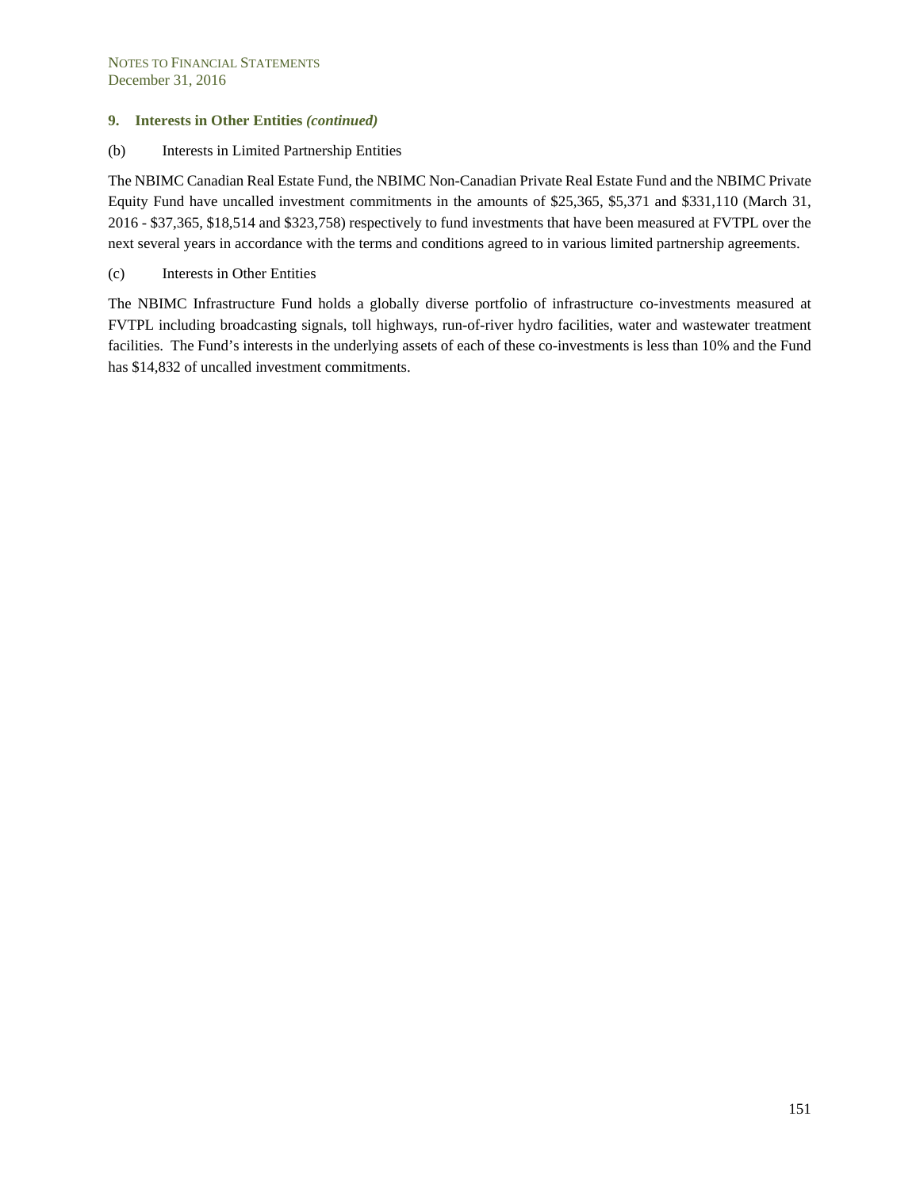## 9. Interests in Other Entities *(continued)*

(b) Interests in Limited Partnership Entities

The NBIMC Canadian Real Estate Fund, the NBIMC Non-Canadian Private Real Estate Fund and the NBIMC Private Equity Fund have uncalled investment commitments in the amounts of $25,365, $5,371 and $331,110 (March 31, 2016 - $37,365, $18,514 and $323,758) respectively to fund investments that have been measured at FVTPL over the next several years in accordance with the terms and conditions agreed to in various limited partnership agreements.

(c) Interests in Other Entities

The NBIMC Infrastructure Fund holds a globally diverse portfolio of infrastructure co-investments measured at FVTPL including broadcasting signals, toll highways, run-of-river hydro facilities, water and wastewater treatment facilities. The Fund's interests in the underlying assets of each of these co-investments is less than 10% and the Fund has $14,832 of uncalled investment commitments.